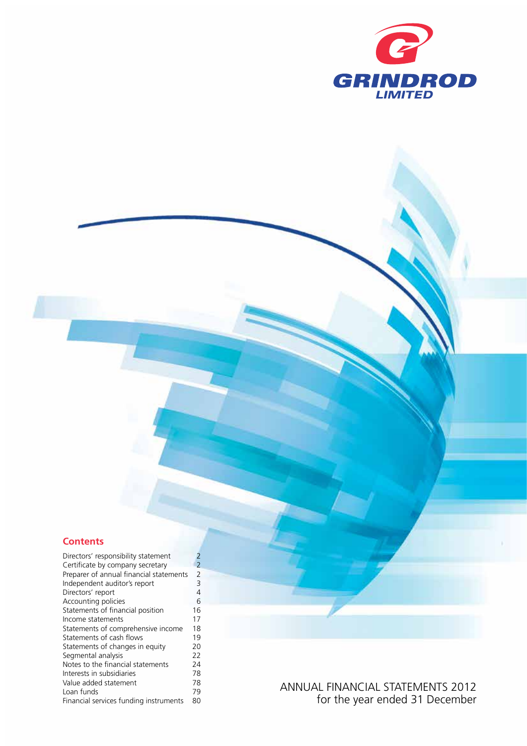GRINDROD LIMITED

# ANNUAL FINANCIAL STATEMENTS 2012

for the year ended 31 December

## Contents

| | |
|---|---|
| Directors' responsibility statement | 2 |
| Certificate by company secretary | 2 |
| Preparer of annual financial statements | 2 |
| Independent auditor's report | 3 |
| Directors' report | 4 |
| Accounting policies | 6 |
| Statements of financial position | 16 |
| Income statements | 17 |
| Statements of comprehensive income | 18 |
| Statements of cash flows | 19 |
| Statements of changes in equity | 20 |
| Segmental analysis | 22 |
| Notes to the financial statements | 24 |
| Interests in subsidiaries | 78 |
| Value added statement | 78 |
| Loan funds | 79 |
| Financial services funding instruments | 80 |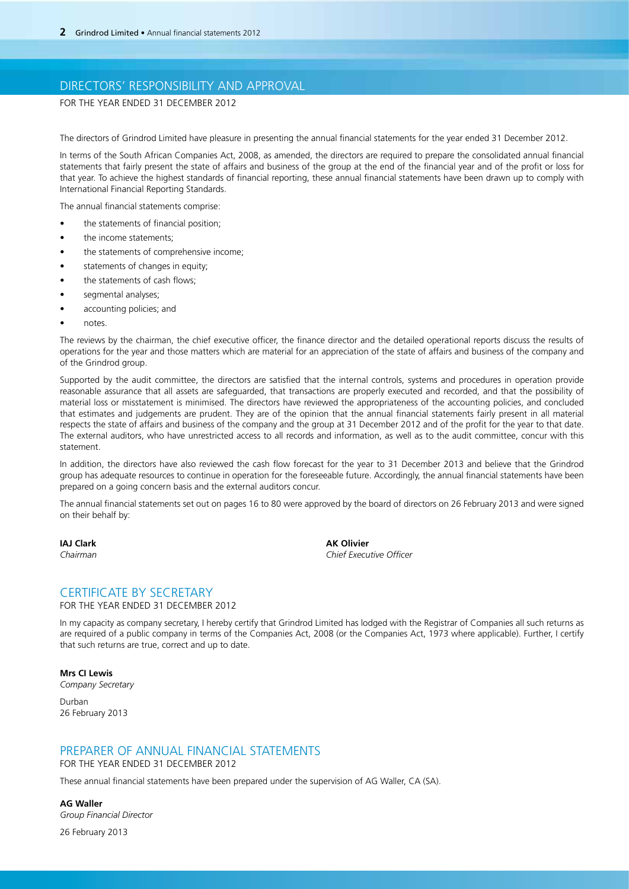## DIRECTORS' RESPONSIBILITY AND APPROVAL

FOR THE YEAR ENDED 31 DECEMBER 2012

The directors of Grindrod Limited have pleasure in presenting the annual financial statements for the year ended 31 December 2012.

In terms of the South African Companies Act, 2008, as amended, the directors are required to prepare the consolidated annual financial statements that fairly present the state of affairs and business of the group at the end of the financial year and of the profit or loss for that year. To achieve the highest standards of financial reporting, these annual financial statements have been drawn up to comply with International Financial Reporting Standards.

The annual financial statements comprise:

- the statements of financial position;
- the income statements;
- the statements of comprehensive income;
- statements of changes in equity;
- the statements of cash flows;
- segmental analyses;
- accounting policies; and
- notes.

The reviews by the chairman, the chief executive officer, the finance director and the detailed operational reports discuss the results of operations for the year and those matters which are material for an appreciation of the state of affairs and business of the company and of the Grindrod group.

Supported by the audit committee, the directors are satisfied that the internal controls, systems and procedures in operation provide reasonable assurance that all assets are safeguarded, that transactions are properly executed and recorded, and that the possibility of material loss or misstatement is minimised. The directors have reviewed the appropriateness of the accounting policies, and concluded that estimates and judgements are prudent. They are of the opinion that the annual financial statements fairly present in all material respects the state of affairs and business of the company and the group at 31 December 2012 and of the profit for the year to that date. The external auditors, who have unrestricted access to all records and information, as well as to the audit committee, concur with this statement.

In addition, the directors have also reviewed the cash flow forecast for the year to 31 December 2013 and believe that the Grindrod group has adequate resources to continue in operation for the foreseeable future. Accordingly, the annual financial statements have been prepared on a going concern basis and the external auditors concur.

The annual financial statements set out on pages 16 to 80 were approved by the board of directors on 26 February 2013 and were signed on their behalf by:

**IAJ Clark**
*Chairman*

**AK Olivier**
*Chief Executive Officer*

## CERTIFICATE BY SECRETARY

FOR THE YEAR ENDED 31 DECEMBER 2012

In my capacity as company secretary, I hereby certify that Grindrod Limited has lodged with the Registrar of Companies all such returns as are required of a public company in terms of the Companies Act, 2008 (or the Companies Act, 1973 where applicable). Further, I certify that such returns are true, correct and up to date.

**Mrs CI Lewis**
*Company Secretary*

Durban
26 February 2013

## PREPARER OF ANNUAL FINANCIAL STATEMENTS

FOR THE YEAR ENDED 31 DECEMBER 2012

These annual financial statements have been prepared under the supervision of AG Waller, CA (SA).

**AG Waller**
*Group Financial Director*

26 February 2013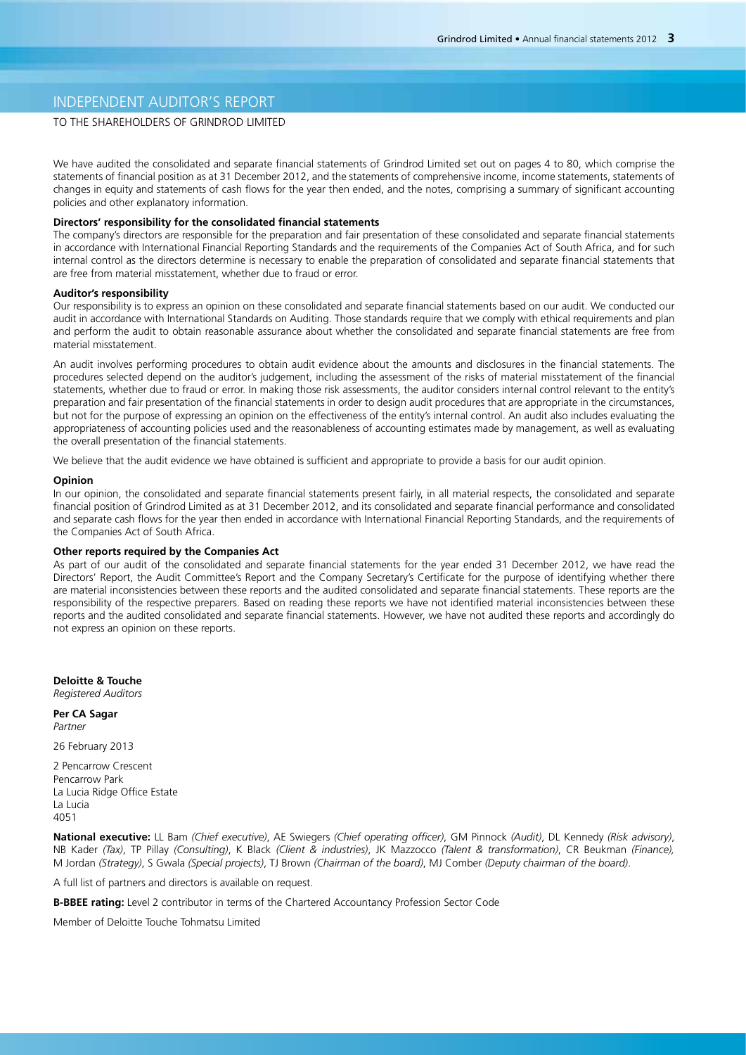# INDEPENDENT AUDITOR'S REPORT

TO THE SHAREHOLDERS OF GRINDROD LIMITED

We have audited the consolidated and separate financial statements of Grindrod Limited set out on pages 4 to 80, which comprise the statements of financial position as at 31 December 2012, and the statements of comprehensive income, income statements, statements of changes in equity and statements of cash flows for the year then ended, and the notes, comprising a summary of significant accounting policies and other explanatory information.

**Directors' responsibility for the consolidated financial statements**

The company's directors are responsible for the preparation and fair presentation of these consolidated and separate financial statements in accordance with International Financial Reporting Standards and the requirements of the Companies Act of South Africa, and for such internal control as the directors determine is necessary to enable the preparation of consolidated and separate financial statements that are free from material misstatement, whether due to fraud or error.

**Auditor's responsibility**

Our responsibility is to express an opinion on these consolidated and separate financial statements based on our audit. We conducted our audit in accordance with International Standards on Auditing. Those standards require that we comply with ethical requirements and plan and perform the audit to obtain reasonable assurance about whether the consolidated and separate financial statements are free from material misstatement.

An audit involves performing procedures to obtain audit evidence about the amounts and disclosures in the financial statements. The procedures selected depend on the auditor's judgement, including the assessment of the risks of material misstatement of the financial statements, whether due to fraud or error. In making those risk assessments, the auditor considers internal control relevant to the entity's preparation and fair presentation of the financial statements in order to design audit procedures that are appropriate in the circumstances, but not for the purpose of expressing an opinion on the effectiveness of the entity's internal control. An audit also includes evaluating the appropriateness of accounting policies used and the reasonableness of accounting estimates made by management, as well as evaluating the overall presentation of the financial statements.

We believe that the audit evidence we have obtained is sufficient and appropriate to provide a basis for our audit opinion.

**Opinion**

In our opinion, the consolidated and separate financial statements present fairly, in all material respects, the consolidated and separate financial position of Grindrod Limited as at 31 December 2012, and its consolidated and separate financial performance and consolidated and separate cash flows for the year then ended in accordance with International Financial Reporting Standards, and the requirements of the Companies Act of South Africa.

**Other reports required by the Companies Act**

As part of our audit of the consolidated and separate financial statements for the year ended 31 December 2012, we have read the Directors' Report, the Audit Committee's Report and the Company Secretary's Certificate for the purpose of identifying whether there are material inconsistencies between these reports and the audited consolidated and separate financial statements. These reports are the responsibility of the respective preparers. Based on reading these reports we have not identified material inconsistencies between these reports and the audited consolidated and separate financial statements. However, we have not audited these reports and accordingly do not express an opinion on these reports.

**Deloitte & Touche**
*Registered Auditors*

**Per CA Sagar**
*Partner*

26 February 2013

2 Pencarrow Crescent
Pencarrow Park
La Lucia Ridge Office Estate
La Lucia
4051

**National executive:** LL Bam *(Chief executive)*, AE Swiegers *(Chief operating officer)*, GM Pinnock *(Audit)*, DL Kennedy *(Risk advisory)*, NB Kader *(Tax)*, TP Pillay *(Consulting)*, K Black *(Client & industries)*, JK Mazzocco *(Talent & transformation)*, CR Beukman *(Finance)*, M Jordan *(Strategy)*, S Gwala *(Special projects)*, TJ Brown *(Chairman of the board)*, MJ Comber *(Deputy chairman of the board)*.

A full list of partners and directors is available on request.

**B-BBEE rating:** Level 2 contributor in terms of the Chartered Accountancy Profession Sector Code

Member of Deloitte Touche Tohmatsu Limited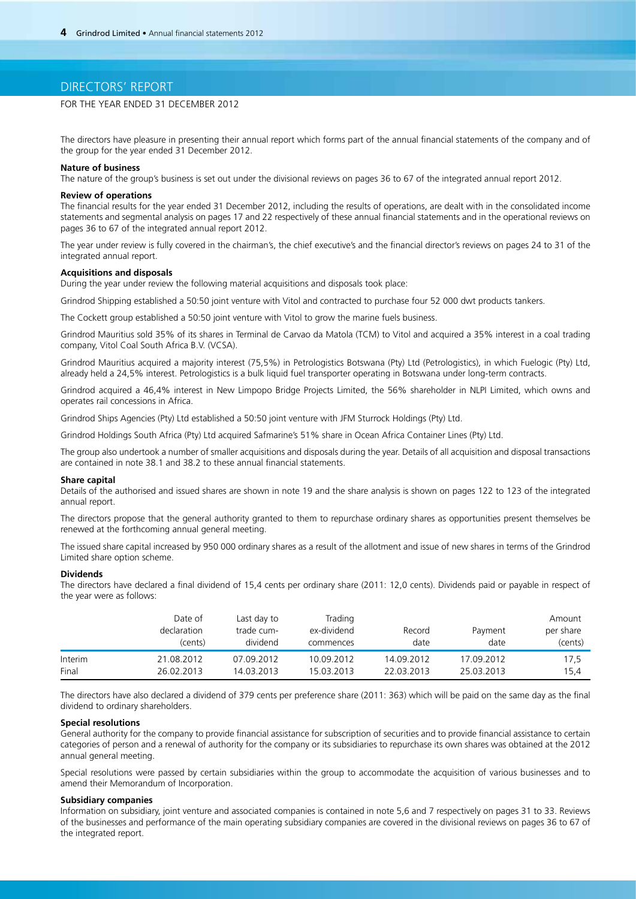# DIRECTORS' REPORT

FOR THE YEAR ENDED 31 DECEMBER 2012

The directors have pleasure in presenting their annual report which forms part of the annual financial statements of the company and of the group for the year ended 31 December 2012.

**Nature of business**

The nature of the group's business is set out under the divisional reviews on pages 36 to 67 of the integrated annual report 2012.

**Review of operations**

The financial results for the year ended 31 December 2012, including the results of operations, are dealt with in the consolidated income statements and segmental analysis on pages 17 and 22 respectively of these annual financial statements and in the operational reviews on pages 36 to 67 of the integrated annual report 2012.

The year under review is fully covered in the chairman's, the chief executive's and the financial director's reviews on pages 24 to 31 of the integrated annual report.

**Acquisitions and disposals**

During the year under review the following material acquisitions and disposals took place:

Grindrod Shipping established a 50:50 joint venture with Vitol and contracted to purchase four 52 000 dwt products tankers.

The Cockett group established a 50:50 joint venture with Vitol to grow the marine fuels business.

Grindrod Mauritius sold 35% of its shares in Terminal de Carvao da Matola (TCM) to Vitol and acquired a 35% interest in a coal trading company, Vitol Coal South Africa B.V. (VCSA).

Grindrod Mauritius acquired a majority interest (75,5%) in Petrologistics Botswana (Pty) Ltd (Petrologistics), in which Fuelogic (Pty) Ltd, already held a 24,5% interest. Petrologistics is a bulk liquid fuel transporter operating in Botswana under long-term contracts.

Grindrod acquired a 46,4% interest in New Limpopo Bridge Projects Limited, the 56% shareholder in NLPI Limited, which owns and operates rail concessions in Africa.

Grindrod Ships Agencies (Pty) Ltd established a 50:50 joint venture with JFM Sturrock Holdings (Pty) Ltd.

Grindrod Holdings South Africa (Pty) Ltd acquired Safmarine's 51% share in Ocean Africa Container Lines (Pty) Ltd.

The group also undertook a number of smaller acquisitions and disposals during the year. Details of all acquisition and disposal transactions are contained in note 38.1 and 38.2 to these annual financial statements.

**Share capital**

Details of the authorised and issued shares are shown in note 19 and the share analysis is shown on pages 122 to 123 of the integrated annual report.

The directors propose that the general authority granted to them to repurchase ordinary shares as opportunities present themselves be renewed at the forthcoming annual general meeting.

The issued share capital increased by 950 000 ordinary shares as a result of the allotment and issue of new shares in terms of the Grindrod Limited share option scheme.

**Dividends**

The directors have declared a final dividend of 15,4 cents per ordinary share (2011: 12,0 cents). Dividends paid or payable in respect of the year were as follows:

| | Date of declaration (cents) | Last day to trade cum-dividend | Trading ex-dividend commences | Record date | Payment date | Amount per share (cents) |
|---|---|---|---|---|---|---|
| Interim | 21.08.2012 | 07.09.2012 | 10.09.2012 | 14.09.2012 | 17.09.2012 | 17,5 |
| Final | 26.02.2013 | 14.03.2013 | 15.03.2013 | 22.03.2013 | 25.03.2013 | 15,4 |

The directors have also declared a dividend of 379 cents per preference share (2011: 363) which will be paid on the same day as the final dividend to ordinary shareholders.

**Special resolutions**

General authority for the company to provide financial assistance for subscription of securities and to provide financial assistance to certain categories of person and a renewal of authority for the company or its subsidiaries to repurchase its own shares was obtained at the 2012 annual general meeting.

Special resolutions were passed by certain subsidiaries within the group to accommodate the acquisition of various businesses and to amend their Memorandum of Incorporation.

**Subsidiary companies**

Information on subsidiary, joint venture and associated companies is contained in note 5,6 and 7 respectively on pages 31 to 33. Reviews of the businesses and performance of the main operating subsidiary companies are covered in the divisional reviews on pages 36 to 67 of the integrated report.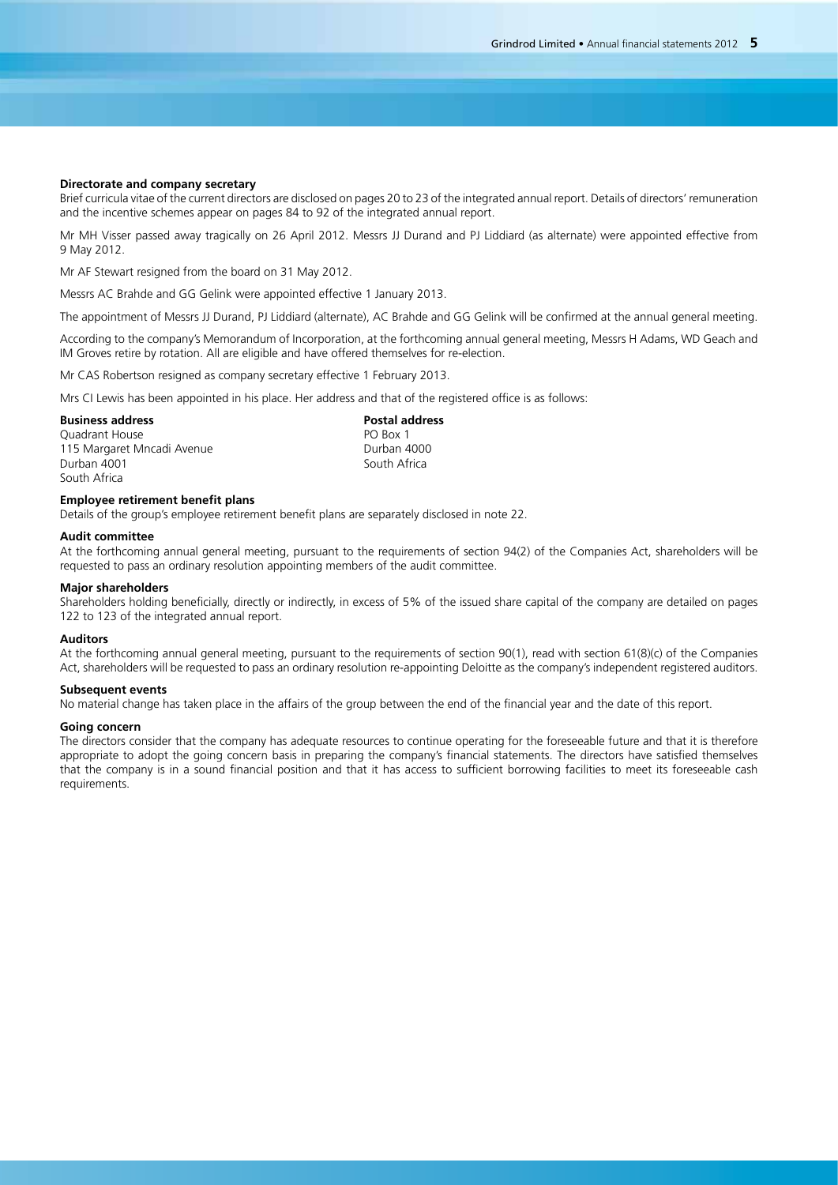**Directorate and company secretary**

Brief curricula vitae of the current directors are disclosed on pages 20 to 23 of the integrated annual report. Details of directors' remuneration and the incentive schemes appear on pages 84 to 92 of the integrated annual report.

Mr MH Visser passed away tragically on 26 April 2012. Messrs JJ Durand and PJ Liddiard (as alternate) were appointed effective from 9 May 2012.

Mr AF Stewart resigned from the board on 31 May 2012.

Messrs AC Brahde and GG Gelink were appointed effective 1 January 2013.

The appointment of Messrs JJ Durand, PJ Liddiard (alternate), AC Brahde and GG Gelink will be confirmed at the annual general meeting.

According to the company's Memorandum of Incorporation, at the forthcoming annual general meeting, Messrs H Adams, WD Geach and IM Groves retire by rotation. All are eligible and have offered themselves for re-election.

Mr CAS Robertson resigned as company secretary effective 1 February 2013.

Mrs CI Lewis has been appointed in his place. Her address and that of the registered office is as follows:

**Business address**
Quadrant House
115 Margaret Mncadi Avenue
Durban 4001
South Africa

**Postal address**
PO Box 1
Durban 4000
South Africa

**Employee retirement benefit plans**

Details of the group's employee retirement benefit plans are separately disclosed in note 22.

**Audit committee**

At the forthcoming annual general meeting, pursuant to the requirements of section 94(2) of the Companies Act, shareholders will be requested to pass an ordinary resolution appointing members of the audit committee.

**Major shareholders**

Shareholders holding beneficially, directly or indirectly, in excess of 5% of the issued share capital of the company are detailed on pages 122 to 123 of the integrated annual report.

**Auditors**

At the forthcoming annual general meeting, pursuant to the requirements of section 90(1), read with section 61(8)(c) of the Companies Act, shareholders will be requested to pass an ordinary resolution re-appointing Deloitte as the company's independent registered auditors.

**Subsequent events**

No material change has taken place in the affairs of the group between the end of the financial year and the date of this report.

**Going concern**

The directors consider that the company has adequate resources to continue operating for the foreseeable future and that it is therefore appropriate to adopt the going concern basis in preparing the company's financial statements. The directors have satisfied themselves that the company is in a sound financial position and that it has access to sufficient borrowing facilities to meet its foreseeable cash requirements.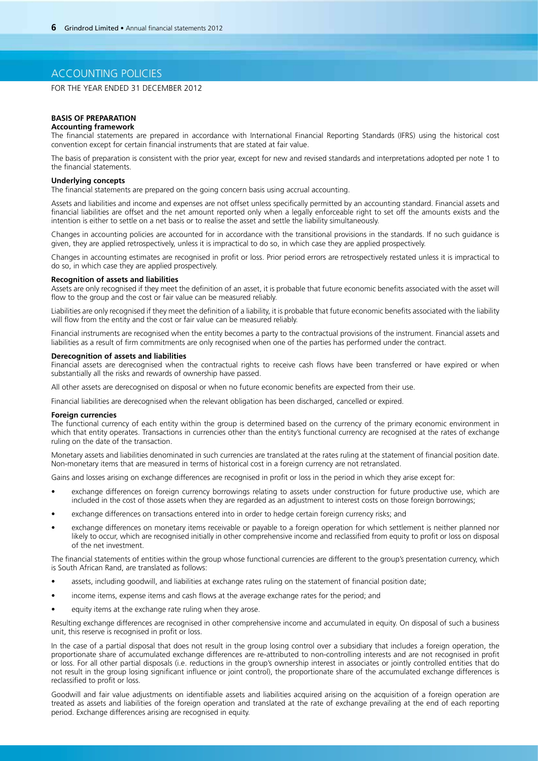# ACCOUNTING POLICIES

FOR THE YEAR ENDED 31 DECEMBER 2012

## BASIS OF PREPARATION

### Accounting framework

The financial statements are prepared in accordance with International Financial Reporting Standards (IFRS) using the historical cost convention except for certain financial instruments that are stated at fair value.

The basis of preparation is consistent with the prior year, except for new and revised standards and interpretations adopted per note 1 to the financial statements.

### Underlying concepts

The financial statements are prepared on the going concern basis using accrual accounting.

Assets and liabilities and income and expenses are not offset unless specifically permitted by an accounting standard. Financial assets and financial liabilities are offset and the net amount reported only when a legally enforceable right to set off the amounts exists and the intention is either to settle on a net basis or to realise the asset and settle the liability simultaneously.

Changes in accounting policies are accounted for in accordance with the transitional provisions in the standards. If no such guidance is given, they are applied retrospectively, unless it is impractical to do so, in which case they are applied prospectively.

Changes in accounting estimates are recognised in profit or loss. Prior period errors are retrospectively restated unless it is impractical to do so, in which case they are applied prospectively.

### Recognition of assets and liabilities

Assets are only recognised if they meet the definition of an asset, it is probable that future economic benefits associated with the asset will flow to the group and the cost or fair value can be measured reliably.

Liabilities are only recognised if they meet the definition of a liability, it is probable that future economic benefits associated with the liability will flow from the entity and the cost or fair value can be measured reliably.

Financial instruments are recognised when the entity becomes a party to the contractual provisions of the instrument. Financial assets and liabilities as a result of firm commitments are only recognised when one of the parties has performed under the contract.

### Derecognition of assets and liabilities

Financial assets are derecognised when the contractual rights to receive cash flows have been transferred or have expired or when substantially all the risks and rewards of ownership have passed.

All other assets are derecognised on disposal or when no future economic benefits are expected from their use.

Financial liabilities are derecognised when the relevant obligation has been discharged, cancelled or expired.

### Foreign currencies

The functional currency of each entity within the group is determined based on the currency of the primary economic environment in which that entity operates. Transactions in currencies other than the entity's functional currency are recognised at the rates of exchange ruling on the date of the transaction.

Monetary assets and liabilities denominated in such currencies are translated at the rates ruling at the statement of financial position date. Non-monetary items that are measured in terms of historical cost in a foreign currency are not retranslated.

Gains and losses arising on exchange differences are recognised in profit or loss in the period in which they arise except for:

- exchange differences on foreign currency borrowings relating to assets under construction for future productive use, which are included in the cost of those assets when they are regarded as an adjustment to interest costs on those foreign borrowings;
- exchange differences on transactions entered into in order to hedge certain foreign currency risks; and
- exchange differences on monetary items receivable or payable to a foreign operation for which settlement is neither planned nor likely to occur, which are recognised initially in other comprehensive income and reclassified from equity to profit or loss on disposal of the net investment.

The financial statements of entities within the group whose functional currencies are different to the group's presentation currency, which is South African Rand, are translated as follows:

- assets, including goodwill, and liabilities at exchange rates ruling on the statement of financial position date;
- income items, expense items and cash flows at the average exchange rates for the period; and
- equity items at the exchange rate ruling when they arose.

Resulting exchange differences are recognised in other comprehensive income and accumulated in equity. On disposal of such a business unit, this reserve is recognised in profit or loss.

In the case of a partial disposal that does not result in the group losing control over a subsidiary that includes a foreign operation, the proportionate share of accumulated exchange differences are re-attributed to non-controlling interests and are not recognised in profit or loss. For all other partial disposals (i.e. reductions in the group's ownership interest in associates or jointly controlled entities that do not result in the group losing significant influence or joint control), the proportionate share of the accumulated exchange differences is reclassified to profit or loss.

Goodwill and fair value adjustments on identifiable assets and liabilities acquired arising on the acquisition of a foreign operation are treated as assets and liabilities of the foreign operation and translated at the rate of exchange prevailing at the end of each reporting period. Exchange differences arising are recognised in equity.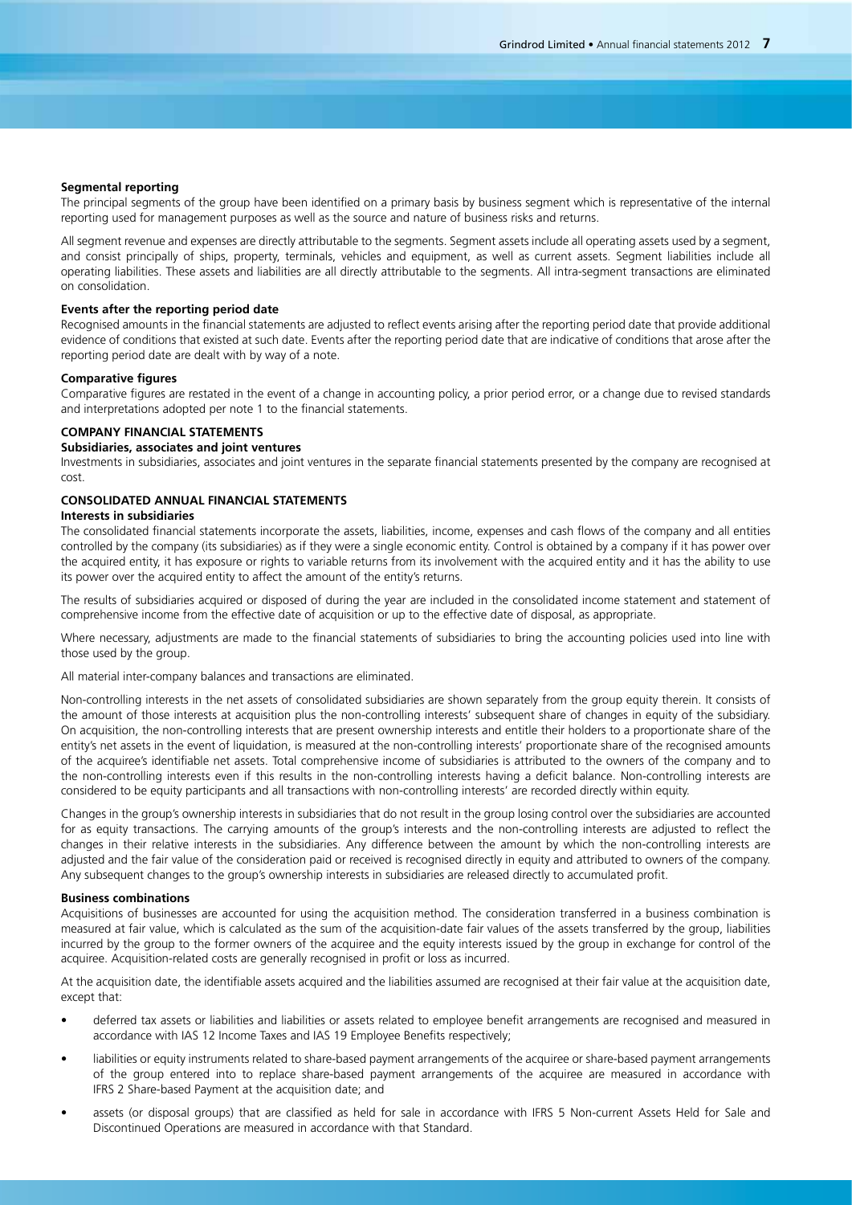**Segmental reporting**

The principal segments of the group have been identified on a primary basis by business segment which is representative of the internal reporting used for management purposes as well as the source and nature of business risks and returns.

All segment revenue and expenses are directly attributable to the segments. Segment assets include all operating assets used by a segment, and consist principally of ships, property, terminals, vehicles and equipment, as well as current assets. Segment liabilities include all operating liabilities. These assets and liabilities are all directly attributable to the segments. All intra-segment transactions are eliminated on consolidation.

**Events after the reporting period date**

Recognised amounts in the financial statements are adjusted to reflect events arising after the reporting period date that provide additional evidence of conditions that existed at such date. Events after the reporting period date that are indicative of conditions that arose after the reporting period date are dealt with by way of a note.

**Comparative figures**

Comparative figures are restated in the event of a change in accounting policy, a prior period error, or a change due to revised standards and interpretations adopted per note 1 to the financial statements.

## COMPANY FINANCIAL STATEMENTS

**Subsidiaries, associates and joint ventures**

Investments in subsidiaries, associates and joint ventures in the separate financial statements presented by the company are recognised at cost.

## CONSOLIDATED ANNUAL FINANCIAL STATEMENTS

**Interests in subsidiaries**

The consolidated financial statements incorporate the assets, liabilities, income, expenses and cash flows of the company and all entities controlled by the company (its subsidiaries) as if they were a single economic entity. Control is obtained by a company if it has power over the acquired entity, it has exposure or rights to variable returns from its involvement with the acquired entity and it has the ability to use its power over the acquired entity to affect the amount of the entity's returns.

The results of subsidiaries acquired or disposed of during the year are included in the consolidated income statement and statement of comprehensive income from the effective date of acquisition or up to the effective date of disposal, as appropriate.

Where necessary, adjustments are made to the financial statements of subsidiaries to bring the accounting policies used into line with those used by the group.

All material inter-company balances and transactions are eliminated.

Non-controlling interests in the net assets of consolidated subsidiaries are shown separately from the group equity therein. It consists of the amount of those interests at acquisition plus the non-controlling interests' subsequent share of changes in equity of the subsidiary. On acquisition, the non-controlling interests that are present ownership interests and entitle their holders to a proportionate share of the entity's net assets in the event of liquidation, is measured at the non-controlling interests' proportionate share of the recognised amounts of the acquiree's identifiable net assets. Total comprehensive income of subsidiaries is attributed to the owners of the company and to the non-controlling interests even if this results in the non-controlling interests having a deficit balance. Non-controlling interests are considered to be equity participants and all transactions with non-controlling interests' are recorded directly within equity.

Changes in the group's ownership interests in subsidiaries that do not result in the group losing control over the subsidiaries are accounted for as equity transactions. The carrying amounts of the group's interests and the non-controlling interests are adjusted to reflect the changes in their relative interests in the subsidiaries. Any difference between the amount by which the non-controlling interests are adjusted and the fair value of the consideration paid or received is recognised directly in equity and attributed to owners of the company. Any subsequent changes to the group's ownership interests in subsidiaries are released directly to accumulated profit.

**Business combinations**

Acquisitions of businesses are accounted for using the acquisition method. The consideration transferred in a business combination is measured at fair value, which is calculated as the sum of the acquisition-date fair values of the assets transferred by the group, liabilities incurred by the group to the former owners of the acquiree and the equity interests issued by the group in exchange for control of the acquiree. Acquisition-related costs are generally recognised in profit or loss as incurred.

At the acquisition date, the identifiable assets acquired and the liabilities assumed are recognised at their fair value at the acquisition date, except that:

- deferred tax assets or liabilities and liabilities or assets related to employee benefit arrangements are recognised and measured in accordance with IAS 12 Income Taxes and IAS 19 Employee Benefits respectively;
- liabilities or equity instruments related to share-based payment arrangements of the acquiree or share-based payment arrangements of the group entered into to replace share-based payment arrangements of the acquiree are measured in accordance with IFRS 2 Share-based Payment at the acquisition date; and
- assets (or disposal groups) that are classified as held for sale in accordance with IFRS 5 Non-current Assets Held for Sale and Discontinued Operations are measured in accordance with that Standard.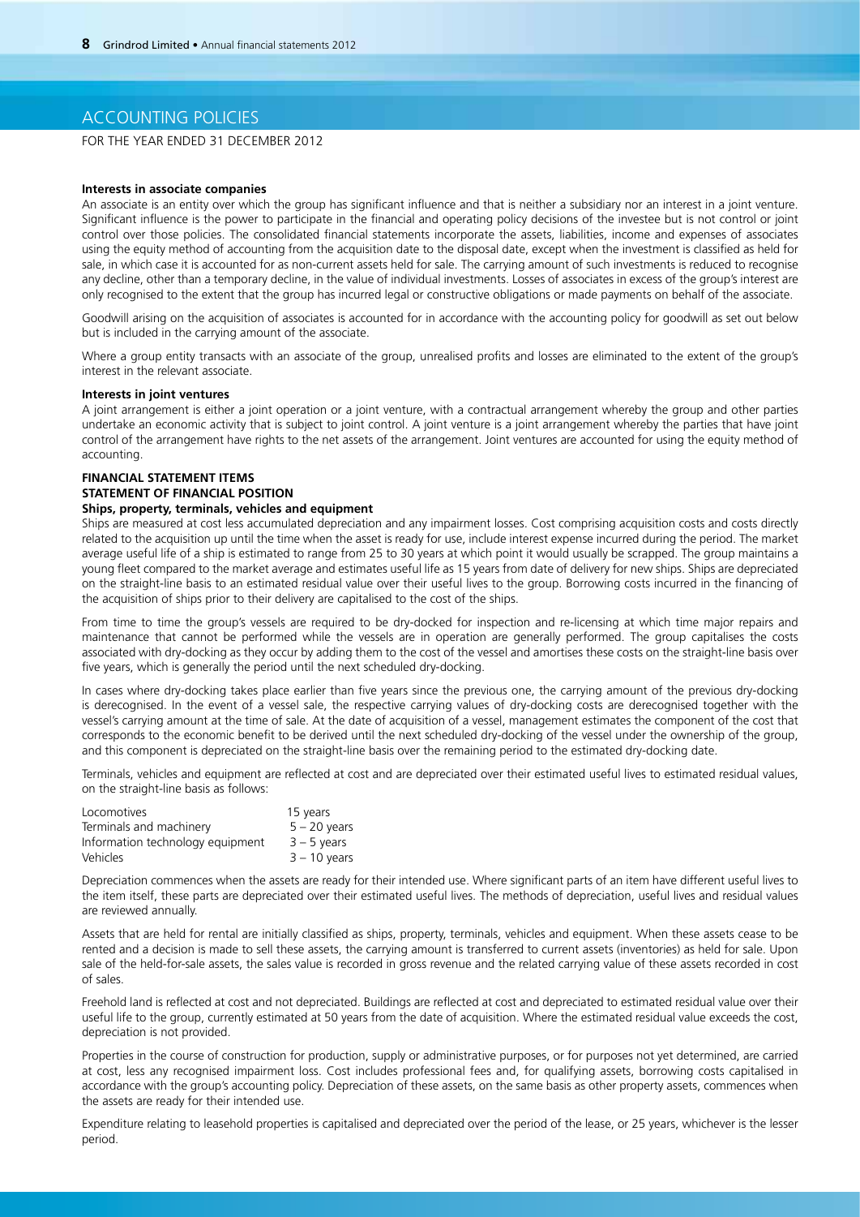# ACCOUNTING POLICIES

FOR THE YEAR ENDED 31 DECEMBER 2012

**Interests in associate companies**

An associate is an entity over which the group has significant influence and that is neither a subsidiary nor an interest in a joint venture. Significant influence is the power to participate in the financial and operating policy decisions of the investee but is not control or joint control over those policies. The consolidated financial statements incorporate the assets, liabilities, income and expenses of associates using the equity method of accounting from the acquisition date to the disposal date, except when the investment is classified as held for sale, in which case it is accounted for as non-current assets held for sale. The carrying amount of such investments is reduced to recognise any decline, other than a temporary decline, in the value of individual investments. Losses of associates in excess of the group's interest are only recognised to the extent that the group has incurred legal or constructive obligations or made payments on behalf of the associate.

Goodwill arising on the acquisition of associates is accounted for in accordance with the accounting policy for goodwill as set out below but is included in the carrying amount of the associate.

Where a group entity transacts with an associate of the group, unrealised profits and losses are eliminated to the extent of the group's interest in the relevant associate.

**Interests in joint ventures**

A joint arrangement is either a joint operation or a joint venture, with a contractual arrangement whereby the group and other parties undertake an economic activity that is subject to joint control. A joint venture is a joint arrangement whereby the parties that have joint control of the arrangement have rights to the net assets of the arrangement. Joint ventures are accounted for using the equity method of accounting.

**FINANCIAL STATEMENT ITEMS**

**STATEMENT OF FINANCIAL POSITION**

**Ships, property, terminals, vehicles and equipment**

Ships are measured at cost less accumulated depreciation and any impairment losses. Cost comprising acquisition costs and costs directly related to the acquisition up until the time when the asset is ready for use, include interest expense incurred during the period. The market average useful life of a ship is estimated to range from 25 to 30 years at which point it would usually be scrapped. The group maintains a young fleet compared to the market average and estimates useful life as 15 years from date of delivery for new ships. Ships are depreciated on the straight-line basis to an estimated residual value over their useful lives to the group. Borrowing costs incurred in the financing of the acquisition of ships prior to their delivery are capitalised to the cost of the ships.

From time to time the group's vessels are required to be dry-docked for inspection and re-licensing at which time major repairs and maintenance that cannot be performed while the vessels are in operation are generally performed. The group capitalises the costs associated with dry-docking as they occur by adding them to the cost of the vessel and amortises these costs on the straight-line basis over five years, which is generally the period until the next scheduled dry-docking.

In cases where dry-docking takes place earlier than five years since the previous one, the carrying amount of the previous dry-docking is derecognised. In the event of a vessel sale, the respective carrying values of dry-docking costs are derecognised together with the vessel's carrying amount at the time of sale. At the date of acquisition of a vessel, management estimates the component of the cost that corresponds to the economic benefit to be derived until the next scheduled dry-docking of the vessel under the ownership of the group, and this component is depreciated on the straight-line basis over the remaining period to the estimated dry-docking date.

Terminals, vehicles and equipment are reflected at cost and are depreciated over their estimated useful lives to estimated residual values, on the straight-line basis as follows:

| | |
|---|---|
| Locomotives | 15 years |
| Terminals and machinery | 5 – 20 years |
| Information technology equipment | 3 – 5 years |
| Vehicles | 3 – 10 years |

Depreciation commences when the assets are ready for their intended use. Where significant parts of an item have different useful lives to the item itself, these parts are depreciated over their estimated useful lives. The methods of depreciation, useful lives and residual values are reviewed annually.

Assets that are held for rental are initially classified as ships, property, terminals, vehicles and equipment. When these assets cease to be rented and a decision is made to sell these assets, the carrying amount is transferred to current assets (inventories) as held for sale. Upon sale of the held-for-sale assets, the sales value is recorded in gross revenue and the related carrying value of these assets recorded in cost of sales.

Freehold land is reflected at cost and not depreciated. Buildings are reflected at cost and depreciated to estimated residual value over their useful life to the group, currently estimated at 50 years from the date of acquisition. Where the estimated residual value exceeds the cost, depreciation is not provided.

Properties in the course of construction for production, supply or administrative purposes, or for purposes not yet determined, are carried at cost, less any recognised impairment loss. Cost includes professional fees and, for qualifying assets, borrowing costs capitalised in accordance with the group's accounting policy. Depreciation of these assets, on the same basis as other property assets, commences when the assets are ready for their intended use.

Expenditure relating to leasehold properties is capitalised and depreciated over the period of the lease, or 25 years, whichever is the lesser period.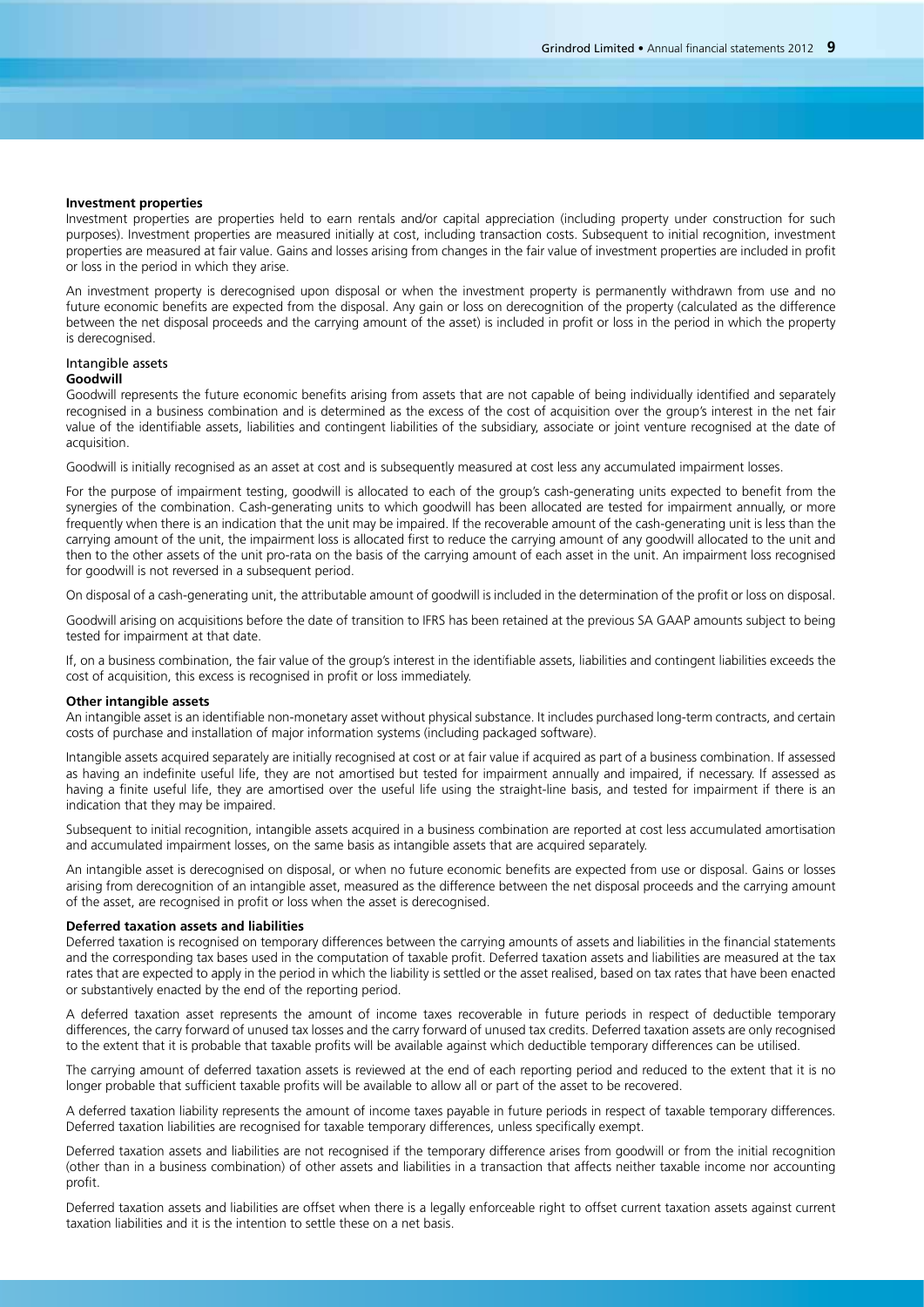**Investment properties**

Investment properties are properties held to earn rentals and/or capital appreciation (including property under construction for such purposes). Investment properties are measured initially at cost, including transaction costs. Subsequent to initial recognition, investment properties are measured at fair value. Gains and losses arising from changes in the fair value of investment properties are included in profit or loss in the period in which they arise.

An investment property is derecognised upon disposal or when the investment property is permanently withdrawn from use and no future economic benefits are expected from the disposal. Any gain or loss on derecognition of the property (calculated as the difference between the net disposal proceeds and the carrying amount of the asset) is included in profit or loss in the period in which the property is derecognised.

Intangible assets

**Goodwill**

Goodwill represents the future economic benefits arising from assets that are not capable of being individually identified and separately recognised in a business combination and is determined as the excess of the cost of acquisition over the group's interest in the net fair value of the identifiable assets, liabilities and contingent liabilities of the subsidiary, associate or joint venture recognised at the date of acquisition.

Goodwill is initially recognised as an asset at cost and is subsequently measured at cost less any accumulated impairment losses.

For the purpose of impairment testing, goodwill is allocated to each of the group's cash-generating units expected to benefit from the synergies of the combination. Cash-generating units to which goodwill has been allocated are tested for impairment annually, or more frequently when there is an indication that the unit may be impaired. If the recoverable amount of the cash-generating unit is less than the carrying amount of the unit, the impairment loss is allocated first to reduce the carrying amount of any goodwill allocated to the unit and then to the other assets of the unit pro-rata on the basis of the carrying amount of each asset in the unit. An impairment loss recognised for goodwill is not reversed in a subsequent period.

On disposal of a cash-generating unit, the attributable amount of goodwill is included in the determination of the profit or loss on disposal.

Goodwill arising on acquisitions before the date of transition to IFRS has been retained at the previous SA GAAP amounts subject to being tested for impairment at that date.

If, on a business combination, the fair value of the group's interest in the identifiable assets, liabilities and contingent liabilities exceeds the cost of acquisition, this excess is recognised in profit or loss immediately.

**Other intangible assets**

An intangible asset is an identifiable non-monetary asset without physical substance. It includes purchased long-term contracts, and certain costs of purchase and installation of major information systems (including packaged software).

Intangible assets acquired separately are initially recognised at cost or at fair value if acquired as part of a business combination. If assessed as having an indefinite useful life, they are not amortised but tested for impairment annually and impaired, if necessary. If assessed as having a finite useful life, they are amortised over the useful life using the straight-line basis, and tested for impairment if there is an indication that they may be impaired.

Subsequent to initial recognition, intangible assets acquired in a business combination are reported at cost less accumulated amortisation and accumulated impairment losses, on the same basis as intangible assets that are acquired separately.

An intangible asset is derecognised on disposal, or when no future economic benefits are expected from use or disposal. Gains or losses arising from derecognition of an intangible asset, measured as the difference between the net disposal proceeds and the carrying amount of the asset, are recognised in profit or loss when the asset is derecognised.

**Deferred taxation assets and liabilities**

Deferred taxation is recognised on temporary differences between the carrying amounts of assets and liabilities in the financial statements and the corresponding tax bases used in the computation of taxable profit. Deferred taxation assets and liabilities are measured at the tax rates that are expected to apply in the period in which the liability is settled or the asset realised, based on tax rates that have been enacted or substantively enacted by the end of the reporting period.

A deferred taxation asset represents the amount of income taxes recoverable in future periods in respect of deductible temporary differences, the carry forward of unused tax losses and the carry forward of unused tax credits. Deferred taxation assets are only recognised to the extent that it is probable that taxable profits will be available against which deductible temporary differences can be utilised.

The carrying amount of deferred taxation assets is reviewed at the end of each reporting period and reduced to the extent that it is no longer probable that sufficient taxable profits will be available to allow all or part of the asset to be recovered.

A deferred taxation liability represents the amount of income taxes payable in future periods in respect of taxable temporary differences. Deferred taxation liabilities are recognised for taxable temporary differences, unless specifically exempt.

Deferred taxation assets and liabilities are not recognised if the temporary difference arises from goodwill or from the initial recognition (other than in a business combination) of other assets and liabilities in a transaction that affects neither taxable income nor accounting profit.

Deferred taxation assets and liabilities are offset when there is a legally enforceable right to offset current taxation assets against current taxation liabilities and it is the intention to settle these on a net basis.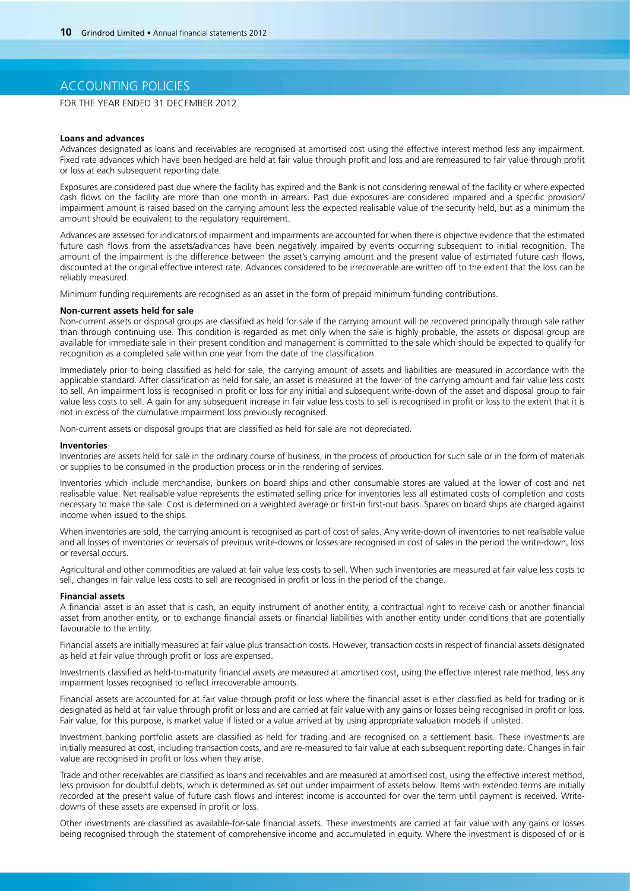## ACCOUNTING POLICIES

FOR THE YEAR ENDED 31 DECEMBER 2012

**Loans and advances**

Advances designated as loans and receivables are recognised at amortised cost using the effective interest method less any impairment. Fixed rate advances which have been hedged are held at fair value through profit and loss and are remeasured to fair value through profit or loss at each subsequent reporting date.

Exposures are considered past due where the facility has expired and the Bank is not considering renewal of the facility or where expected cash flows on the facility are more than one month in arrears. Past due exposures are considered impaired and a specific provision/impairment amount is raised based on the carrying amount less the expected realisable value of the security held, but as a minimum the amount should be equivalent to the regulatory requirement.

Advances are assessed for indicators of impairment and impairments are accounted for when there is objective evidence that the estimated future cash flows from the assets/advances have been negatively impaired by events occurring subsequent to initial recognition. The amount of the impairment is the difference between the asset's carrying amount and the present value of estimated future cash flows, discounted at the original effective interest rate. Advances considered to be irrecoverable are written off to the extent that the loss can be reliably measured.

Minimum funding requirements are recognised as an asset in the form of prepaid minimum funding contributions.

**Non-current assets held for sale**

Non-current assets or disposal groups are classified as held for sale if the carrying amount will be recovered principally through sale rather than through continuing use. This condition is regarded as met only when the sale is highly probable, the assets or disposal group are available for immediate sale in their present condition and management is committed to the sale which should be expected to qualify for recognition as a completed sale within one year from the date of the classification.

Immediately prior to being classified as held for sale, the carrying amount of assets and liabilities are measured in accordance with the applicable standard. After classification as held for sale, an asset is measured at the lower of the carrying amount and fair value less costs to sell. An impairment loss is recognised in profit or loss for any initial and subsequent write-down of the asset and disposal group to fair value less costs to sell. A gain for any subsequent increase in fair value less costs to sell is recognised in profit or loss to the extent that it is not in excess of the cumulative impairment loss previously recognised.

Non-current assets or disposal groups that are classified as held for sale are not depreciated.

**Inventories**

Inventories are assets held for sale in the ordinary course of business, in the process of production for such sale or in the form of materials or supplies to be consumed in the production process or in the rendering of services.

Inventories which include merchandise, bunkers on board ships and other consumable stores are valued at the lower of cost and net realisable value. Net realisable value represents the estimated selling price for inventories less all estimated costs of completion and costs necessary to make the sale. Cost is determined on a weighted average or first-in first-out basis. Spares on board ships are charged against income when issued to the ships.

When inventories are sold, the carrying amount is recognised as part of cost of sales. Any write-down of inventories to net realisable value and all losses of inventories or reversals of previous write-downs or losses are recognised in cost of sales in the period the write-down, loss or reversal occurs.

Agricultural and other commodities are valued at fair value less costs to sell. When such inventories are measured at fair value less costs to sell, changes in fair value less costs to sell are recognised in profit or loss in the period of the change.

**Financial assets**

A financial asset is an asset that is cash, an equity instrument of another entity, a contractual right to receive cash or another financial asset from another entity, or to exchange financial assets or financial liabilities with another entity under conditions that are potentially favourable to the entity.

Financial assets are initially measured at fair value plus transaction costs. However, transaction costs in respect of financial assets designated as held at fair value through profit or loss are expensed.

Investments classified as held-to-maturity financial assets are measured at amortised cost, using the effective interest rate method, less any impairment losses recognised to reflect irrecoverable amounts.

Financial assets are accounted for at fair value through profit or loss where the financial asset is either classified as held for trading or is designated as held at fair value through profit or loss and are carried at fair value with any gains or losses being recognised in profit or loss. Fair value, for this purpose, is market value if listed or a value arrived at by using appropriate valuation models if unlisted.

Investment banking portfolio assets are classified as held for trading and are recognised on a settlement basis. These investments are initially measured at cost, including transaction costs, and are re-measured to fair value at each subsequent reporting date. Changes in fair value are recognised in profit or loss when they arise.

Trade and other receivables are classified as loans and receivables and are measured at amortised cost, using the effective interest method, less provision for doubtful debts, which is determined as set out under impairment of assets below. Items with extended terms are initially recorded at the present value of future cash flows and interest income is accounted for over the term until payment is received. Write-downs of these assets are expensed in profit or loss.

Other investments are classified as available-for-sale financial assets. These investments are carried at fair value with any gains or losses being recognised through the statement of comprehensive income and accumulated in equity. Where the investment is disposed of or is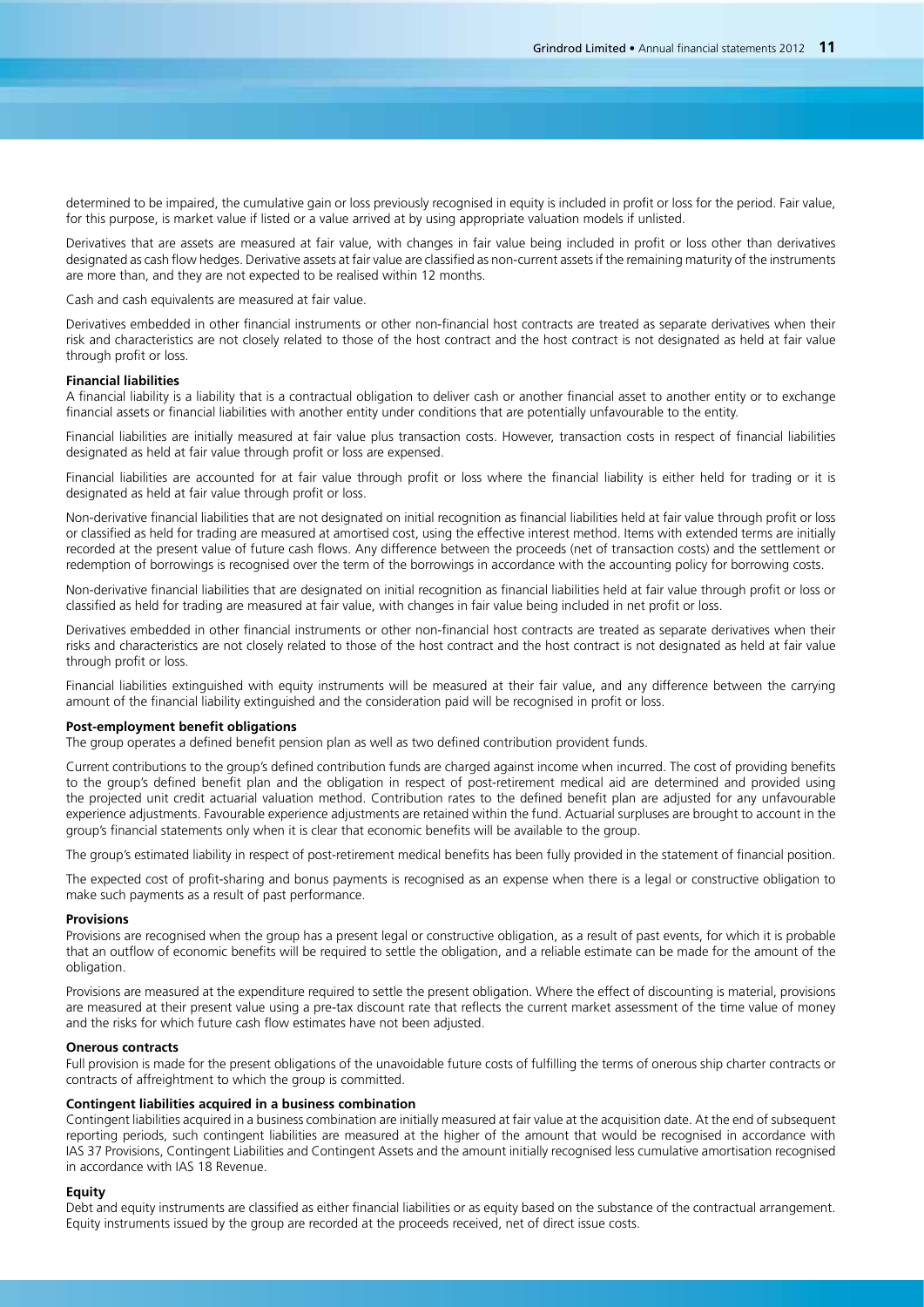determined to be impaired, the cumulative gain or loss previously recognised in equity is included in profit or loss for the period. Fair value, for this purpose, is market value if listed or a value arrived at by using appropriate valuation models if unlisted.

Derivatives that are assets are measured at fair value, with changes in fair value being included in profit or loss other than derivatives designated as cash flow hedges. Derivative assets at fair value are classified as non-current assets if the remaining maturity of the instruments are more than, and they are not expected to be realised within 12 months.

Cash and cash equivalents are measured at fair value.

Derivatives embedded in other financial instruments or other non-financial host contracts are treated as separate derivatives when their risk and characteristics are not closely related to those of the host contract and the host contract is not designated as held at fair value through profit or loss.

**Financial liabilities**

A financial liability is a liability that is a contractual obligation to deliver cash or another financial asset to another entity or to exchange financial assets or financial liabilities with another entity under conditions that are potentially unfavourable to the entity.

Financial liabilities are initially measured at fair value plus transaction costs. However, transaction costs in respect of financial liabilities designated as held at fair value through profit or loss are expensed.

Financial liabilities are accounted for at fair value through profit or loss where the financial liability is either held for trading or it is designated as held at fair value through profit or loss.

Non-derivative financial liabilities that are not designated on initial recognition as financial liabilities held at fair value through profit or loss or classified as held for trading are measured at amortised cost, using the effective interest method. Items with extended terms are initially recorded at the present value of future cash flows. Any difference between the proceeds (net of transaction costs) and the settlement or redemption of borrowings is recognised over the term of the borrowings in accordance with the accounting policy for borrowing costs.

Non-derivative financial liabilities that are designated on initial recognition as financial liabilities held at fair value through profit or loss or classified as held for trading are measured at fair value, with changes in fair value being included in net profit or loss.

Derivatives embedded in other financial instruments or other non-financial host contracts are treated as separate derivatives when their risks and characteristics are not closely related to those of the host contract and the host contract is not designated as held at fair value through profit or loss.

Financial liabilities extinguished with equity instruments will be measured at their fair value, and any difference between the carrying amount of the financial liability extinguished and the consideration paid will be recognised in profit or loss.

**Post-employment benefit obligations**

The group operates a defined benefit pension plan as well as two defined contribution provident funds.

Current contributions to the group's defined contribution funds are charged against income when incurred. The cost of providing benefits to the group's defined benefit plan and the obligation in respect of post-retirement medical aid are determined and provided using the projected unit credit actuarial valuation method. Contribution rates to the defined benefit plan are adjusted for any unfavourable experience adjustments. Favourable experience adjustments are retained within the fund. Actuarial surpluses are brought to account in the group's financial statements only when it is clear that economic benefits will be available to the group.

The group's estimated liability in respect of post-retirement medical benefits has been fully provided in the statement of financial position.

The expected cost of profit-sharing and bonus payments is recognised as an expense when there is a legal or constructive obligation to make such payments as a result of past performance.

**Provisions**

Provisions are recognised when the group has a present legal or constructive obligation, as a result of past events, for which it is probable that an outflow of economic benefits will be required to settle the obligation, and a reliable estimate can be made for the amount of the obligation.

Provisions are measured at the expenditure required to settle the present obligation. Where the effect of discounting is material, provisions are measured at their present value using a pre-tax discount rate that reflects the current market assessment of the time value of money and the risks for which future cash flow estimates have not been adjusted.

**Onerous contracts**

Full provision is made for the present obligations of the unavoidable future costs of fulfilling the terms of onerous ship charter contracts or contracts of affreightment to which the group is committed.

**Contingent liabilities acquired in a business combination**

Contingent liabilities acquired in a business combination are initially measured at fair value at the acquisition date. At the end of subsequent reporting periods, such contingent liabilities are measured at the higher of the amount that would be recognised in accordance with IAS 37 Provisions, Contingent Liabilities and Contingent Assets and the amount initially recognised less cumulative amortisation recognised in accordance with IAS 18 Revenue.

**Equity**

Debt and equity instruments are classified as either financial liabilities or as equity based on the substance of the contractual arrangement. Equity instruments issued by the group are recorded at the proceeds received, net of direct issue costs.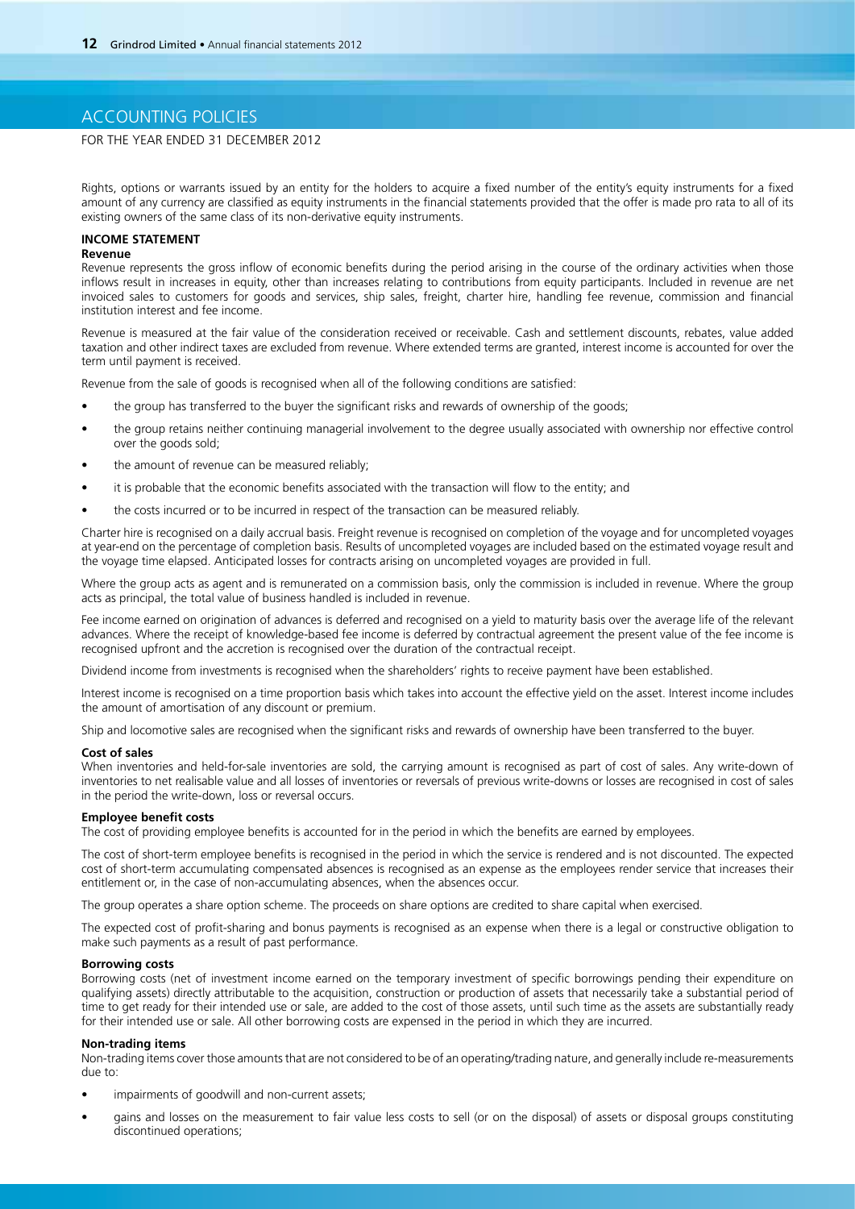# ACCOUNTING POLICIES

FOR THE YEAR ENDED 31 DECEMBER 2012

Rights, options or warrants issued by an entity for the holders to acquire a fixed number of the entity's equity instruments for a fixed amount of any currency are classified as equity instruments in the financial statements provided that the offer is made pro rata to all of its existing owners of the same class of its non-derivative equity instruments.

## INCOME STATEMENT

### Revenue

Revenue represents the gross inflow of economic benefits during the period arising in the course of the ordinary activities when those inflows result in increases in equity, other than increases relating to contributions from equity participants. Included in revenue are net invoiced sales to customers for goods and services, ship sales, freight, charter hire, handling fee revenue, commission and financial institution interest and fee income.

Revenue is measured at the fair value of the consideration received or receivable. Cash and settlement discounts, rebates, value added taxation and other indirect taxes are excluded from revenue. Where extended terms are granted, interest income is accounted for over the term until payment is received.

Revenue from the sale of goods is recognised when all of the following conditions are satisfied:

- the group has transferred to the buyer the significant risks and rewards of ownership of the goods;
- the group retains neither continuing managerial involvement to the degree usually associated with ownership nor effective control over the goods sold;
- the amount of revenue can be measured reliably;
- it is probable that the economic benefits associated with the transaction will flow to the entity; and
- the costs incurred or to be incurred in respect of the transaction can be measured reliably.

Charter hire is recognised on a daily accrual basis. Freight revenue is recognised on completion of the voyage and for uncompleted voyages at year-end on the percentage of completion basis. Results of uncompleted voyages are included based on the estimated voyage result and the voyage time elapsed. Anticipated losses for contracts arising on uncompleted voyages are provided in full.

Where the group acts as agent and is remunerated on a commission basis, only the commission is included in revenue. Where the group acts as principal, the total value of business handled is included in revenue.

Fee income earned on origination of advances is deferred and recognised on a yield to maturity basis over the average life of the relevant advances. Where the receipt of knowledge-based fee income is deferred by contractual agreement the present value of the fee income is recognised upfront and the accretion is recognised over the duration of the contractual receipt.

Dividend income from investments is recognised when the shareholders' rights to receive payment have been established.

Interest income is recognised on a time proportion basis which takes into account the effective yield on the asset. Interest income includes the amount of amortisation of any discount or premium.

Ship and locomotive sales are recognised when the significant risks and rewards of ownership have been transferred to the buyer.

### Cost of sales

When inventories and held-for-sale inventories are sold, the carrying amount is recognised as part of cost of sales. Any write-down of inventories to net realisable value and all losses of inventories or reversals of previous write-downs or losses are recognised in cost of sales in the period the write-down, loss or reversal occurs.

### Employee benefit costs

The cost of providing employee benefits is accounted for in the period in which the benefits are earned by employees.

The cost of short-term employee benefits is recognised in the period in which the service is rendered and is not discounted. The expected cost of short-term accumulating compensated absences is recognised as an expense as the employees render service that increases their entitlement or, in the case of non-accumulating absences, when the absences occur.

The group operates a share option scheme. The proceeds on share options are credited to share capital when exercised.

The expected cost of profit-sharing and bonus payments is recognised as an expense when there is a legal or constructive obligation to make such payments as a result of past performance.

### Borrowing costs

Borrowing costs (net of investment income earned on the temporary investment of specific borrowings pending their expenditure on qualifying assets) directly attributable to the acquisition, construction or production of assets that necessarily take a substantial period of time to get ready for their intended use or sale, are added to the cost of those assets, until such time as the assets are substantially ready for their intended use or sale. All other borrowing costs are expensed in the period in which they are incurred.

### Non-trading items

Non-trading items cover those amounts that are not considered to be of an operating/trading nature, and generally include re-measurements due to:

- impairments of goodwill and non-current assets;
- gains and losses on the measurement to fair value less costs to sell (or on the disposal) of assets or disposal groups constituting discontinued operations;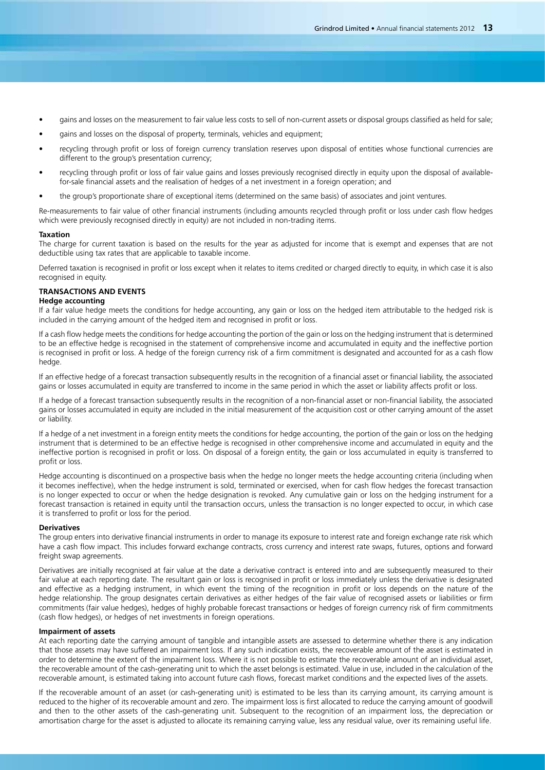- gains and losses on the measurement to fair value less costs to sell of non-current assets or disposal groups classified as held for sale;
- gains and losses on the disposal of property, terminals, vehicles and equipment;
- recycling through profit or loss of foreign currency translation reserves upon disposal of entities whose functional currencies are different to the group's presentation currency;
- recycling through profit or loss of fair value gains and losses previously recognised directly in equity upon the disposal of available-for-sale financial assets and the realisation of hedges of a net investment in a foreign operation; and
- the group's proportionate share of exceptional items (determined on the same basis) of associates and joint ventures.

Re-measurements to fair value of other financial instruments (including amounts recycled through profit or loss under cash flow hedges which were previously recognised directly in equity) are not included in non-trading items.

**Taxation**

The charge for current taxation is based on the results for the year as adjusted for income that is exempt and expenses that are not deductible using tax rates that are applicable to taxable income.

Deferred taxation is recognised in profit or loss except when it relates to items credited or charged directly to equity, in which case it is also recognised in equity.

## TRANSACTIONS AND EVENTS

**Hedge accounting**

If a fair value hedge meets the conditions for hedge accounting, any gain or loss on the hedged item attributable to the hedged risk is included in the carrying amount of the hedged item and recognised in profit or loss.

If a cash flow hedge meets the conditions for hedge accounting the portion of the gain or loss on the hedging instrument that is determined to be an effective hedge is recognised in the statement of comprehensive income and accumulated in equity and the ineffective portion is recognised in profit or loss. A hedge of the foreign currency risk of a firm commitment is designated and accounted for as a cash flow hedge.

If an effective hedge of a forecast transaction subsequently results in the recognition of a financial asset or financial liability, the associated gains or losses accumulated in equity are transferred to income in the same period in which the asset or liability affects profit or loss.

If a hedge of a forecast transaction subsequently results in the recognition of a non-financial asset or non-financial liability, the associated gains or losses accumulated in equity are included in the initial measurement of the acquisition cost or other carrying amount of the asset or liability.

If a hedge of a net investment in a foreign entity meets the conditions for hedge accounting, the portion of the gain or loss on the hedging instrument that is determined to be an effective hedge is recognised in other comprehensive income and accumulated in equity and the ineffective portion is recognised in profit or loss. On disposal of a foreign entity, the gain or loss accumulated in equity is transferred to profit or loss.

Hedge accounting is discontinued on a prospective basis when the hedge no longer meets the hedge accounting criteria (including when it becomes ineffective), when the hedge instrument is sold, terminated or exercised, when for cash flow hedges the forecast transaction is no longer expected to occur or when the hedge designation is revoked. Any cumulative gain or loss on the hedging instrument for a forecast transaction is retained in equity until the transaction occurs, unless the transaction is no longer expected to occur, in which case it is transferred to profit or loss for the period.

**Derivatives**

The group enters into derivative financial instruments in order to manage its exposure to interest rate and foreign exchange rate risk which have a cash flow impact. This includes forward exchange contracts, cross currency and interest rate swaps, futures, options and forward freight swap agreements.

Derivatives are initially recognised at fair value at the date a derivative contract is entered into and are subsequently measured to their fair value at each reporting date. The resultant gain or loss is recognised in profit or loss immediately unless the derivative is designated and effective as a hedging instrument, in which event the timing of the recognition in profit or loss depends on the nature of the hedge relationship. The group designates certain derivatives as either hedges of the fair value of recognised assets or liabilities or firm commitments (fair value hedges), hedges of highly probable forecast transactions or hedges of foreign currency risk of firm commitments (cash flow hedges), or hedges of net investments in foreign operations.

**Impairment of assets**

At each reporting date the carrying amount of tangible and intangible assets are assessed to determine whether there is any indication that those assets may have suffered an impairment loss. If any such indication exists, the recoverable amount of the asset is estimated in order to determine the extent of the impairment loss. Where it is not possible to estimate the recoverable amount of an individual asset, the recoverable amount of the cash-generating unit to which the asset belongs is estimated. Value in use, included in the calculation of the recoverable amount, is estimated taking into account future cash flows, forecast market conditions and the expected lives of the assets.

If the recoverable amount of an asset (or cash-generating unit) is estimated to be less than its carrying amount, its carrying amount is reduced to the higher of its recoverable amount and zero. The impairment loss is first allocated to reduce the carrying amount of goodwill and then to the other assets of the cash-generating unit. Subsequent to the recognition of an impairment loss, the depreciation or amortisation charge for the asset is adjusted to allocate its remaining carrying value, less any residual value, over its remaining useful life.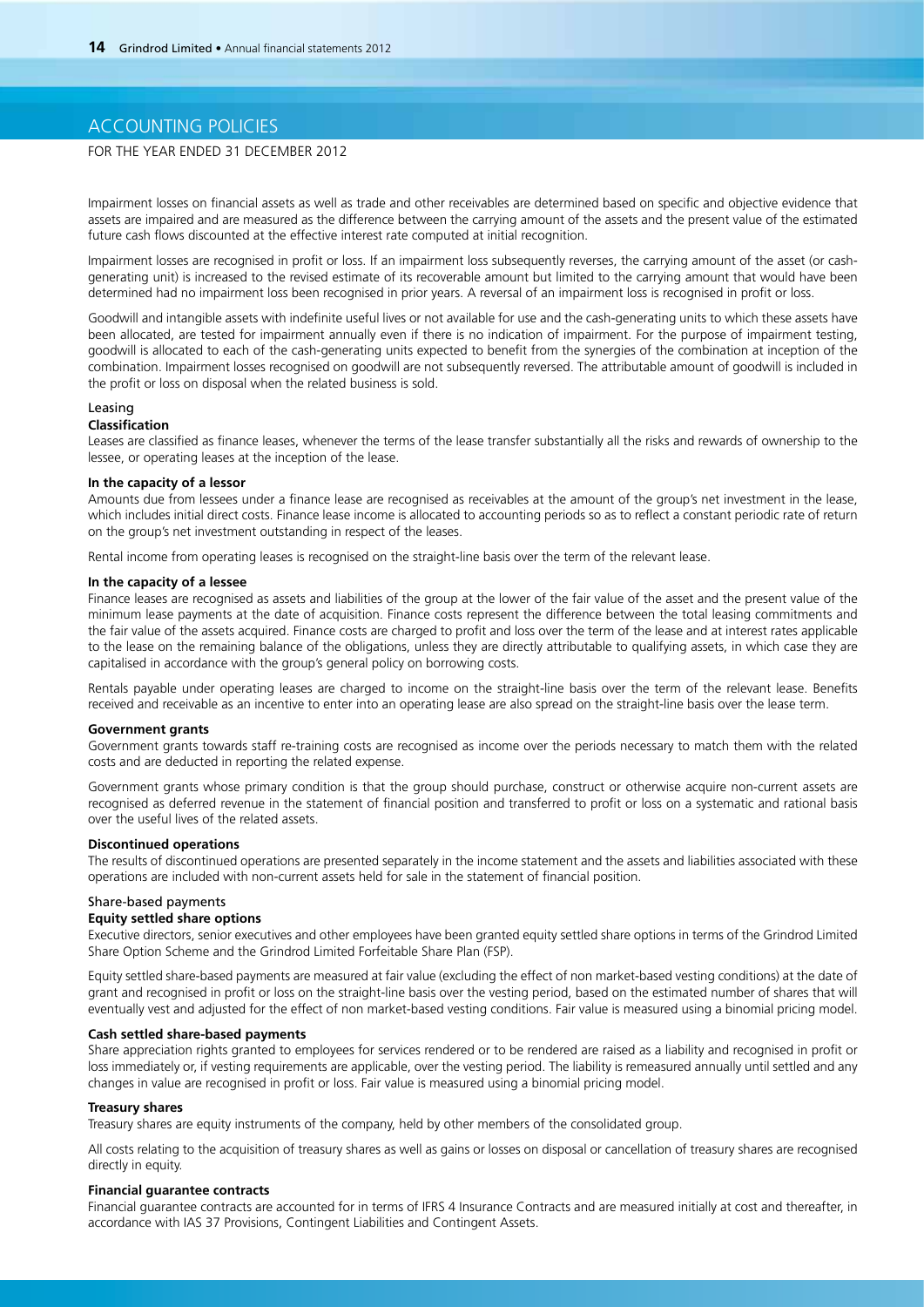## ACCOUNTING POLICIES

FOR THE YEAR ENDED 31 DECEMBER 2012

Impairment losses on financial assets as well as trade and other receivables are determined based on specific and objective evidence that assets are impaired and are measured as the difference between the carrying amount of the assets and the present value of the estimated future cash flows discounted at the effective interest rate computed at initial recognition.

Impairment losses are recognised in profit or loss. If an impairment loss subsequently reverses, the carrying amount of the asset (or cash-generating unit) is increased to the revised estimate of its recoverable amount but limited to the carrying amount that would have been determined had no impairment loss been recognised in prior years. A reversal of an impairment loss is recognised in profit or loss.

Goodwill and intangible assets with indefinite useful lives or not available for use and the cash-generating units to which these assets have been allocated, are tested for impairment annually even if there is no indication of impairment. For the purpose of impairment testing, goodwill is allocated to each of the cash-generating units expected to benefit from the synergies of the combination at inception of the combination. Impairment losses recognised on goodwill are not subsequently reversed. The attributable amount of goodwill is included in the profit or loss on disposal when the related business is sold.

### Leasing

**Classification**

Leases are classified as finance leases, whenever the terms of the lease transfer substantially all the risks and rewards of ownership to the lessee, or operating leases at the inception of the lease.

**In the capacity of a lessor**

Amounts due from lessees under a finance lease are recognised as receivables at the amount of the group's net investment in the lease, which includes initial direct costs. Finance lease income is allocated to accounting periods so as to reflect a constant periodic rate of return on the group's net investment outstanding in respect of the leases.

Rental income from operating leases is recognised on the straight-line basis over the term of the relevant lease.

**In the capacity of a lessee**

Finance leases are recognised as assets and liabilities of the group at the lower of the fair value of the asset and the present value of the minimum lease payments at the date of acquisition. Finance costs represent the difference between the total leasing commitments and the fair value of the assets acquired. Finance costs are charged to profit and loss over the term of the lease and at interest rates applicable to the lease on the remaining balance of the obligations, unless they are directly attributable to qualifying assets, in which case they are capitalised in accordance with the group's general policy on borrowing costs.

Rentals payable under operating leases are charged to income on the straight-line basis over the term of the relevant lease. Benefits received and receivable as an incentive to enter into an operating lease are also spread on the straight-line basis over the lease term.

**Government grants**

Government grants towards staff re-training costs are recognised as income over the periods necessary to match them with the related costs and are deducted in reporting the related expense.

Government grants whose primary condition is that the group should purchase, construct or otherwise acquire non-current assets are recognised as deferred revenue in the statement of financial position and transferred to profit or loss on a systematic and rational basis over the useful lives of the related assets.

**Discontinued operations**

The results of discontinued operations are presented separately in the income statement and the assets and liabilities associated with these operations are included with non-current assets held for sale in the statement of financial position.

### Share-based payments

**Equity settled share options**

Executive directors, senior executives and other employees have been granted equity settled share options in terms of the Grindrod Limited Share Option Scheme and the Grindrod Limited Forfeitable Share Plan (FSP).

Equity settled share-based payments are measured at fair value (excluding the effect of non market-based vesting conditions) at the date of grant and recognised in profit or loss on the straight-line basis over the vesting period, based on the estimated number of shares that will eventually vest and adjusted for the effect of non market-based vesting conditions. Fair value is measured using a binomial pricing model.

**Cash settled share-based payments**

Share appreciation rights granted to employees for services rendered or to be rendered are raised as a liability and recognised in profit or loss immediately or, if vesting requirements are applicable, over the vesting period. The liability is remeasured annually until settled and any changes in value are recognised in profit or loss. Fair value is measured using a binomial pricing model.

**Treasury shares**

Treasury shares are equity instruments of the company, held by other members of the consolidated group.

All costs relating to the acquisition of treasury shares as well as gains or losses on disposal or cancellation of treasury shares are recognised directly in equity.

**Financial guarantee contracts**

Financial guarantee contracts are accounted for in terms of IFRS 4 Insurance Contracts and are measured initially at cost and thereafter, in accordance with IAS 37 Provisions, Contingent Liabilities and Contingent Assets.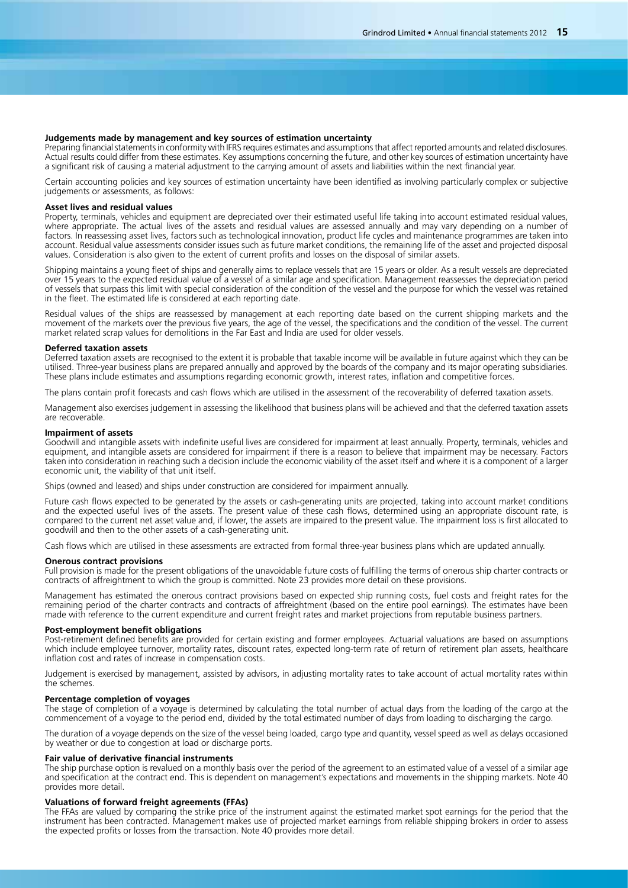### Judgements made by management and key sources of estimation uncertainty

Preparing financial statements in conformity with IFRS requires estimates and assumptions that affect reported amounts and related disclosures. Actual results could differ from these estimates. Key assumptions concerning the future, and other key sources of estimation uncertainty have a significant risk of causing a material adjustment to the carrying amount of assets and liabilities within the next financial year.

Certain accounting policies and key sources of estimation uncertainty have been identified as involving particularly complex or subjective judgements or assessments, as follows:

#### Asset lives and residual values

Property, terminals, vehicles and equipment are depreciated over their estimated useful life taking into account estimated residual values, where appropriate. The actual lives of the assets and residual values are assessed annually and may vary depending on a number of factors. In reassessing asset lives, factors such as technological innovation, product life cycles and maintenance programmes are taken into account. Residual value assessments consider issues such as future market conditions, the remaining life of the asset and projected disposal values. Consideration is also given to the extent of current profits and losses on the disposal of similar assets.

Shipping maintains a young fleet of ships and generally aims to replace vessels that are 15 years or older. As a result vessels are depreciated over 15 years to the expected residual value of a vessel of a similar age and specification. Management reassesses the depreciation period of vessels that surpass this limit with special consideration of the condition of the vessel and the purpose for which the vessel was retained in the fleet. The estimated life is considered at each reporting date.

Residual values of the ships are reassessed by management at each reporting date based on the current shipping markets and the movement of the markets over the previous five years, the age of the vessel, the specifications and the condition of the vessel. The current market related scrap values for demolitions in the Far East and India are used for older vessels.

#### Deferred taxation assets

Deferred taxation assets are recognised to the extent it is probable that taxable income will be available in future against which they can be utilised. Three-year business plans are prepared annually and approved by the boards of the company and its major operating subsidiaries. These plans include estimates and assumptions regarding economic growth, interest rates, inflation and competitive forces.

The plans contain profit forecasts and cash flows which are utilised in the assessment of the recoverability of deferred taxation assets.

Management also exercises judgement in assessing the likelihood that business plans will be achieved and that the deferred taxation assets are recoverable.

#### Impairment of assets

Goodwill and intangible assets with indefinite useful lives are considered for impairment at least annually. Property, terminals, vehicles and equipment, and intangible assets are considered for impairment if there is a reason to believe that impairment may be necessary. Factors taken into consideration in reaching such a decision include the economic viability of the asset itself and where it is a component of a larger economic unit, the viability of that unit itself.

Ships (owned and leased) and ships under construction are considered for impairment annually.

Future cash flows expected to be generated by the assets or cash-generating units are projected, taking into account market conditions and the expected useful lives of the assets. The present value of these cash flows, determined using an appropriate discount rate, is compared to the current net asset value and, if lower, the assets are impaired to the present value. The impairment loss is first allocated to goodwill and then to the other assets of a cash-generating unit.

Cash flows which are utilised in these assessments are extracted from formal three-year business plans which are updated annually.

#### Onerous contract provisions

Full provision is made for the present obligations of the unavoidable future costs of fulfilling the terms of onerous ship charter contracts or contracts of affreightment to which the group is committed. Note 23 provides more detail on these provisions.

Management has estimated the onerous contract provisions based on expected ship running costs, fuel costs and freight rates for the remaining period of the charter contracts and contracts of affreightment (based on the entire pool earnings). The estimates have been made with reference to the current expenditure and current freight rates and market projections from reputable business partners.

#### Post-employment benefit obligations

Post-retirement defined benefits are provided for certain existing and former employees. Actuarial valuations are based on assumptions which include employee turnover, mortality rates, discount rates, expected long-term rate of return of retirement plan assets, healthcare inflation cost and rates of increase in compensation costs.

Judgement is exercised by management, assisted by advisors, in adjusting mortality rates to take account of actual mortality rates within the schemes.

#### Percentage completion of voyages

The stage of completion of a voyage is determined by calculating the total number of actual days from the loading of the cargo at the commencement of a voyage to the period end, divided by the total estimated number of days from loading to discharging the cargo.

The duration of a voyage depends on the size of the vessel being loaded, cargo type and quantity, vessel speed as well as delays occasioned by weather or due to congestion at load or discharge ports.

#### Fair value of derivative financial instruments

The ship purchase option is revalued on a monthly basis over the period of the agreement to an estimated value of a vessel of a similar age and specification at the contract end. This is dependent on management's expectations and movements in the shipping markets. Note 40 provides more detail.

#### Valuations of forward freight agreements (FFAs)

The FFAs are valued by comparing the strike price of the instrument against the estimated market spot earnings for the period that the instrument has been contracted. Management makes use of projected market earnings from reliable shipping brokers in order to assess the expected profits or losses from the transaction. Note 40 provides more detail.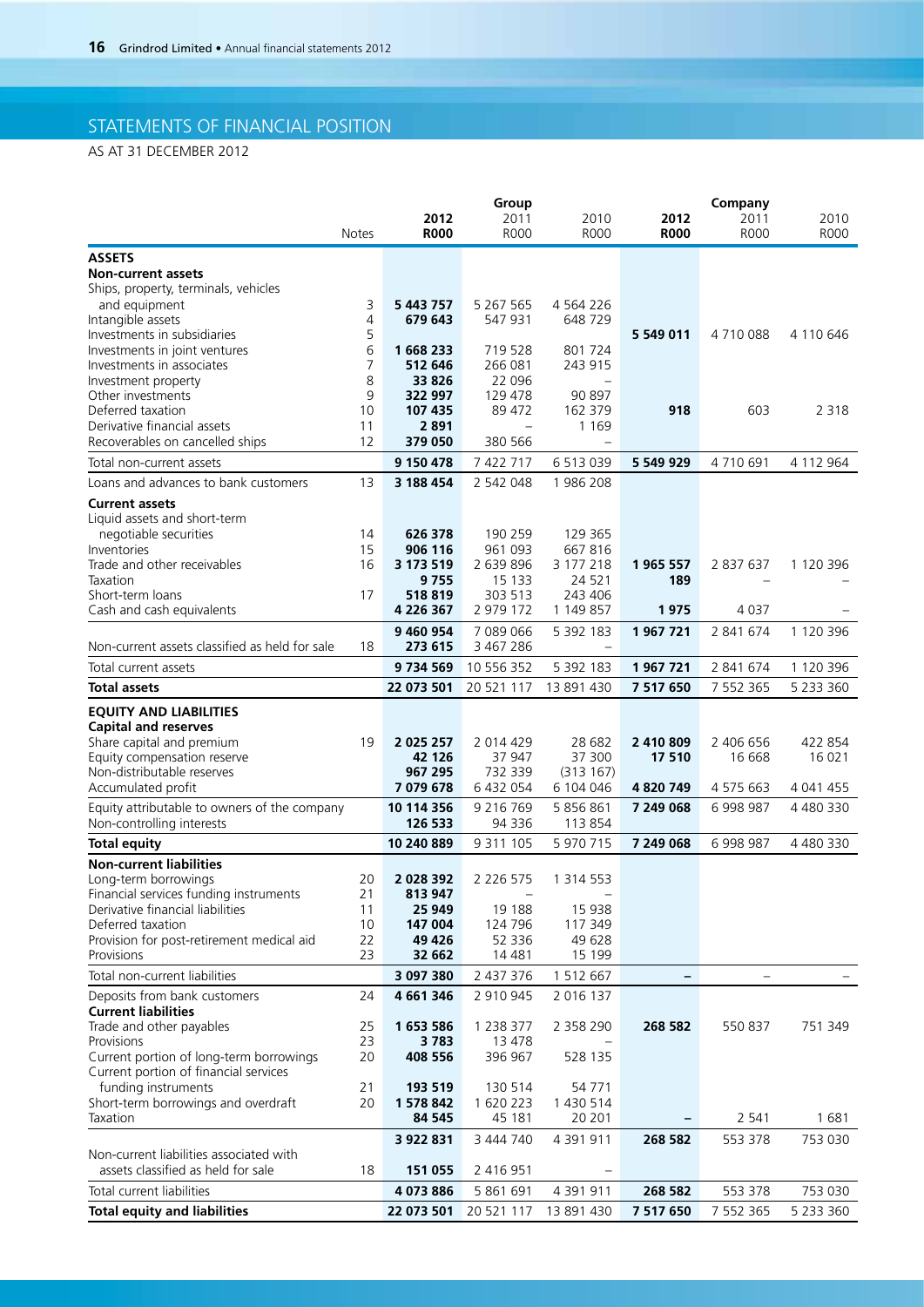# STATEMENTS OF FINANCIAL POSITION

AS AT 31 DECEMBER 2012

| | Notes | Group | | | Company | | |
|---|---|---|---|---|---|---|---|
| | | **2012 R000** | 2011 R000 | 2010 R000 | **2012 R000** | 2011 R000 | 2010 R000 |
| **ASSETS** | | | | | | | |
| **Non-current assets** | | | | | | | |
| Ships, property, terminals, vehicles and equipment | 3 | **5 443 757** | 5 267 565 | 4 564 226 | | | |
| Intangible assets | 4 | **679 643** | 547 931 | 648 729 | | | |
| Investments in subsidiaries | 5 | | | | **5 549 011** | 4 710 088 | 4 110 646 |
| Investments in joint ventures | 6 | **1 668 233** | 719 528 | 801 724 | | | |
| Investments in associates | 7 | **512 646** | 266 081 | 243 915 | | | |
| Investment property | 8 | **33 826** | 22 096 | – | | | |
| Other investments | 9 | **322 997** | 129 478 | 90 897 | | | |
| Deferred taxation | 10 | **107 435** | 89 472 | 162 379 | **918** | 603 | 2 318 |
| Derivative financial assets | 11 | **2 891** | – | 1 169 | | | |
| Recoverables on cancelled ships | 12 | **379 050** | 380 566 | – | | | |
| Total non-current assets | | **9 150 478** | 7 422 717 | 6 513 039 | **5 549 929** | 4 710 691 | 4 112 964 |
| Loans and advances to bank customers | 13 | **3 188 454** | 2 542 048 | 1 986 208 | | | |
| **Current assets** | | | | | | | |
| Liquid assets and short-term negotiable securities | 14 | **626 378** | 190 259 | 129 365 | | | |
| Inventories | 15 | **906 116** | 961 093 | 667 816 | | | |
| Trade and other receivables | 16 | **3 173 519** | 2 639 896 | 3 177 218 | **1 965 557** | 2 837 637 | 1 120 396 |
| Taxation | | **9 755** | 15 133 | 24 521 | **189** | – | – |
| Short-term loans | 17 | **518 819** | 303 513 | 243 406 | | | |
| Cash and cash equivalents | | **4 226 367** | 2 979 172 | 1 149 857 | **1 975** | 4 037 | – |
| | | **9 460 954** | 7 089 066 | 5 392 183 | **1 967 721** | 2 841 674 | 1 120 396 |
| Non-current assets classified as held for sale | 18 | **273 615** | 3 467 286 | – | | | |
| Total current assets | | **9 734 569** | 10 556 352 | 5 392 183 | **1 967 721** | 2 841 674 | 1 120 396 |
| **Total assets** | | **22 073 501** | 20 521 117 | 13 891 430 | **7 517 650** | 7 552 365 | 5 233 360 |
| **EQUITY AND LIABILITIES** | | | | | | | |
| **Capital and reserves** | | | | | | | |
| Share capital and premium | 19 | **2 025 257** | 2 014 429 | 28 682 | **2 410 809** | 2 406 656 | 422 854 |
| Equity compensation reserve | | **42 126** | 37 947 | 37 300 | **17 510** | 16 668 | 16 021 |
| Non-distributable reserves | | **967 295** | 732 339 | (313 167) | | | |
| Accumulated profit | | **7 079 678** | 6 432 054 | 6 104 046 | **4 820 749** | 4 575 663 | 4 041 455 |
| Equity attributable to owners of the company | | **10 114 356** | 9 216 769 | 5 856 861 | **7 249 068** | 6 998 987 | 4 480 330 |
| Non-controlling interests | | **126 533** | 94 336 | 113 854 | | | |
| **Total equity** | | **10 240 889** | 9 311 105 | 5 970 715 | **7 249 068** | 6 998 987 | 4 480 330 |
| **Non-current liabilities** | | | | | | | |
| Long-term borrowings | 20 | **2 028 392** | 2 226 575 | 1 314 553 | | | |
| Financial services funding instruments | 21 | **813 947** | – | – | | | |
| Derivative financial liabilities | 11 | **25 949** | 19 188 | 15 938 | | | |
| Deferred taxation | 10 | **147 004** | 124 796 | 117 349 | | | |
| Provision for post-retirement medical aid | 22 | **49 426** | 52 336 | 49 628 | | | |
| Provisions | 23 | **32 662** | 14 481 | 15 199 | | | |
| Total non-current liabilities | | **3 097 380** | 2 437 376 | 1 512 667 | **–** | – | – |
| Deposits from bank customers | 24 | **4 661 346** | 2 910 945 | 2 016 137 | | | |
| **Current liabilities** | | | | | | | |
| Trade and other payables | 25 | **1 653 586** | 1 238 377 | 2 358 290 | **268 582** | 550 837 | 751 349 |
| Provisions | 23 | **3 783** | 13 478 | – | | | |
| Current portion of long-term borrowings | 20 | **408 556** | 396 967 | 528 135 | | | |
| Current portion of financial services funding instruments | 21 | **193 519** | 130 514 | 54 771 | | | |
| Short-term borrowings and overdraft | 20 | **1 578 842** | 1 620 223 | 1 430 514 | | | |
| Taxation | | **84 545** | 45 181 | 20 201 | **–** | 2 541 | 1 681 |
| | | **3 922 831** | 3 444 740 | 4 391 911 | **268 582** | 553 378 | 753 030 |
| Non-current liabilities associated with assets classified as held for sale | 18 | **151 055** | 2 416 951 | – | | | |
| Total current liabilities | | **4 073 886** | 5 861 691 | 4 391 911 | **268 582** | 553 378 | 753 030 |
| **Total equity and liabilities** | | **22 073 501** | 20 521 117 | 13 891 430 | **7 517 650** | 7 552 365 | 5 233 360 |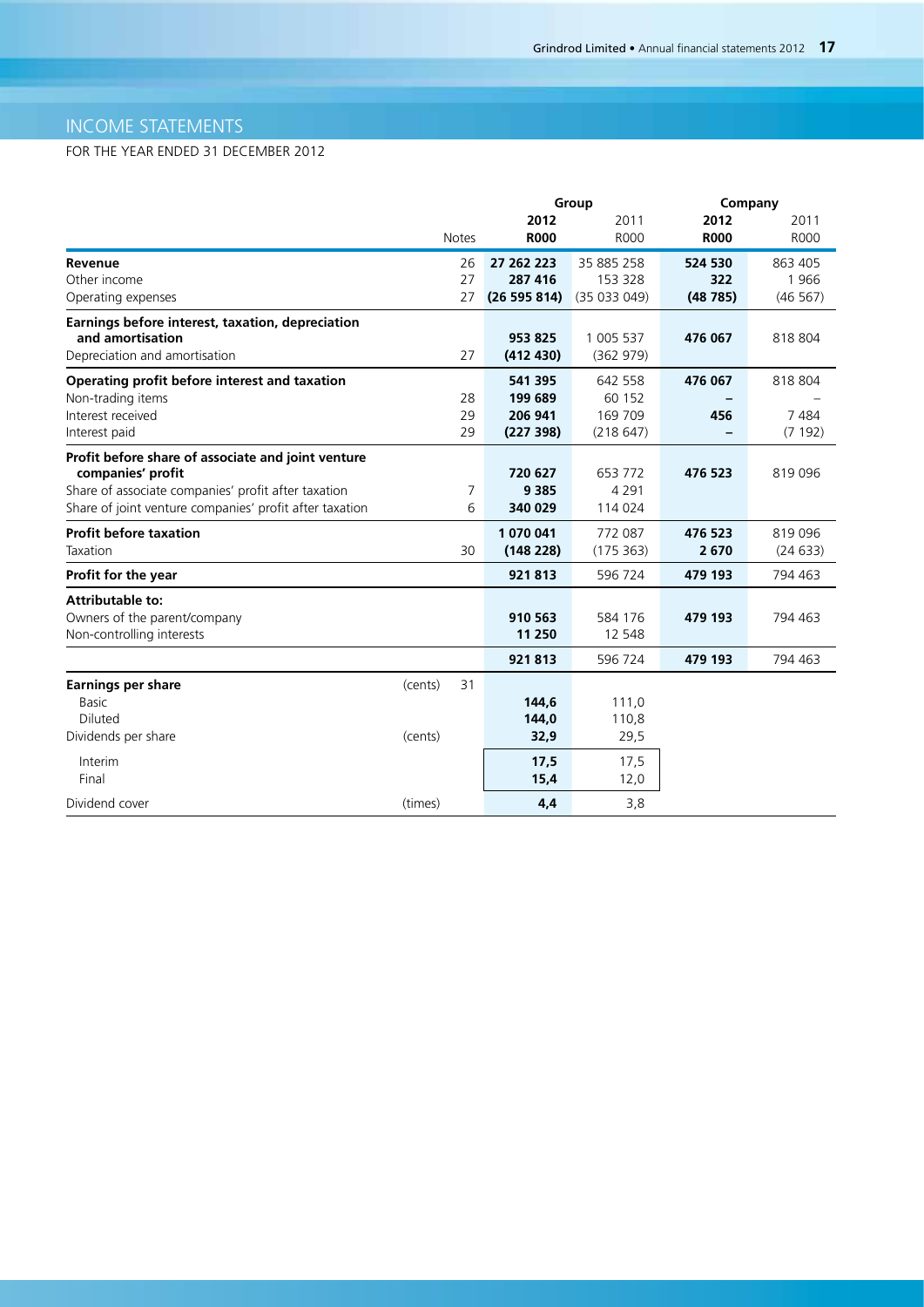# INCOME STATEMENTS

FOR THE YEAR ENDED 31 DECEMBER 2012

| | Notes | Group 2012 R000 | Group 2011 R000 | Company 2012 R000 | Company 2011 R000 |
|---|---|---|---|---|---|
| **Revenue** | 26 | **27 262 223** | 35 885 258 | **524 530** | 863 405 |
| Other income | 27 | **287 416** | 153 328 | **322** | 1 966 |
| Operating expenses | 27 | **(26 595 814)** | (35 033 049) | **(48 785)** | (46 567) |
| **Earnings before interest, taxation, depreciation and amortisation** | | **953 825** | 1 005 537 | **476 067** | 818 804 |
| Depreciation and amortisation | 27 | **(412 430)** | (362 979) | | |
| **Operating profit before interest and taxation** | | **541 395** | 642 558 | **476 067** | 818 804 |
| Non-trading items | 28 | **199 689** | 60 152 | **–** | – |
| Interest received | 29 | **206 941** | 169 709 | **456** | 7 484 |
| Interest paid | 29 | **(227 398)** | (218 647) | **–** | (7 192) |
| **Profit before share of associate and joint venture companies' profit** | | **720 627** | 653 772 | **476 523** | 819 096 |
| Share of associate companies' profit after taxation | 7 | **9 385** | 4 291 | | |
| Share of joint venture companies' profit after taxation | 6 | **340 029** | 114 024 | | |
| **Profit before taxation** | | **1 070 041** | 772 087 | **476 523** | 819 096 |
| Taxation | 30 | **(148 228)** | (175 363) | **2 670** | (24 633) |
| **Profit for the year** | | **921 813** | 596 724 | **479 193** | 794 463 |
| **Attributable to:** | | | | | |
| Owners of the parent/company | | **910 563** | 584 176 | **479 193** | 794 463 |
| Non-controlling interests | | **11 250** | 12 548 | | |
| | | **921 813** | 596 724 | **479 193** | 794 463 |
| **Earnings per share** (cents) | 31 | | | | |
| Basic | | **144,6** | 111,0 | | |
| Diluted | | **144,0** | 110,8 | | |
| Dividends per share (cents) | | **32,9** | 29,5 | | |
| Interim | | **17,5** | 17,5 | | |
| Final | | **15,4** | 12,0 | | |
| Dividend cover (times) | | **4,4** | 3,8 | | |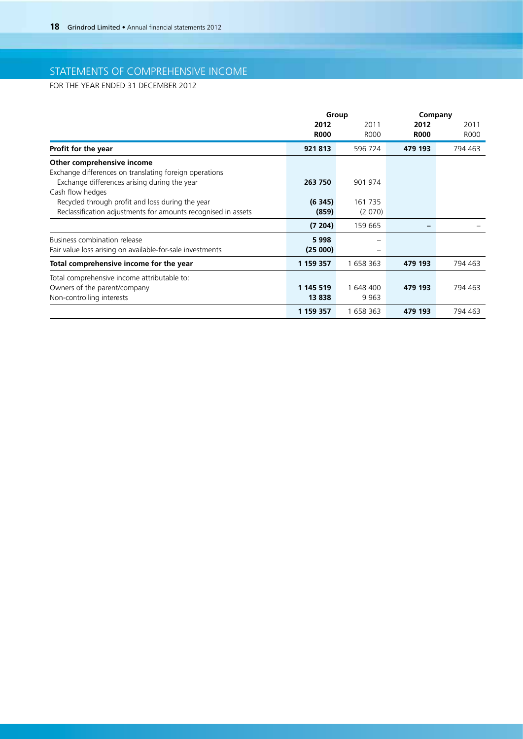# STATEMENTS OF COMPREHENSIVE INCOME

FOR THE YEAR ENDED 31 DECEMBER 2012

| | Group | | Company | |
|---|---|---|---|---|
| | **2012** | 2011 | **2012** | 2011 |
| | **R000** | R000 | **R000** | R000 |
| **Profit for the year** | **921 813** | 596 724 | **479 193** | 794 463 |
| **Other comprehensive income** | | | | |
| Exchange differences on translating foreign operations | | | | |
| Exchange differences arising during the year | **263 750** | 901 974 | | |
| Cash flow hedges | | | | |
| Recycled through profit and loss during the year | **(6 345)** | 161 735 | | |
| Reclassification adjustments for amounts recognised in assets | **(859)** | (2 070) | | |
| | **(7 204)** | 159 665 | **–** | – |
| Business combination release | **5 998** | – | | |
| Fair value loss arising on available-for-sale investments | **(25 000)** | – | | |
| **Total comprehensive income for the year** | **1 159 357** | 1 658 363 | **479 193** | 794 463 |
| Total comprehensive income attributable to: | | | | |
| Owners of the parent/company | **1 145 519** | 1 648 400 | **479 193** | 794 463 |
| Non-controlling interests | **13 838** | 9 963 | | |
| | **1 159 357** | 1 658 363 | **479 193** | 794 463 |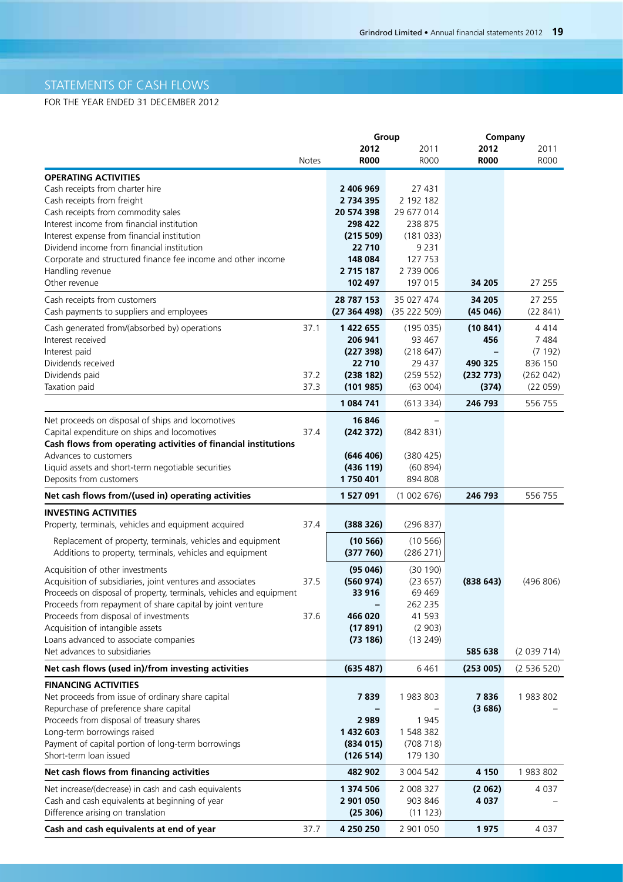# STATEMENTS OF CASH FLOWS

FOR THE YEAR ENDED 31 DECEMBER 2012

| | Notes | Group 2012 R000 | Group 2011 R000 | Company 2012 R000 | Company 2011 R000 |
|---|---|---|---|---|---|
| **OPERATING ACTIVITIES** | | | | | |
| Cash receipts from charter hire | | **2 406 969** | 27 431 | | |
| Cash receipts from freight | | **2 734 395** | 2 192 182 | | |
| Cash receipts from commodity sales | | **20 574 398** | 29 677 014 | | |
| Interest income from financial institution | | **298 422** | 238 875 | | |
| Interest expense from financial institution | | **(215 509)** | (181 033) | | |
| Dividend income from financial institution | | **22 710** | 9 231 | | |
| Corporate and structured finance fee income and other income | | **148 084** | 127 753 | | |
| Handling revenue | | **2 715 187** | 2 739 006 | | |
| Other revenue | | **102 497** | 197 015 | **34 205** | 27 255 |
| Cash receipts from customers | | **28 787 153** | 35 027 474 | **34 205** | 27 255 |
| Cash payments to suppliers and employees | | **(27 364 498)** | (35 222 509) | **(45 046)** | (22 841) |
| Cash generated from/(absorbed by) operations | 37.1 | **1 422 655** | (195 035) | **(10 841)** | 4 414 |
| Interest received | | **206 941** | 93 467 | **456** | 7 484 |
| Interest paid | | **(227 398)** | (218 647) | **–** | (7 192) |
| Dividends received | | **22 710** | 29 437 | **490 325** | 836 150 |
| Dividends paid | 37.2 | **(238 182)** | (259 552) | **(232 773)** | (262 042) |
| Taxation paid | 37.3 | **(101 985)** | (63 004) | **(374)** | (22 059) |
| | | **1 084 741** | (613 334) | **246 793** | 556 755 |
| Net proceeds on disposal of ships and locomotives | | **16 846** | – | | |
| Capital expenditure on ships and locomotives | 37.4 | **(242 372)** | (842 831) | | |
| **Cash flows from operating activities of financial institutions** | | | | | |
| Advances to customers | | **(646 406)** | (380 425) | | |
| Liquid assets and short-term negotiable securities | | **(436 119)** | (60 894) | | |
| Deposits from customers | | **1 750 401** | 894 808 | | |
| **Net cash flows from/(used in) operating activities** | | **1 527 091** | (1 002 676) | **246 793** | 556 755 |
| **INVESTING ACTIVITIES** | | | | | |
| Property, terminals, vehicles and equipment acquired | 37.4 | **(388 326)** | (296 837) | | |
| Replacement of property, terminals, vehicles and equipment | | **(10 566)** | (10 566) | | |
| Additions to property, terminals, vehicles and equipment | | **(377 760)** | (286 271) | | |
| Acquisition of other investments | | **(95 046)** | (30 190) | | |
| Acquisition of subsidiaries, joint ventures and associates | 37.5 | **(560 974)** | (23 657) | **(838 643)** | (496 806) |
| Proceeds on disposal of property, terminals, vehicles and equipment | | **33 916** | 69 469 | | |
| Proceeds from repayment of share capital by joint venture | | **–** | 262 235 | | |
| Proceeds from disposal of investments | 37.6 | **466 020** | 41 593 | | |
| Acquisition of intangible assets | | **(17 891)** | (2 903) | | |
| Loans advanced to associate companies | | **(73 186)** | (13 249) | | |
| Net advances to subsidiaries | | | | **585 638** | (2 039 714) |
| **Net cash flows (used in)/from investing activities** | | **(635 487)** | 6 461 | **(253 005)** | (2 536 520) |
| **FINANCING ACTIVITIES** | | | | | |
| Net proceeds from issue of ordinary share capital | | **7 839** | 1 983 803 | **7 836** | 1 983 802 |
| Repurchase of preference share capital | | **–** | – | **(3 686)** | – |
| Proceeds from disposal of treasury shares | | **2 989** | 1 945 | | |
| Long-term borrowings raised | | **1 432 603** | 1 548 382 | | |
| Payment of capital portion of long-term borrowings | | **(834 015)** | (708 718) | | |
| Short-term loan issued | | **(126 514)** | 179 130 | | |
| **Net cash flows from financing activities** | | **482 902** | 3 004 542 | **4 150** | 1 983 802 |
| Net increase/(decrease) in cash and cash equivalents | | **1 374 506** | 2 008 327 | **(2 062)** | 4 037 |
| Cash and cash equivalents at beginning of year | | **2 901 050** | 903 846 | **4 037** | – |
| Difference arising on translation | | **(25 306)** | (11 123) | | |
| **Cash and cash equivalents at end of year** | 37.7 | **4 250 250** | 2 901 050 | **1 975** | 4 037 |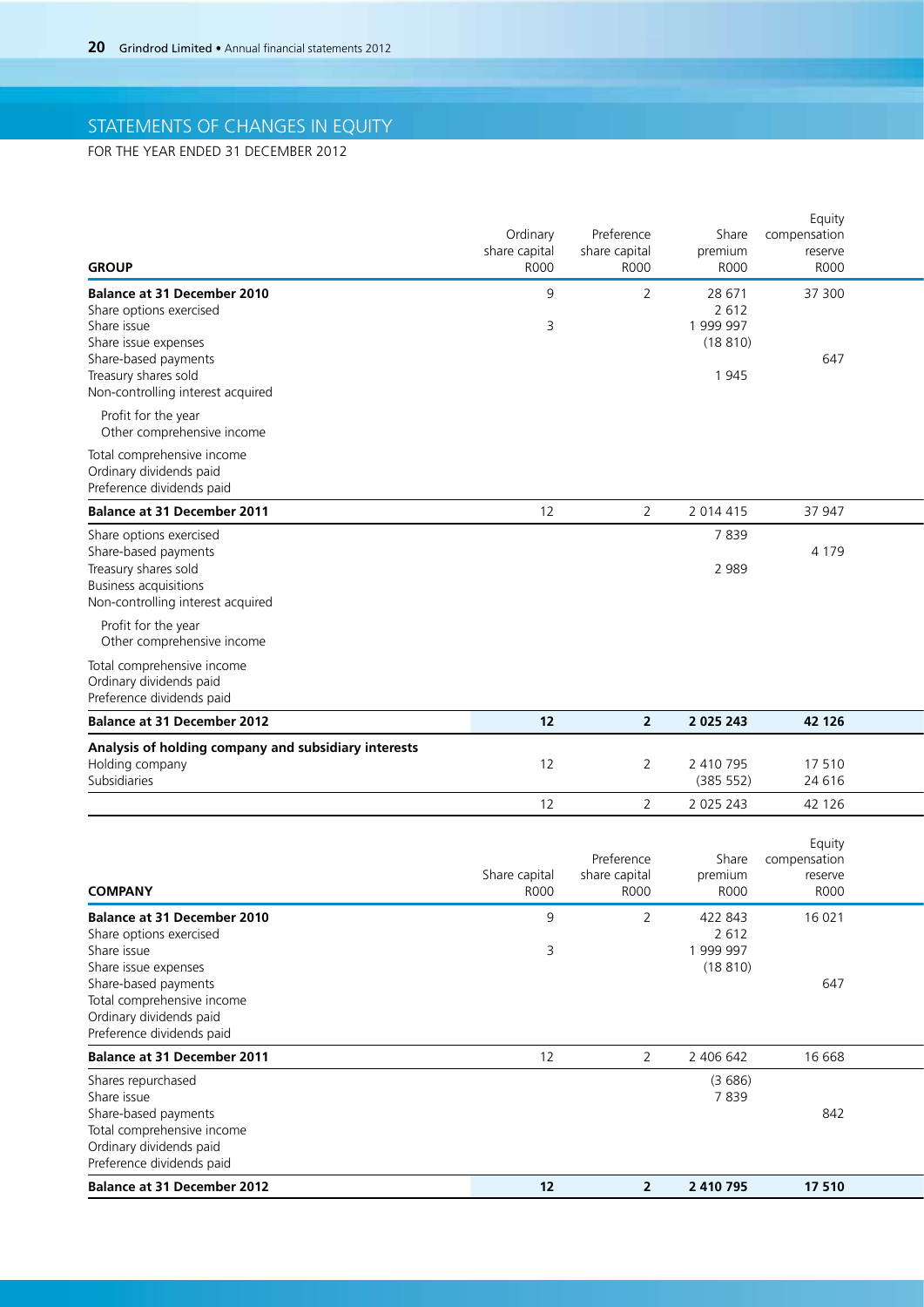## STATEMENTS OF CHANGES IN EQUITY

FOR THE YEAR ENDED 31 DECEMBER 2012

| GROUP | Ordinary share capital R000 | Preference share capital R000 | Share premium R000 | Equity compensation reserve R000 |
|---|---|---|---|---|
| **Balance at 31 December 2010** | 9 | 2 | 28 671 | 37 300 |
| Share options exercised | | | 2 612 | |
| Share issue | 3 | | 1 999 997 | |
| Share issue expenses | | | (18 810) | |
| Share-based payments | | | | 647 |
| Treasury shares sold | | | 1 945 | |
| Non-controlling interest acquired | | | | |
| Profit for the year | | | | |
| Other comprehensive income | | | | |
| Total comprehensive income | | | | |
| Ordinary dividends paid | | | | |
| Preference dividends paid | | | | |
| **Balance at 31 December 2011** | 12 | 2 | 2 014 415 | 37 947 |
| Share options exercised | | | 7 839 | |
| Share-based payments | | | | 4 179 |
| Treasury shares sold | | | 2 989 | |
| Business acquisitions | | | | |
| Non-controlling interest acquired | | | | |
| Profit for the year | | | | |
| Other comprehensive income | | | | |
| Total comprehensive income | | | | |
| Ordinary dividends paid | | | | |
| Preference dividends paid | | | | |
| **Balance at 31 December 2012** | **12** | **2** | **2 025 243** | **42 126** |
| **Analysis of holding company and subsidiary interests** | | | | |
| Holding company | 12 | 2 | 2 410 795 | 17 510 |
| Subsidiaries | | | (385 552) | 24 616 |
| | 12 | 2 | 2 025 243 | 42 126 |

| COMPANY | Share capital R000 | Preference share capital R000 | Share premium R000 | Equity compensation reserve R000 |
|---|---|---|---|---|
| **Balance at 31 December 2010** | 9 | 2 | 422 843 | 16 021 |
| Share options exercised | | | 2 612 | |
| Share issue | 3 | | 1 999 997 | |
| Share issue expenses | | | (18 810) | |
| Share-based payments | | | | 647 |
| Total comprehensive income | | | | |
| Ordinary dividends paid | | | | |
| Preference dividends paid | | | | |
| **Balance at 31 December 2011** | 12 | 2 | 2 406 642 | 16 668 |
| Shares repurchased | | | (3 686) | |
| Share issue | | | 7 839 | |
| Share-based payments | | | | 842 |
| Total comprehensive income | | | | |
| Ordinary dividends paid | | | | |
| Preference dividends paid | | | | |
| **Balance at 31 December 2012** | **12** | **2** | **2 410 795** | **17 510** |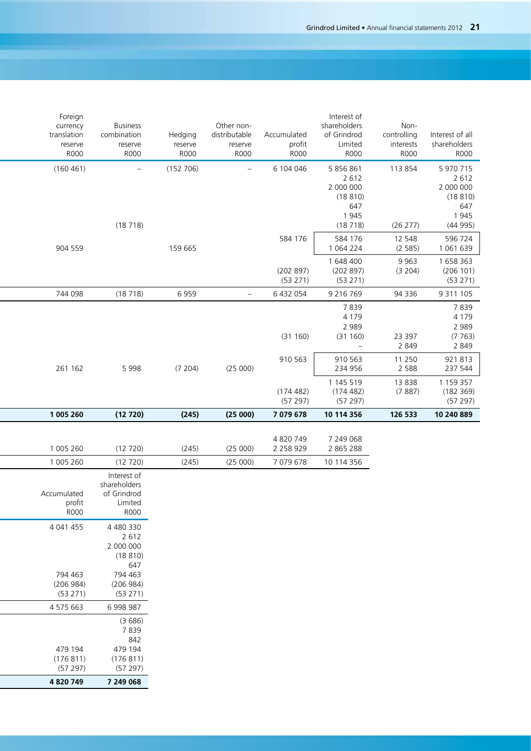| Foreign currency translation reserve R000 | Business combination reserve R000 | Hedging reserve R000 | Other non-distributable reserve R000 | Accumulated profit R000 | Interest of shareholders of Grindrod Limited R000 | Non-controlling interests R000 | Interest of all shareholders R000 |
|---|---|---|---|---|---|---|---|
| (160 461) | – | (152 706) | – | 6 104 046 | 5 856 861 | 113 854 | 5 970 715 |
| | | | | | 2 612 | | 2 612 |
| | | | | | 2 000 000 | | 2 000 000 |
| | | | | | (18 810) | | (18 810) |
| | | | | | 647 | | 647 |
| | | | | | 1 945 | | 1 945 |
| | (18 718) | | | | (18 718) | (26 277) | (44 995) |
| | | | | 584 176 | 584 176 | 12 548 | 596 724 |
| 904 559 | | 159 665 | | | 1 064 224 | (2 585) | 1 061 639 |
| | | | | | 1 648 400 | 9 963 | 1 658 363 |
| | | | | (202 897) | (202 897) | (3 204) | (206 101) |
| | | | | (53 271) | (53 271) | | (53 271) |
| 744 098 | (18 718) | 6 959 | – | 6 432 054 | 9 216 769 | 94 336 | 9 311 105 |
| | | | | | 7 839 | | 7 839 |
| | | | | | 4 179 | | 4 179 |
| | | | | | 2 989 | | 2 989 |
| | | | | (31 160) | (31 160) | 23 397 | (7 763) |
| | | | | | – | 2 849 | 2 849 |
| | | | | 910 563 | 910 563 | 11 250 | 921 813 |
| 261 162 | 5 998 | (7 204) | (25 000) | | 234 956 | 2 588 | 237 544 |
| | | | | | 1 145 519 | 13 838 | 1 159 357 |
| | | | | (174 482) | (174 482) | (7 887) | (182 369) |
| | | | | (57 297) | (57 297) | | (57 297) |
| **1 005 260** | **(12 720)** | **(245)** | **(25 000)** | **7 079 678** | **10 114 356** | **126 533** | **10 240 889** |

| | | | | | |
|---|---|---|---|---|---|
| | | | | 4 820 749 | 7 249 068 |
| 1 005 260 | (12 720) | (245) | (25 000) | 2 258 929 | 2 865 288 |
| 1 005 260 | (12 720) | (245) | (25 000) | 7 079 678 | 10 114 356 |

| Accumulated profit R000 | Interest of shareholders of Grindrod Limited R000 |
|---|---|
| 4 041 455 | 4 480 330 |
| | 2 612 |
| | 2 000 000 |
| | (18 810) |
| | 647 |
| 794 463 | 794 463 |
| (206 984) | (206 984) |
| (53 271) | (53 271) |
| 4 575 663 | 6 998 987 |
| | (3 686) |
| | 7 839 |
| | 842 |
| 479 194 | 479 194 |
| (176 811) | (176 811) |
| (57 297) | (57 297) |
| **4 820 749** | **7 249 068** |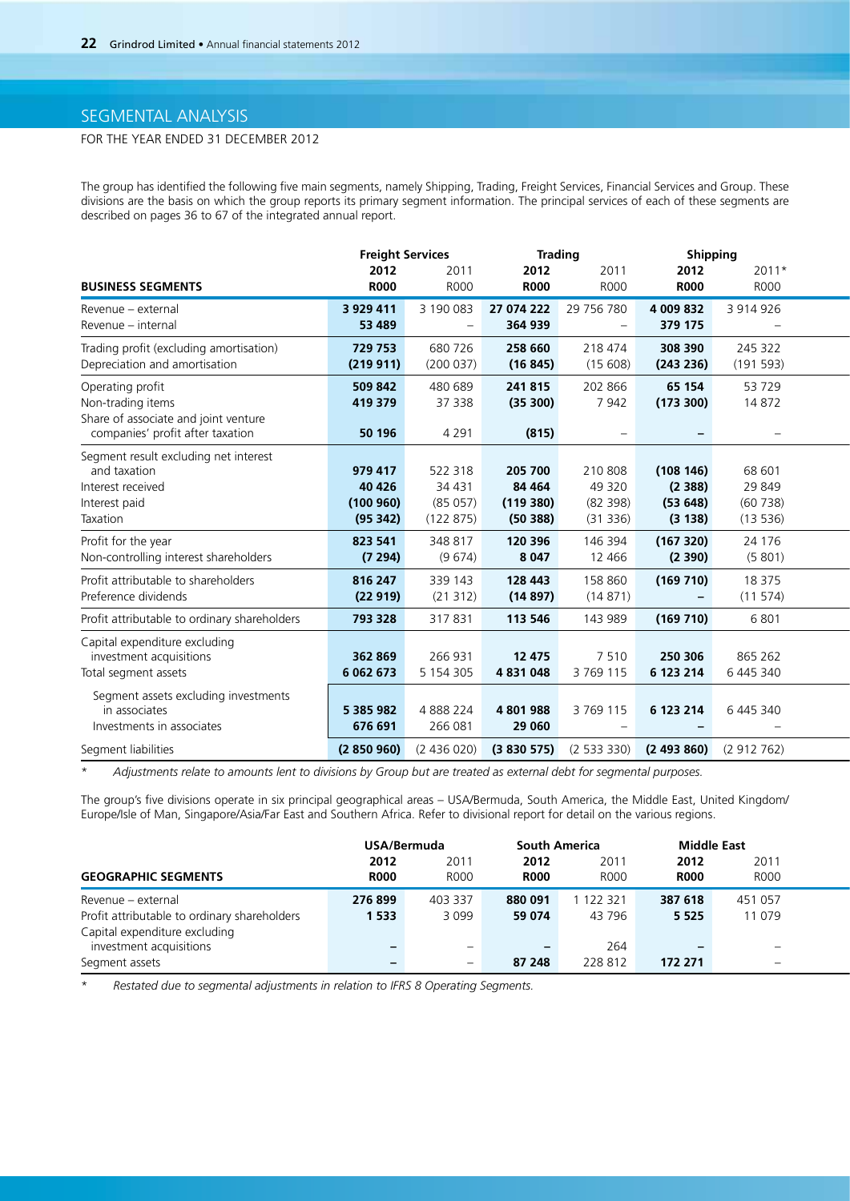# SEGMENTAL ANALYSIS

FOR THE YEAR ENDED 31 DECEMBER 2012

The group has identified the following five main segments, namely Shipping, Trading, Freight Services, Financial Services and Group. These divisions are the basis on which the group reports its primary segment information. The principal services of each of these segments are described on pages 36 to 67 of the integrated annual report.

| | Freight Services | | Trading | | Shipping | |
|---|---|---|---|---|---|---|
| **BUSINESS SEGMENTS** | **2012 R000** | 2011 R000 | **2012 R000** | 2011 R000 | **2012 R000** | 2011* R000 |
| Revenue – external | **3 929 411** | 3 190 083 | **27 074 222** | 29 756 780 | **4 009 832** | 3 914 926 |
| Revenue – internal | **53 489** | – | **364 939** | – | **379 175** | – |
| Trading profit (excluding amortisation) | **729 753** | 680 726 | **258 660** | 218 474 | **308 390** | 245 322 |
| Depreciation and amortisation | **(219 911)** | (200 037) | **(16 845)** | (15 608) | **(243 236)** | (191 593) |
| Operating profit | **509 842** | 480 689 | **241 815** | 202 866 | **65 154** | 53 729 |
| Non-trading items | **419 379** | 37 338 | **(35 300)** | 7 942 | **(173 300)** | 14 872 |
| Share of associate and joint venture companies' profit after taxation | **50 196** | 4 291 | **(815)** | – | **–** | – |
| Segment result excluding net interest and taxation | **979 417** | 522 318 | **205 700** | 210 808 | **(108 146)** | 68 601 |
| Interest received | **40 426** | 34 431 | **84 464** | 49 320 | **(2 388)** | 29 849 |
| Interest paid | **(100 960)** | (85 057) | **(119 380)** | (82 398) | **(53 648)** | (60 738) |
| Taxation | **(95 342)** | (122 875) | **(50 388)** | (31 336) | **(3 138)** | (13 536) |
| Profit for the year | **823 541** | 348 817 | **120 396** | 146 394 | **(167 320)** | 24 176 |
| Non-controlling interest shareholders | **(7 294)** | (9 674) | **8 047** | 12 466 | **(2 390)** | (5 801) |
| Profit attributable to shareholders | **816 247** | 339 143 | **128 443** | 158 860 | **(169 710)** | 18 375 |
| Preference dividends | **(22 919)** | (21 312) | **(14 897)** | (14 871) | **–** | (11 574) |
| Profit attributable to ordinary shareholders | **793 328** | 317 831 | **113 546** | 143 989 | **(169 710)** | 6 801 |
| Capital expenditure excluding investment acquisitions | **362 869** | 266 931 | **12 475** | 7 510 | **250 306** | 865 262 |
| Total segment assets | **6 062 673** | 5 154 305 | **4 831 048** | 3 769 115 | **6 123 214** | 6 445 340 |
| Segment assets excluding investments in associates | **5 385 982** | 4 888 224 | **4 801 988** | 3 769 115 | **6 123 214** | 6 445 340 |
| Investments in associates | **676 691** | 266 081 | **29 060** | – | **–** | – |
| Segment liabilities | **(2 850 960)** | (2 436 020) | **(3 830 575)** | (2 533 330) | **(2 493 860)** | (2 912 762) |

\* *Adjustments relate to amounts lent to divisions by Group but are treated as external debt for segmental purposes.*

The group's five divisions operate in six principal geographical areas – USA/Bermuda, South America, the Middle East, United Kingdom/Europe/Isle of Man, Singapore/Asia/Far East and Southern Africa. Refer to divisional report for detail on the various regions.

| | USA/Bermuda | | South America | | Middle East | |
|---|---|---|---|---|---|---|
| **GEOGRAPHIC SEGMENTS** | **2012 R000** | 2011 R000 | **2012 R000** | 2011 R000 | **2012 R000** | 2011 R000 |
| Revenue – external | **276 899** | 403 337 | **880 091** | 1 122 321 | **387 618** | 451 057 |
| Profit attributable to ordinary shareholders | **1 533** | 3 099 | **59 074** | 43 796 | **5 525** | 11 079 |
| Capital expenditure excluding investment acquisitions | **–** | – | **–** | 264 | **–** | – |
| Segment assets | **–** | – | **87 248** | 228 812 | **172 271** | – |

\* *Restated due to segmental adjustments in relation to IFRS 8 Operating Segments.*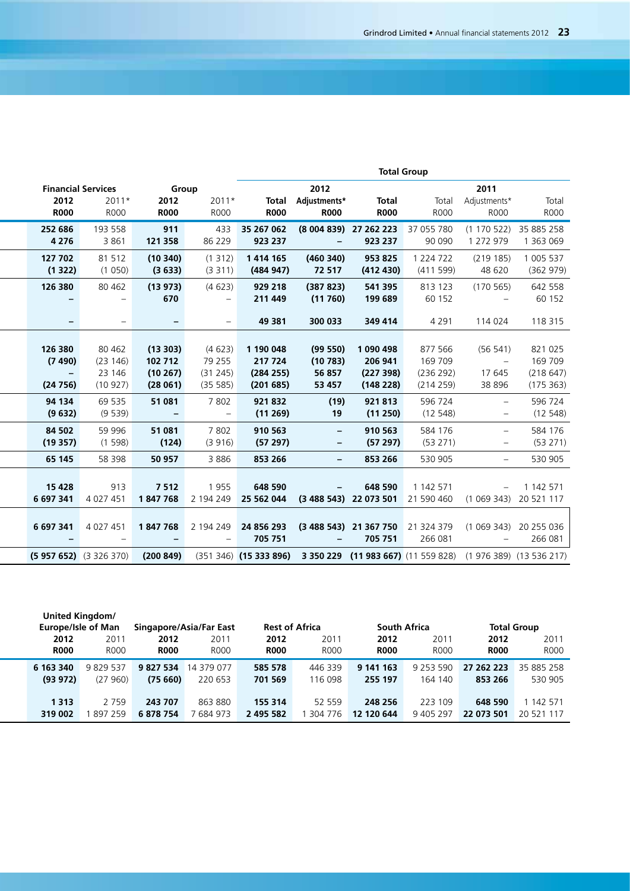| Financial Services | | Group | | Total Group | | | | | |
|---|---|---|---|---|---|---|---|---|---|
| | | | | 2012 | | | 2011 | | |
| **2012** | 2011* | **2012** | 2011* | **Total** | **Adjustments*** | **Total** | Total | Adjustments* | Total |
| **R000** | R000 | **R000** | R000 | **R000** | **R000** | **R000** | R000 | R000 | R000 |
| **252 686** | 193 558 | **911** | 433 | **35 267 062** | **(8 004 839)** | **27 262 223** | 37 055 780 | (1 170 522) | 35 885 258 |
| **4 276** | 3 861 | **121 358** | 86 229 | **923 237** | **–** | **923 237** | 90 090 | 1 272 979 | 1 363 069 |
| **127 702** | 81 512 | **(10 340)** | (1 312) | **1 414 165** | **(460 340)** | **953 825** | 1 224 722 | (219 185) | 1 005 537 |
| **(1 322)** | (1 050) | **(3 633)** | (3 311) | **(484 947)** | **72 517** | **(412 430)** | (411 599) | 48 620 | (362 979) |
| **126 380** | 80 462 | **(13 973)** | (4 623) | **929 218** | **(387 823)** | **541 395** | 813 123 | (170 565) | 642 558 |
| **–** | – | **670** | – | **211 449** | **(11 760)** | **199 689** | 60 152 | – | 60 152 |
| **–** | – | **–** | – | **49 381** | **300 033** | **349 414** | 4 291 | 114 024 | 118 315 |
| **126 380** | 80 462 | **(13 303)** | (4 623) | **1 190 048** | **(99 550)** | **1 090 498** | 877 566 | (56 541) | 821 025 |
| **(7 490)** | (23 146) | **102 712** | 79 255 | **217 724** | **(10 783)** | **206 941** | 169 709 | – | 169 709 |
| **–** | 23 146 | **(10 267)** | (31 245) | **(284 255)** | **56 857** | **(227 398)** | (236 292) | 17 645 | (218 647) |
| **(24 756)** | (10 927) | **(28 061)** | (35 585) | **(201 685)** | **53 457** | **(148 228)** | (214 259) | 38 896 | (175 363) |
| **94 134** | 69 535 | **51 081** | 7 802 | **921 832** | **(19)** | **921 813** | 596 724 | – | 596 724 |
| **(9 632)** | (9 539) | **–** | – | **(11 269)** | **19** | **(11 250)** | (12 548) | – | (12 548) |
| **84 502** | 59 996 | **51 081** | 7 802 | **910 563** | **–** | **910 563** | 584 176 | – | 584 176 |
| **(19 357)** | (1 598) | **(124)** | (3 916) | **(57 297)** | **–** | **(57 297)** | (53 271) | – | (53 271) |
| **65 145** | 58 398 | **50 957** | 3 886 | **853 266** | **–** | **853 266** | 530 905 | – | 530 905 |
| **15 428** | 913 | **7 512** | 1 955 | **648 590** | **–** | **648 590** | 1 142 571 | – | 1 142 571 |
| **6 697 341** | 4 027 451 | **1 847 768** | 2 194 249 | **25 562 044** | **(3 488 543)** | **22 073 501** | 21 590 460 | (1 069 343) | 20 521 117 |
| **6 697 341** | 4 027 451 | **1 847 768** | 2 194 249 | **24 856 293** | **(3 488 543)** | **21 367 750** | 21 324 379 | (1 069 343) | 20 255 036 |
| **–** | – | **–** | – | **705 751** | **–** | **705 751** | 266 081 | – | 266 081 |
| **(5 957 652)** | (3 326 370) | **(200 849)** | (351 346) | **(15 333 896)** | **3 350 229** | **(11 983 667)** | (11 559 828) | (1 976 389) | (13 536 217) |

| United Kingdom/ Europe/Isle of Man | | Singapore/Asia/Far East | | Rest of Africa | | South Africa | | Total Group | |
|---|---|---|---|---|---|---|---|---|---|
| **2012** | 2011 | **2012** | 2011 | **2012** | 2011 | **2012** | 2011 | **2012** | 2011 |
| **R000** | R000 | **R000** | R000 | **R000** | R000 | **R000** | R000 | **R000** | R000 |
| **6 163 340** | 9 829 537 | **9 827 534** | 14 379 077 | **585 578** | 446 339 | **9 141 163** | 9 253 590 | **27 262 223** | 35 885 258 |
| **(93 972)** | (27 960) | **(75 660)** | 220 653 | **701 569** | 116 098 | **255 197** | 164 140 | **853 266** | 530 905 |
| **1 313** | 2 759 | **243 707** | 863 880 | **155 314** | 52 559 | **248 256** | 223 109 | **648 590** | 1 142 571 |
| **319 002** | 1 897 259 | **6 878 754** | 7 684 973 | **2 495 582** | 1 304 776 | **12 120 644** | 9 405 297 | **22 073 501** | 20 521 117 |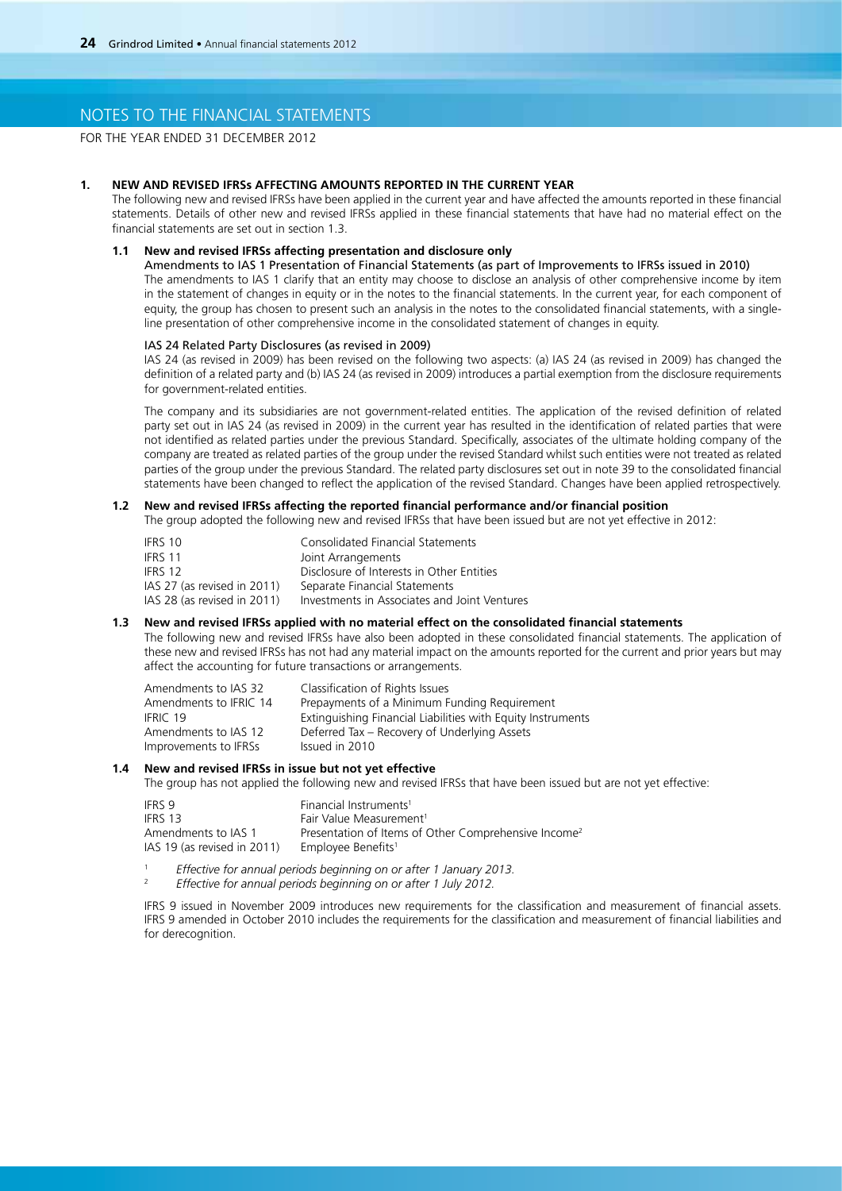# NOTES TO THE FINANCIAL STATEMENTS

FOR THE YEAR ENDED 31 DECEMBER 2012

## 1. NEW AND REVISED IFRSs AFFECTING AMOUNTS REPORTED IN THE CURRENT YEAR

The following new and revised IFRSs have been applied in the current year and have affected the amounts reported in these financial statements. Details of other new and revised IFRSs applied in these financial statements that have had no material effect on the financial statements are set out in section 1.3.

### 1.1 New and revised IFRSs affecting presentation and disclosure only

Amendments to IAS 1 Presentation of Financial Statements (as part of Improvements to IFRSs issued in 2010)

The amendments to IAS 1 clarify that an entity may choose to disclose an analysis of other comprehensive income by item in the statement of changes in equity or in the notes to the financial statements. In the current year, for each component of equity, the group has chosen to present such an analysis in the notes to the consolidated financial statements, with a single-line presentation of other comprehensive income in the consolidated statement of changes in equity.

IAS 24 Related Party Disclosures (as revised in 2009)

IAS 24 (as revised in 2009) has been revised on the following two aspects: (a) IAS 24 (as revised in 2009) has changed the definition of a related party and (b) IAS 24 (as revised in 2009) introduces a partial exemption from the disclosure requirements for government-related entities.

The company and its subsidiaries are not government-related entities. The application of the revised definition of related party set out in IAS 24 (as revised in 2009) in the current year has resulted in the identification of related parties that were not identified as related parties under the previous Standard. Specifically, associates of the ultimate holding company of the company are treated as related parties of the group under the revised Standard whilst such entities were not treated as related parties of the group under the previous Standard. The related party disclosures set out in note 39 to the consolidated financial statements have been changed to reflect the application of the revised Standard. Changes have been applied retrospectively.

### 1.2 New and revised IFRSs affecting the reported financial performance and/or financial position

The group adopted the following new and revised IFRSs that have been issued but are not yet effective in 2012:

| | |
|---|---|
| IFRS 10 | Consolidated Financial Statements |
| IFRS 11 | Joint Arrangements |
| IFRS 12 | Disclosure of Interests in Other Entities |
| IAS 27 (as revised in 2011) | Separate Financial Statements |
| IAS 28 (as revised in 2011) | Investments in Associates and Joint Ventures |

### 1.3 New and revised IFRSs applied with no material effect on the consolidated financial statements

The following new and revised IFRSs have also been adopted in these consolidated financial statements. The application of these new and revised IFRSs has not had any material impact on the amounts reported for the current and prior years but may affect the accounting for future transactions or arrangements.

| | |
|---|---|
| Amendments to IAS 32 | Classification of Rights Issues |
| Amendments to IFRIC 14 | Prepayments of a Minimum Funding Requirement |
| IFRIC 19 | Extinguishing Financial Liabilities with Equity Instruments |
| Amendments to IAS 12 | Deferred Tax – Recovery of Underlying Assets |
| Improvements to IFRSs | Issued in 2010 |

### 1.4 New and revised IFRSs in issue but not yet effective

The group has not applied the following new and revised IFRSs that have been issued but are not yet effective:

| | |
|---|---|
| IFRS 9 | Financial Instruments[1] |
| IFRS 13 | Fair Value Measurement[1] |
| Amendments to IAS 1 | Presentation of Items of Other Comprehensive Income[2] |
| IAS 19 (as revised in 2011) | Employee Benefits[1] |

[1] *Effective for annual periods beginning on or after 1 January 2013.*
[2] *Effective for annual periods beginning on or after 1 July 2012.*

IFRS 9 issued in November 2009 introduces new requirements for the classification and measurement of financial assets. IFRS 9 amended in October 2010 includes the requirements for the classification and measurement of financial liabilities and for derecognition.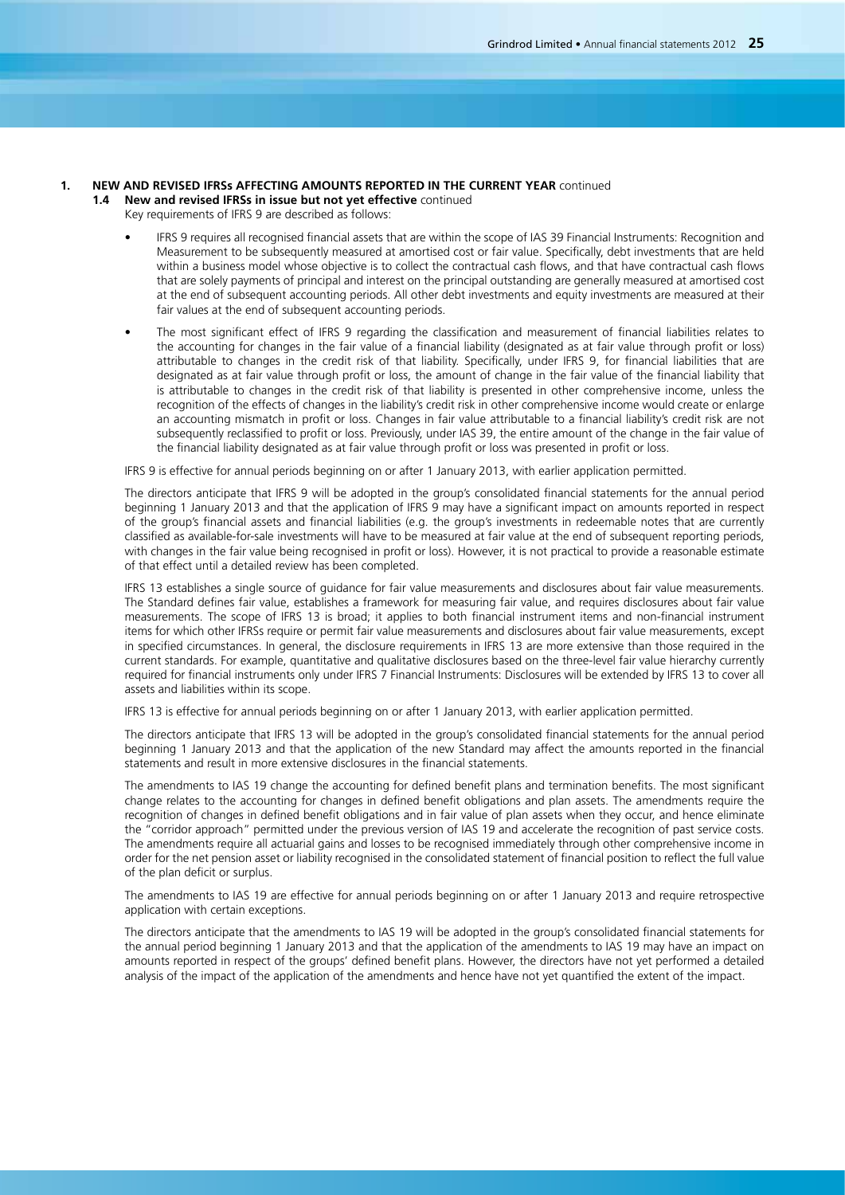**1. NEW AND REVISED IFRSs AFFECTING AMOUNTS REPORTED IN THE CURRENT YEAR** continued

**1.4 New and revised IFRSs in issue but not yet effective** continued

Key requirements of IFRS 9 are described as follows:

- IFRS 9 requires all recognised financial assets that are within the scope of IAS 39 Financial Instruments: Recognition and Measurement to be subsequently measured at amortised cost or fair value. Specifically, debt investments that are held within a business model whose objective is to collect the contractual cash flows, and that have contractual cash flows that are solely payments of principal and interest on the principal outstanding are generally measured at amortised cost at the end of subsequent accounting periods. All other debt investments and equity investments are measured at their fair values at the end of subsequent accounting periods.
- The most significant effect of IFRS 9 regarding the classification and measurement of financial liabilities relates to the accounting for changes in the fair value of a financial liability (designated as at fair value through profit or loss) attributable to changes in the credit risk of that liability. Specifically, under IFRS 9, for financial liabilities that are designated as at fair value through profit or loss, the amount of change in the fair value of the financial liability that is attributable to changes in the credit risk of that liability is presented in other comprehensive income, unless the recognition of the effects of changes in the liability's credit risk in other comprehensive income would create or enlarge an accounting mismatch in profit or loss. Changes in fair value attributable to a financial liability's credit risk are not subsequently reclassified to profit or loss. Previously, under IAS 39, the entire amount of the change in the fair value of the financial liability designated as at fair value through profit or loss was presented in profit or loss.

IFRS 9 is effective for annual periods beginning on or after 1 January 2013, with earlier application permitted.

The directors anticipate that IFRS 9 will be adopted in the group's consolidated financial statements for the annual period beginning 1 January 2013 and that the application of IFRS 9 may have a significant impact on amounts reported in respect of the group's financial assets and financial liabilities (e.g. the group's investments in redeemable notes that are currently classified as available-for-sale investments will have to be measured at fair value at the end of subsequent reporting periods, with changes in the fair value being recognised in profit or loss). However, it is not practical to provide a reasonable estimate of that effect until a detailed review has been completed.

IFRS 13 establishes a single source of guidance for fair value measurements and disclosures about fair value measurements. The Standard defines fair value, establishes a framework for measuring fair value, and requires disclosures about fair value measurements. The scope of IFRS 13 is broad; it applies to both financial instrument items and non-financial instrument items for which other IFRSs require or permit fair value measurements and disclosures about fair value measurements, except in specified circumstances. In general, the disclosure requirements in IFRS 13 are more extensive than those required in the current standards. For example, quantitative and qualitative disclosures based on the three-level fair value hierarchy currently required for financial instruments only under IFRS 7 Financial Instruments: Disclosures will be extended by IFRS 13 to cover all assets and liabilities within its scope.

IFRS 13 is effective for annual periods beginning on or after 1 January 2013, with earlier application permitted.

The directors anticipate that IFRS 13 will be adopted in the group's consolidated financial statements for the annual period beginning 1 January 2013 and that the application of the new Standard may affect the amounts reported in the financial statements and result in more extensive disclosures in the financial statements.

The amendments to IAS 19 change the accounting for defined benefit plans and termination benefits. The most significant change relates to the accounting for changes in defined benefit obligations and plan assets. The amendments require the recognition of changes in defined benefit obligations and in fair value of plan assets when they occur, and hence eliminate the "corridor approach" permitted under the previous version of IAS 19 and accelerate the recognition of past service costs. The amendments require all actuarial gains and losses to be recognised immediately through other comprehensive income in order for the net pension asset or liability recognised in the consolidated statement of financial position to reflect the full value of the plan deficit or surplus.

The amendments to IAS 19 are effective for annual periods beginning on or after 1 January 2013 and require retrospective application with certain exceptions.

The directors anticipate that the amendments to IAS 19 will be adopted in the group's consolidated financial statements for the annual period beginning 1 January 2013 and that the application of the amendments to IAS 19 may have an impact on amounts reported in respect of the groups' defined benefit plans. However, the directors have not yet performed a detailed analysis of the impact of the application of the amendments and hence have not yet quantified the extent of the impact.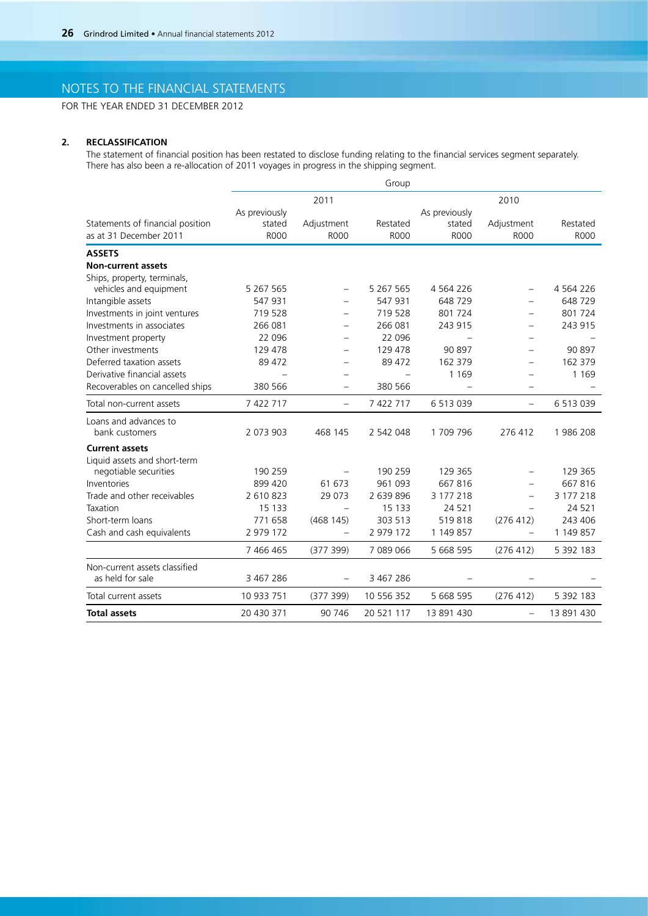# NOTES TO THE FINANCIAL STATEMENTS

FOR THE YEAR ENDED 31 DECEMBER 2012

## 2. RECLASSIFICATION

The statement of financial position has been restated to disclose funding relating to the financial services segment separately. There has also been a re-allocation of 2011 voyages in progress in the shipping segment.

| | Group | | | | | |
|---|---|---|---|---|---|---|
| | 2011 | | | 2010 | | |
| Statements of financial position as at 31 December 2011 | As previously stated R000 | Adjustment R000 | Restated R000 | As previously stated R000 | Adjustment R000 | Restated R000 |
| **ASSETS** | | | | | | |
| **Non-current assets** | | | | | | |
| Ships, property, terminals, vehicles and equipment | 5 267 565 | – | 5 267 565 | 4 564 226 | – | 4 564 226 |
| Intangible assets | 547 931 | – | 547 931 | 648 729 | – | 648 729 |
| Investments in joint ventures | 719 528 | – | 719 528 | 801 724 | – | 801 724 |
| Investments in associates | 266 081 | – | 266 081 | 243 915 | – | 243 915 |
| Investment property | 22 096 | – | 22 096 | – | – | – |
| Other investments | 129 478 | – | 129 478 | 90 897 | – | 90 897 |
| Deferred taxation assets | 89 472 | – | 89 472 | 162 379 | – | 162 379 |
| Derivative financial assets | – | – | – | 1 169 | – | 1 169 |
| Recoverables on cancelled ships | 380 566 | – | 380 566 | – | – | – |
| Total non-current assets | 7 422 717 | – | 7 422 717 | 6 513 039 | – | 6 513 039 |
| Loans and advances to bank customers | 2 073 903 | 468 145 | 2 542 048 | 1 709 796 | 276 412 | 1 986 208 |
| **Current assets** | | | | | | |
| Liquid assets and short-term negotiable securities | 190 259 | – | 190 259 | 129 365 | – | 129 365 |
| Inventories | 899 420 | 61 673 | 961 093 | 667 816 | – | 667 816 |
| Trade and other receivables | 2 610 823 | 29 073 | 2 639 896 | 3 177 218 | – | 3 177 218 |
| Taxation | 15 133 | – | 15 133 | 24 521 | – | 24 521 |
| Short-term loans | 771 658 | (468 145) | 303 513 | 519 818 | (276 412) | 243 406 |
| Cash and cash equivalents | 2 979 172 | – | 2 979 172 | 1 149 857 | – | 1 149 857 |
| | 7 466 465 | (377 399) | 7 089 066 | 5 668 595 | (276 412) | 5 392 183 |
| Non-current assets classified as held for sale | 3 467 286 | – | 3 467 286 | – | – | – |
| Total current assets | 10 933 751 | (377 399) | 10 556 352 | 5 668 595 | (276 412) | 5 392 183 |
| **Total assets** | 20 430 371 | 90 746 | 20 521 117 | 13 891 430 | – | 13 891 430 |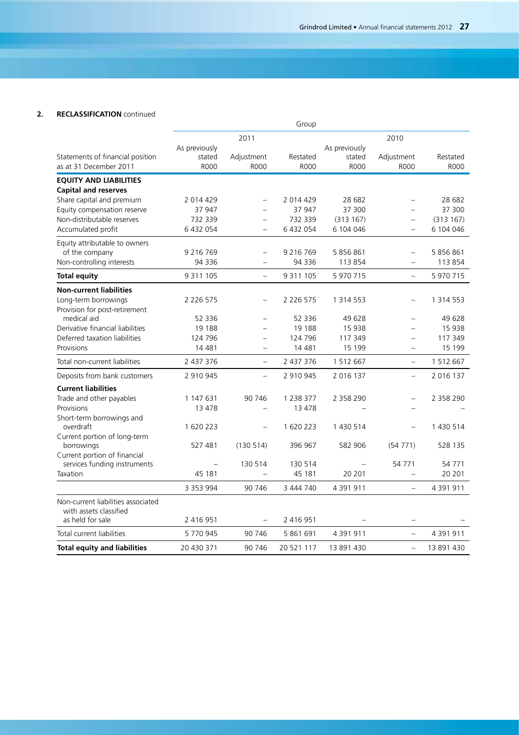## 2. RECLASSIFICATION continued

| Statements of financial position as at 31 December 2011 | Group | | | | | |
|---|---|---|---|---|---|---|
| | 2011 | | | 2010 | | |
| | As previously stated R000 | Adjustment R000 | Restated R000 | As previously stated R000 | Adjustment R000 | Restated R000 |
| **EQUITY AND LIABILITIES** | | | | | | |
| **Capital and reserves** | | | | | | |
| Share capital and premium | 2 014 429 | – | 2 014 429 | 28 682 | – | 28 682 |
| Equity compensation reserve | 37 947 | – | 37 947 | 37 300 | – | 37 300 |
| Non-distributable reserves | 732 339 | – | 732 339 | (313 167) | – | (313 167) |
| Accumulated profit | 6 432 054 | – | 6 432 054 | 6 104 046 | – | 6 104 046 |
| Equity attributable to owners of the company | 9 216 769 | – | 9 216 769 | 5 856 861 | – | 5 856 861 |
| Non-controlling interests | 94 336 | – | 94 336 | 113 854 | – | 113 854 |
| **Total equity** | 9 311 105 | – | 9 311 105 | 5 970 715 | – | 5 970 715 |
| **Non-current liabilities** | | | | | | |
| Long-term borrowings | 2 226 575 | – | 2 226 575 | 1 314 553 | – | 1 314 553 |
| Provision for post-retirement medical aid | 52 336 | – | 52 336 | 49 628 | – | 49 628 |
| Derivative financial liabilities | 19 188 | – | 19 188 | 15 938 | – | 15 938 |
| Deferred taxation liabilities | 124 796 | – | 124 796 | 117 349 | – | 117 349 |
| Provisions | 14 481 | – | 14 481 | 15 199 | – | 15 199 |
| Total non-current liabilities | 2 437 376 | – | 2 437 376 | 1 512 667 | – | 1 512 667 |
| Deposits from bank customers | 2 910 945 | – | 2 910 945 | 2 016 137 | – | 2 016 137 |
| **Current liabilities** | | | | | | |
| Trade and other payables | 1 147 631 | 90 746 | 1 238 377 | 2 358 290 | – | 2 358 290 |
| Provisions | 13 478 | – | 13 478 | – | – | – |
| Short-term borrowings and overdraft | 1 620 223 | – | 1 620 223 | 1 430 514 | – | 1 430 514 |
| Current portion of long-term borrowings | 527 481 | (130 514) | 396 967 | 582 906 | (54 771) | 528 135 |
| Current portion of financial services funding instruments | – | 130 514 | 130 514 | – | 54 771 | 54 771 |
| Taxation | 45 181 | – | 45 181 | 20 201 | – | 20 201 |
| | 3 353 994 | 90 746 | 3 444 740 | 4 391 911 | – | 4 391 911 |
| Non-current liabilities associated with assets classified as held for sale | 2 416 951 | – | 2 416 951 | – | – | – |
| Total current liabilities | 5 770 945 | 90 746 | 5 861 691 | 4 391 911 | – | 4 391 911 |
| **Total equity and liabilities** | 20 430 371 | 90 746 | 20 521 117 | 13 891 430 | – | 13 891 430 |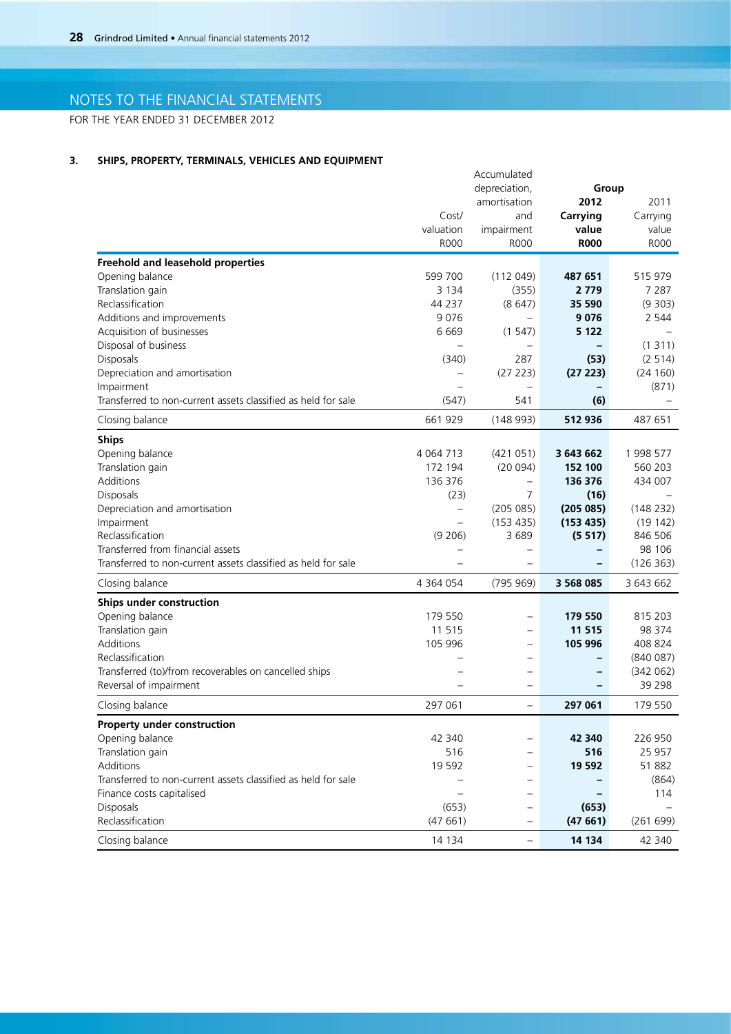# NOTES TO THE FINANCIAL STATEMENTS

FOR THE YEAR ENDED 31 DECEMBER 2012

## 3. SHIPS, PROPERTY, TERMINALS, VEHICLES AND EQUIPMENT

| | Cost/ valuation R000 | Accumulated depreciation, amortisation and impairment R000 | Group 2012 Carrying value R000 | Group 2011 Carrying value R000 |
|---|---|---|---|---|
| **Freehold and leasehold properties** | | | | |
| Opening balance | 599 700 | (112 049) | **487 651** | 515 979 |
| Translation gain | 3 134 | (355) | **2 779** | 7 287 |
| Reclassification | 44 237 | (8 647) | **35 590** | (9 303) |
| Additions and improvements | 9 076 | – | **9 076** | 2 544 |
| Acquisition of businesses | 6 669 | (1 547) | **5 122** | – |
| Disposal of business | – | – | **–** | (1 311) |
| Disposals | (340) | 287 | **(53)** | (2 514) |
| Depreciation and amortisation | – | (27 223) | **(27 223)** | (24 160) |
| Impairment | – | – | **–** | (871) |
| Transferred to non-current assets classified as held for sale | (547) | 541 | **(6)** | – |
| Closing balance | 661 929 | (148 993) | **512 936** | 487 651 |
| **Ships** | | | | |
| Opening balance | 4 064 713 | (421 051) | **3 643 662** | 1 998 577 |
| Translation gain | 172 194 | (20 094) | **152 100** | 560 203 |
| Additions | 136 376 | – | **136 376** | 434 007 |
| Disposals | (23) | 7 | **(16)** | – |
| Depreciation and amortisation | – | (205 085) | **(205 085)** | (148 232) |
| Impairment | – | (153 435) | **(153 435)** | (19 142) |
| Reclassification | (9 206) | 3 689 | **(5 517)** | 846 506 |
| Transferred from financial assets | – | – | **–** | 98 106 |
| Transferred to non-current assets classified as held for sale | – | – | **–** | (126 363) |
| Closing balance | 4 364 054 | (795 969) | **3 568 085** | 3 643 662 |
| **Ships under construction** | | | | |
| Opening balance | 179 550 | – | **179 550** | 815 203 |
| Translation gain | 11 515 | – | **11 515** | 98 374 |
| Additions | 105 996 | – | **105 996** | 408 824 |
| Reclassification | – | – | **–** | (840 087) |
| Transferred (to)/from recoverables on cancelled ships | – | – | **–** | (342 062) |
| Reversal of impairment | – | – | **–** | 39 298 |
| Closing balance | 297 061 | – | **297 061** | 179 550 |
| **Property under construction** | | | | |
| Opening balance | 42 340 | – | **42 340** | 226 950 |
| Translation gain | 516 | – | **516** | 25 957 |
| Additions | 19 592 | – | **19 592** | 51 882 |
| Transferred to non-current assets classified as held for sale | – | – | **–** | (864) |
| Finance costs capitalised | – | – | **–** | 114 |
| Disposals | (653) | – | **(653)** | – |
| Reclassification | (47 661) | – | **(47 661)** | (261 699) |
| Closing balance | 14 134 | – | **14 134** | 42 340 |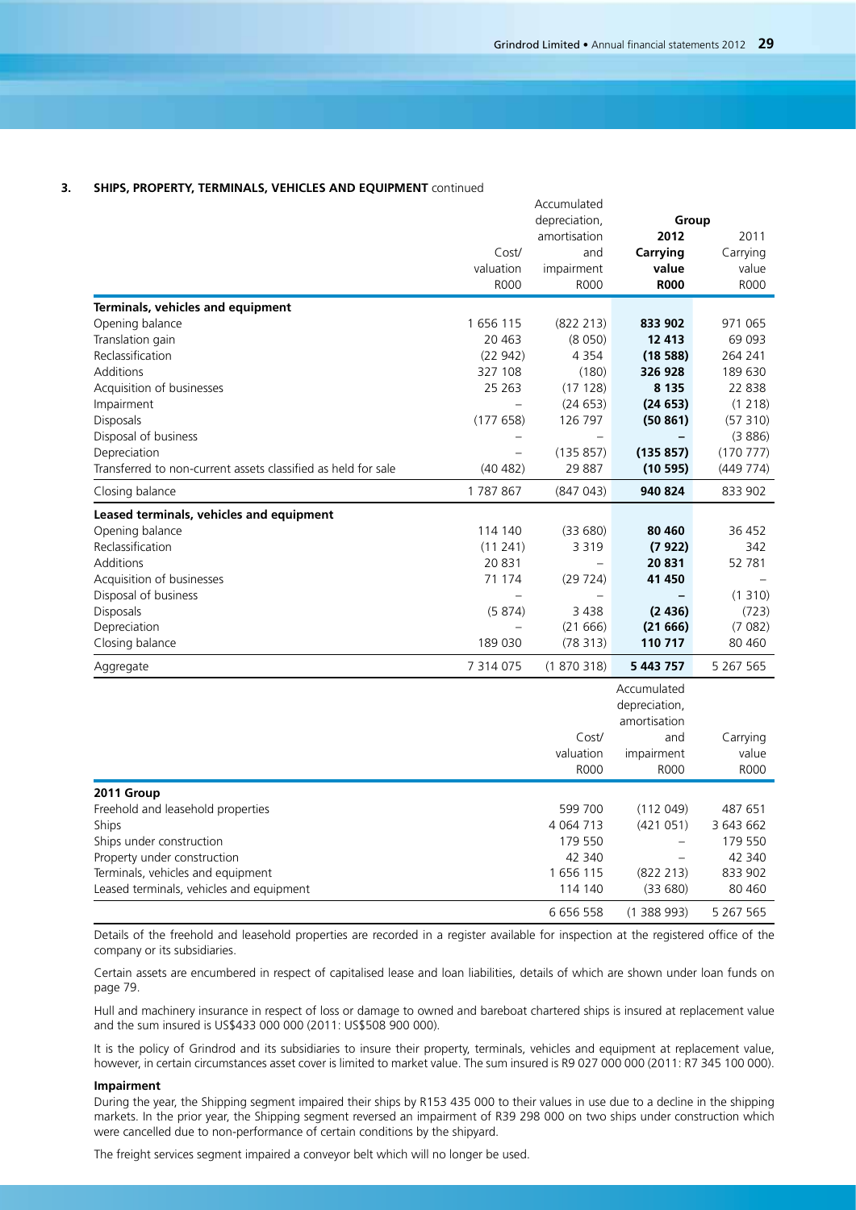### 3. SHIPS, PROPERTY, TERMINALS, VEHICLES AND EQUIPMENT continued

| | Cost/ valuation R000 | Accumulated depreciation, amortisation and impairment R000 | Group 2012 Carrying value R000 | 2011 Carrying value R000 |
|---|---|---|---|---|
| **Terminals, vehicles and equipment** | | | | |
| Opening balance | 1 656 115 | (822 213) | **833 902** | 971 065 |
| Translation gain | 20 463 | (8 050) | **12 413** | 69 093 |
| Reclassification | (22 942) | 4 354 | **(18 588)** | 264 241 |
| Additions | 327 108 | (180) | **326 928** | 189 630 |
| Acquisition of businesses | 25 263 | (17 128) | **8 135** | 22 838 |
| Impairment | – | (24 653) | **(24 653)** | (1 218) |
| Disposals | (177 658) | 126 797 | **(50 861)** | (57 310) |
| Disposal of business | – | – | **–** | (3 886) |
| Depreciation | – | (135 857) | **(135 857)** | (170 777) |
| Transferred to non-current assets classified as held for sale | (40 482) | 29 887 | **(10 595)** | (449 774) |
| Closing balance | 1 787 867 | (847 043) | **940 824** | 833 902 |
| **Leased terminals, vehicles and equipment** | | | | |
| Opening balance | 114 140 | (33 680) | **80 460** | 36 452 |
| Reclassification | (11 241) | 3 319 | **(7 922)** | 342 |
| Additions | 20 831 | – | **20 831** | 52 781 |
| Acquisition of businesses | 71 174 | (29 724) | **41 450** | – |
| Disposal of business | – | – | **–** | (1 310) |
| Disposals | (5 874) | 3 438 | **(2 436)** | (723) |
| Depreciation | – | (21 666) | **(21 666)** | (7 082) |
| Closing balance | 189 030 | (78 313) | **110 717** | 80 460 |
| Aggregate | 7 314 075 | (1 870 318) | **5 443 757** | 5 267 565 |

| | Cost/ valuation R000 | Accumulated depreciation, amortisation and impairment R000 | Carrying value R000 |
|---|---|---|---|
| **2011 Group** | | | |
| Freehold and leasehold properties | 599 700 | (112 049) | 487 651 |
| Ships | 4 064 713 | (421 051) | 3 643 662 |
| Ships under construction | 179 550 | – | 179 550 |
| Property under construction | 42 340 | – | 42 340 |
| Terminals, vehicles and equipment | 1 656 115 | (822 213) | 833 902 |
| Leased terminals, vehicles and equipment | 114 140 | (33 680) | 80 460 |
| | 6 656 558 | (1 388 993) | 5 267 565 |

Details of the freehold and leasehold properties are recorded in a register available for inspection at the registered office of the company or its subsidiaries.

Certain assets are encumbered in respect of capitalised lease and loan liabilities, details of which are shown under loan funds on page 79.

Hull and machinery insurance in respect of loss or damage to owned and bareboat chartered ships is insured at replacement value and the sum insured is US$433 000 000 (2011: US$508 900 000).

It is the policy of Grindrod and its subsidiaries to insure their property, terminals, vehicles and equipment at replacement value, however, in certain circumstances asset cover is limited to market value. The sum insured is R9 027 000 000 (2011: R7 345 100 000).

**Impairment**

During the year, the Shipping segment impaired their ships by R153 435 000 to their values in use due to a decline in the shipping markets. In the prior year, the Shipping segment reversed an impairment of R39 298 000 on two ships under construction which were cancelled due to non-performance of certain conditions by the shipyard.

The freight services segment impaired a conveyor belt which will no longer be used.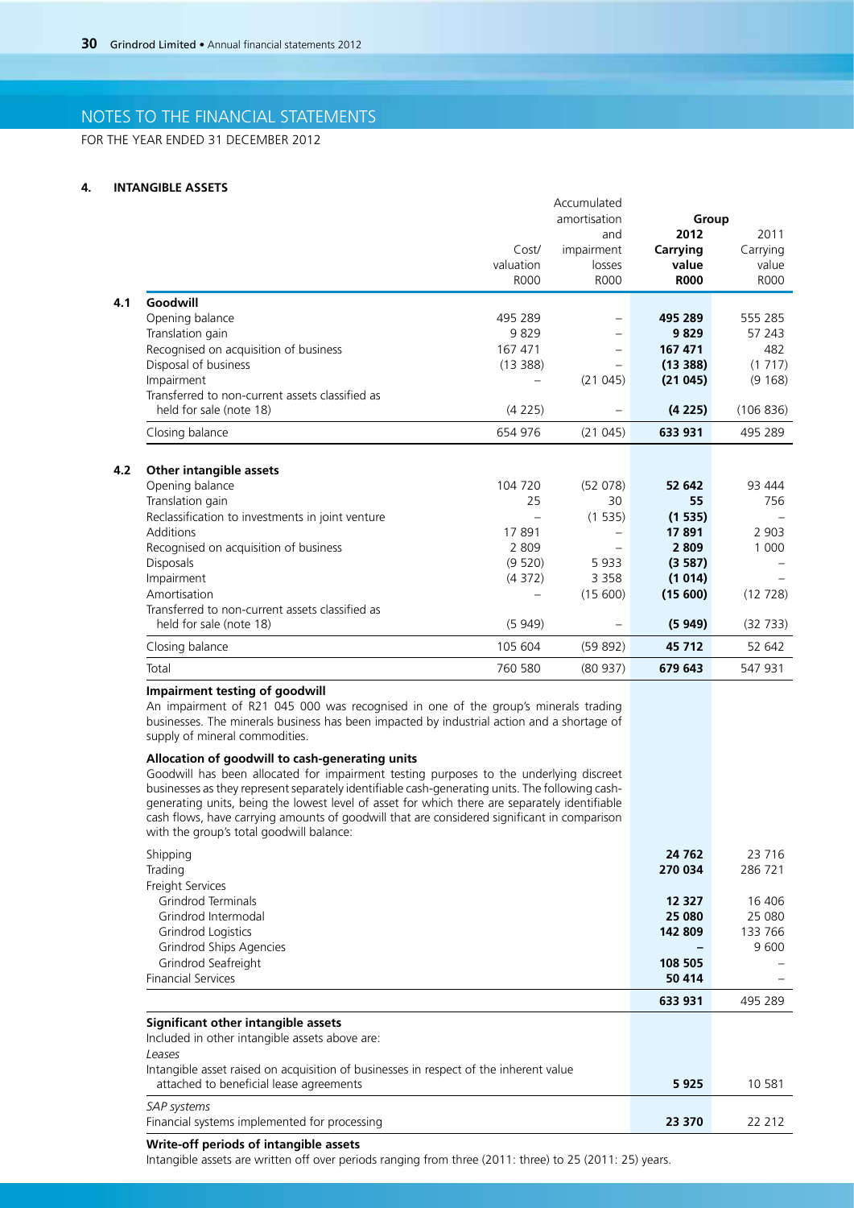# NOTES TO THE FINANCIAL STATEMENTS

FOR THE YEAR ENDED 31 DECEMBER 2012

## 4. INTANGIBLE ASSETS

| | | Cost/ valuation R000 | Accumulated amortisation and impairment losses R000 | Group 2012 Carrying value R000 | Group 2011 Carrying value R000 |
|---|---|---|---|---|---|
| **4.1** | **Goodwill** | | | | |
| | Opening balance | 495 289 | – | **495 289** | 555 285 |
| | Translation gain | 9 829 | – | **9 829** | 57 243 |
| | Recognised on acquisition of business | 167 471 | – | **167 471** | 482 |
| | Disposal of business | (13 388) | – | **(13 388)** | (1 717) |
| | Impairment | – | (21 045) | **(21 045)** | (9 168) |
| | Transferred to non-current assets classified as held for sale (note 18) | (4 225) | – | **(4 225)** | (106 836) |
| | Closing balance | 654 976 | (21 045) | **633 931** | 495 289 |
| **4.2** | **Other intangible assets** | | | | |
| | Opening balance | 104 720 | (52 078) | **52 642** | 93 444 |
| | Translation gain | 25 | 30 | **55** | 756 |
| | Reclassification to investments in joint venture | – | (1 535) | **(1 535)** | – |
| | Additions | 17 891 | – | **17 891** | 2 903 |
| | Recognised on acquisition of business | 2 809 | – | **2 809** | 1 000 |
| | Disposals | (9 520) | 5 933 | **(3 587)** | – |
| | Impairment | (4 372) | 3 358 | **(1 014)** | – |
| | Amortisation | – | (15 600) | **(15 600)** | (12 728) |
| | Transferred to non-current assets classified as held for sale (note 18) | (5 949) | – | **(5 949)** | (32 733) |
| | Closing balance | 105 604 | (59 892) | **45 712** | 52 642 |
| | Total | 760 580 | (80 937) | **679 643** | 547 931 |

**Impairment testing of goodwill**

An impairment of R21 045 000 was recognised in one of the group's minerals trading businesses. The minerals business has been impacted by industrial action and a shortage of supply of mineral commodities.

**Allocation of goodwill to cash-generating units**

Goodwill has been allocated for impairment testing purposes to the underlying discreet businesses as they represent separately identifiable cash-generating units. The following cash-generating units, being the lowest level of asset for which there are separately identifiable cash flows, have carrying amounts of goodwill that are considered significant in comparison with the group's total goodwill balance:

| | 2012 | 2011 |
|---|---|---|
| Shipping | **24 762** | 23 716 |
| Trading | **270 034** | 286 721 |
| Freight Services | | |
| Grindrod Terminals | **12 327** | 16 406 |
| Grindrod Intermodal | **25 080** | 25 080 |
| Grindrod Logistics | **142 809** | 133 766 |
| Grindrod Ships Agencies | **–** | 9 600 |
| Grindrod Seafreight | **108 505** | – |
| Financial Services | **50 414** | – |
| | **633 931** | 495 289 |

**Significant other intangible assets**

Included in other intangible assets above are:

| | 2012 | 2011 |
|---|---|---|
| *Leases* | | |
| Intangible asset raised on acquisition of businesses in respect of the inherent value attached to beneficial lease agreements | **5 925** | 10 581 |
| *SAP systems* | | |
| Financial systems implemented for processing | **23 370** | 22 212 |

**Write-off periods of intangible assets**

Intangible assets are written off over periods ranging from three (2011: three) to 25 (2011: 25) years.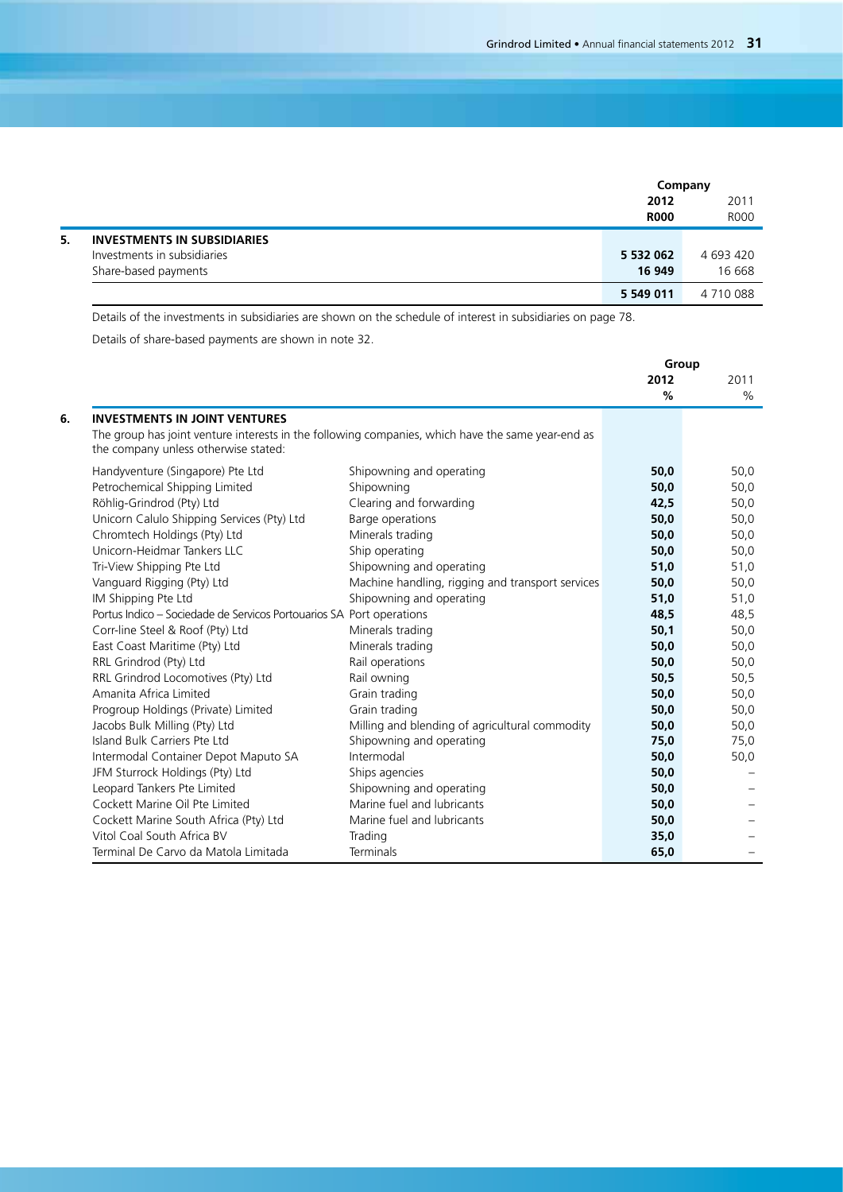## 5. INVESTMENTS IN SUBSIDIARIES

| | Company 2012 R000 | Company 2011 R000 |
|---|---|---|
| Investments in subsidiaries | **5 532 062** | 4 693 420 |
| Share-based payments | **16 949** | 16 668 |
| | **5 549 011** | 4 710 088 |

Details of the investments in subsidiaries are shown on the schedule of interest in subsidiaries on page 78.

Details of share-based payments are shown in note 32.

## 6. INVESTMENTS IN JOINT VENTURES

The group has joint venture interests in the following companies, which have the same year-end as the company unless otherwise stated:

| | | Group 2012 % | Group 2011 % |
|---|---|---|---|
| Handyventure (Singapore) Pte Ltd | Shipowning and operating | **50,0** | 50,0 |
| Petrochemical Shipping Limited | Shipowning | **50,0** | 50,0 |
| Röhlig-Grindrod (Pty) Ltd | Clearing and forwarding | **42,5** | 50,0 |
| Unicorn Calulo Shipping Services (Pty) Ltd | Barge operations | **50,0** | 50,0 |
| Chromtech Holdings (Pty) Ltd | Minerals trading | **50,0** | 50,0 |
| Unicorn-Heidmar Tankers LLC | Ship operating | **50,0** | 50,0 |
| Tri-View Shipping Pte Ltd | Shipowning and operating | **51,0** | 51,0 |
| Vanguard Rigging (Pty) Ltd | Machine handling, rigging and transport services | **50,0** | 50,0 |
| IM Shipping Pte Ltd | Shipowning and operating | **51,0** | 51,0 |
| Portus Indico – Sociedade de Servicos Portouarios SA | Port operations | **48,5** | 48,5 |
| Corr-line Steel & Roof (Pty) Ltd | Minerals trading | **50,1** | 50,0 |
| East Coast Maritime (Pty) Ltd | Minerals trading | **50,0** | 50,0 |
| RRL Grindrod (Pty) Ltd | Rail operations | **50,0** | 50,0 |
| RRL Grindrod Locomotives (Pty) Ltd | Rail owning | **50,5** | 50,5 |
| Amanita Africa Limited | Grain trading | **50,0** | 50,0 |
| Progroup Holdings (Private) Limited | Grain trading | **50,0** | 50,0 |
| Jacobs Bulk Milling (Pty) Ltd | Milling and blending of agricultural commodity | **50,0** | 50,0 |
| Island Bulk Carriers Pte Ltd | Shipowning and operating | **75,0** | 75,0 |
| Intermodal Container Depot Maputo SA | Intermodal | **50,0** | 50,0 |
| JFM Sturrock Holdings (Pty) Ltd | Ships agencies | **50,0** | – |
| Leopard Tankers Pte Limited | Shipowning and operating | **50,0** | – |
| Cockett Marine Oil Pte Limited | Marine fuel and lubricants | **50,0** | – |
| Cockett Marine South Africa (Pty) Ltd | Marine fuel and lubricants | **50,0** | – |
| Vitol Coal South Africa BV | Trading | **35,0** | – |
| Terminal De Carvo da Matola Limitada | Terminals | **65,0** | – |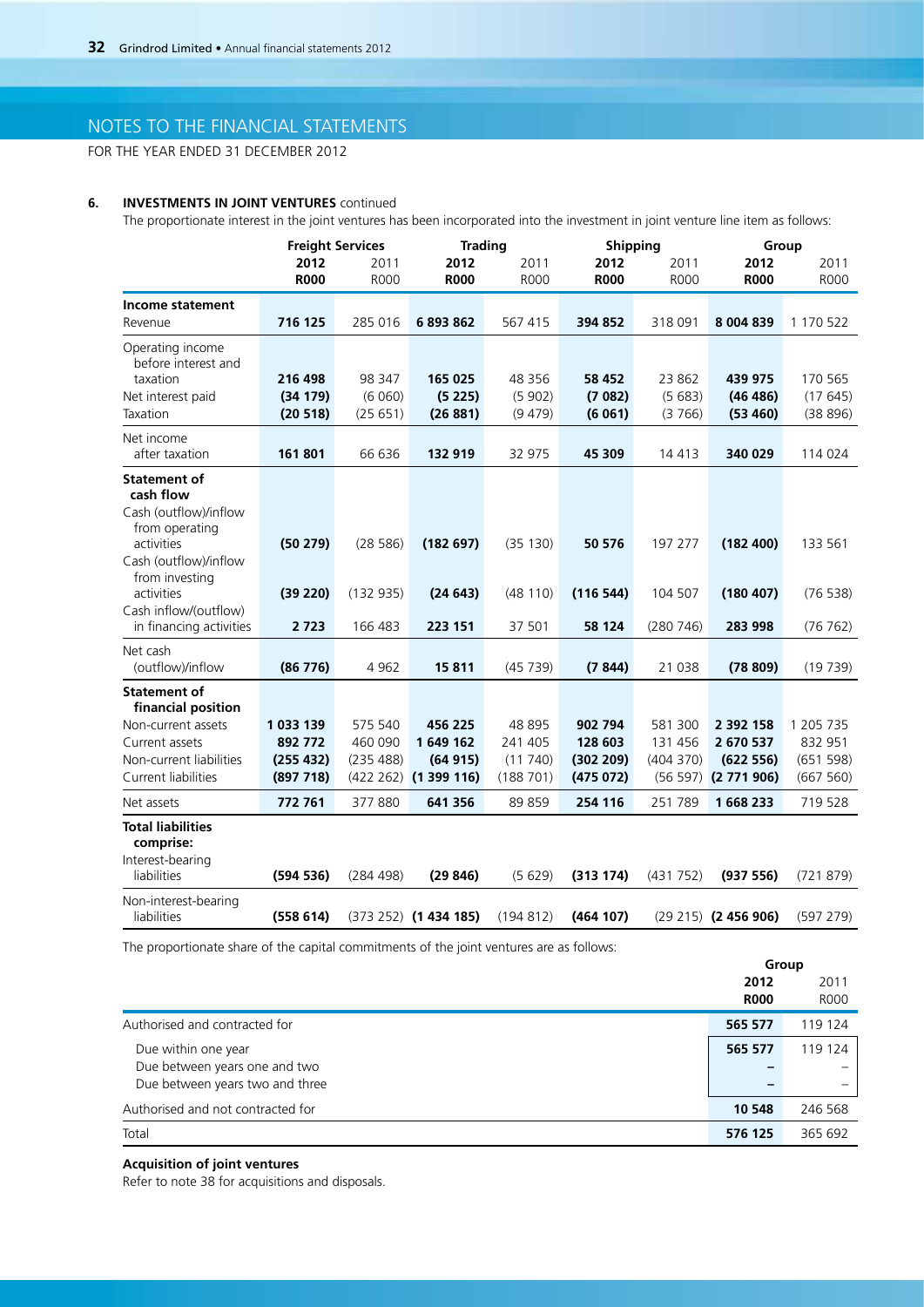# NOTES TO THE FINANCIAL STATEMENTS

FOR THE YEAR ENDED 31 DECEMBER 2012

**6. INVESTMENTS IN JOINT VENTURES** continued

The proportionate interest in the joint ventures has been incorporated into the investment in joint venture line item as follows:

| | Freight Services | | Trading | | Shipping | | Group | |
|---|---|---|---|---|---|---|---|---|
| | **2012** | 2011 | **2012** | 2011 | **2012** | 2011 | **2012** | 2011 |
| | **R000** | R000 | **R000** | R000 | **R000** | R000 | **R000** | R000 |
| **Income statement** | | | | | | | | |
| Revenue | **716 125** | 285 016 | **6 893 862** | 567 415 | **394 852** | 318 091 | **8 004 839** | 1 170 522 |
| Operating income before interest and taxation | **216 498** | 98 347 | **165 025** | 48 356 | **58 452** | 23 862 | **439 975** | 170 565 |
| Net interest paid | **(34 179)** | (6 060) | **(5 225)** | (5 902) | **(7 082)** | (5 683) | **(46 486)** | (17 645) |
| Taxation | **(20 518)** | (25 651) | **(26 881)** | (9 479) | **(6 061)** | (3 766) | **(53 460)** | (38 896) |
| Net income after taxation | **161 801** | 66 636 | **132 919** | 32 975 | **45 309** | 14 413 | **340 029** | 114 024 |
| **Statement of cash flow** | | | | | | | | |
| Cash (outflow)/inflow from operating activities | **(50 279)** | (28 586) | **(182 697)** | (35 130) | **50 576** | 197 277 | **(182 400)** | 133 561 |
| Cash (outflow)/inflow from investing activities | **(39 220)** | (132 935) | **(24 643)** | (48 110) | **(116 544)** | 104 507 | **(180 407)** | (76 538) |
| Cash inflow/(outflow) in financing activities | **2 723** | 166 483 | **223 151** | 37 501 | **58 124** | (280 746) | **283 998** | (76 762) |
| Net cash (outflow)/inflow | **(86 776)** | 4 962 | **15 811** | (45 739) | **(7 844)** | 21 038 | **(78 809)** | (19 739) |
| **Statement of financial position** | | | | | | | | |
| Non-current assets | **1 033 139** | 575 540 | **456 225** | 48 895 | **902 794** | 581 300 | **2 392 158** | 1 205 735 |
| Current assets | **892 772** | 460 090 | **1 649 162** | 241 405 | **128 603** | 131 456 | **2 670 537** | 832 951 |
| Non-current liabilities | **(255 432)** | (235 488) | **(64 915)** | (11 740) | **(302 209)** | (404 370) | **(622 556)** | (651 598) |
| Current liabilities | **(897 718)** | (422 262) | **(1 399 116)** | (188 701) | **(475 072)** | (56 597) | **(2 771 906)** | (667 560) |
| Net assets | **772 761** | 377 880 | **641 356** | 89 859 | **254 116** | 251 789 | **1 668 233** | 719 528 |
| **Total liabilities comprise:** | | | | | | | | |
| Interest-bearing liabilities | **(594 536)** | (284 498) | **(29 846)** | (5 629) | **(313 174)** | (431 752) | **(937 556)** | (721 879) |
| Non-interest-bearing liabilities | **(558 614)** | (373 252) | **(1 434 185)** | (194 812) | **(464 107)** | (29 215) | **(2 456 906)** | (597 279) |

The proportionate share of the capital commitments of the joint ventures are as follows:

| | Group | |
|---|---|---|
| | **2012** | 2011 |
| | **R000** | R000 |
| Authorised and contracted for | **565 577** | 119 124 |
| Due within one year | **565 577** | 119 124 |
| Due between years one and two | **–** | – |
| Due between years two and three | **–** | – |
| Authorised and not contracted for | **10 548** | 246 568 |
| Total | **576 125** | 365 692 |

**Acquisition of joint ventures**

Refer to note 38 for acquisitions and disposals.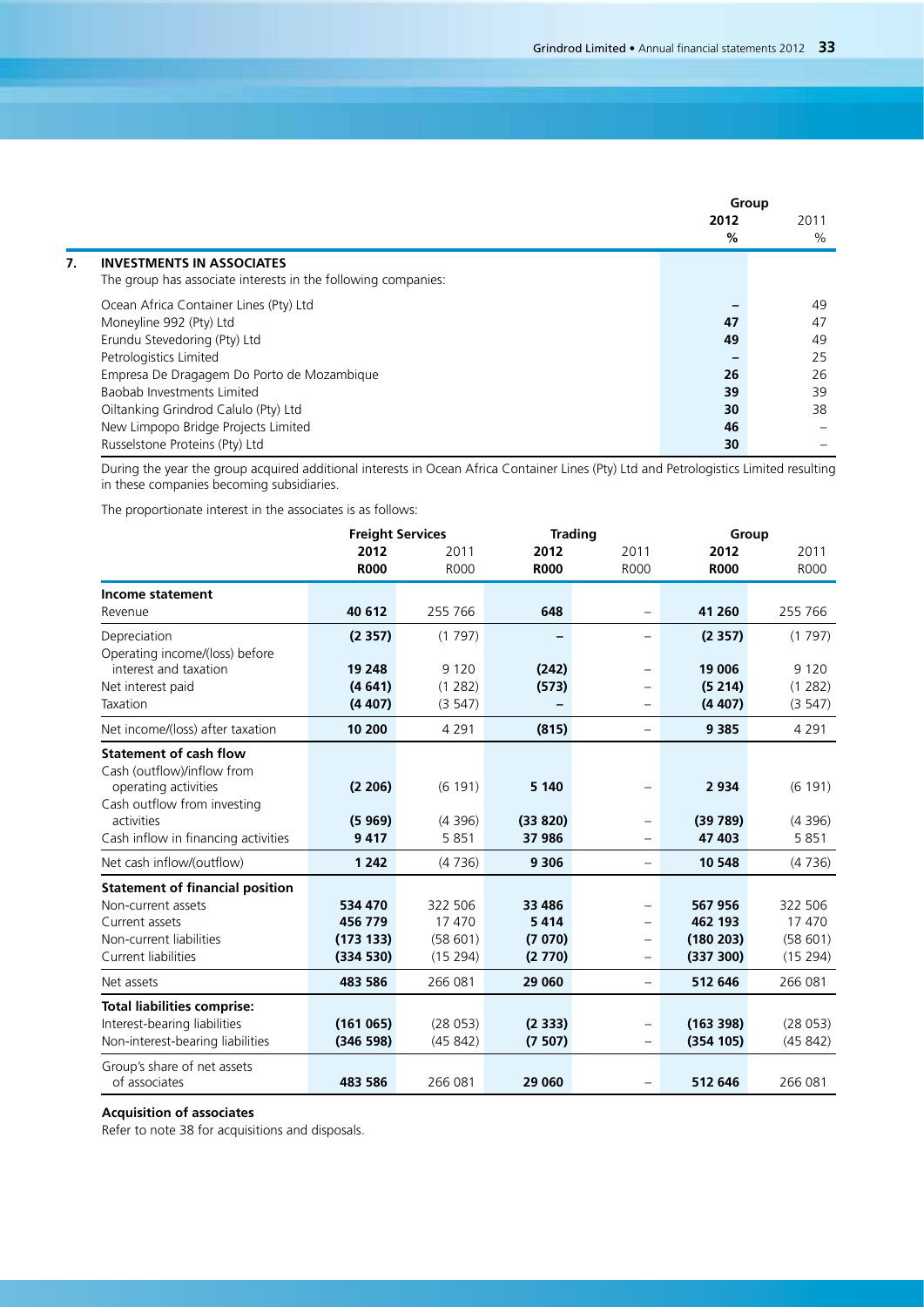## 7. INVESTMENTS IN ASSOCIATES

The group has associate interests in the following companies:

| | Group 2012 % | Group 2011 % |
|---|---|---|
| Ocean Africa Container Lines (Pty) Ltd | – | 49 |
| Moneyline 992 (Pty) Ltd | **47** | 47 |
| Erundu Stevedoring (Pty) Ltd | **49** | 49 |
| Petrologistics Limited | – | 25 |
| Empresa De Dragagem Do Porto de Mozambique | **26** | 26 |
| Baobab Investments Limited | **39** | 39 |
| Oiltanking Grindrod Calulo (Pty) Ltd | **30** | 38 |
| New Limpopo Bridge Projects Limited | **46** | – |
| Russelstone Proteins (Pty) Ltd | **30** | – |

During the year the group acquired additional interests in Ocean Africa Container Lines (Pty) Ltd and Petrologistics Limited resulting in these companies becoming subsidiaries.

The proportionate interest in the associates is as follows:

| | Freight Services | | Trading | | Group | |
|---|---|---|---|---|---|---|
| | **2012 R000** | 2011 R000 | **2012 R000** | 2011 R000 | **2012 R000** | 2011 R000 |
| **Income statement** | | | | | | |
| Revenue | **40 612** | 255 766 | **648** | – | **41 260** | 255 766 |
| Depreciation | **(2 357)** | (1 797) | **–** | – | **(2 357)** | (1 797) |
| Operating income/(loss) before interest and taxation | **19 248** | 9 120 | **(242)** | – | **19 006** | 9 120 |
| Net interest paid | **(4 641)** | (1 282) | **(573)** | – | **(5 214)** | (1 282) |
| Taxation | **(4 407)** | (3 547) | **–** | – | **(4 407)** | (3 547) |
| Net income/(loss) after taxation | **10 200** | 4 291 | **(815)** | – | **9 385** | 4 291 |
| **Statement of cash flow** | | | | | | |
| Cash (outflow)/inflow from operating activities | **(2 206)** | (6 191) | **5 140** | – | **2 934** | (6 191) |
| Cash outflow from investing activities | **(5 969)** | (4 396) | **(33 820)** | – | **(39 789)** | (4 396) |
| Cash inflow in financing activities | **9 417** | 5 851 | **37 986** | – | **47 403** | 5 851 |
| Net cash inflow/(outflow) | **1 242** | (4 736) | **9 306** | – | **10 548** | (4 736) |
| **Statement of financial position** | | | | | | |
| Non-current assets | **534 470** | 322 506 | **33 486** | – | **567 956** | 322 506 |
| Current assets | **456 779** | 17 470 | **5 414** | – | **462 193** | 17 470 |
| Non-current liabilities | **(173 133)** | (58 601) | **(7 070)** | – | **(180 203)** | (58 601) |
| Current liabilities | **(334 530)** | (15 294) | **(2 770)** | – | **(337 300)** | (15 294) |
| Net assets | **483 586** | 266 081 | **29 060** | – | **512 646** | 266 081 |
| **Total liabilities comprise:** | | | | | | |
| Interest-bearing liabilities | **(161 065)** | (28 053) | **(2 333)** | – | **(163 398)** | (28 053) |
| Non-interest-bearing liabilities | **(346 598)** | (45 842) | **(7 507)** | – | **(354 105)** | (45 842) |
| Group's share of net assets of associates | **483 586** | 266 081 | **29 060** | – | **512 646** | 266 081 |

**Acquisition of associates**

Refer to note 38 for acquisitions and disposals.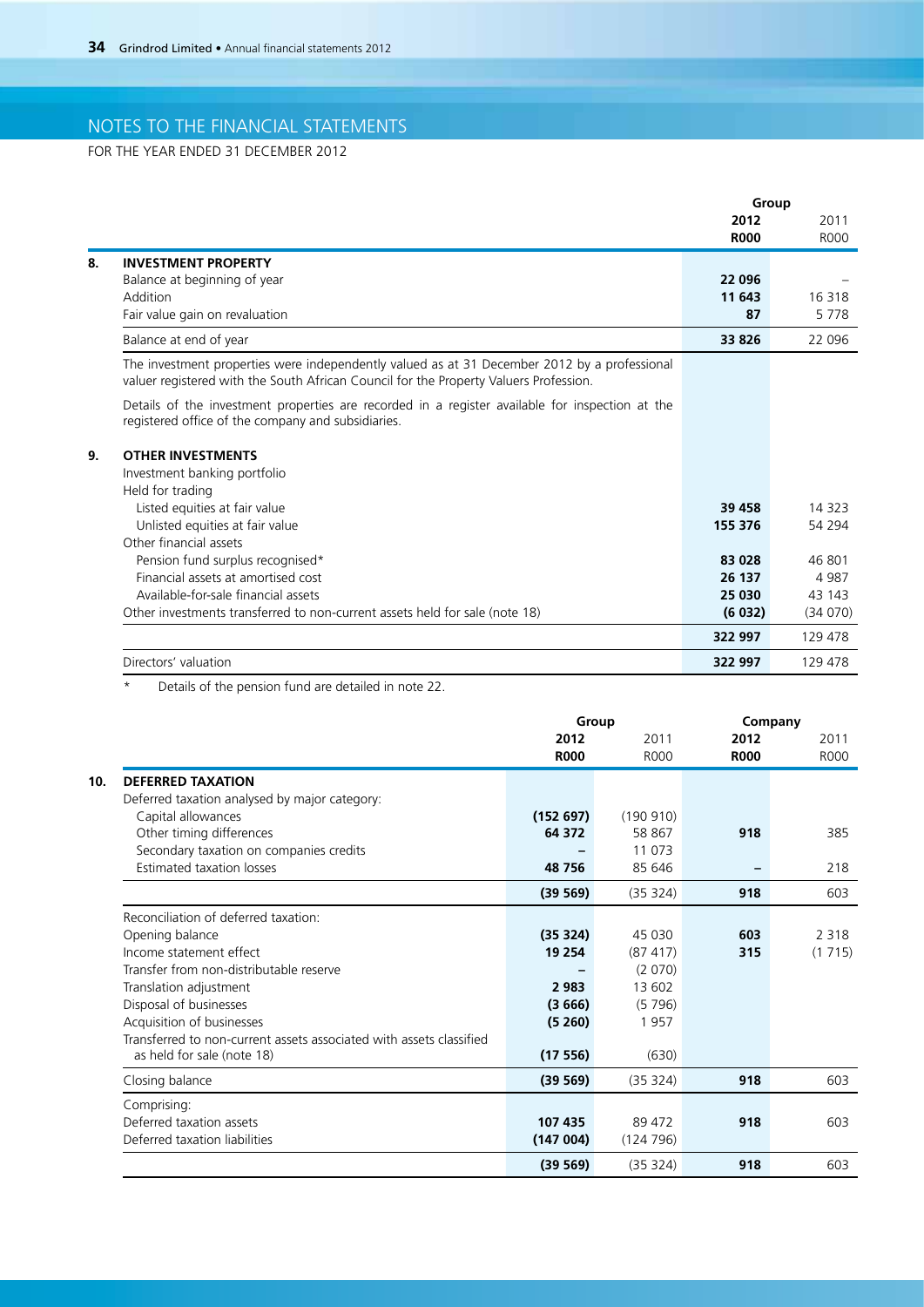# NOTES TO THE FINANCIAL STATEMENTS

FOR THE YEAR ENDED 31 DECEMBER 2012

| | | Group | |
|---|---|---|---|
| | | **2012** | 2011 |
| | | **R000** | R000 |
| **8.** | **INVESTMENT PROPERTY** | | |
| | Balance at beginning of year | **22 096** | – |
| | Addition | **11 643** | 16 318 |
| | Fair value gain on revaluation | **87** | 5 778 |
| | Balance at end of year | **33 826** | 22 096 |
| | The investment properties were independently valued as at 31 December 2012 by a professional valuer registered with the South African Council for the Property Valuers Profession. | | |
| | Details of the investment properties are recorded in a register available for inspection at the registered office of the company and subsidiaries. | | |
| **9.** | **OTHER INVESTMENTS** | | |
| | Investment banking portfolio | | |
| | Held for trading | | |
| | Listed equities at fair value | **39 458** | 14 323 |
| | Unlisted equities at fair value | **155 376** | 54 294 |
| | Other financial assets | | |
| | Pension fund surplus recognised* | **83 028** | 46 801 |
| | Financial assets at amortised cost | **26 137** | 4 987 |
| | Available-for-sale financial assets | **25 030** | 43 143 |
| | Other investments transferred to non-current assets held for sale (note 18) | **(6 032)** | (34 070) |
| | | **322 997** | 129 478 |
| | Directors' valuation | **322 997** | 129 478 |

\* Details of the pension fund are detailed in note 22.

| | | Group | | Company | |
|---|---|---|---|---|---|
| | | **2012** | 2011 | **2012** | 2011 |
| | | **R000** | R000 | **R000** | R000 |
| **10.** | **DEFERRED TAXATION** | | | | |
| | Deferred taxation analysed by major category: | | | | |
| | Capital allowances | **(152 697)** | (190 910) | | |
| | Other timing differences | **64 372** | 58 867 | **918** | 385 |
| | Secondary taxation on companies credits | **–** | 11 073 | | |
| | Estimated taxation losses | **48 756** | 85 646 | **–** | 218 |
| | | **(39 569)** | (35 324) | **918** | 603 |
| | Reconciliation of deferred taxation: | | | | |
| | Opening balance | **(35 324)** | 45 030 | **603** | 2 318 |
| | Income statement effect | **19 254** | (87 417) | **315** | (1 715) |
| | Transfer from non-distributable reserve | **–** | (2 070) | | |
| | Translation adjustment | **2 983** | 13 602 | | |
| | Disposal of businesses | **(3 666)** | (5 796) | | |
| | Acquisition of businesses | **(5 260)** | 1 957 | | |
| | Transferred to non-current assets associated with assets classified as held for sale (note 18) | **(17 556)** | (630) | | |
| | Closing balance | **(39 569)** | (35 324) | **918** | 603 |
| | Comprising: | | | | |
| | Deferred taxation assets | **107 435** | 89 472 | **918** | 603 |
| | Deferred taxation liabilities | **(147 004)** | (124 796) | | |
| | | **(39 569)** | (35 324) | **918** | 603 |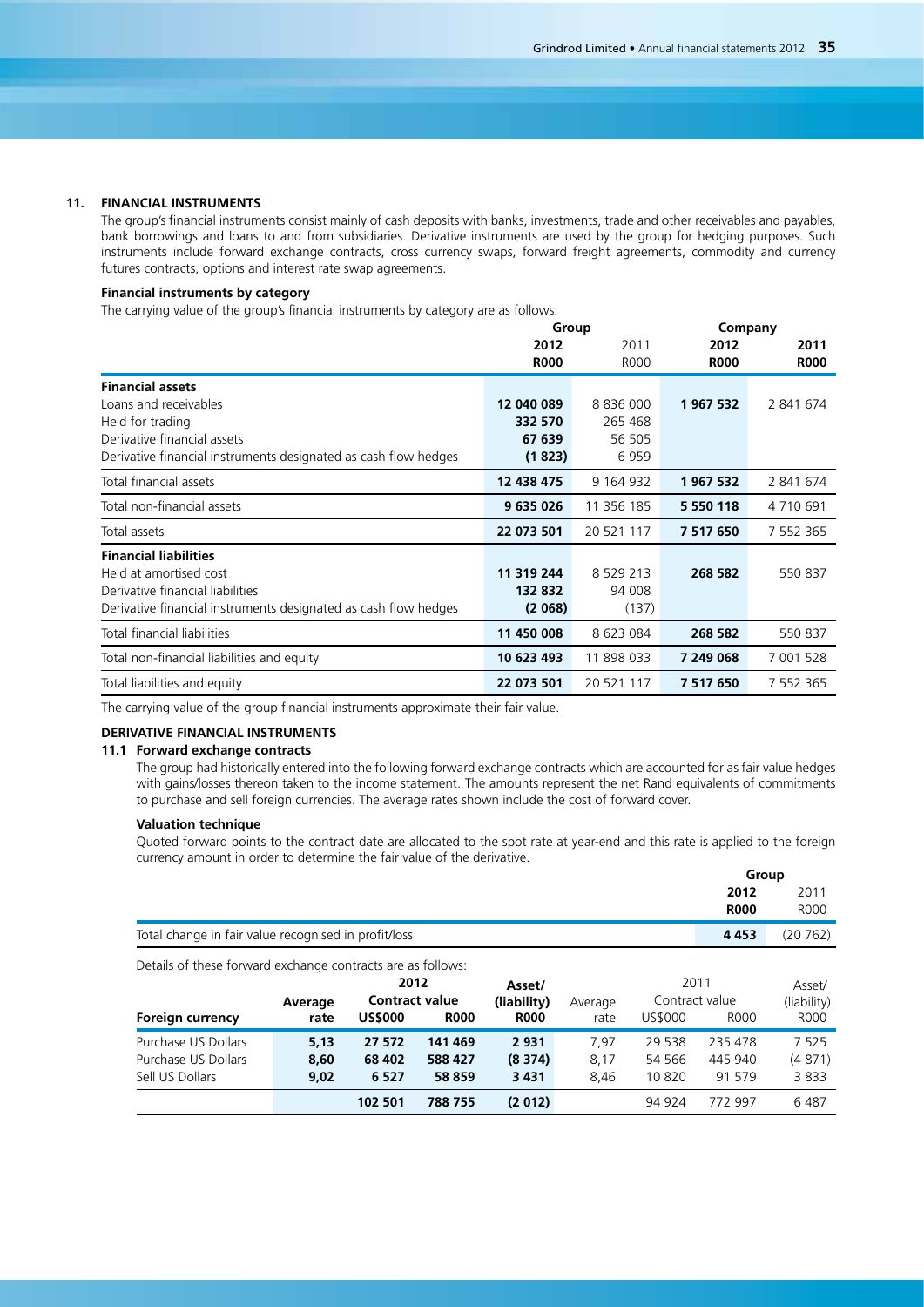## 11. FINANCIAL INSTRUMENTS

The group's financial instruments consist mainly of cash deposits with banks, investments, trade and other receivables and payables, bank borrowings and loans to and from subsidiaries. Derivative instruments are used by the group for hedging purposes. Such instruments include forward exchange contracts, cross currency swaps, forward freight agreements, commodity and currency futures contracts, options and interest rate swap agreements.

**Financial instruments by category**

The carrying value of the group's financial instruments by category are as follows:

| | Group | | Company | |
|---|---|---|---|---|
| | **2012** | 2011 | **2012** | **2011** |
| | **R000** | R000 | **R000** | **R000** |
| **Financial assets** | | | | |
| Loans and receivables | **12 040 089** | 8 836 000 | **1 967 532** | 2 841 674 |
| Held for trading | **332 570** | 265 468 | | |
| Derivative financial assets | **67 639** | 56 505 | | |
| Derivative financial instruments designated as cash flow hedges | **(1 823)** | 6 959 | | |
| Total financial assets | **12 438 475** | 9 164 932 | **1 967 532** | 2 841 674 |
| Total non-financial assets | **9 635 026** | 11 356 185 | **5 550 118** | 4 710 691 |
| Total assets | **22 073 501** | 20 521 117 | **7 517 650** | 7 552 365 |
| **Financial liabilities** | | | | |
| Held at amortised cost | **11 319 244** | 8 529 213 | **268 582** | 550 837 |
| Derivative financial liabilities | **132 832** | 94 008 | | |
| Derivative financial instruments designated as cash flow hedges | **(2 068)** | (137) | | |
| Total financial liabilities | **11 450 008** | 8 623 084 | **268 582** | 550 837 |
| Total non-financial liabilities and equity | **10 623 493** | 11 898 033 | **7 249 068** | 7 001 528 |
| Total liabilities and equity | **22 073 501** | 20 521 117 | **7 517 650** | 7 552 365 |

The carrying value of the group financial instruments approximate their fair value.

**DERIVATIVE FINANCIAL INSTRUMENTS**

### 11.1 Forward exchange contracts

The group had historically entered into the following forward exchange contracts which are accounted for as fair value hedges with gains/losses thereon taken to the income statement. The amounts represent the net Rand equivalents of commitments to purchase and sell foreign currencies. The average rates shown include the cost of forward cover.

**Valuation technique**

Quoted forward points to the contract date are allocated to the spot rate at year-end and this rate is applied to the foreign currency amount in order to determine the fair value of the derivative.

| | Group | |
|---|---|---|
| | **2012** | 2011 |
| | **R000** | R000 |
| Total change in fair value recognised in profit/loss | **4 453** | (20 762) |

Details of these forward exchange contracts are as follows:

| | **2012** | | | | 2011 | | | |
|---|---|---|---|---|---|---|---|---|
| | **Average** | **Contract value** | | **Asset/ (liability)** | Average | Contract value | | Asset/ (liability) |
| **Foreign currency** | **rate** | **US$000** | **R000** | **R000** | rate | US$000 | R000 | R000 |
| Purchase US Dollars | **5,13** | **27 572** | **141 469** | **2 931** | 7,97 | 29 538 | 235 478 | 7 525 |
| Purchase US Dollars | **8,60** | **68 402** | **588 427** | **(8 374)** | 8,17 | 54 566 | 445 940 | (4 871) |
| Sell US Dollars | **9,02** | **6 527** | **58 859** | **3 431** | 8,46 | 10 820 | 91 579 | 3 833 |
| | | **102 501** | **788 755** | **(2 012)** | | 94 924 | 772 997 | 6 487 |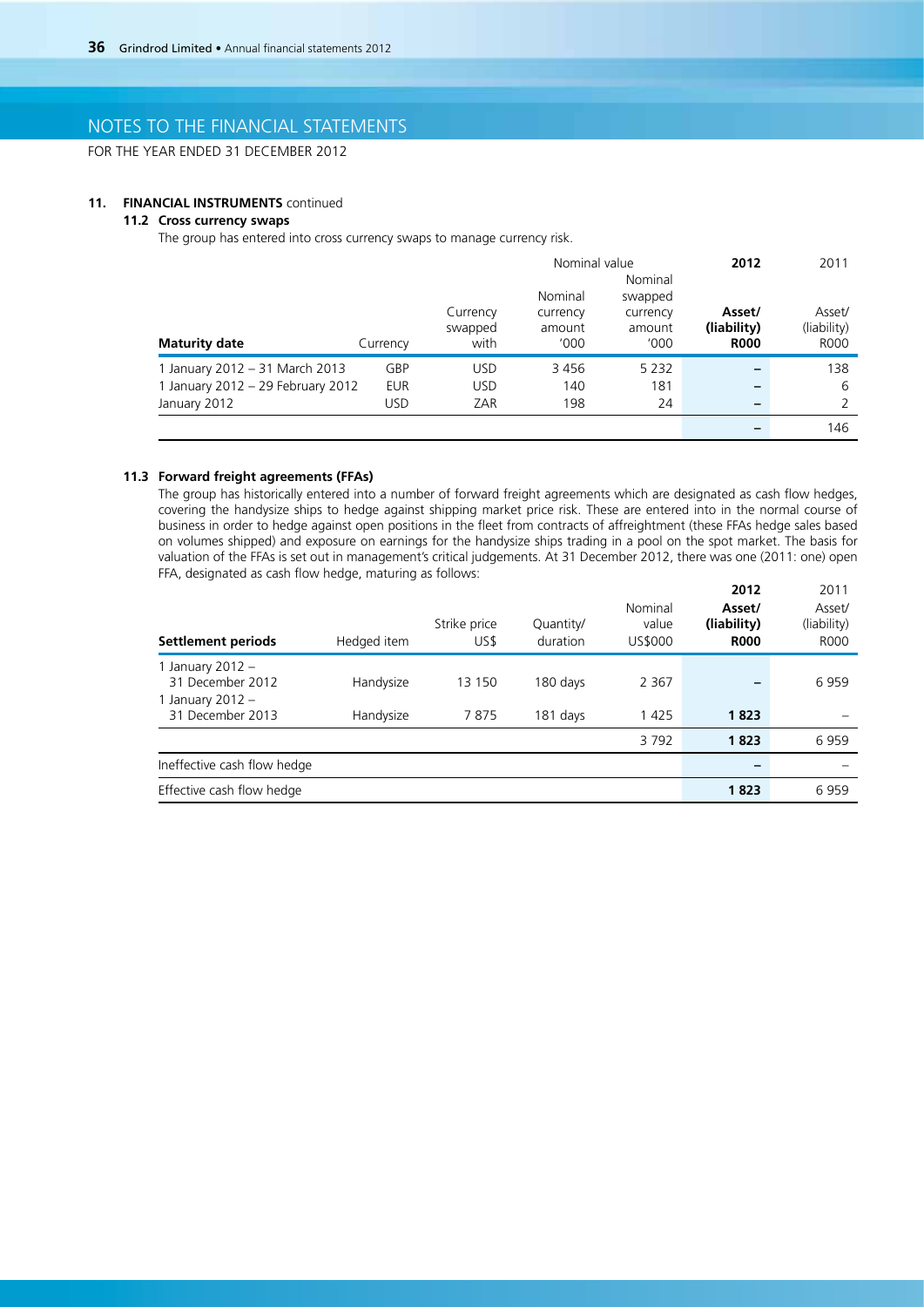# NOTES TO THE FINANCIAL STATEMENTS

FOR THE YEAR ENDED 31 DECEMBER 2012

## 11. FINANCIAL INSTRUMENTS continued

### 11.2 Cross currency swaps

The group has entered into cross currency swaps to manage currency risk.

| | | | Nominal value | | **2012** | 2011 |
|---|---|---|---|---|---|---|
| **Maturity date** | Currency | Currency swapped with | Nominal currency amount '000 | Nominal swapped currency amount '000 | **Asset/ (liability) R000** | Asset/ (liability) R000 |
| 1 January 2012 – 31 March 2013 | GBP | USD | 3 456 | 5 232 | **–** | 138 |
| 1 January 2012 – 29 February 2012 | EUR | USD | 140 | 181 | **–** | 6 |
| January 2012 | USD | ZAR | 198 | 24 | **–** | 2 |
| | | | | | **–** | 146 |

### 11.3 Forward freight agreements (FFAs)

The group has historically entered into a number of forward freight agreements which are designated as cash flow hedges, covering the handysize ships to hedge against shipping market price risk. These are entered into in the normal course of business in order to hedge against open positions in the fleet from contracts of affreightment (these FFAs hedge sales based on volumes shipped) and exposure on earnings for the handysize ships trading in a pool on the spot market. The basis for valuation of the FFAs is set out in management's critical judgements. At 31 December 2012, there was one (2011: one) open FFA, designated as cash flow hedge, maturing as follows:

| **Settlement periods** | Hedged item | Strike price US$ | Quantity/ duration | Nominal value US$000 | **2012 Asset/ (liability) R000** | 2011 Asset/ (liability) R000 |
|---|---|---|---|---|---|---|
| 1 January 2012 – 31 December 2012 | Handysize | 13 150 | 180 days | 2 367 | **–** | 6 959 |
| 1 January 2012 – 31 December 2013 | Handysize | 7 875 | 181 days | 1 425 | **1 823** | – |
| | | | | 3 792 | **1 823** | 6 959 |
| Ineffective cash flow hedge | | | | | **–** | – |
| Effective cash flow hedge | | | | | **1 823** | 6 959 |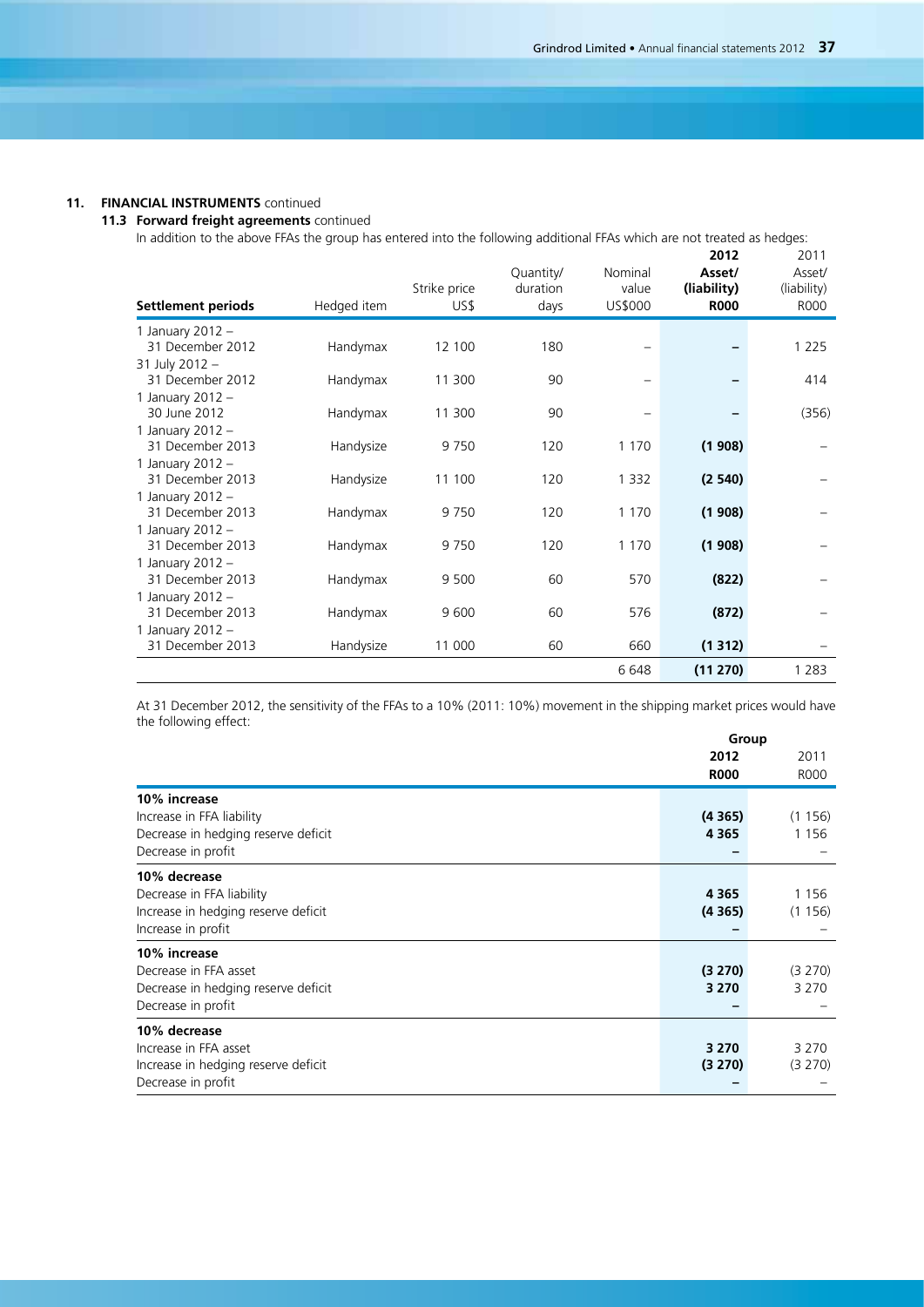## 11. FINANCIAL INSTRUMENTS continued

### 11.3 Forward freight agreements continued

In addition to the above FFAs the group has entered into the following additional FFAs which are not treated as hedges:

| Settlement periods | Hedged item | Strike price US$ | Quantity/ duration days | Nominal value US$000 | 2012 Asset/ (liability) R000 | 2011 Asset/ (liability) R000 |
|---|---|---|---|---|---|---|
| 1 January 2012 – 31 December 2012 | Handymax | 12 100 | 180 | – | **–** | 1 225 |
| 31 July 2012 – 31 December 2012 | Handymax | 11 300 | 90 | – | **–** | 414 |
| 1 January 2012 – 30 June 2012 | Handymax | 11 300 | 90 | – | **–** | (356) |
| 1 January 2012 – 31 December 2013 | Handysize | 9 750 | 120 | 1 170 | **(1 908)** | – |
| 1 January 2012 – 31 December 2013 | Handysize | 11 100 | 120 | 1 332 | **(2 540)** | – |
| 1 January 2012 – 31 December 2013 | Handymax | 9 750 | 120 | 1 170 | **(1 908)** | – |
| 1 January 2012 – 31 December 2013 | Handymax | 9 750 | 120 | 1 170 | **(1 908)** | – |
| 1 January 2012 – 31 December 2013 | Handymax | 9 500 | 60 | 570 | **(822)** | – |
| 1 January 2012 – 31 December 2013 | Handymax | 9 600 | 60 | 576 | **(872)** | – |
| 1 January 2012 – 31 December 2013 | Handysize | 11 000 | 60 | 660 | **(1 312)** | – |
| | | | | 6 648 | **(11 270)** | 1 283 |

At 31 December 2012, the sensitivity of the FFAs to a 10% (2011: 10%) movement in the shipping market prices would have the following effect:

| | Group 2012 R000 | 2011 R000 |
|---|---|---|
| **10% increase** | | |
| Increase in FFA liability | **(4 365)** | (1 156) |
| Decrease in hedging reserve deficit | **4 365** | 1 156 |
| Decrease in profit | **–** | – |
| **10% decrease** | | |
| Decrease in FFA liability | **4 365** | 1 156 |
| Increase in hedging reserve deficit | **(4 365)** | (1 156) |
| Increase in profit | **–** | – |
| **10% increase** | | |
| Decrease in FFA asset | **(3 270)** | (3 270) |
| Decrease in hedging reserve deficit | **3 270** | 3 270 |
| Decrease in profit | **–** | – |
| **10% decrease** | | |
| Increase in FFA asset | **3 270** | 3 270 |
| Increase in hedging reserve deficit | **(3 270)** | (3 270) |
| Decrease in profit | **–** | – |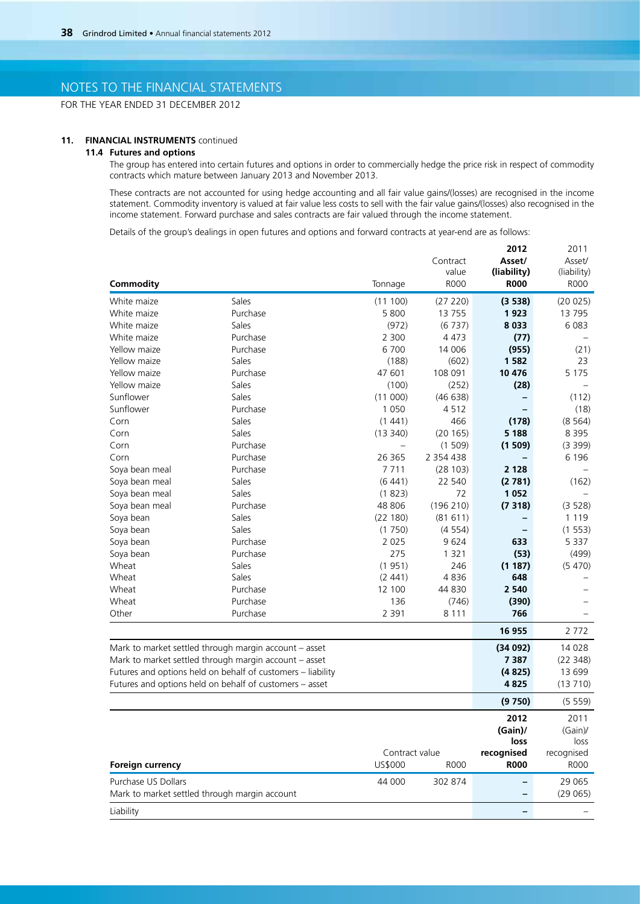## NOTES TO THE FINANCIAL STATEMENTS

FOR THE YEAR ENDED 31 DECEMBER 2012

### 11. FINANCIAL INSTRUMENTS continued

#### 11.4 Futures and options

The group has entered into certain futures and options in order to commercially hedge the price risk in respect of commodity contracts which mature between January 2013 and November 2013.

These contracts are not accounted for using hedge accounting and all fair value gains/(losses) are recognised in the income statement. Commodity inventory is valued at fair value less costs to sell with the fair value gains/(losses) also recognised in the income statement. Forward purchase and sales contracts are fair valued through the income statement.

Details of the group's dealings in open futures and options and forward contracts at year-end are as follows:

| Commodity | | Tonnage | Contract value R000 | 2012 Asset/ (liability) R000 | 2011 Asset/ (liability) R000 |
|---|---|---|---|---|---|
| White maize | Sales | (11 100) | (27 220) | **(3 538)** | (20 025) |
| White maize | Purchase | 5 800 | 13 755 | **1 923** | 13 795 |
| White maize | Sales | (972) | (6 737) | **8 033** | 6 083 |
| White maize | Purchase | 2 300 | 4 473 | **(77)** | – |
| Yellow maize | Purchase | 6 700 | 14 006 | **(955)** | (21) |
| Yellow maize | Sales | (188) | (602) | **1 582** | 23 |
| Yellow maize | Purchase | 47 601 | 108 091 | **10 476** | 5 175 |
| Yellow maize | Sales | (100) | (252) | **(28)** | – |
| Sunflower | Sales | (11 000) | (46 638) | **–** | (112) |
| Sunflower | Purchase | 1 050 | 4 512 | **–** | (18) |
| Corn | Sales | (1 441) | 466 | **(178)** | (8 564) |
| Corn | Sales | (13 340) | (20 165) | **5 188** | 8 395 |
| Corn | Purchase | – | (1 509) | **(1 509)** | (3 399) |
| Corn | Purchase | 26 365 | 2 354 438 | **–** | 6 196 |
| Soya bean meal | Purchase | 7 711 | (28 103) | **2 128** | – |
| Soya bean meal | Sales | (6 441) | 22 540 | **(2 781)** | (162) |
| Soya bean meal | Sales | (1 823) | 72 | **1 052** | – |
| Soya bean meal | Purchase | 48 806 | (196 210) | **(7 318)** | (3 528) |
| Soya bean | Sales | (22 180) | (81 611) | **–** | 1 119 |
| Soya bean | Sales | (1 750) | (4 554) | **–** | (1 553) |
| Soya bean | Purchase | 2 025 | 9 624 | **633** | 5 337 |
| Soya bean | Purchase | 275 | 1 321 | **(53)** | (499) |
| Wheat | Sales | (1 951) | 246 | **(1 187)** | (5 470) |
| Wheat | Sales | (2 441) | 4 836 | **648** | – |
| Wheat | Purchase | 12 100 | 44 830 | **2 540** | – |
| Wheat | Purchase | 136 | (746) | **(390)** | – |
| Other | Purchase | 2 391 | 8 111 | **766** | – |
| | | | | **16 955** | 2 772 |
| Mark to market settled through margin account – asset | | | | **(34 092)** | 14 028 |
| Mark to market settled through margin account – asset | | | | **7 387** | (22 348) |
| Futures and options held on behalf of customers – liability | | | | **(4 825)** | 13 699 |
| Futures and options held on behalf of customers – asset | | | | **4 825** | (13 710) |
| | | | | **(9 750)** | (5 559) |

| Foreign currency | Contract value US$000 | Contract value R000 | 2012 (Gain)/ loss recognised R000 | 2011 (Gain)/ loss recognised R000 |
|---|---|---|---|---|
| Purchase US Dollars | 44 000 | 302 874 | **–** | 29 065 |
| Mark to market settled through margin account | | | **–** | (29 065) |
| Liability | | | **–** | – |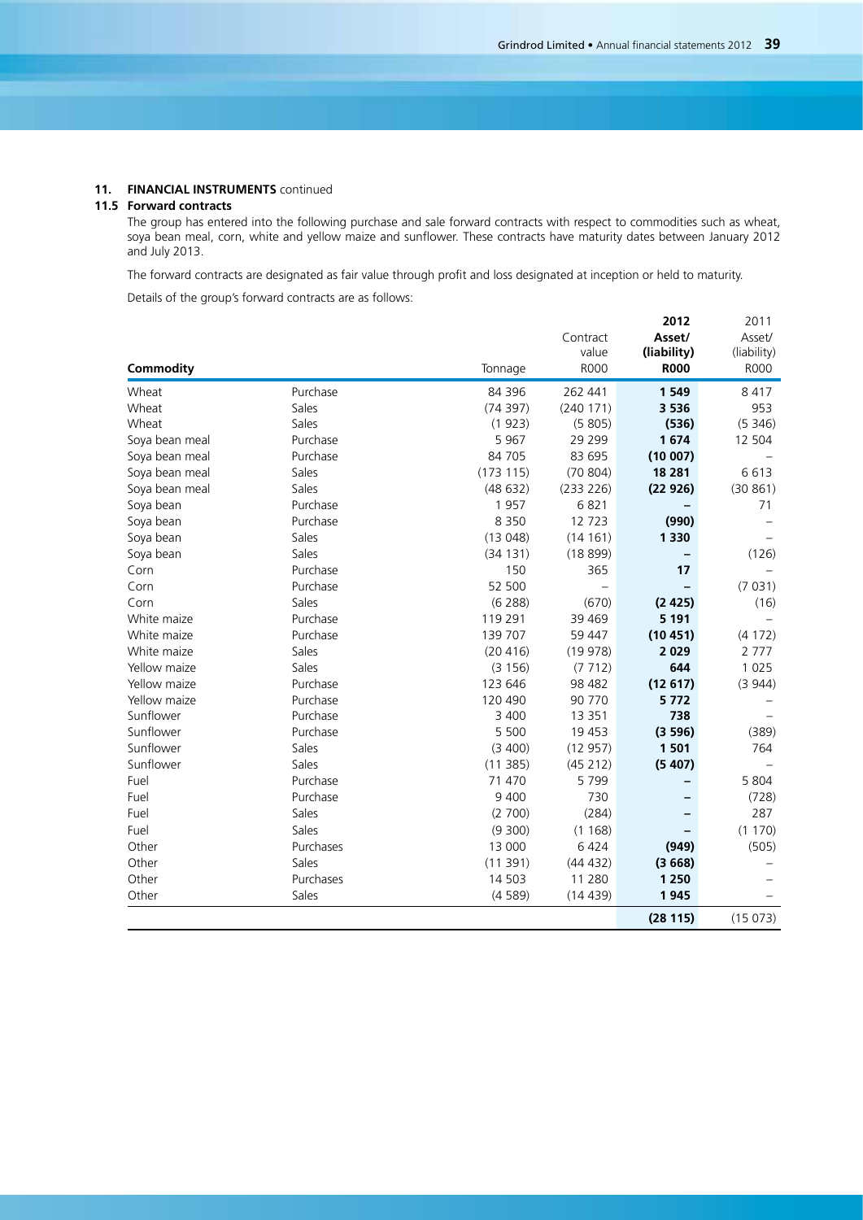## 11. FINANCIAL INSTRUMENTS continued

### 11.5 Forward contracts

The group has entered into the following purchase and sale forward contracts with respect to commodities such as wheat, soya bean meal, corn, white and yellow maize and sunflower. These contracts have maturity dates between January 2012 and July 2013.

The forward contracts are designated as fair value through profit and loss designated at inception or held to maturity.

Details of the group's forward contracts are as follows:

| Commodity | | Tonnage | Contract value R000 | 2012 Asset/ (liability) R000 | 2011 Asset/ (liability) R000 |
|---|---|---|---|---|---|
| Wheat | Purchase | 84 396 | 262 441 | **1 549** | 8 417 |
| Wheat | Sales | (74 397) | (240 171) | **3 536** | 953 |
| Wheat | Sales | (1 923) | (5 805) | **(536)** | (5 346) |
| Soya bean meal | Purchase | 5 967 | 29 299 | **1 674** | 12 504 |
| Soya bean meal | Purchase | 84 705 | 83 695 | **(10 007)** | – |
| Soya bean meal | Sales | (173 115) | (70 804) | **18 281** | 6 613 |
| Soya bean meal | Sales | (48 632) | (233 226) | **(22 926)** | (30 861) |
| Soya bean | Purchase | 1 957 | 6 821 | **–** | 71 |
| Soya bean | Purchase | 8 350 | 12 723 | **(990)** | – |
| Soya bean | Sales | (13 048) | (14 161) | **1 330** | – |
| Soya bean | Sales | (34 131) | (18 899) | **–** | (126) |
| Corn | Purchase | 150 | 365 | **17** | – |
| Corn | Purchase | 52 500 | – | **–** | (7 031) |
| Corn | Sales | (6 288) | (670) | **(2 425)** | (16) |
| White maize | Purchase | 119 291 | 39 469 | **5 191** | – |
| White maize | Purchase | 139 707 | 59 447 | **(10 451)** | (4 172) |
| White maize | Sales | (20 416) | (19 978) | **2 029** | 2 777 |
| Yellow maize | Sales | (3 156) | (7 712) | **644** | 1 025 |
| Yellow maize | Purchase | 123 646 | 98 482 | **(12 617)** | (3 944) |
| Yellow maize | Purchase | 120 490 | 90 770 | **5 772** | – |
| Sunflower | Purchase | 3 400 | 13 351 | **738** | – |
| Sunflower | Purchase | 5 500 | 19 453 | **(3 596)** | (389) |
| Sunflower | Sales | (3 400) | (12 957) | **1 501** | 764 |
| Sunflower | Sales | (11 385) | (45 212) | **(5 407)** | – |
| Fuel | Purchase | 71 470 | 5 799 | **–** | 5 804 |
| Fuel | Purchase | 9 400 | 730 | **–** | (728) |
| Fuel | Sales | (2 700) | (284) | **–** | 287 |
| Fuel | Sales | (9 300) | (1 168) | **–** | (1 170) |
| Other | Purchases | 13 000 | 6 424 | **(949)** | (505) |
| Other | Sales | (11 391) | (44 432) | **(3 668)** | – |
| Other | Purchases | 14 503 | 11 280 | **1 250** | – |
| Other | Sales | (4 589) | (14 439) | **1 945** | – |
| | | | | **(28 115)** | (15 073) |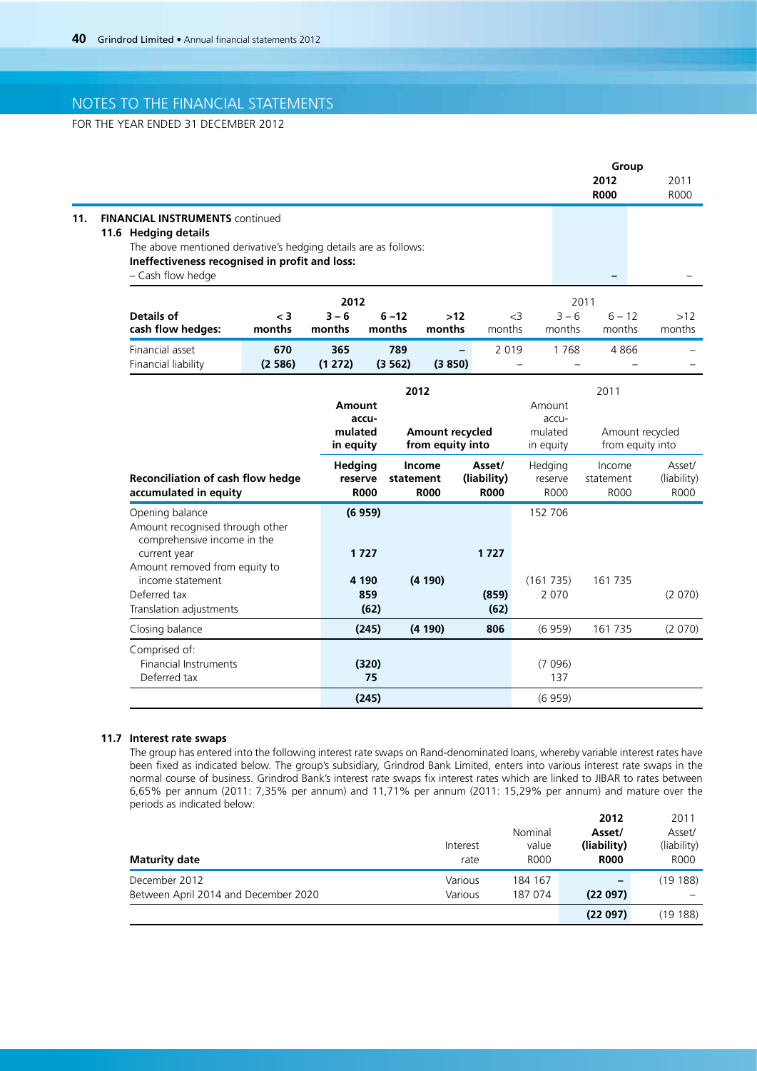# NOTES TO THE FINANCIAL STATEMENTS

FOR THE YEAR ENDED 31 DECEMBER 2012

| | Group 2012 R000 | 2011 R000 |
|---|---|---|
| **11. FINANCIAL INSTRUMENTS** continued | | |
| **11.6 Hedging details** | | |
| The above mentioned derivative's hedging details are as follows: | | |
| **Ineffectiveness recognised in profit and loss:** | | |
| – Cash flow hedge | – | – |

| **Details of cash flow hedges:** | **2012 < 3 months** | **2012 3 – 6 months** | **2012 6 –12 months** | **2012 >12 months** | 2011 <3 months | 2011 3 – 6 months | 2011 6 – 12 months | 2011 >12 months |
|---|---|---|---|---|---|---|---|---|
| Financial asset | **670** | **365** | **789** | **–** | 2 019 | 1 768 | 4 866 | – |
| Financial liability | **(2 586)** | **(1 272)** | **(3 562)** | **(3 850)** | – | – | – | – |

| | **2012** | | | 2011 | | |
|---|---|---|---|---|---|---|
| | **Amount accumulated in equity** | **Amount recycled from equity into** | | Amount accumulated in equity | Amount recycled from equity into | |
| **Reconciliation of cash flow hedge accumulated in equity** | **Hedging reserve R000** | **Income statement R000** | **Asset/ (liability) R000** | Hedging reserve R000 | Income statement R000 | Asset/ (liability) R000 |
| Opening balance | **(6 959)** | | | 152 706 | | |
| Amount recognised through other comprehensive income in the current year | **1 727** | | **1 727** | | | |
| Amount removed from equity to income statement | **4 190** | **(4 190)** | | (161 735) | 161 735 | |
| Deferred tax | **859** | | **(859)** | 2 070 | | (2 070) |
| Translation adjustments | **(62)** | | **(62)** | | | |
| Closing balance | **(245)** | **(4 190)** | **806** | (6 959) | 161 735 | (2 070) |
| Comprised of: | | | | | | |
| Financial Instruments | **(320)** | | | (7 096) | | |
| Deferred tax | **75** | | | 137 | | |
| | **(245)** | | | (6 959) | | |

### 11.7 Interest rate swaps

The group has entered into the following interest rate swaps on Rand-denominated loans, whereby variable interest rates have been fixed as indicated below. The group's subsidiary, Grindrod Bank Limited, enters into various interest rate swaps in the normal course of business. Grindrod Bank's interest rate swaps fix interest rates which are linked to JIBAR to rates between 6,65% per annum (2011: 7,35% per annum) and 11,71% per annum (2011: 15,29% per annum) and mature over the periods as indicated below:

| **Maturity date** | Interest rate | Nominal value R000 | **2012 Asset/ (liability) R000** | 2011 Asset/ (liability) R000 |
|---|---|---|---|---|
| December 2012 | Various | 184 167 | **–** | (19 188) |
| Between April 2014 and December 2020 | Various | 187 074 | **(22 097)** | – |
| | | | **(22 097)** | (19 188) |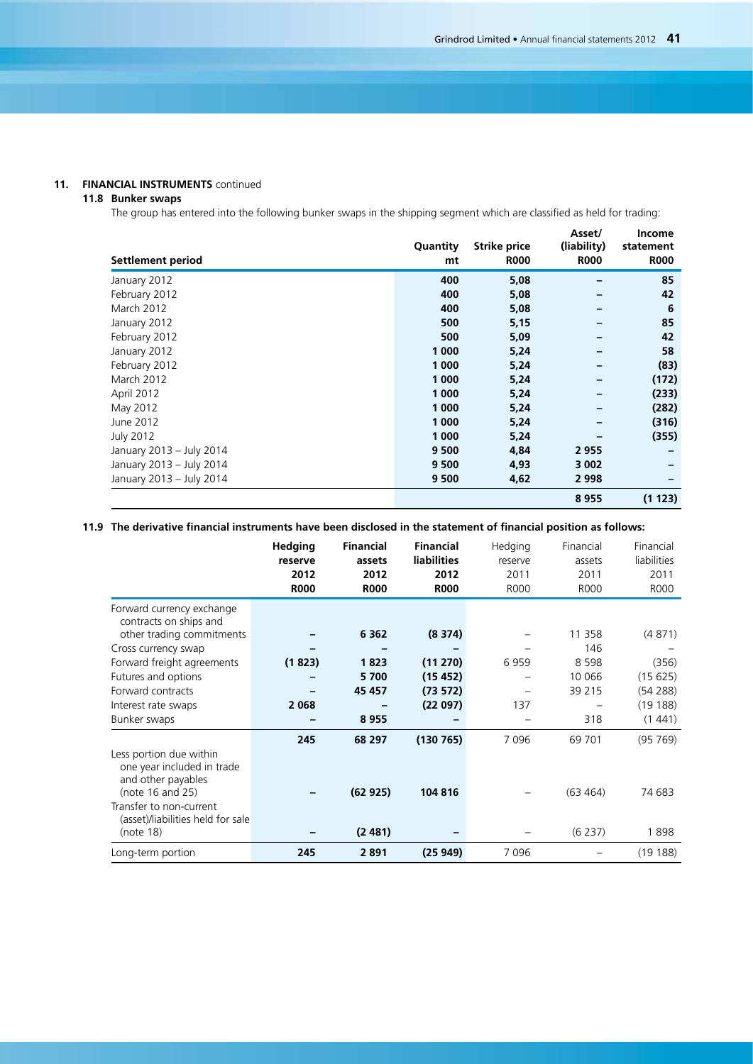## 11. FINANCIAL INSTRUMENTS continued

### 11.8 Bunker swaps

The group has entered into the following bunker swaps in the shipping segment which are classified as held for trading:

| Settlement period | Quantity mt | Strike price R000 | Asset/ (liability) R000 | Income statement R000 |
|---|---|---|---|---|
| January 2012 | 400 | 5,08 | – | 85 |
| February 2012 | 400 | 5,08 | – | 42 |
| March 2012 | 400 | 5,08 | – | 6 |
| January 2012 | 500 | 5,15 | – | 85 |
| February 2012 | 500 | 5,09 | – | 42 |
| January 2012 | 1 000 | 5,24 | – | 58 |
| February 2012 | 1 000 | 5,24 | – | (83) |
| March 2012 | 1 000 | 5,24 | – | (172) |
| April 2012 | 1 000 | 5,24 | – | (233) |
| May 2012 | 1 000 | 5,24 | – | (282) |
| June 2012 | 1 000 | 5,24 | – | (316) |
| July 2012 | 1 000 | 5,24 | – | (355) |
| January 2013 – July 2014 | 9 500 | 4,84 | 2 955 | – |
| January 2013 – July 2014 | 9 500 | 4,93 | 3 002 | – |
| January 2013 – July 2014 | 9 500 | 4,62 | 2 998 | – |
| | | | 8 955 | (1 123) |

### 11.9 The derivative financial instruments have been disclosed in the statement of financial position as follows:

| | Hedging reserve 2012 R000 | Financial assets 2012 R000 | Financial liabilities 2012 R000 | Hedging reserve 2011 R000 | Financial assets 2011 R000 | Financial liabilities 2011 R000 |
|---|---|---|---|---|---|---|
| Forward currency exchange contracts on ships and other trading commitments | – | 6 362 | (8 374) | – | 11 358 | (4 871) |
| Cross currency swap | – | – | – | – | 146 | – |
| Forward freight agreements | (1 823) | 1 823 | (11 270) | 6 959 | 8 598 | (356) |
| Futures and options | – | 5 700 | (15 452) | – | 10 066 | (15 625) |
| Forward contracts | – | 45 457 | (73 572) | – | 39 215 | (54 288) |
| Interest rate swaps | 2 068 | – | (22 097) | 137 | – | (19 188) |
| Bunker swaps | – | 8 955 | – | – | 318 | (1 441) |
| | 245 | 68 297 | (130 765) | 7 096 | 69 701 | (95 769) |
| Less portion due within one year included in trade and other payables (note 16 and 25) | – | (62 925) | 104 816 | – | (63 464) | 74 683 |
| Transfer to non-current (asset)/liabilities held for sale (note 18) | – | (2 481) | – | – | (6 237) | 1 898 |
| Long-term portion | 245 | 2 891 | (25 949) | 7 096 | – | (19 188) |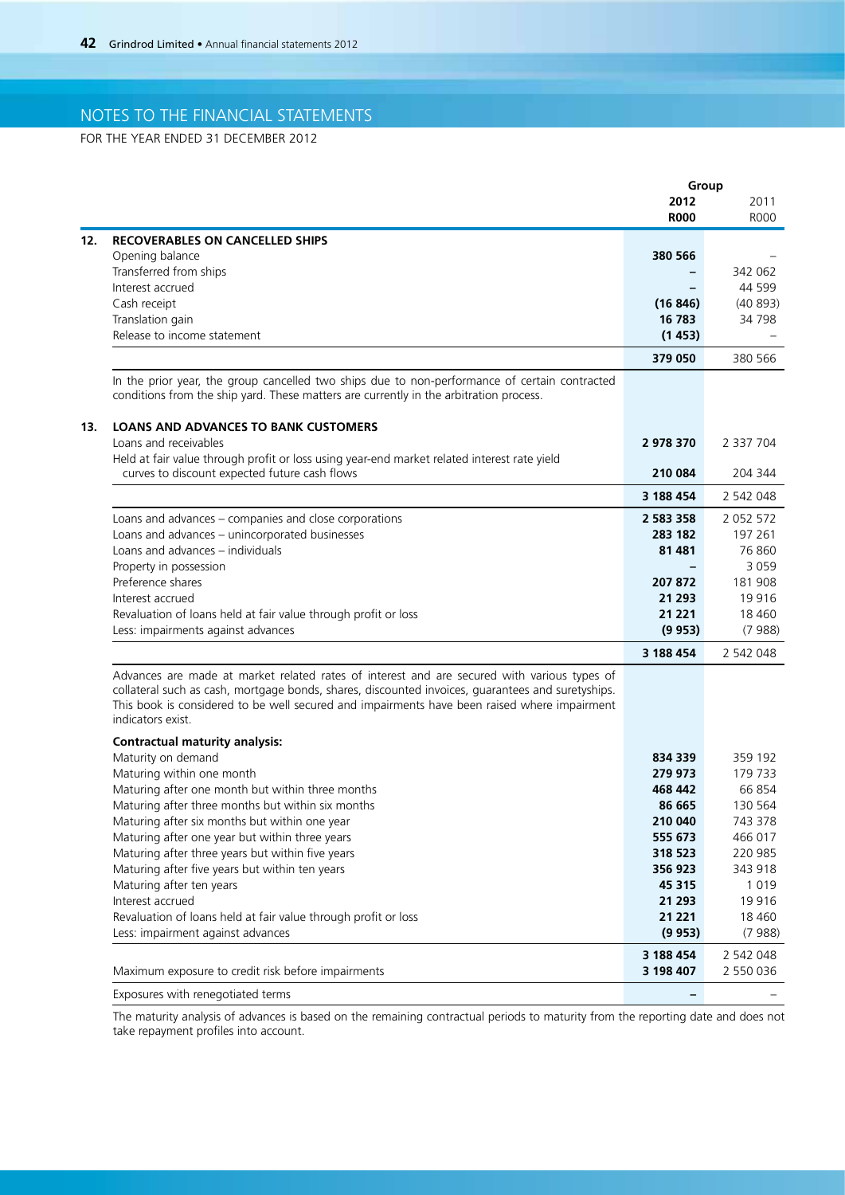# NOTES TO THE FINANCIAL STATEMENTS

FOR THE YEAR ENDED 31 DECEMBER 2012

| | | Group | |
|---|---|---|---|
| | | **2012** | 2011 |
| | | **R000** | R000 |
| **12.** | **RECOVERABLES ON CANCELLED SHIPS** | | |
| | Opening balance | **380 566** | – |
| | Transferred from ships | **–** | 342 062 |
| | Interest accrued | **–** | 44 599 |
| | Cash receipt | **(16 846)** | (40 893) |
| | Translation gain | **16 783** | 34 798 |
| | Release to income statement | **(1 453)** | – |
| | | **379 050** | 380 566 |

In the prior year, the group cancelled two ships due to non-performance of certain contracted conditions from the ship yard. These matters are currently in the arbitration process.

| | | **2012** | 2011 |
|---|---|---|---|
| **13.** | **LOANS AND ADVANCES TO BANK CUSTOMERS** | | |
| | Loans and receivables | **2 978 370** | 2 337 704 |
| | Held at fair value through profit or loss using year-end market related interest rate yield curves to discount expected future cash flows | **210 084** | 204 344 |
| | | **3 188 454** | 2 542 048 |
| | Loans and advances – companies and close corporations | **2 583 358** | 2 052 572 |
| | Loans and advances – unincorporated businesses | **283 182** | 197 261 |
| | Loans and advances – individuals | **81 481** | 76 860 |
| | Property in possession | **–** | 3 059 |
| | Preference shares | **207 872** | 181 908 |
| | Interest accrued | **21 293** | 19 916 |
| | Revaluation of loans held at fair value through profit or loss | **21 221** | 18 460 |
| | Less: impairments against advances | **(9 953)** | (7 988) |
| | | **3 188 454** | 2 542 048 |

Advances are made at market related rates of interest and are secured with various types of collateral such as cash, mortgage bonds, shares, discounted invoices, guarantees and suretyships. This book is considered to be well secured and impairments have been raised where impairment indicators exist.

| **Contractual maturity analysis:** | **2012** | 2011 |
|---|---|---|
| Maturity on demand | **834 339** | 359 192 |
| Maturing within one month | **279 973** | 179 733 |
| Maturing after one month but within three months | **468 442** | 66 854 |
| Maturing after three months but within six months | **86 665** | 130 564 |
| Maturing after six months but within one year | **210 040** | 743 378 |
| Maturing after one year but within three years | **555 673** | 466 017 |
| Maturing after three years but within five years | **318 523** | 220 985 |
| Maturing after five years but within ten years | **356 923** | 343 918 |
| Maturing after ten years | **45 315** | 1 019 |
| Interest accrued | **21 293** | 19 916 |
| Revaluation of loans held at fair value through profit or loss | **21 221** | 18 460 |
| Less: impairment against advances | **(9 953)** | (7 988) |
| | **3 188 454** | 2 542 048 |
| Maximum exposure to credit risk before impairments | **3 198 407** | 2 550 036 |
| Exposures with renegotiated terms | **–** | – |

The maturity analysis of advances is based on the remaining contractual periods to maturity from the reporting date and does not take repayment profiles into account.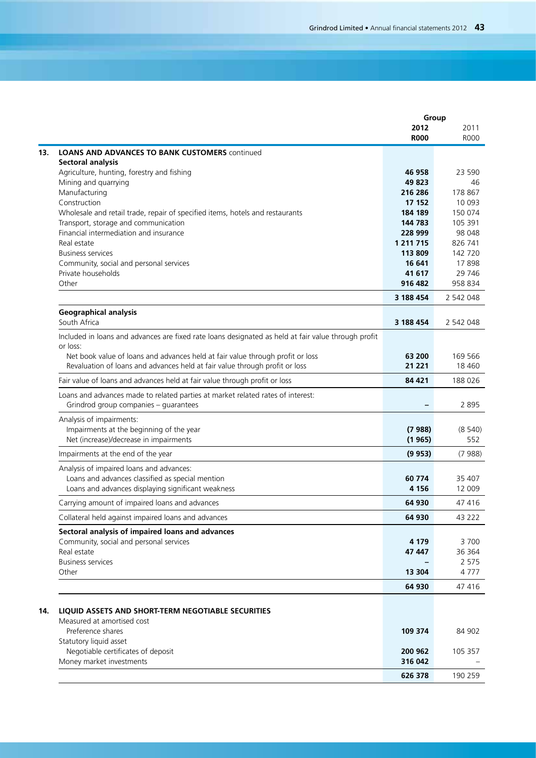| | Group | |
|---|---|---|
| | **2012** | 2011 |
| | **R000** | R000 |
| **13. LOANS AND ADVANCES TO BANK CUSTOMERS** continued | | |
| **Sectoral analysis** | | |
| Agriculture, hunting, forestry and fishing | **46 958** | 23 590 |
| Mining and quarrying | **49 823** | 46 |
| Manufacturing | **216 286** | 178 867 |
| Construction | **17 152** | 10 093 |
| Wholesale and retail trade, repair of specified items, hotels and restaurants | **184 189** | 150 074 |
| Transport, storage and communication | **144 783** | 105 391 |
| Financial intermediation and insurance | **228 999** | 98 048 |
| Real estate | **1 211 715** | 826 741 |
| Business services | **113 809** | 142 720 |
| Community, social and personal services | **16 641** | 17 898 |
| Private households | **41 617** | 29 746 |
| Other | **916 482** | 958 834 |
| | **3 188 454** | 2 542 048 |
| **Geographical analysis** | | |
| South Africa | **3 188 454** | 2 542 048 |
| Included in loans and advances are fixed rate loans designated as held at fair value through profit or loss: | | |
| Net book value of loans and advances held at fair value through profit or loss | **63 200** | 169 566 |
| Revaluation of loans and advances held at fair value through profit or loss | **21 221** | 18 460 |
| Fair value of loans and advances held at fair value through profit or loss | **84 421** | 188 026 |
| Loans and advances made to related parties at market related rates of interest: | | |
| Grindrod group companies – guarantees | **–** | 2 895 |
| Analysis of impairments: | | |
| Impairments at the beginning of the year | **(7 988)** | (8 540) |
| Net (increase)/decrease in impairments | **(1 965)** | 552 |
| Impairments at the end of the year | **(9 953)** | (7 988) |
| Analysis of impaired loans and advances: | | |
| Loans and advances classified as special mention | **60 774** | 35 407 |
| Loans and advances displaying significant weakness | **4 156** | 12 009 |
| Carrying amount of impaired loans and advances | **64 930** | 47 416 |
| Collateral held against impaired loans and advances | **64 930** | 43 222 |
| **Sectoral analysis of impaired loans and advances** | | |
| Community, social and personal services | **4 179** | 3 700 |
| Real estate | **47 447** | 36 364 |
| Business services | **–** | 2 575 |
| Other | **13 304** | 4 777 |
| | **64 930** | 47 416 |
| **14. LIQUID ASSETS AND SHORT-TERM NEGOTIABLE SECURITIES** | | |
| Measured at amortised cost | | |
| Preference shares | **109 374** | 84 902 |
| Statutory liquid asset | | |
| Negotiable certificates of deposit | **200 962** | 105 357 |
| Money market investments | **316 042** | – |
| | **626 378** | 190 259 |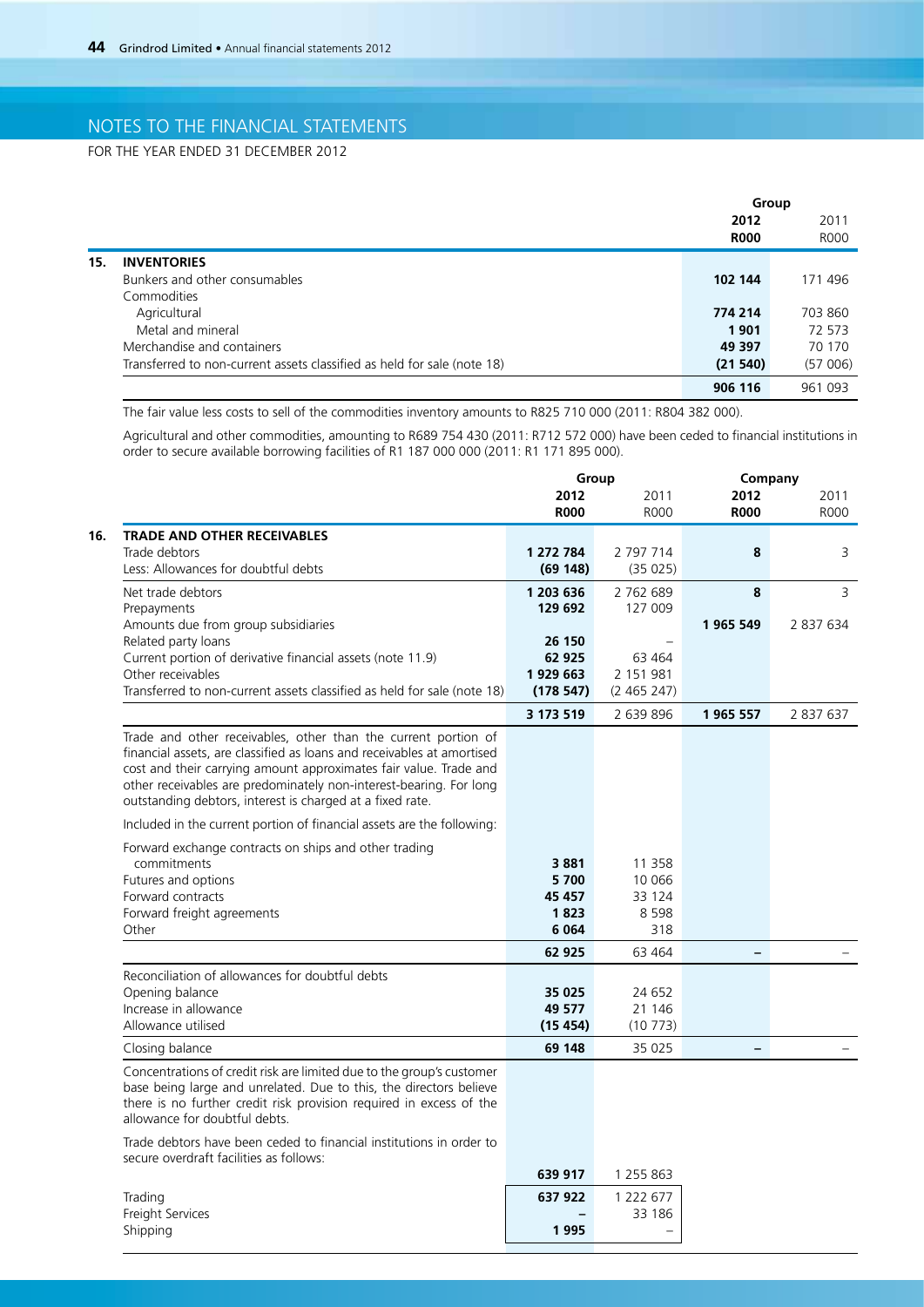# NOTES TO THE FINANCIAL STATEMENTS

FOR THE YEAR ENDED 31 DECEMBER 2012

| | | Group | |
|---|---|---|---|
| | | **2012** | 2011 |
| | | **R000** | R000 |
| **15.** | **INVENTORIES** | | |
| | Bunkers and other consumables | **102 144** | 171 496 |
| | Commodities | | |
| | Agricultural | **774 214** | 703 860 |
| | Metal and mineral | **1 901** | 72 573 |
| | Merchandise and containers | **49 397** | 70 170 |
| | Transferred to non-current assets classified as held for sale (note 18) | **(21 540)** | (57 006) |
| | | **906 116** | 961 093 |

The fair value less costs to sell of the commodities inventory amounts to R825 710 000 (2011: R804 382 000).

Agricultural and other commodities, amounting to R689 754 430 (2011: R712 572 000) have been ceded to financial institutions in order to secure available borrowing facilities of R1 187 000 000 (2011: R1 171 895 000).

| | | Group | | Company | |
|---|---|---|---|---|---|
| | | **2012** | 2011 | **2012** | 2011 |
| | | **R000** | R000 | **R000** | R000 |
| **16.** | **TRADE AND OTHER RECEIVABLES** | | | | |
| | Trade debtors | **1 272 784** | 2 797 714 | **8** | 3 |
| | Less: Allowances for doubtful debts | **(69 148)** | (35 025) | | |
| | Net trade debtors | **1 203 636** | 2 762 689 | **8** | 3 |
| | Prepayments | **129 692** | 127 009 | | |
| | Amounts due from group subsidiaries | | | **1 965 549** | 2 837 634 |
| | Related party loans | **26 150** | – | | |
| | Current portion of derivative financial assets (note 11.9) | **62 925** | 63 464 | | |
| | Other receivables | **1 929 663** | 2 151 981 | | |
| | Transferred to non-current assets classified as held for sale (note 18) | **(178 547)** | (2 465 247) | | |
| | | **3 173 519** | 2 639 896 | **1 965 557** | 2 837 637 |

Trade and other receivables, other than the current portion of financial assets, are classified as loans and receivables at amortised cost and their carrying amount approximates fair value. Trade and other receivables are predominately non-interest-bearing. For long outstanding debtors, interest is charged at a fixed rate.

Included in the current portion of financial assets are the following:

| | Group 2012 R000 | Group 2011 R000 | Company 2012 R000 | Company 2011 R000 |
|---|---|---|---|---|
| Forward exchange contracts on ships and other trading commitments | **3 881** | 11 358 | | |
| Futures and options | **5 700** | 10 066 | | |
| Forward contracts | **45 457** | 33 124 | | |
| Forward freight agreements | **1 823** | 8 598 | | |
| Other | **6 064** | 318 | | |
| | **62 925** | 63 464 | **–** | – |

| | Group 2012 R000 | Group 2011 R000 | Company 2012 R000 | Company 2011 R000 |
|---|---|---|---|---|
| Reconciliation of allowances for doubtful debts | | | | |
| Opening balance | **35 025** | 24 652 | | |
| Increase in allowance | **49 577** | 21 146 | | |
| Allowance utilised | **(15 454)** | (10 773) | | |
| Closing balance | **69 148** | 35 025 | **–** | – |

Concentrations of credit risk are limited due to the group's customer base being large and unrelated. Due to this, the directors believe there is no further credit risk provision required in excess of the allowance for doubtful debts.

Trade debtors have been ceded to financial institutions in order to secure overdraft facilities as follows:

| | Group 2012 R000 | Group 2011 R000 |
|---|---|---|
| | **639 917** | 1 255 863 |
| Trading | **637 922** | 1 222 677 |
| Freight Services | **–** | 33 186 |
| Shipping | **1 995** | – |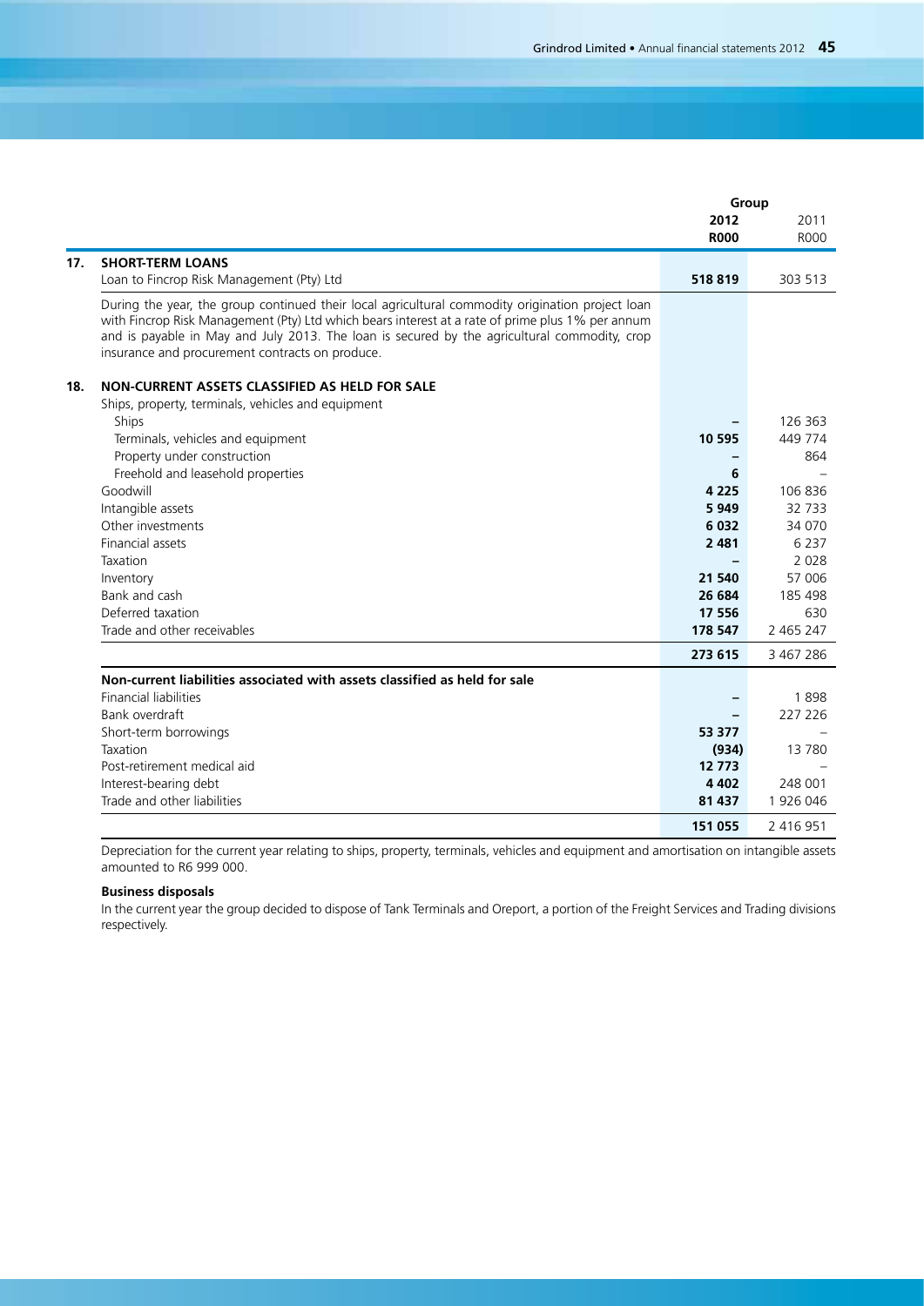| | | Group | |
|---|---|---|---|
| | | **2012** | 2011 |
| | | **R000** | R000 |
| **17.** | **SHORT-TERM LOANS** | | |
| | Loan to Fincrop Risk Management (Pty) Ltd | **518 819** | 303 513 |
| | During the year, the group continued their local agricultural commodity origination project loan with Fincrop Risk Management (Pty) Ltd which bears interest at a rate of prime plus 1% per annum and is payable in May and July 2013. The loan is secured by the agricultural commodity, crop insurance and procurement contracts on produce. | | |
| **18.** | **NON-CURRENT ASSETS CLASSIFIED AS HELD FOR SALE** | | |
| | Ships, property, terminals, vehicles and equipment | | |
| | Ships | **–** | 126 363 |
| | Terminals, vehicles and equipment | **10 595** | 449 774 |
| | Property under construction | **–** | 864 |
| | Freehold and leasehold properties | **6** | – |
| | Goodwill | **4 225** | 106 836 |
| | Intangible assets | **5 949** | 32 733 |
| | Other investments | **6 032** | 34 070 |
| | Financial assets | **2 481** | 6 237 |
| | Taxation | **–** | 2 028 |
| | Inventory | **21 540** | 57 006 |
| | Bank and cash | **26 684** | 185 498 |
| | Deferred taxation | **17 556** | 630 |
| | Trade and other receivables | **178 547** | 2 465 247 |
| | | **273 615** | 3 467 286 |
| | **Non-current liabilities associated with assets classified as held for sale** | | |
| | Financial liabilities | **–** | 1 898 |
| | Bank overdraft | **–** | 227 226 |
| | Short-term borrowings | **53 377** | – |
| | Taxation | **(934)** | 13 780 |
| | Post-retirement medical aid | **12 773** | – |
| | Interest-bearing debt | **4 402** | 248 001 |
| | Trade and other liabilities | **81 437** | 1 926 046 |
| | | **151 055** | 2 416 951 |

Depreciation for the current year relating to ships, property, terminals, vehicles and equipment and amortisation on intangible assets amounted to R6 999 000.

**Business disposals**

In the current year the group decided to dispose of Tank Terminals and Oreport, a portion of the Freight Services and Trading divisions respectively.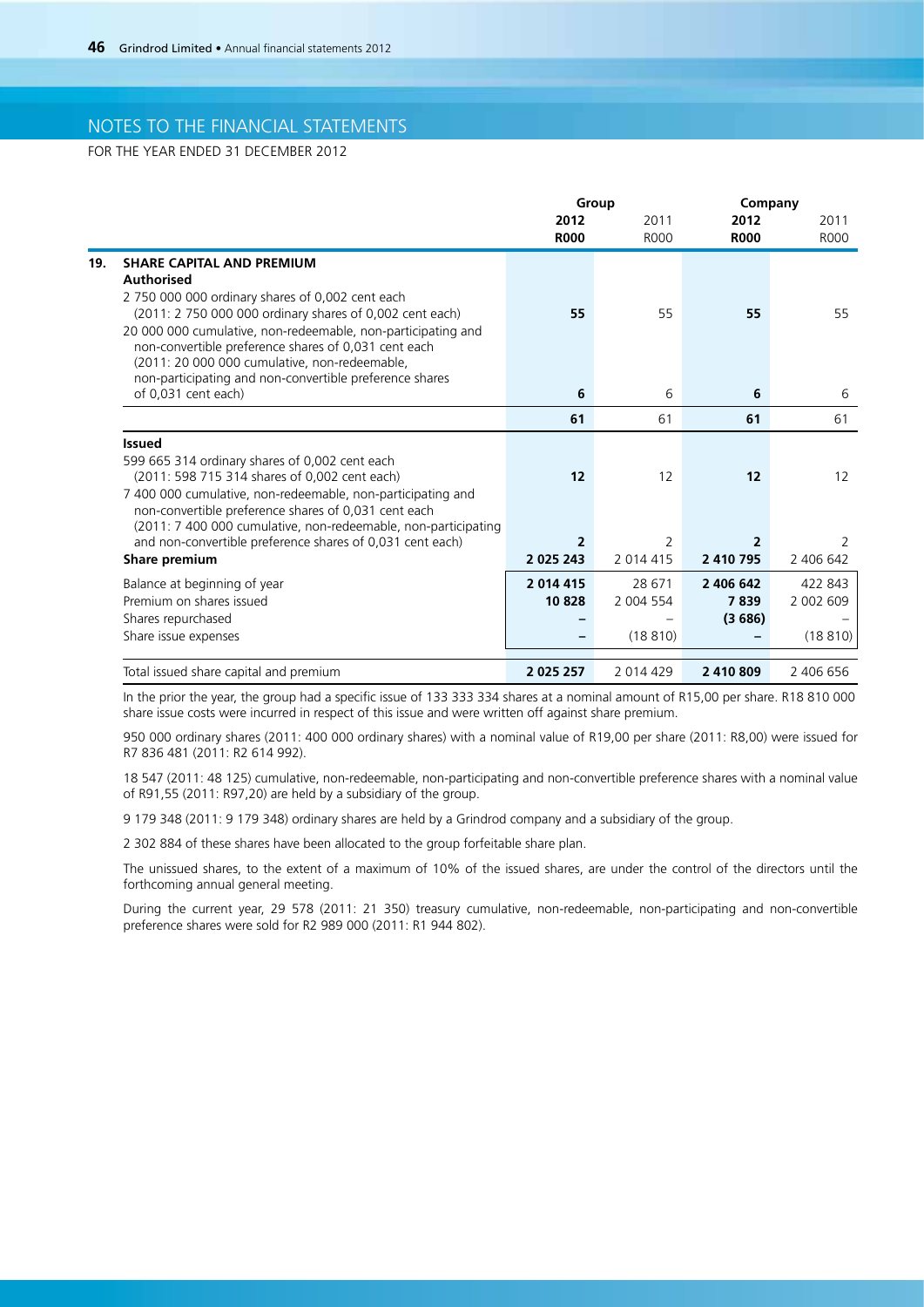# NOTES TO THE FINANCIAL STATEMENTS

FOR THE YEAR ENDED 31 DECEMBER 2012

| | | Group | | Company | |
|---|---|---|---|---|---|
| | | **2012** | 2011 | **2012** | 2011 |
| | | **R000** | R000 | **R000** | R000 |
| **19.** | **SHARE CAPITAL AND PREMIUM** | | | | |
| | **Authorised** | | | | |
| | 2 750 000 000 ordinary shares of 0,002 cent each (2011: 2 750 000 000 ordinary shares of 0,002 cent each) | **55** | 55 | **55** | 55 |
| | 20 000 000 cumulative, non-redeemable, non-participating and non-convertible preference shares of 0,031 cent each (2011: 20 000 000 cumulative, non-redeemable, non-participating and non-convertible preference shares of 0,031 cent each) | **6** | 6 | **6** | 6 |
| | | **61** | 61 | **61** | 61 |
| | **Issued** | | | | |
| | 599 665 314 ordinary shares of 0,002 cent each (2011: 598 715 314 shares of 0,002 cent each) | **12** | 12 | **12** | 12 |
| | 7 400 000 cumulative, non-redeemable, non-participating and non-convertible preference shares of 0,031 cent each (2011: 7 400 000 cumulative, non-redeemable, non-participating and non-convertible preference shares of 0,031 cent each) | **2** | 2 | **2** | 2 |
| | **Share premium** | **2 025 243** | 2 014 415 | **2 410 795** | 2 406 642 |
| | Balance at beginning of year | **2 014 415** | 28 671 | **2 406 642** | 422 843 |
| | Premium on shares issued | **10 828** | 2 004 554 | **7 839** | 2 002 609 |
| | Shares repurchased | **–** | – | **(3 686)** | – |
| | Share issue expenses | **–** | (18 810) | **–** | (18 810) |
| | Total issued share capital and premium | **2 025 257** | 2 014 429 | **2 410 809** | 2 406 656 |

In the prior the year, the group had a specific issue of 133 333 334 shares at a nominal amount of R15,00 per share. R18 810 000 share issue costs were incurred in respect of this issue and were written off against share premium.

950 000 ordinary shares (2011: 400 000 ordinary shares) with a nominal value of R19,00 per share (2011: R8,00) were issued for R7 836 481 (2011: R2 614 992).

18 547 (2011: 48 125) cumulative, non-redeemable, non-participating and non-convertible preference shares with a nominal value of R91,55 (2011: R97,20) are held by a subsidiary of the group.

9 179 348 (2011: 9 179 348) ordinary shares are held by a Grindrod company and a subsidiary of the group.

2 302 884 of these shares have been allocated to the group forfeitable share plan.

The unissued shares, to the extent of a maximum of 10% of the issued shares, are under the control of the directors until the forthcoming annual general meeting.

During the current year, 29 578 (2011: 21 350) treasury cumulative, non-redeemable, non-participating and non-convertible preference shares were sold for R2 989 000 (2011: R1 944 802).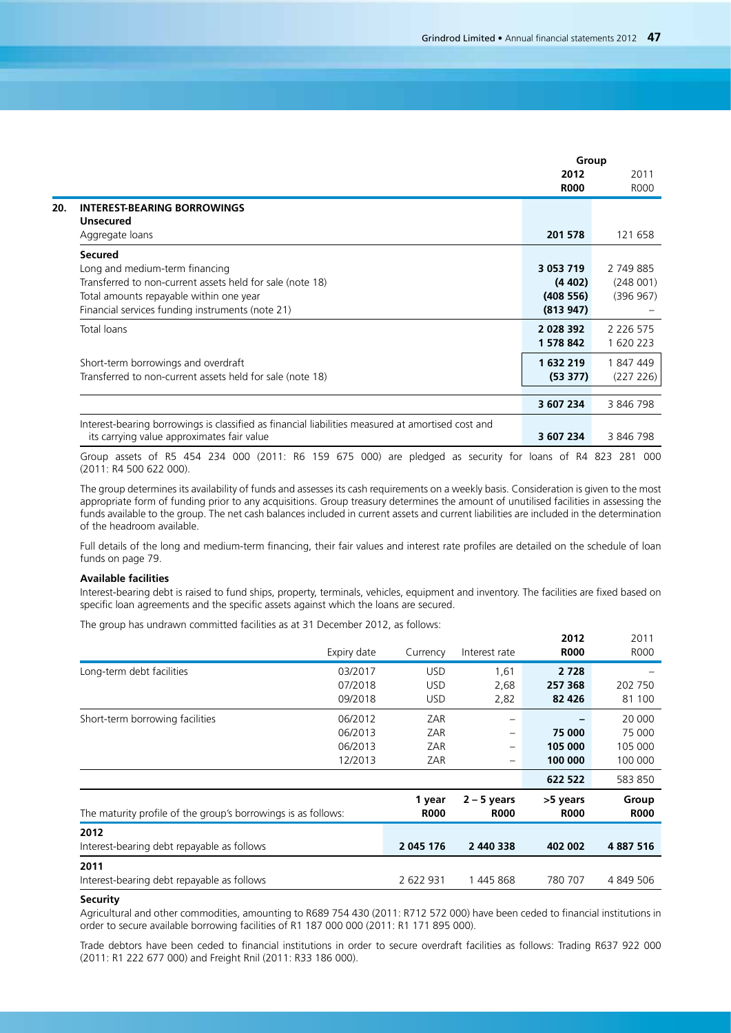|  | Group |  |
|---|---|---|
|  | **2012** | 2011 |
|  | **R000** | R000 |
| **20. INTEREST-BEARING BORROWINGS** |  |  |
| **Unsecured** |  |  |
| Aggregate loans | **201 578** | 121 658 |
| **Secured** |  |  |
| Long and medium-term financing | **3 053 719** | 2 749 885 |
| Transferred to non-current assets held for sale (note 18) | **(4 402)** | (248 001) |
| Total amounts repayable within one year | **(408 556)** | (396 967) |
| Financial services funding instruments (note 21) | **(813 947)** | – |
| Total loans | **2 028 392** | 2 226 575 |
|  | **1 578 842** | 1 620 223 |
| Short-term borrowings and overdraft | **1 632 219** | 1 847 449 |
| Transferred to non-current assets held for sale (note 18) | **(53 377)** | (227 226) |
|  | **3 607 234** | 3 846 798 |
| Interest-bearing borrowings is classified as financial liabilities measured at amortised cost and its carrying value approximates fair value | **3 607 234** | 3 846 798 |

Group assets of R5 454 234 000 (2011: R6 159 675 000) are pledged as security for loans of R4 823 281 000 (2011: R4 500 622 000).

The group determines its availability of funds and assesses its cash requirements on a weekly basis. Consideration is given to the most appropriate form of funding prior to any acquisitions. Group treasury determines the amount of unutilised facilities in assessing the funds available to the group. The net cash balances included in current assets and current liabilities are included in the determination of the headroom available.

Full details of the long and medium-term financing, their fair values and interest rate profiles are detailed on the schedule of loan funds on page 79.

**Available facilities**

Interest-bearing debt is raised to fund ships, property, terminals, vehicles, equipment and inventory. The facilities are fixed based on specific loan agreements and the specific assets against which the loans are secured.

The group has undrawn committed facilities as at 31 December 2012, as follows:

|  | Expiry date | Currency | Interest rate | **2012 R000** | 2011 R000 |
|---|---|---|---|---|---|
| Long-term debt facilities | 03/2017 | USD | 1,61 | **2 728** | – |
|  | 07/2018 | USD | 2,68 | **257 368** | 202 750 |
|  | 09/2018 | USD | 2,82 | **82 426** | 81 100 |
| Short-term borrowing facilities | 06/2012 | ZAR | – | **–** | 20 000 |
|  | 06/2013 | ZAR | – | **75 000** | 75 000 |
|  | 06/2013 | ZAR | – | **105 000** | 105 000 |
|  | 12/2013 | ZAR | – | **100 000** | 100 000 |
|  |  |  |  | **622 522** | 583 850 |

| The maturity profile of the group's borrowings is as follows: | **1 year R000** | **2 – 5 years R000** | **>5 years R000** | **Group R000** |
|---|---|---|---|---|
| **2012** |  |  |  |  |
| Interest-bearing debt repayable as follows | **2 045 176** | **2 440 338** | **402 002** | **4 887 516** |
| **2011** |  |  |  |  |
| Interest-bearing debt repayable as follows | 2 622 931 | 1 445 868 | 780 707 | 4 849 506 |

**Security**

Agricultural and other commodities, amounting to R689 754 430 (2011: R712 572 000) have been ceded to financial institutions in order to secure available borrowing facilities of R1 187 000 000 (2011: R1 171 895 000).

Trade debtors have been ceded to financial institutions in order to secure overdraft facilities as follows: Trading R637 922 000 (2011: R1 222 677 000) and Freight Rnil (2011: R33 186 000).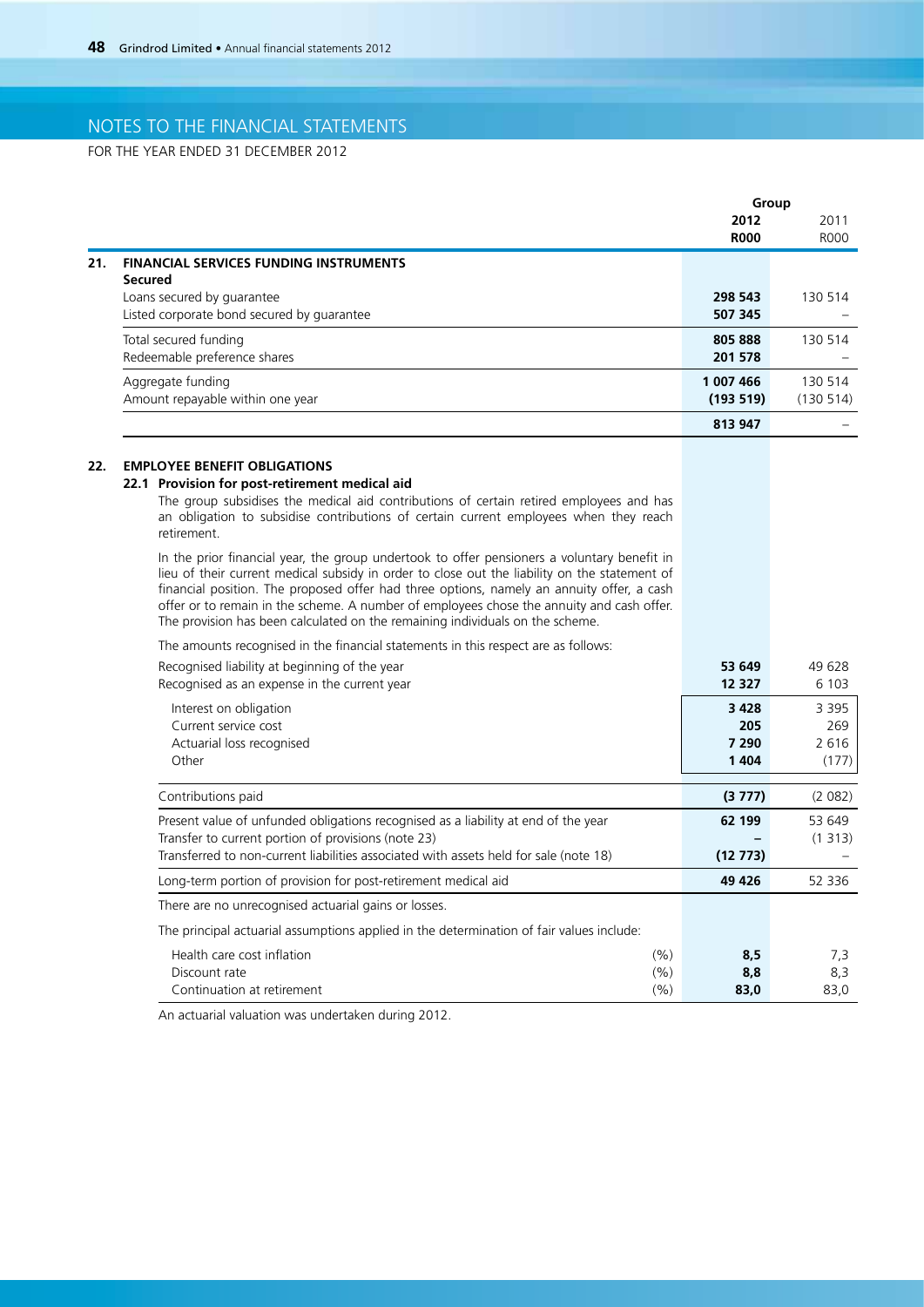# NOTES TO THE FINANCIAL STATEMENTS

FOR THE YEAR ENDED 31 DECEMBER 2012

| | | Group | |
|---|---|---|---|
| | | **2012** | 2011 |
| | | **R000** | R000 |
| **21.** | **FINANCIAL SERVICES FUNDING INSTRUMENTS** | | |
| | **Secured** | | |
| | Loans secured by guarantee | **298 543** | 130 514 |
| | Listed corporate bond secured by guarantee | **507 345** | – |
| | Total secured funding | **805 888** | 130 514 |
| | Redeemable preference shares | **201 578** | – |
| | Aggregate funding | **1 007 466** | 130 514 |
| | Amount repayable within one year | **(193 519)** | (130 514) |
| | | **813 947** | – |

## 22. EMPLOYEE BENEFIT OBLIGATIONS

### 22.1 Provision for post-retirement medical aid

The group subsidises the medical aid contributions of certain retired employees and has an obligation to subsidise contributions of certain current employees when they reach retirement.

In the prior financial year, the group undertook to offer pensioners a voluntary benefit in lieu of their current medical subsidy in order to close out the liability on the statement of financial position. The proposed offer had three options, namely an annuity offer, a cash offer or to remain in the scheme. A number of employees chose the annuity and cash offer. The provision has been calculated on the remaining individuals on the scheme.

The amounts recognised in the financial statements in this respect are as follows:

| | | **2012** | 2011 |
|---|---|---|---|
| Recognised liability at beginning of the year | | **53 649** | 49 628 |
| Recognised as an expense in the current year | | **12 327** | 6 103 |
| Interest on obligation | | **3 428** | 3 395 |
| Current service cost | | **205** | 269 |
| Actuarial loss recognised | | **7 290** | 2 616 |
| Other | | **1 404** | (177) |
| Contributions paid | | **(3 777)** | (2 082) |
| Present value of unfunded obligations recognised as a liability at end of the year | | **62 199** | 53 649 |
| Transfer to current portion of provisions (note 23) | | **–** | (1 313) |
| Transferred to non-current liabilities associated with assets held for sale (note 18) | | **(12 773)** | – |
| Long-term portion of provision for post-retirement medical aid | | **49 426** | 52 336 |

There are no unrecognised actuarial gains or losses.

The principal actuarial assumptions applied in the determination of fair values include:

| | | **2012** | 2011 |
|---|---|---|---|
| Health care cost inflation | (%) | **8,5** | 7,3 |
| Discount rate | (%) | **8,8** | 8,3 |
| Continuation at retirement | (%) | **83,0** | 83,0 |

An actuarial valuation was undertaken during 2012.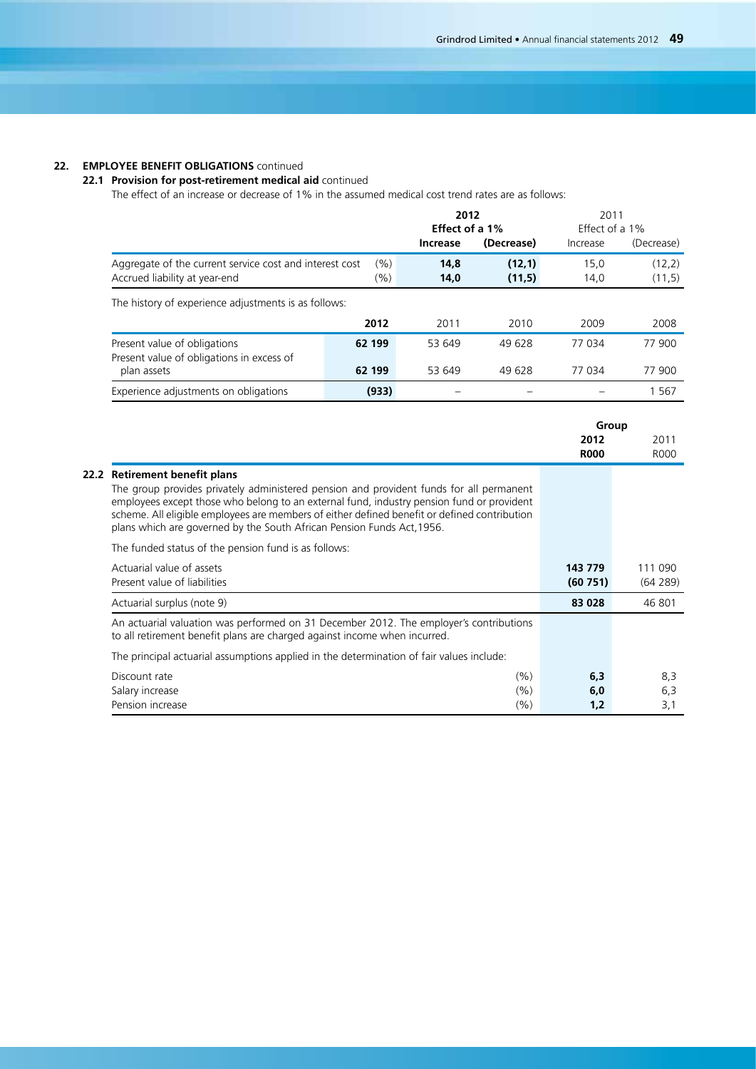**22. EMPLOYEE BENEFIT OBLIGATIONS** continued

**22.1 Provision for post-retirement medical aid** continued

The effect of an increase or decrease of 1% in the assumed medical cost trend rates are as follows:

| | | **2012** | | 2011 | |
|---|---|---|---|---|---|
| | | **Effect of a 1%** | | Effect of a 1% | |
| | | **Increase** | **(Decrease)** | Increase | (Decrease) |
| Aggregate of the current service cost and interest cost | (%) | **14,8** | **(12,1)** | 15,0 | (12,2) |
| Accrued liability at year-end | (%) | **14,0** | **(11,5)** | 14,0 | (11,5) |

The history of experience adjustments is as follows:

| | **2012** | 2011 | 2010 | 2009 | 2008 |
|---|---|---|---|---|---|
| Present value of obligations | **62 199** | 53 649 | 49 628 | 77 034 | 77 900 |
| Present value of obligations in excess of plan assets | **62 199** | 53 649 | 49 628 | 77 034 | 77 900 |
| Experience adjustments on obligations | **(933)** | – | – | – | 1 567 |

| | | **Group** | |
|---|---|---|---|
| | | **2012** | 2011 |
| | | **R000** | R000 |

**22.2 Retirement benefit plans**

The group provides privately administered pension and provident funds for all permanent employees except those who belong to an external fund, industry pension fund or provident scheme. All eligible employees are members of either defined benefit or defined contribution plans which are governed by the South African Pension Funds Act,1956.

The funded status of the pension fund is as follows:

| | | **2012 R000** | 2011 R000 |
|---|---|---|---|
| Actuarial value of assets | | **143 779** | 111 090 |
| Present value of liabilities | | **(60 751)** | (64 289) |
| Actuarial surplus (note 9) | | **83 028** | 46 801 |

An actuarial valuation was performed on 31 December 2012. The employer's contributions to all retirement benefit plans are charged against income when incurred.

The principal actuarial assumptions applied in the determination of fair values include:

| | | **2012** | 2011 |
|---|---|---|---|
| Discount rate | (%) | **6,3** | 8,3 |
| Salary increase | (%) | **6,0** | 6,3 |
| Pension increase | (%) | **1,2** | 3,1 |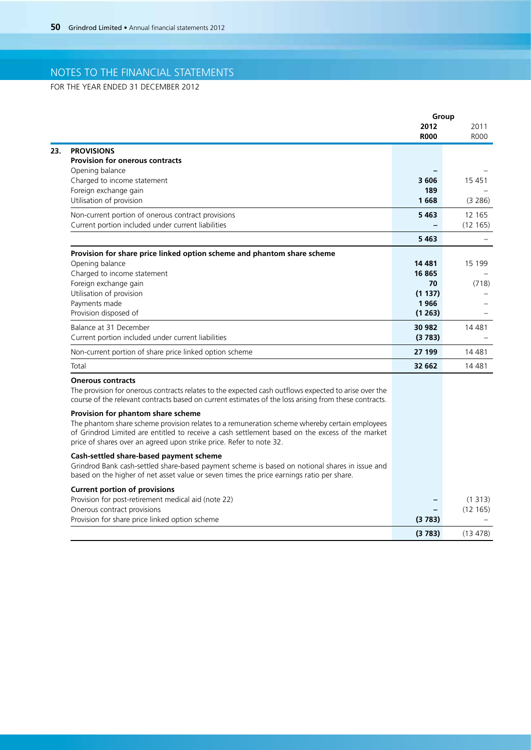# NOTES TO THE FINANCIAL STATEMENTS

FOR THE YEAR ENDED 31 DECEMBER 2012

| | | Group | |
|---|---|---|---|
| | | **2012** | 2011 |
| | | **R000** | R000 |
| **23.** | **PROVISIONS** | | |
| | **Provision for onerous contracts** | | |
| | Opening balance | **–** | – |
| | Charged to income statement | **3 606** | 15 451 |
| | Foreign exchange gain | **189** | – |
| | Utilisation of provision | **1 668** | (3 286) |
| | Non-current portion of onerous contract provisions | **5 463** | 12 165 |
| | Current portion included under current liabilities | **–** | (12 165) |
| | | **5 463** | – |
| | **Provision for share price linked option scheme and phantom share scheme** | | |
| | Opening balance | **14 481** | 15 199 |
| | Charged to income statement | **16 865** | – |
| | Foreign exchange gain | **70** | (718) |
| | Utilisation of provision | **(1 137)** | – |
| | Payments made | **1 966** | – |
| | Provision disposed of | **(1 263)** | – |
| | Balance at 31 December | **30 982** | 14 481 |
| | Current portion included under current liabilities | **(3 783)** | – |
| | Non-current portion of share price linked option scheme | **27 199** | 14 481 |
| | Total | **32 662** | 14 481 |

**Onerous contracts**

The provision for onerous contracts relates to the expected cash outflows expected to arise over the course of the relevant contracts based on current estimates of the loss arising from these contracts.

**Provision for phantom share scheme**

The phantom share scheme provision relates to a remuneration scheme whereby certain employees of Grindrod Limited are entitled to receive a cash settlement based on the excess of the market price of shares over an agreed upon strike price. Refer to note 32.

**Cash-settled share-based payment scheme**

Grindrod Bank cash-settled share-based payment scheme is based on notional shares in issue and based on the higher of net asset value or seven times the price earnings ratio per share.

| **Current portion of provisions** | **2012** | 2011 |
|---|---|---|
| Provision for post-retirement medical aid (note 22) | **–** | (1 313) |
| Onerous contract provisions | **–** | (12 165) |
| Provision for share price linked option scheme | **(3 783)** | – |
| | **(3 783)** | (13 478) |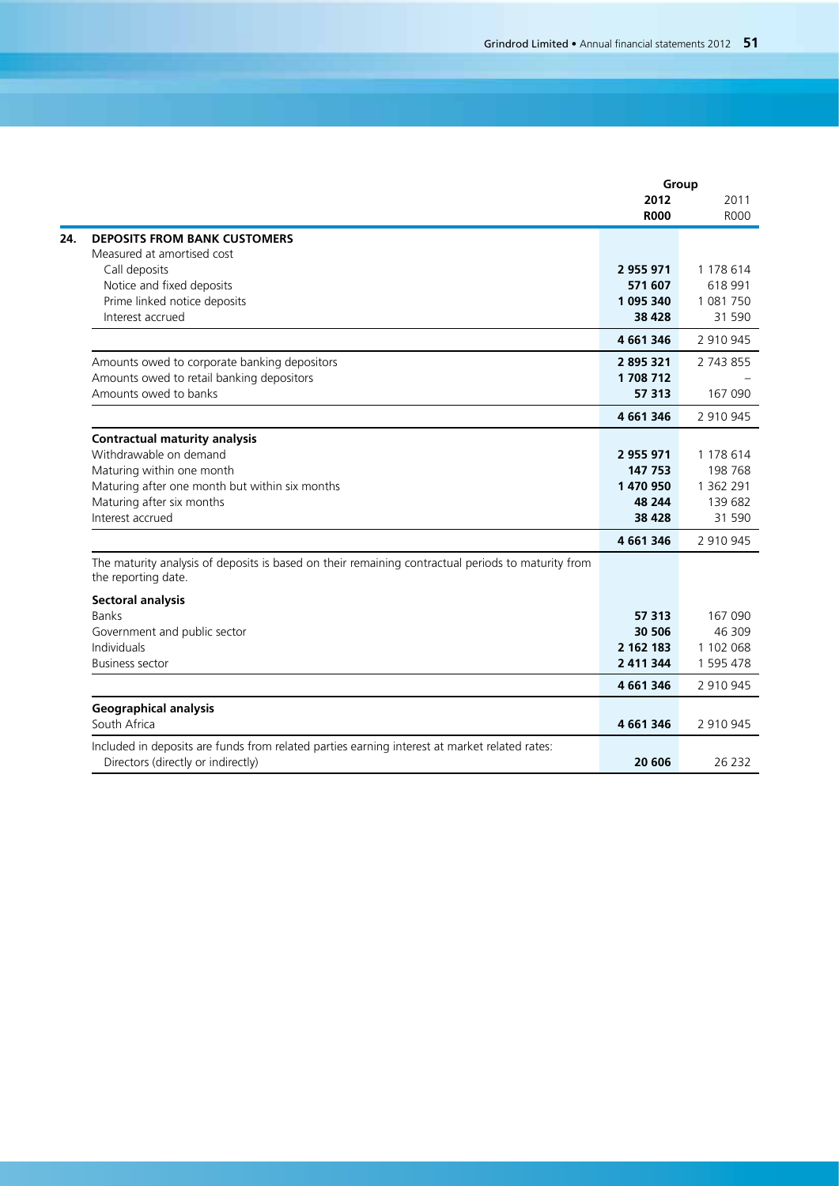| | | Group | |
|---|---|---|---|
| | | **2012** | 2011 |
| | | **R000** | R000 |
| **24.** | **DEPOSITS FROM BANK CUSTOMERS** | | |
| | Measured at amortised cost | | |
| | Call deposits | **2 955 971** | 1 178 614 |
| | Notice and fixed deposits | **571 607** | 618 991 |
| | Prime linked notice deposits | **1 095 340** | 1 081 750 |
| | Interest accrued | **38 428** | 31 590 |
| | | **4 661 346** | 2 910 945 |
| | Amounts owed to corporate banking depositors | **2 895 321** | 2 743 855 |
| | Amounts owed to retail banking depositors | **1 708 712** | – |
| | Amounts owed to banks | **57 313** | 167 090 |
| | | **4 661 346** | 2 910 945 |
| | **Contractual maturity analysis** | | |
| | Withdrawable on demand | **2 955 971** | 1 178 614 |
| | Maturing within one month | **147 753** | 198 768 |
| | Maturing after one month but within six months | **1 470 950** | 1 362 291 |
| | Maturing after six months | **48 244** | 139 682 |
| | Interest accrued | **38 428** | 31 590 |
| | | **4 661 346** | 2 910 945 |
| | The maturity analysis of deposits is based on their remaining contractual periods to maturity from the reporting date. | | |
| | **Sectoral analysis** | | |
| | Banks | **57 313** | 167 090 |
| | Government and public sector | **30 506** | 46 309 |
| | Individuals | **2 162 183** | 1 102 068 |
| | Business sector | **2 411 344** | 1 595 478 |
| | | **4 661 346** | 2 910 945 |
| | **Geographical analysis** | | |
| | South Africa | **4 661 346** | 2 910 945 |
| | Included in deposits are funds from related parties earning interest at market related rates: | | |
| | Directors (directly or indirectly) | **20 606** | 26 232 |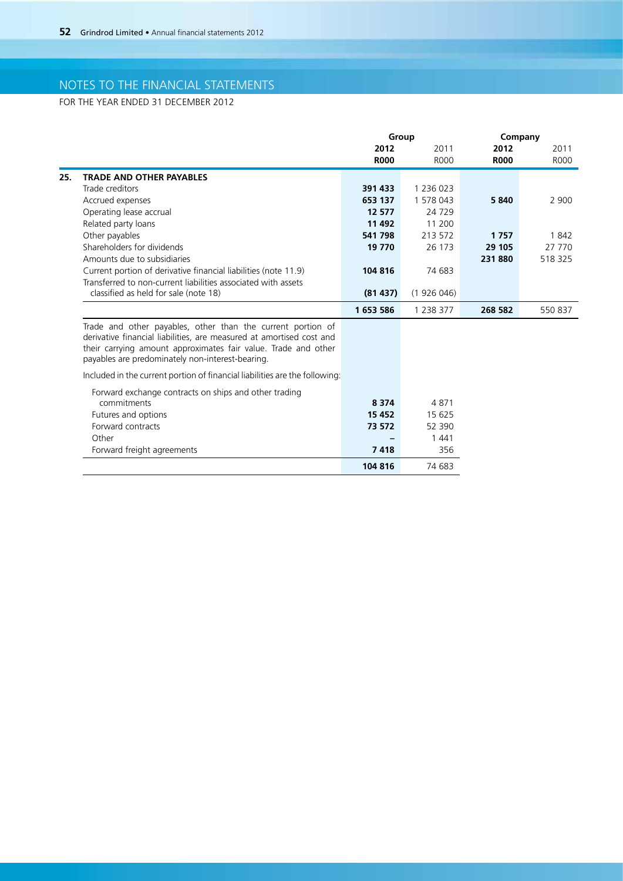# NOTES TO THE FINANCIAL STATEMENTS

FOR THE YEAR ENDED 31 DECEMBER 2012

| | | Group | | Company | |
|---|---|---|---|---|---|
| | | **2012** | 2011 | **2012** | 2011 |
| | | **R000** | R000 | **R000** | R000 |
| **25.** | **TRADE AND OTHER PAYABLES** | | | | |
| | Trade creditors | **391 433** | 1 236 023 | | |
| | Accrued expenses | **653 137** | 1 578 043 | **5 840** | 2 900 |
| | Operating lease accrual | **12 577** | 24 729 | | |
| | Related party loans | **11 492** | 11 200 | | |
| | Other payables | **541 798** | 213 572 | **1 757** | 1 842 |
| | Shareholders for dividends | **19 770** | 26 173 | **29 105** | 27 770 |
| | Amounts due to subsidiaries | | | **231 880** | 518 325 |
| | Current portion of derivative financial liabilities (note 11.9) | **104 816** | 74 683 | | |
| | Transferred to non-current liabilities associated with assets classified as held for sale (note 18) | **(81 437)** | (1 926 046) | | |
| | | **1 653 586** | 1 238 377 | **268 582** | 550 837 |

Trade and other payables, other than the current portion of derivative financial liabilities, are measured at amortised cost and their carrying amount approximates fair value. Trade and other payables are predominately non-interest-bearing.

Included in the current portion of financial liabilities are the following:

| | **2012** | 2011 |
|---|---|---|
| Forward exchange contracts on ships and other trading commitments | **8 374** | 4 871 |
| Futures and options | **15 452** | 15 625 |
| Forward contracts | **73 572** | 52 390 |
| Other | **–** | 1 441 |
| Forward freight agreements | **7 418** | 356 |
| | **104 816** | 74 683 |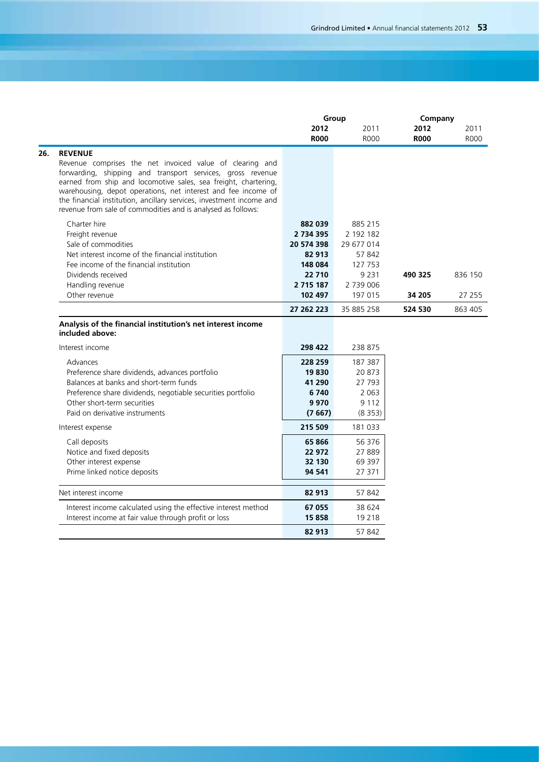| | Group | | Company | |
|---|---|---|---|---|
| | **2012** | 2011 | **2012** | 2011 |
| | **R000** | R000 | **R000** | R000 |
| **26. REVENUE** | | | | |
| Revenue comprises the net invoiced value of clearing and forwarding, shipping and transport services, gross revenue earned from ship and locomotive sales, sea freight, chartering, warehousing, depot operations, net interest and fee income of the financial institution, ancillary services, investment income and revenue from sale of commodities and is analysed as follows: | | | | |
| Charter hire | **882 039** | 885 215 | | |
| Freight revenue | **2 734 395** | 2 192 182 | | |
| Sale of commodities | **20 574 398** | 29 677 014 | | |
| Net interest income of the financial institution | **82 913** | 57 842 | | |
| Fee income of the financial institution | **148 084** | 127 753 | | |
| Dividends received | **22 710** | 9 231 | **490 325** | 836 150 |
| Handling revenue | **2 715 187** | 2 739 006 | | |
| Other revenue | **102 497** | 197 015 | **34 205** | 27 255 |
| | **27 262 223** | 35 885 258 | **524 530** | 863 405 |
| **Analysis of the financial institution's net interest income included above:** | | | | |
| Interest income | **298 422** | 238 875 | | |
| Advances | **228 259** | 187 387 | | |
| Preference share dividends, advances portfolio | **19 830** | 20 873 | | |
| Balances at banks and short-term funds | **41 290** | 27 793 | | |
| Preference share dividends, negotiable securities portfolio | **6 740** | 2 063 | | |
| Other short-term securities | **9 970** | 9 112 | | |
| Paid on derivative instruments | **(7 667)** | (8 353) | | |
| Interest expense | **215 509** | 181 033 | | |
| Call deposits | **65 866** | 56 376 | | |
| Notice and fixed deposits | **22 972** | 27 889 | | |
| Other interest expense | **32 130** | 69 397 | | |
| Prime linked notice deposits | **94 541** | 27 371 | | |
| Net interest income | **82 913** | 57 842 | | |
| Interest income calculated using the effective interest method | **67 055** | 38 624 | | |
| Interest income at fair value through profit or loss | **15 858** | 19 218 | | |
| | **82 913** | 57 842 | | |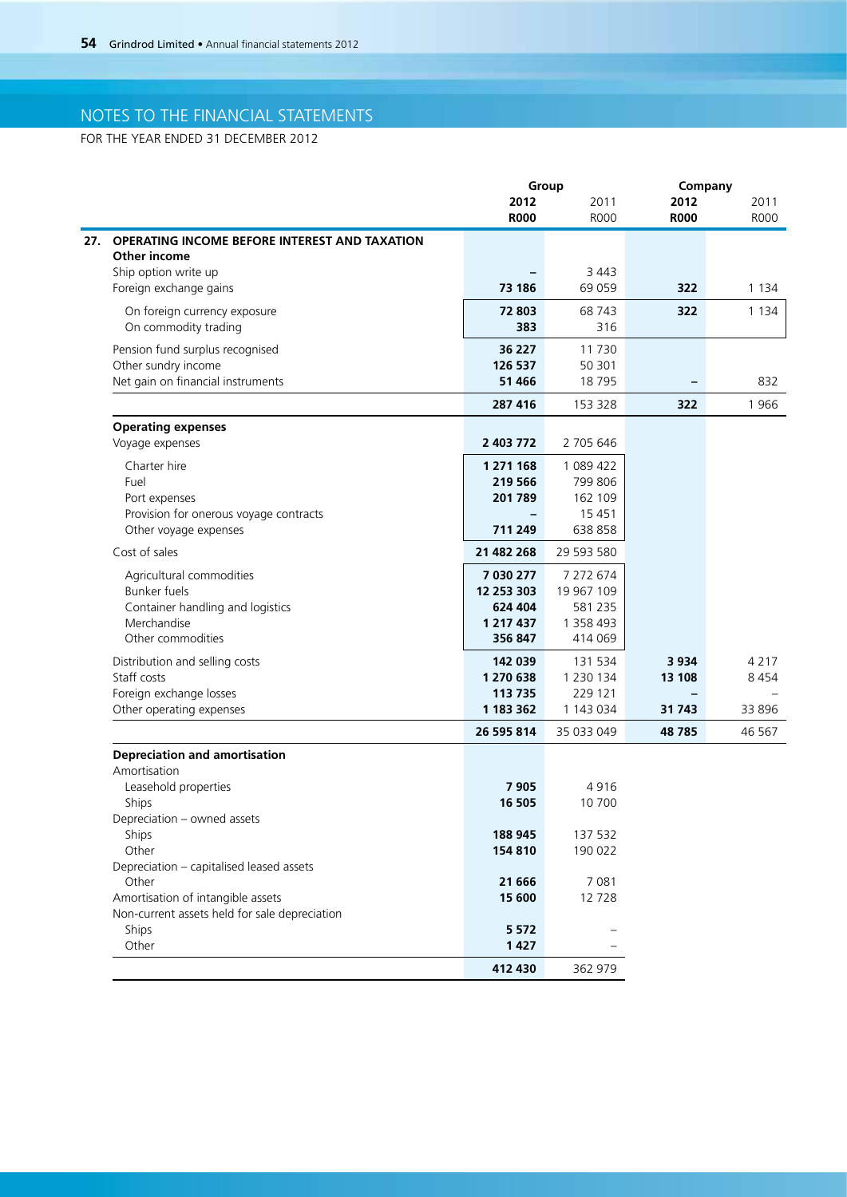# NOTES TO THE FINANCIAL STATEMENTS

FOR THE YEAR ENDED 31 DECEMBER 2012

| | Group | | Company | |
|---|---|---|---|---|
| | **2012** | 2011 | **2012** | 2011 |
| | **R000** | R000 | **R000** | R000 |
| **27. OPERATING INCOME BEFORE INTEREST AND TAXATION** | | | | |
| **Other income** | | | | |
| Ship option write up | **–** | 3 443 | | |
| Foreign exchange gains | **73 186** | 69 059 | **322** | 1 134 |
| On foreign currency exposure | **72 803** | 68 743 | **322** | 1 134 |
| On commodity trading | **383** | 316 | | |
| Pension fund surplus recognised | **36 227** | 11 730 | | |
| Other sundry income | **126 537** | 50 301 | | |
| Net gain on financial instruments | **51 466** | 18 795 | **–** | 832 |
| | **287 416** | 153 328 | **322** | 1 966 |
| **Operating expenses** | | | | |
| Voyage expenses | **2 403 772** | 2 705 646 | | |
| Charter hire | **1 271 168** | 1 089 422 | | |
| Fuel | **219 566** | 799 806 | | |
| Port expenses | **201 789** | 162 109 | | |
| Provision for onerous voyage contracts | **–** | 15 451 | | |
| Other voyage expenses | **711 249** | 638 858 | | |
| Cost of sales | **21 482 268** | 29 593 580 | | |
| Agricultural commodities | **7 030 277** | 7 272 674 | | |
| Bunker fuels | **12 253 303** | 19 967 109 | | |
| Container handling and logistics | **624 404** | 581 235 | | |
| Merchandise | **1 217 437** | 1 358 493 | | |
| Other commodities | **356 847** | 414 069 | | |
| Distribution and selling costs | **142 039** | 131 534 | **3 934** | 4 217 |
| Staff costs | **1 270 638** | 1 230 134 | **13 108** | 8 454 |
| Foreign exchange losses | **113 735** | 229 121 | **–** | – |
| Other operating expenses | **1 183 362** | 1 143 034 | **31 743** | 33 896 |
| | **26 595 814** | 35 033 049 | **48 785** | 46 567 |
| **Depreciation and amortisation** | | | | |
| Amortisation | | | | |
| Leasehold properties | **7 905** | 4 916 | | |
| Ships | **16 505** | 10 700 | | |
| Depreciation – owned assets | | | | |
| Ships | **188 945** | 137 532 | | |
| Other | **154 810** | 190 022 | | |
| Depreciation – capitalised leased assets | | | | |
| Other | **21 666** | 7 081 | | |
| Amortisation of intangible assets | **15 600** | 12 728 | | |
| Non-current assets held for sale depreciation | | | | |
| Ships | **5 572** | – | | |
| Other | **1 427** | – | | |
| | **412 430** | 362 979 | | |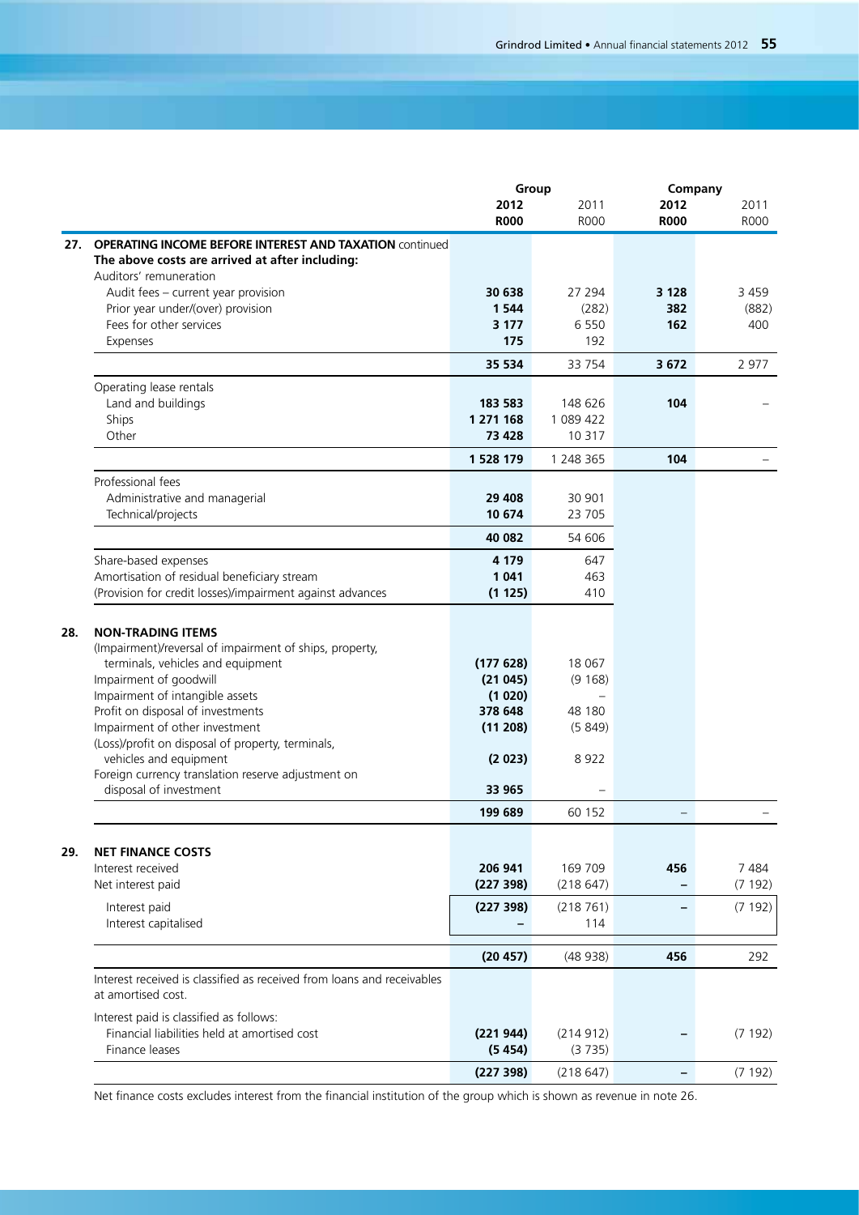| | Group 2012 R000 | Group 2011 R000 | Company 2012 R000 | Company 2011 R000 |
|---|---|---|---|---|
| **27. OPERATING INCOME BEFORE INTEREST AND TAXATION** continued | | | | |
| **The above costs are arrived at after including:** | | | | |
| Auditors' remuneration | | | | |
| Audit fees – current year provision | **30 638** | 27 294 | **3 128** | 3 459 |
| Prior year under/(over) provision | **1 544** | (282) | **382** | (882) |
| Fees for other services | **3 177** | 6 550 | **162** | 400 |
| Expenses | **175** | 192 | | |
| | **35 534** | 33 754 | **3 672** | 2 977 |
| Operating lease rentals | | | | |
| Land and buildings | **183 583** | 148 626 | **104** | – |
| Ships | **1 271 168** | 1 089 422 | | |
| Other | **73 428** | 10 317 | | |
| | **1 528 179** | 1 248 365 | **104** | – |
| Professional fees | | | | |
| Administrative and managerial | **29 408** | 30 901 | | |
| Technical/projects | **10 674** | 23 705 | | |
| | **40 082** | 54 606 | | |
| Share-based expenses | **4 179** | 647 | | |
| Amortisation of residual beneficiary stream | **1 041** | 463 | | |
| (Provision for credit losses)/impairment against advances | **(1 125)** | 410 | | |
| **28. NON-TRADING ITEMS** | | | | |
| (Impairment)/reversal of impairment of ships, property, terminals, vehicles and equipment | **(177 628)** | 18 067 | | |
| Impairment of goodwill | **(21 045)** | (9 168) | | |
| Impairment of intangible assets | **(1 020)** | – | | |
| Profit on disposal of investments | **378 648** | 48 180 | | |
| Impairment of other investment | **(11 208)** | (5 849) | | |
| (Loss)/profit on disposal of property, terminals, vehicles and equipment | **(2 023)** | 8 922 | | |
| Foreign currency translation reserve adjustment on disposal of investment | **33 965** | – | | |
| | **199 689** | 60 152 | **–** | – |
| **29. NET FINANCE COSTS** | | | | |
| Interest received | **206 941** | 169 709 | **456** | 7 484 |
| Net interest paid | **(227 398)** | (218 647) | **–** | (7 192) |
| Interest paid | **(227 398)** | (218 761) | **–** | (7 192) |
| Interest capitalised | **–** | 114 | | |
| | **(20 457)** | (48 938) | **456** | 292 |
| Interest received is classified as received from loans and receivables at amortised cost. | | | | |
| Interest paid is classified as follows: | | | | |
| Financial liabilities held at amortised cost | **(221 944)** | (214 912) | **–** | (7 192) |
| Finance leases | **(5 454)** | (3 735) | | |
| | **(227 398)** | (218 647) | **–** | (7 192) |

Net finance costs excludes interest from the financial institution of the group which is shown as revenue in note 26.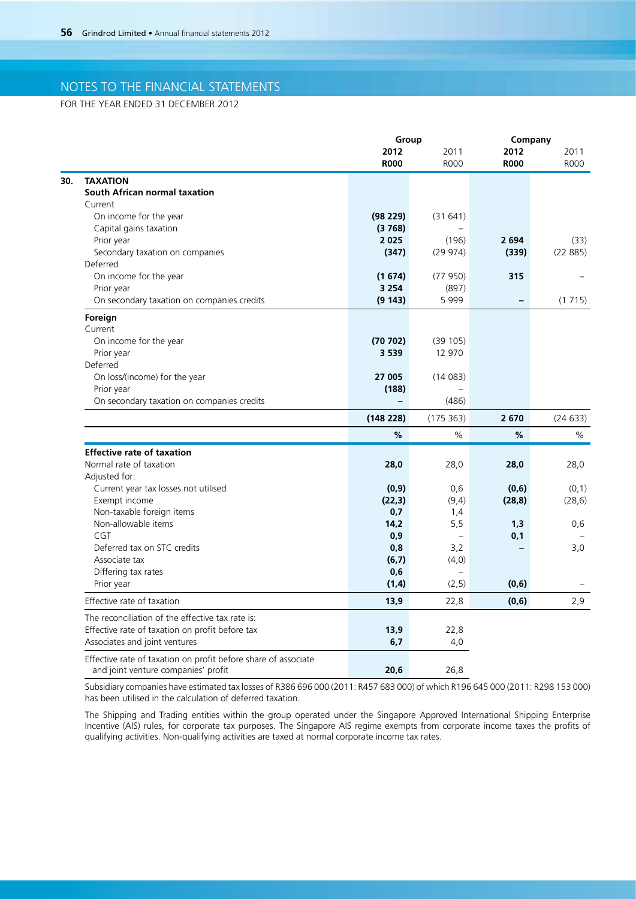# NOTES TO THE FINANCIAL STATEMENTS

FOR THE YEAR ENDED 31 DECEMBER 2012

| | Group 2012 R000 | Group 2011 R000 | Company 2012 R000 | Company 2011 R000 |
|---|---|---|---|---|
| **30. TAXATION** | | | | |
| **South African normal taxation** | | | | |
| Current | | | | |
| On income for the year | **(98 229)** | (31 641) | | |
| Capital gains taxation | **(3 768)** | – | | |
| Prior year | **2 025** | (196) | **2 694** | (33) |
| Secondary taxation on companies | **(347)** | (29 974) | **(339)** | (22 885) |
| Deferred | | | | |
| On income for the year | **(1 674)** | (77 950) | **315** | – |
| Prior year | **3 254** | (897) | | |
| On secondary taxation on companies credits | **(9 143)** | 5 999 | **–** | (1 715) |
| **Foreign** | | | | |
| Current | | | | |
| On income for the year | **(70 702)** | (39 105) | | |
| Prior year | **3 539** | 12 970 | | |
| Deferred | | | | |
| On loss/(income) for the year | **27 005** | (14 083) | | |
| Prior year | **(188)** | – | | |
| On secondary taxation on companies credits | **–** | (486) | | |
| | **(148 228)** | (175 363) | **2 670** | (24 633) |
| | **%** | % | **%** | % |
| **Effective rate of taxation** | | | | |
| Normal rate of taxation | **28,0** | 28,0 | **28,0** | 28,0 |
| Adjusted for: | | | | |
| Current year tax losses not utilised | **(0,9)** | 0,6 | **(0,6)** | (0,1) |
| Exempt income | **(22,3)** | (9,4) | **(28,8)** | (28,6) |
| Non-taxable foreign items | **0,7** | 1,4 | | |
| Non-allowable items | **14,2** | 5,5 | **1,3** | 0,6 |
| CGT | **0,9** | – | **0,1** | – |
| Deferred tax on STC credits | **0,8** | 3,2 | **–** | 3,0 |
| Associate tax | **(6,7)** | (4,0) | | |
| Differing tax rates | **0,6** | – | | |
| Prior year | **(1,4)** | (2,5) | **(0,6)** | – |
| Effective rate of taxation | **13,9** | 22,8 | **(0,6)** | 2,9 |
| The reconciliation of the effective tax rate is: | | | | |
| Effective rate of taxation on profit before tax | **13,9** | 22,8 | | |
| Associates and joint ventures | **6,7** | 4,0 | | |
| Effective rate of taxation on profit before share of associate and joint venture companies' profit | **20,6** | 26,8 | | |

Subsidiary companies have estimated tax losses of R386 696 000 (2011: R457 683 000) of which R196 645 000 (2011: R298 153 000) has been utilised in the calculation of deferred taxation.

The Shipping and Trading entities within the group operated under the Singapore Approved International Shipping Enterprise Incentive (AIS) rules, for corporate tax purposes. The Singapore AIS regime exempts from corporate income taxes the profits of qualifying activities. Non-qualifying activities are taxed at normal corporate income tax rates.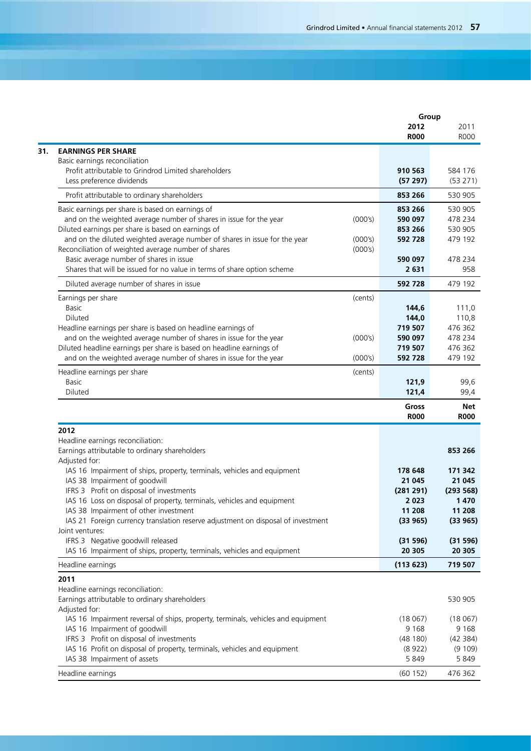## 31. EARNINGS PER SHARE

| | | Group 2012 R000 | Group 2011 R000 |
|---|---|---|---|
| **Basic earnings reconciliation** | | | |
| Profit attributable to Grindrod Limited shareholders | | **910 563** | 584 176 |
| Less preference dividends | | **(57 297)** | (53 271) |
| Profit attributable to ordinary shareholders | | **853 266** | 530 905 |
| Basic earnings per share is based on earnings of | | **853 266** | 530 905 |
| and on the weighted average number of shares in issue for the year | (000's) | **590 097** | 478 234 |
| Diluted earnings per share is based on earnings of | | **853 266** | 530 905 |
| and on the diluted weighted average number of shares in issue for the year | (000's) | **592 728** | 479 192 |
| Reconciliation of weighted average number of shares | (000's) | | |
| Basic average number of shares in issue | | **590 097** | 478 234 |
| Shares that will be issued for no value in terms of share option scheme | | **2 631** | 958 |
| Diluted average number of shares in issue | | **592 728** | 479 192 |
| Earnings per share | (cents) | | |
| Basic | | **144,6** | 111,0 |
| Diluted | | **144,0** | 110,8 |
| Headline earnings per share is based on headline earnings of | | **719 507** | 476 362 |
| and on the weighted average number of shares in issue for the year | (000's) | **590 097** | 478 234 |
| Diluted headline earnings per share is based on headline earnings of | | **719 507** | 476 362 |
| and on the weighted average number of shares in issue for the year | (000's) | **592 728** | 479 192 |
| Headline earnings per share | (cents) | | |
| Basic | | **121,9** | 99,6 |
| Diluted | | **121,4** | 99,4 |

| | Gross R000 | Net R000 |
|---|---|---|
| **2012** | | |
| Headline earnings reconciliation: | | |
| Earnings attributable to ordinary shareholders | | **853 266** |
| Adjusted for: | | |
| IAS 16 Impairment of ships, property, terminals, vehicles and equipment | **178 648** | **171 342** |
| IAS 38 Impairment of goodwill | **21 045** | **21 045** |
| IFRS 3 Profit on disposal of investments | **(281 291)** | **(293 568)** |
| IAS 16 Loss on disposal of property, terminals, vehicles and equipment | **2 023** | **1 470** |
| IAS 38 Impairment of other investment | **11 208** | **11 208** |
| IAS 21 Foreign currency translation reserve adjustment on disposal of investment | **(33 965)** | **(33 965)** |
| Joint ventures: | | |
| IFRS 3 Negative goodwill released | **(31 596)** | **(31 596)** |
| IAS 16 Impairment of ships, property, terminals, vehicles and equipment | **20 305** | **20 305** |
| Headline earnings | **(113 623)** | **719 507** |
| **2011** | | |
| Headline earnings reconciliation: | | |
| Earnings attributable to ordinary shareholders | | 530 905 |
| Adjusted for: | | |
| IAS 16 Impairment reversal of ships, property, terminals, vehicles and equipment | (18 067) | (18 067) |
| IAS 16 Impairment of goodwill | 9 168 | 9 168 |
| IFRS 3 Profit on disposal of investments | (48 180) | (42 384) |
| IAS 16 Profit on disposal of property, terminals, vehicles and equipment | (8 922) | (9 109) |
| IAS 38 Impairment of assets | 5 849 | 5 849 |
| Headline earnings | (60 152) | 476 362 |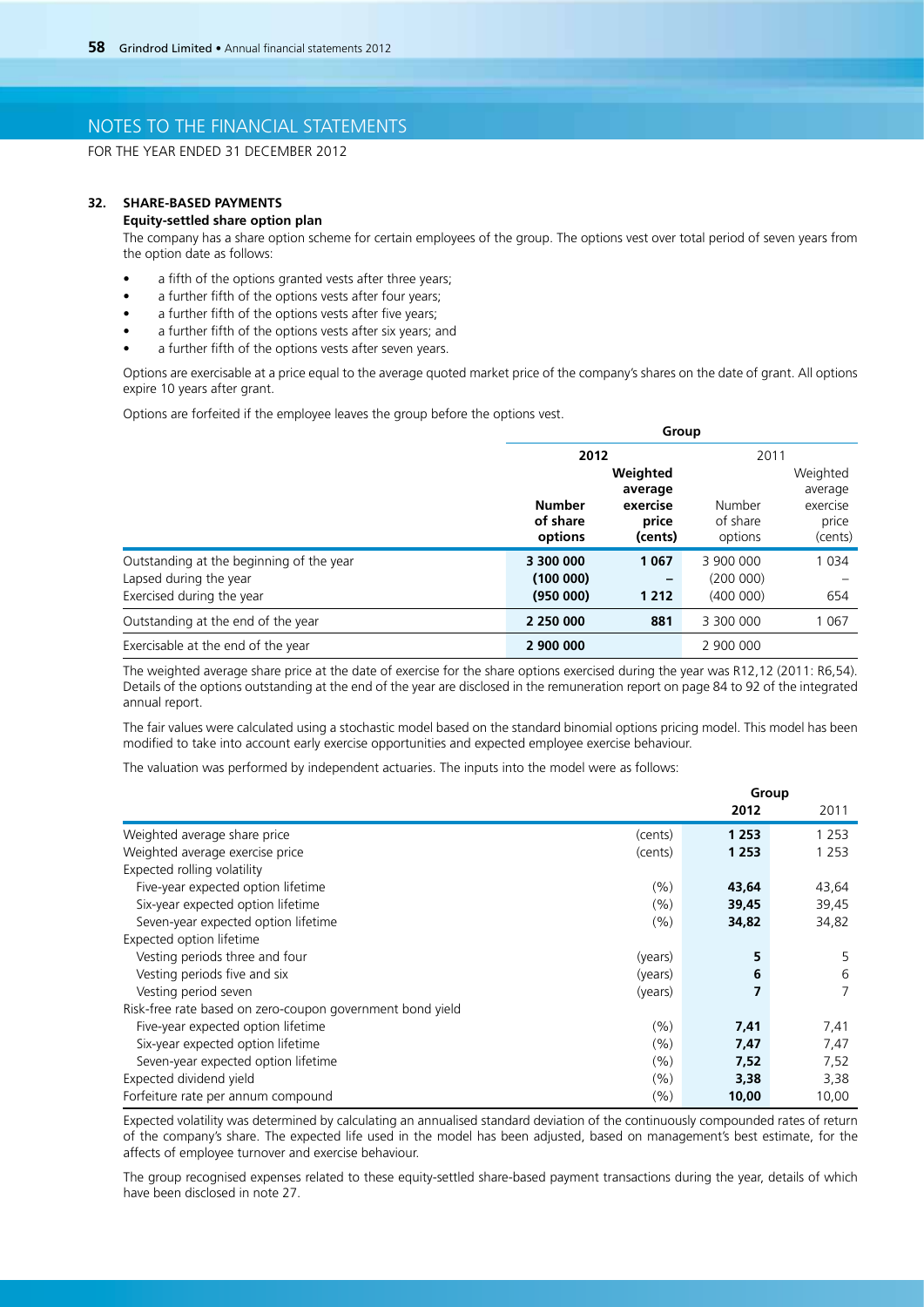# NOTES TO THE FINANCIAL STATEMENTS

FOR THE YEAR ENDED 31 DECEMBER 2012

## 32. SHARE-BASED PAYMENTS

### Equity-settled share option plan

The company has a share option scheme for certain employees of the group. The options vest over total period of seven years from the option date as follows:

- a fifth of the options granted vests after three years;
- a further fifth of the options vests after four years;
- a further fifth of the options vests after five years;
- a further fifth of the options vests after six years; and
- a further fifth of the options vests after seven years.

Options are exercisable at a price equal to the average quoted market price of the company's shares on the date of grant. All options expire 10 years after grant.

Options are forfeited if the employee leaves the group before the options vest.

| | Group | | | |
|---|---|---|---|---|
| | **2012** | | 2011 | |
| | **Number of share options** | **Weighted average exercise price (cents)** | Number of share options | Weighted average exercise price (cents) |
| Outstanding at the beginning of the year | **3 300 000** | **1 067** | 3 900 000 | 1 034 |
| Lapsed during the year | **(100 000)** | **–** | (200 000) | – |
| Exercised during the year | **(950 000)** | **1 212** | (400 000) | 654 |
| Outstanding at the end of the year | **2 250 000** | **881** | 3 300 000 | 1 067 |
| Exercisable at the end of the year | **2 900 000** | | 2 900 000 | |

The weighted average share price at the date of exercise for the share options exercised during the year was R12,12 (2011: R6,54). Details of the options outstanding at the end of the year are disclosed in the remuneration report on page 84 to 92 of the integrated annual report.

The fair values were calculated using a stochastic model based on the standard binomial options pricing model. This model has been modified to take into account early exercise opportunities and expected employee exercise behaviour.

The valuation was performed by independent actuaries. The inputs into the model were as follows:

| | | Group | |
|---|---|---|---|
| | | **2012** | 2011 |
| Weighted average share price | (cents) | **1 253** | 1 253 |
| Weighted average exercise price | (cents) | **1 253** | 1 253 |
| Expected rolling volatility | | | |
| Five-year expected option lifetime | (%) | **43,64** | 43,64 |
| Six-year expected option lifetime | (%) | **39,45** | 39,45 |
| Seven-year expected option lifetime | (%) | **34,82** | 34,82 |
| Expected option lifetime | | | |
| Vesting periods three and four | (years) | **5** | 5 |
| Vesting periods five and six | (years) | **6** | 6 |
| Vesting period seven | (years) | **7** | 7 |
| Risk-free rate based on zero-coupon government bond yield | | | |
| Five-year expected option lifetime | (%) | **7,41** | 7,41 |
| Six-year expected option lifetime | (%) | **7,47** | 7,47 |
| Seven-year expected option lifetime | (%) | **7,52** | 7,52 |
| Expected dividend yield | (%) | **3,38** | 3,38 |
| Forfeiture rate per annum compound | (%) | **10,00** | 10,00 |

Expected volatility was determined by calculating an annualised standard deviation of the continuously compounded rates of return of the company's share. The expected life used in the model has been adjusted, based on management's best estimate, for the affects of employee turnover and exercise behaviour.

The group recognised expenses related to these equity-settled share-based payment transactions during the year, details of which have been disclosed in note 27.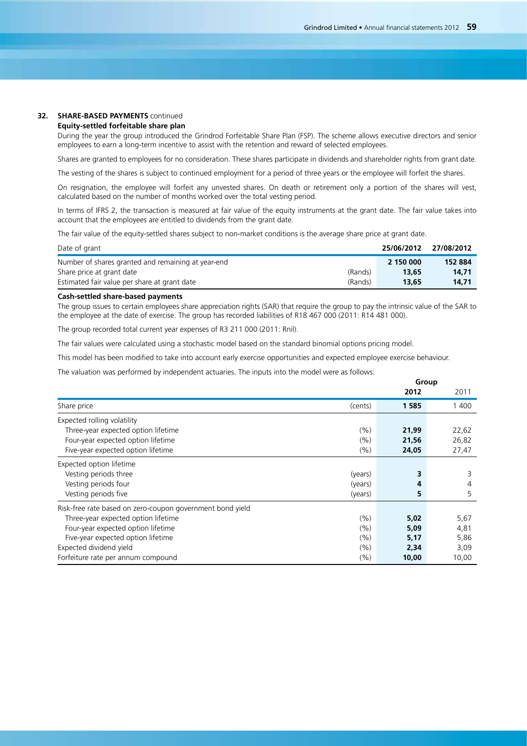## 32. SHARE-BASED PAYMENTS continued

### Equity-settled forfeitable share plan

During the year the group introduced the Grindrod Forfeitable Share Plan (FSP). The scheme allows executive directors and senior employees to earn a long-term incentive to assist with the retention and reward of selected employees.

Shares are granted to employees for no consideration. These shares participate in dividends and shareholder rights from grant date.

The vesting of the shares is subject to continued employment for a period of three years or the employee will forfeit the shares.

On resignation, the employee will forfeit any unvested shares. On death or retirement only a portion of the shares will vest, calculated based on the number of months worked over the total vesting period.

In terms of IFRS 2, the transaction is measured at fair value of the equity instruments at the grant date. The fair value takes into account that the employees are entitled to dividends from the grant date.

The fair value of the equity-settled shares subject to non-market conditions is the average share price at grant date.

| Date of grant | | **25/06/2012** | **27/08/2012** |
|---|---|---|---|
| Number of shares granted and remaining at year-end | | **2 150 000** | **152 884** |
| Share price at grant date | (Rands) | **13,65** | **14,71** |
| Estimated fair value per share at grant date | (Rands) | **13,65** | **14,71** |

### Cash-settled share-based payments

The group issues to certain employees share appreciation rights (SAR) that require the group to pay the intrinsic value of the SAR to the employee at the date of exercise. The group has recorded liabilities of R18 467 000 (2011: R14 481 000).

The group recorded total current year expenses of R3 211 000 (2011: Rnil).

The fair values were calculated using a stochastic model based on the standard binomial options pricing model.

This model has been modified to take into account early exercise opportunities and expected employee exercise behaviour.

The valuation was performed by independent actuaries. The inputs into the model were as follows:

| | | **Group** | |
|---|---|---|---|
| | | **2012** | 2011 |
| Share price | (cents) | **1 585** | 1 400 |
| Expected rolling volatility | | | |
| Three-year expected option lifetime | (%) | **21,99** | 22,62 |
| Four-year expected option lifetime | (%) | **21,56** | 26,82 |
| Five-year expected option lifetime | (%) | **24,05** | 27,47 |
| Expected option lifetime | | | |
| Vesting periods three | (years) | **3** | 3 |
| Vesting periods four | (years) | **4** | 4 |
| Vesting periods five | (years) | **5** | 5 |
| Risk-free rate based on zero-coupon government bond yield | | | |
| Three-year expected option lifetime | (%) | **5,02** | 5,67 |
| Four-year expected option lifetime | (%) | **5,09** | 4,81 |
| Five-year expected option lifetime | (%) | **5,17** | 5,86 |
| Expected dividend yield | (%) | **2,34** | 3,09 |
| Forfeiture rate per annum compound | (%) | **10,00** | 10,00 |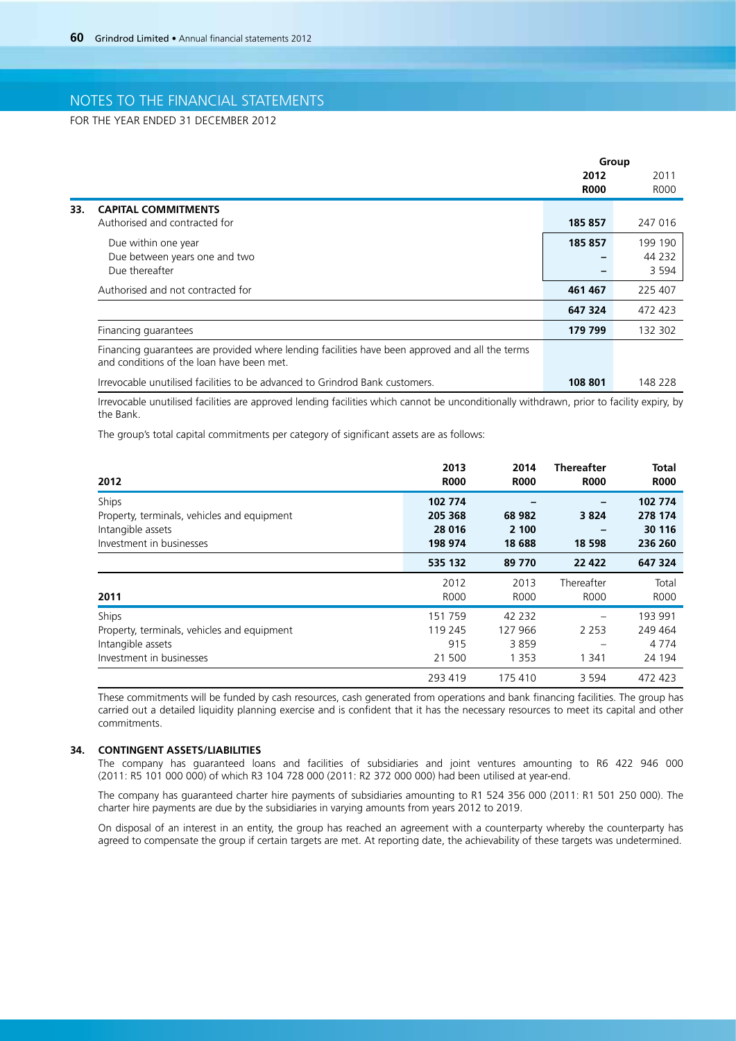# NOTES TO THE FINANCIAL STATEMENTS

FOR THE YEAR ENDED 31 DECEMBER 2012

| | Group 2012 R000 | Group 2011 R000 |
|---|---|---|
| **33. CAPITAL COMMITMENTS** | | |
| Authorised and contracted for | **185 857** | 247 016 |
| Due within one year | **185 857** | 199 190 |
| Due between years one and two | **–** | 44 232 |
| Due thereafter | **–** | 3 594 |
| Authorised and not contracted for | **461 467** | 225 407 |
| | **647 324** | 472 423 |
| Financing guarantees | **179 799** | 132 302 |
| Financing guarantees are provided where lending facilities have been approved and all the terms and conditions of the loan have been met. | | |
| Irrevocable unutilised facilities to be advanced to Grindrod Bank customers. | **108 801** | 148 228 |

Irrevocable unutilised facilities are approved lending facilities which cannot be unconditionally withdrawn, prior to facility expiry, by the Bank.

The group's total capital commitments per category of significant assets are as follows:

| **2012** | **2013 R000** | **2014 R000** | **Thereafter R000** | **Total R000** |
|---|---|---|---|---|
| Ships | **102 774** | **–** | **–** | **102 774** |
| Property, terminals, vehicles and equipment | **205 368** | **68 982** | **3 824** | **278 174** |
| Intangible assets | **28 016** | **2 100** | **–** | **30 116** |
| Investment in businesses | **198 974** | **18 688** | **18 598** | **236 260** |
| | **535 132** | **89 770** | **22 422** | **647 324** |

| **2011** | 2012 R000 | 2013 R000 | Thereafter R000 | Total R000 |
|---|---|---|---|---|
| Ships | 151 759 | 42 232 | – | 193 991 |
| Property, terminals, vehicles and equipment | 119 245 | 127 966 | 2 253 | 249 464 |
| Intangible assets | 915 | 3 859 | – | 4 774 |
| Investment in businesses | 21 500 | 1 353 | 1 341 | 24 194 |
| | 293 419 | 175 410 | 3 594 | 472 423 |

These commitments will be funded by cash resources, cash generated from operations and bank financing facilities. The group has carried out a detailed liquidity planning exercise and is confident that it has the necessary resources to meet its capital and other commitments.

## 34. CONTINGENT ASSETS/LIABILITIES

The company has guaranteed loans and facilities of subsidiaries and joint ventures amounting to R6 422 946 000 (2011: R5 101 000 000) of which R3 104 728 000 (2011: R2 372 000 000) had been utilised at year-end.

The company has guaranteed charter hire payments of subsidiaries amounting to R1 524 356 000 (2011: R1 501 250 000). The charter hire payments are due by the subsidiaries in varying amounts from years 2012 to 2019.

On disposal of an interest in an entity, the group has reached an agreement with a counterparty whereby the counterparty has agreed to compensate the group if certain targets are met. At reporting date, the achievability of these targets was undetermined.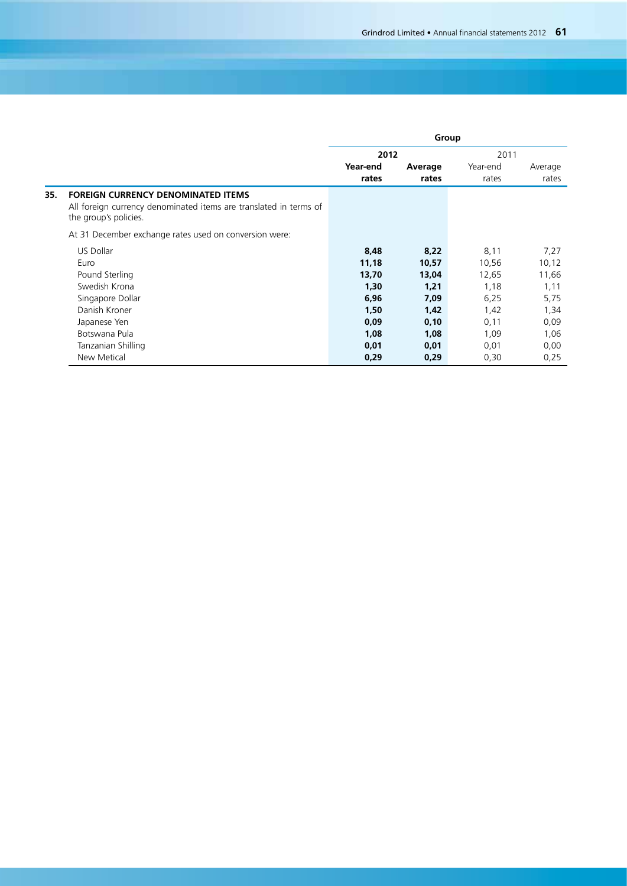## 35. FOREIGN CURRENCY DENOMINATED ITEMS

All foreign currency denominated items are translated in terms of the group's policies.

At 31 December exchange rates used on conversion were:

| | Group | | | |
|---|---|---|---|---|
| | **2012** | | 2011 | |
| | **Year-end rates** | **Average rates** | Year-end rates | Average rates |
| US Dollar | **8,48** | **8,22** | 8,11 | 7,27 |
| Euro | **11,18** | **10,57** | 10,56 | 10,12 |
| Pound Sterling | **13,70** | **13,04** | 12,65 | 11,66 |
| Swedish Krona | **1,30** | **1,21** | 1,18 | 1,11 |
| Singapore Dollar | **6,96** | **7,09** | 6,25 | 5,75 |
| Danish Kroner | **1,50** | **1,42** | 1,42 | 1,34 |
| Japanese Yen | **0,09** | **0,10** | 0,11 | 0,09 |
| Botswana Pula | **1,08** | **1,08** | 1,09 | 1,06 |
| Tanzanian Shilling | **0,01** | **0,01** | 0,01 | 0,00 |
| New Metical | **0,29** | **0,29** | 0,30 | 0,25 |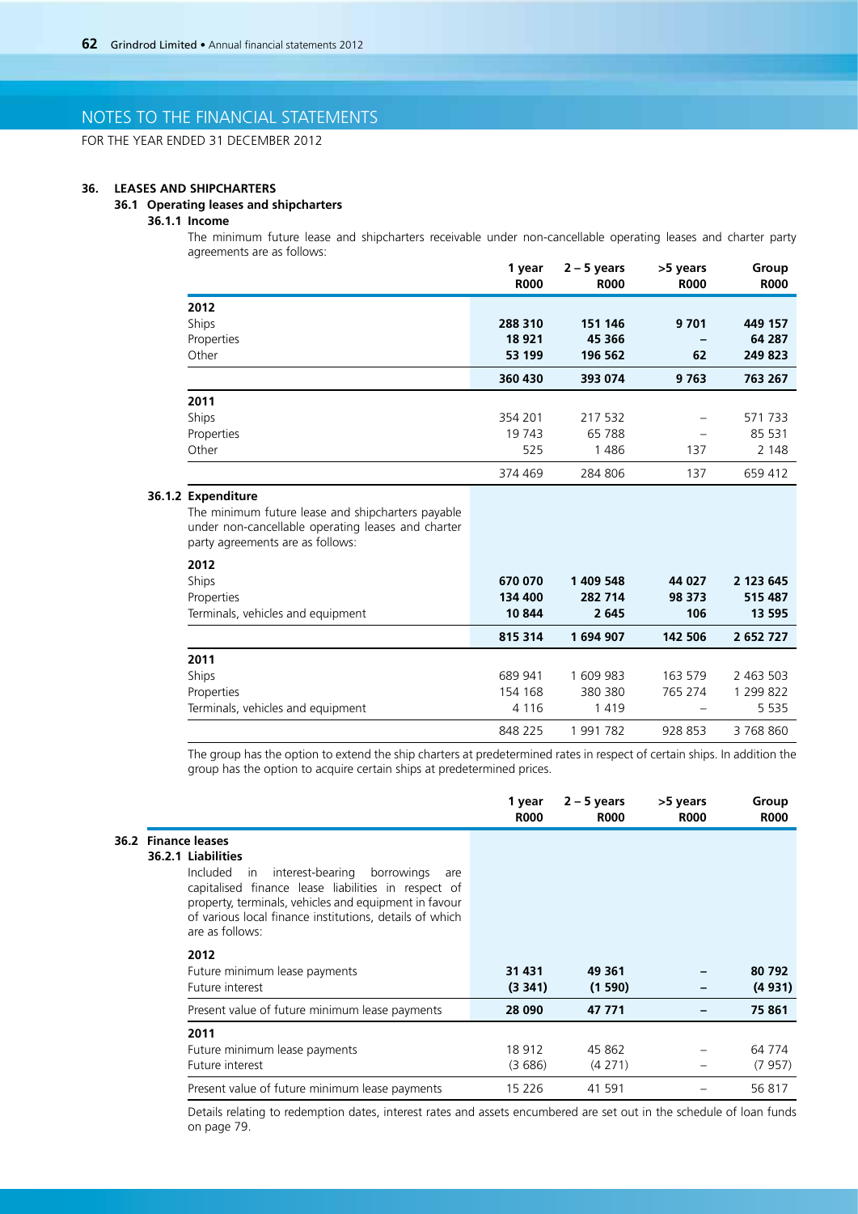# NOTES TO THE FINANCIAL STATEMENTS

FOR THE YEAR ENDED 31 DECEMBER 2012

## 36. LEASES AND SHIPCHARTERS

### 36.1 Operating leases and shipcharters

#### 36.1.1 Income

The minimum future lease and shipcharters receivable under non-cancellable operating leases and charter party agreements are as follows:

| | 1 year R000 | 2 – 5 years R000 | >5 years R000 | Group R000 |
|---|---|---|---|---|
| **2012** | | | | |
| Ships | **288 310** | **151 146** | **9 701** | **449 157** |
| Properties | **18 921** | **45 366** | **–** | **64 287** |
| Other | **53 199** | **196 562** | **62** | **249 823** |
| | **360 430** | **393 074** | **9 763** | **763 267** |
| **2011** | | | | |
| Ships | 354 201 | 217 532 | – | 571 733 |
| Properties | 19 743 | 65 788 | – | 85 531 |
| Other | 525 | 1 486 | 137 | 2 148 |
| | 374 469 | 284 806 | 137 | 659 412 |

#### 36.1.2 Expenditure

The minimum future lease and shipcharters payable under non-cancellable operating leases and charter party agreements are as follows:

| | 1 year R000 | 2 – 5 years R000 | >5 years R000 | Group R000 |
|---|---|---|---|---|
| **2012** | | | | |
| Ships | **670 070** | **1 409 548** | **44 027** | **2 123 645** |
| Properties | **134 400** | **282 714** | **98 373** | **515 487** |
| Terminals, vehicles and equipment | **10 844** | **2 645** | **106** | **13 595** |
| | **815 314** | **1 694 907** | **142 506** | **2 652 727** |
| **2011** | | | | |
| Ships | 689 941 | 1 609 983 | 163 579 | 2 463 503 |
| Properties | 154 168 | 380 380 | 765 274 | 1 299 822 |
| Terminals, vehicles and equipment | 4 116 | 1 419 | – | 5 535 |
| | 848 225 | 1 991 782 | 928 853 | 3 768 860 |

The group has the option to extend the ship charters at predetermined rates in respect of certain ships. In addition the group has the option to acquire certain ships at predetermined prices.

### 36.2 Finance leases

#### 36.2.1 Liabilities

Included in interest-bearing borrowings are capitalised finance lease liabilities in respect of property, terminals, vehicles and equipment in favour of various local finance institutions, details of which are as follows:

| | 1 year R000 | 2 – 5 years R000 | >5 years R000 | Group R000 |
|---|---|---|---|---|
| **2012** | | | | |
| Future minimum lease payments | **31 431** | **49 361** | **–** | **80 792** |
| Future interest | **(3 341)** | **(1 590)** | **–** | **(4 931)** |
| Present value of future minimum lease payments | **28 090** | **47 771** | **–** | **75 861** |
| **2011** | | | | |
| Future minimum lease payments | 18 912 | 45 862 | – | 64 774 |
| Future interest | (3 686) | (4 271) | – | (7 957) |
| Present value of future minimum lease payments | 15 226 | 41 591 | – | 56 817 |

Details relating to redemption dates, interest rates and assets encumbered are set out in the schedule of loan funds on page 79.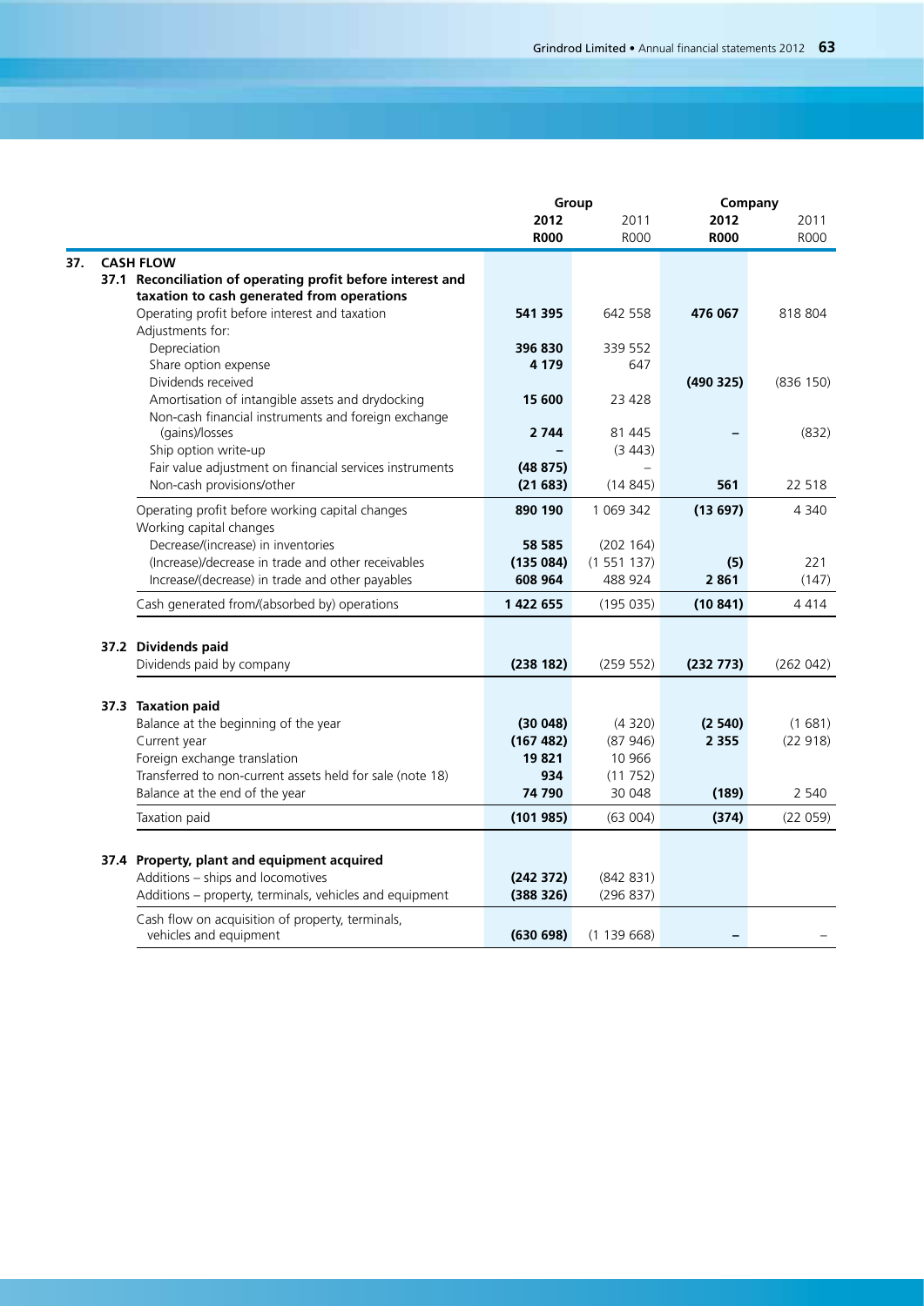## 37. CASH FLOW

| | Group 2012 R000 | Group 2011 R000 | Company 2012 R000 | Company 2011 R000 |
|---|---|---|---|---|
| **37.1 Reconciliation of operating profit before interest and taxation to cash generated from operations** | | | | |
| Operating profit before interest and taxation | **541 395** | 642 558 | **476 067** | 818 804 |
| Adjustments for: | | | | |
| Depreciation | **396 830** | 339 552 | | |
| Share option expense | **4 179** | 647 | | |
| Dividends received | | | **(490 325)** | (836 150) |
| Amortisation of intangible assets and drydocking | **15 600** | 23 428 | | |
| Non-cash financial instruments and foreign exchange (gains)/losses | **2 744** | 81 445 | **–** | (832) |
| Ship option write-up | **–** | (3 443) | | |
| Fair value adjustment on financial services instruments | **(48 875)** | – | | |
| Non-cash provisions/other | **(21 683)** | (14 845) | **561** | 22 518 |
| Operating profit before working capital changes | **890 190** | 1 069 342 | **(13 697)** | 4 340 |
| Working capital changes | | | | |
| Decrease/(increase) in inventories | **58 585** | (202 164) | | |
| (Increase)/decrease in trade and other receivables | **(135 084)** | (1 551 137) | **(5)** | 221 |
| Increase/(decrease) in trade and other payables | **608 964** | 488 924 | **2 861** | (147) |
| Cash generated from/(absorbed by) operations | **1 422 655** | (195 035) | **(10 841)** | 4 414 |
| **37.2 Dividends paid** | | | | |
| Dividends paid by company | **(238 182)** | (259 552) | **(232 773)** | (262 042) |
| **37.3 Taxation paid** | | | | |
| Balance at the beginning of the year | **(30 048)** | (4 320) | **(2 540)** | (1 681) |
| Current year | **(167 482)** | (87 946) | **2 355** | (22 918) |
| Foreign exchange translation | **19 821** | 10 966 | | |
| Transferred to non-current assets held for sale (note 18) | **934** | (11 752) | | |
| Balance at the end of the year | **74 790** | 30 048 | **(189)** | 2 540 |
| Taxation paid | **(101 985)** | (63 004) | **(374)** | (22 059) |
| **37.4 Property, plant and equipment acquired** | | | | |
| Additions – ships and locomotives | **(242 372)** | (842 831) | | |
| Additions – property, terminals, vehicles and equipment | **(388 326)** | (296 837) | | |
| Cash flow on acquisition of property, terminals, vehicles and equipment | **(630 698)** | (1 139 668) | **–** | – |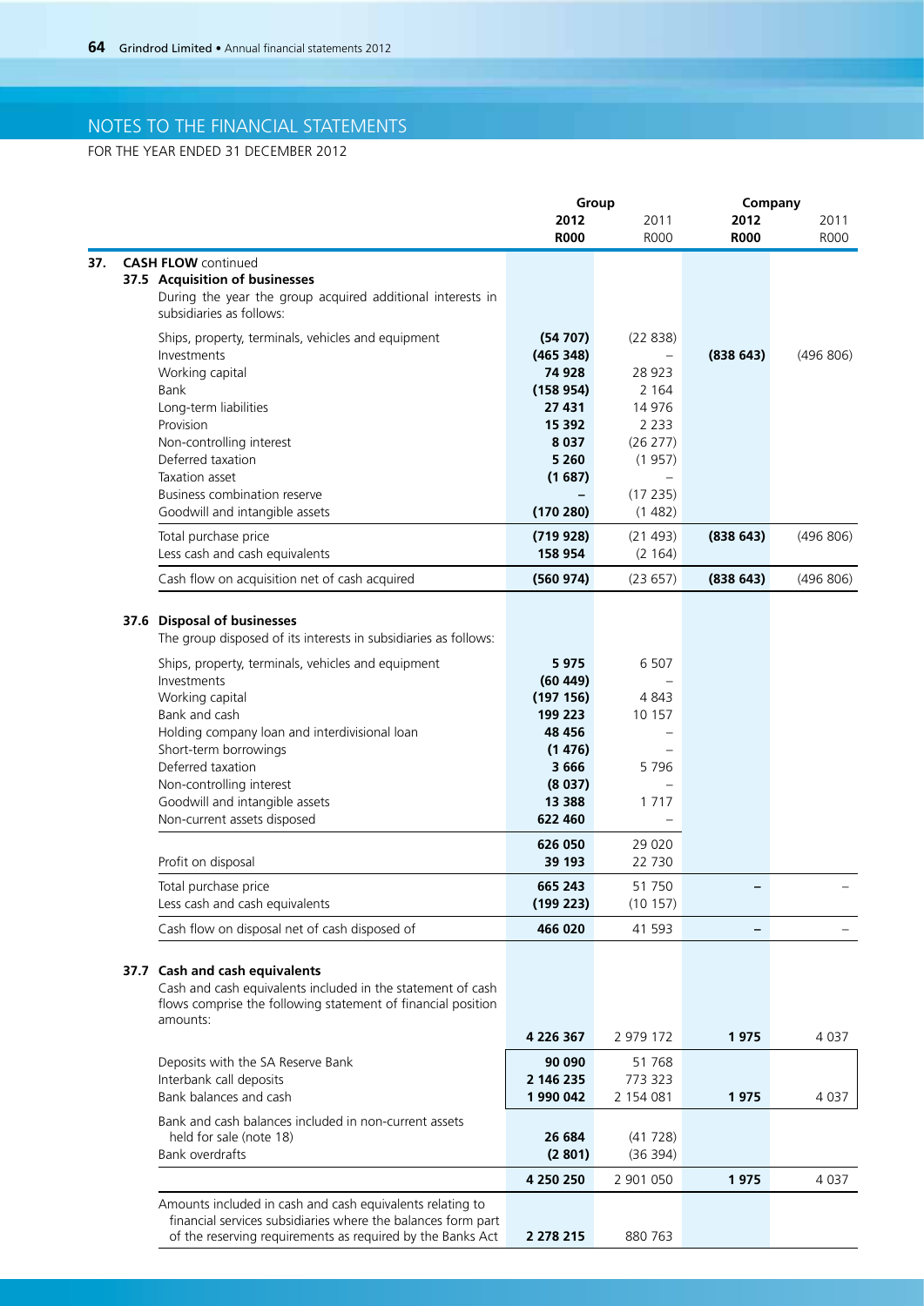# NOTES TO THE FINANCIAL STATEMENTS

FOR THE YEAR ENDED 31 DECEMBER 2012

| | Group 2012 R000 | Group 2011 R000 | Company 2012 R000 | Company 2011 R000 |
|---|---|---|---|---|
| **37. CASH FLOW** continued | | | | |
| **37.5 Acquisition of businesses** | | | | |
| During the year the group acquired additional interests in subsidiaries as follows: | | | | |
| Ships, property, terminals, vehicles and equipment | **(54 707)** | (22 838) | | |
| Investments | **(465 348)** | – | **(838 643)** | (496 806) |
| Working capital | **74 928** | 28 923 | | |
| Bank | **(158 954)** | 2 164 | | |
| Long-term liabilities | **27 431** | 14 976 | | |
| Provision | **15 392** | 2 233 | | |
| Non-controlling interest | **8 037** | (26 277) | | |
| Deferred taxation | **5 260** | (1 957) | | |
| Taxation asset | **(1 687)** | – | | |
| Business combination reserve | **–** | (17 235) | | |
| Goodwill and intangible assets | **(170 280)** | (1 482) | | |
| Total purchase price | **(719 928)** | (21 493) | **(838 643)** | (496 806) |
| Less cash and cash equivalents | **158 954** | (2 164) | | |
| Cash flow on acquisition net of cash acquired | **(560 974)** | (23 657) | **(838 643)** | (496 806) |
| **37.6 Disposal of businesses** | | | | |
| The group disposed of its interests in subsidiaries as follows: | | | | |
| Ships, property, terminals, vehicles and equipment | **5 975** | 6 507 | | |
| Investments | **(60 449)** | – | | |
| Working capital | **(197 156)** | 4 843 | | |
| Bank and cash | **199 223** | 10 157 | | |
| Holding company loan and interdivisional loan | **48 456** | – | | |
| Short-term borrowings | **(1 476)** | – | | |
| Deferred taxation | **3 666** | 5 796 | | |
| Non-controlling interest | **(8 037)** | – | | |
| Goodwill and intangible assets | **13 388** | 1 717 | | |
| Non-current assets disposed | **622 460** | – | | |
| | **626 050** | 29 020 | | |
| Profit on disposal | **39 193** | 22 730 | | |
| Total purchase price | **665 243** | 51 750 | **–** | – |
| Less cash and cash equivalents | **(199 223)** | (10 157) | | |
| Cash flow on disposal net of cash disposed of | **466 020** | 41 593 | **–** | – |
| **37.7 Cash and cash equivalents** | | | | |
| Cash and cash equivalents included in the statement of cash flows comprise the following statement of financial position amounts: | **4 226 367** | 2 979 172 | **1 975** | 4 037 |
| Deposits with the SA Reserve Bank | **90 090** | 51 768 | | |
| Interbank call deposits | **2 146 235** | 773 323 | | |
| Bank balances and cash | **1 990 042** | 2 154 081 | **1 975** | 4 037 |
| Bank and cash balances included in non-current assets held for sale (note 18) | **26 684** | (41 728) | | |
| Bank overdrafts | **(2 801)** | (36 394) | | |
| | **4 250 250** | 2 901 050 | **1 975** | 4 037 |
| Amounts included in cash and cash equivalents relating to financial services subsidiaries where the balances form part of the reserving requirements as required by the Banks Act | **2 278 215** | 880 763 | | |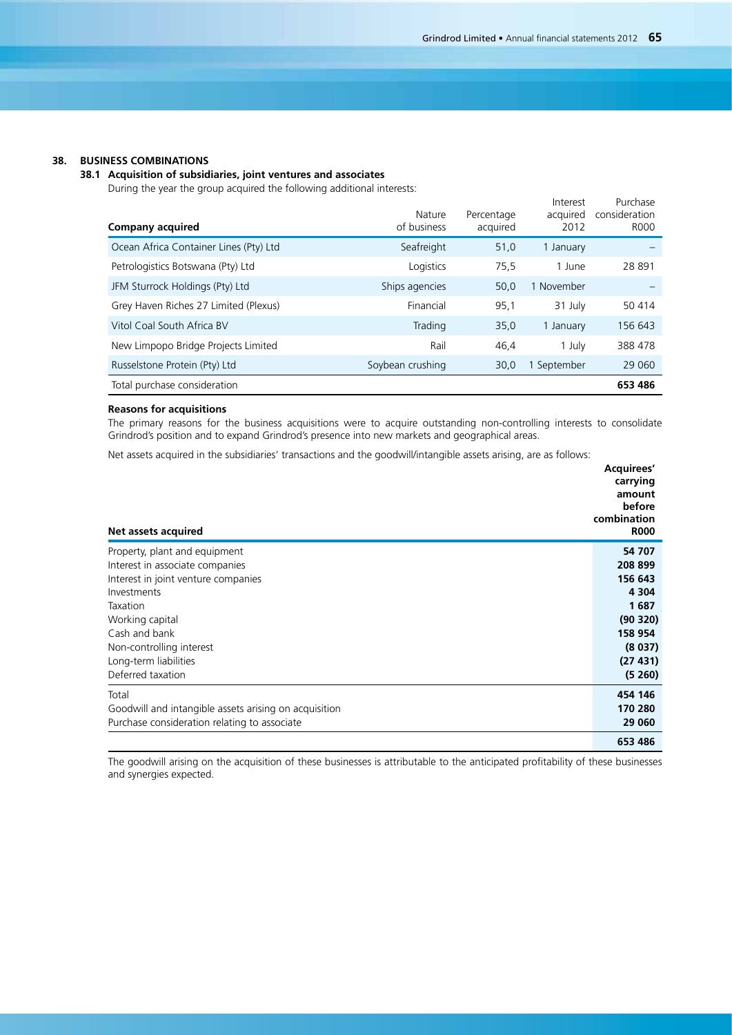## 38. BUSINESS COMBINATIONS

### 38.1 Acquisition of subsidiaries, joint ventures and associates

During the year the group acquired the following additional interests:

| Company acquired | Nature of business | Percentage acquired | Interest acquired 2012 | Purchase consideration R000 |
|---|---|---|---|---|
| Ocean Africa Container Lines (Pty) Ltd | Seafreight | 51,0 | 1 January | – |
| Petrologistics Botswana (Pty) Ltd | Logistics | 75,5 | 1 June | 28 891 |
| JFM Sturrock Holdings (Pty) Ltd | Ships agencies | 50,0 | 1 November | – |
| Grey Haven Riches 27 Limited (Plexus) | Financial | 95,1 | 31 July | 50 414 |
| Vitol Coal South Africa BV | Trading | 35,0 | 1 January | 156 643 |
| New Limpopo Bridge Projects Limited | Rail | 46,4 | 1 July | 388 478 |
| Russelstone Protein (Pty) Ltd | Soybean crushing | 30,0 | 1 September | 29 060 |
| Total purchase consideration | | | | **653 486** |

**Reasons for acquisitions**

The primary reasons for the business acquisitions were to acquire outstanding non-controlling interests to consolidate Grindrod's position and to expand Grindrod's presence into new markets and geographical areas.

Net assets acquired in the subsidiaries' transactions and the goodwill/intangible assets arising, are as follows:

| Net assets acquired | Acquirees' carrying amount before combination R000 |
|---|---|
| Property, plant and equipment | **54 707** |
| Interest in associate companies | **208 899** |
| Interest in joint venture companies | **156 643** |
| Investments | **4 304** |
| Taxation | **1 687** |
| Working capital | **(90 320)** |
| Cash and bank | **158 954** |
| Non-controlling interest | **(8 037)** |
| Long-term liabilities | **(27 431)** |
| Deferred taxation | **(5 260)** |
| Total | **454 146** |
| Goodwill and intangible assets arising on acquisition | **170 280** |
| Purchase consideration relating to associate | **29 060** |
| | **653 486** |

The goodwill arising on the acquisition of these businesses is attributable to the anticipated profitability of these businesses and synergies expected.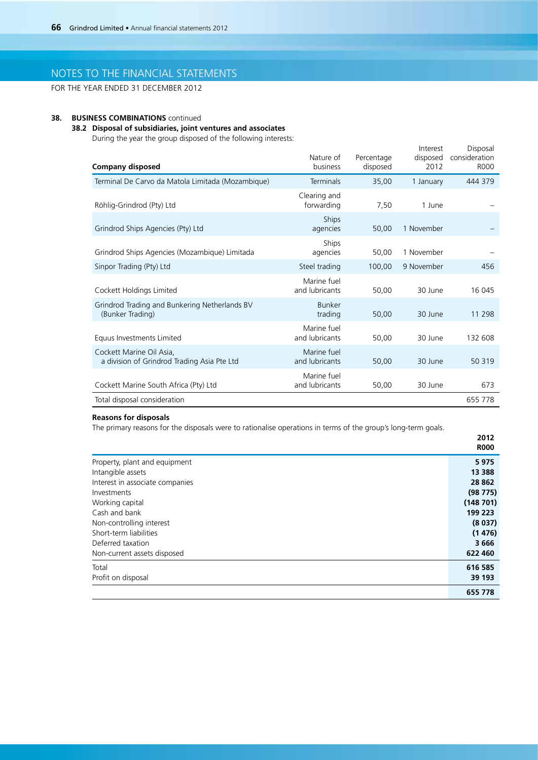# NOTES TO THE FINANCIAL STATEMENTS

FOR THE YEAR ENDED 31 DECEMBER 2012

**38. BUSINESS COMBINATIONS** continued

### 38.2 Disposal of subsidiaries, joint ventures and associates

During the year the group disposed of the following interests:

| **Company disposed** | Nature of business | Percentage disposed | Interest disposed 2012 | Disposal consideration R000 |
|---|---|---|---|---|
| Terminal De Carvo da Matola Limitada (Mozambique) | Terminals | 35,00 | 1 January | 444 379 |
| Röhlig-Grindrod (Pty) Ltd | Clearing and forwarding | 7,50 | 1 June | – |
| Grindrod Ships Agencies (Pty) Ltd | Ships agencies | 50,00 | 1 November | – |
| Grindrod Ships Agencies (Mozambique) Limitada | Ships agencies | 50,00 | 1 November | – |
| Sinpor Trading (Pty) Ltd | Steel trading | 100,00 | 9 November | 456 |
| Cockett Holdings Limited | Marine fuel and lubricants | 50,00 | 30 June | 16 045 |
| Grindrod Trading and Bunkering Netherlands BV (Bunker Trading) | Bunker trading | 50,00 | 30 June | 11 298 |
| Equus Investments Limited | Marine fuel and lubricants | 50,00 | 30 June | 132 608 |
| Cockett Marine Oil Asia, a division of Grindrod Trading Asia Pte Ltd | Marine fuel and lubricants | 50,00 | 30 June | 50 319 |
| Cockett Marine South Africa (Pty) Ltd | Marine fuel and lubricants | 50,00 | 30 June | 673 |
| Total disposal consideration | | | | 655 778 |

**Reasons for disposals**

The primary reasons for the disposals were to rationalise operations in terms of the group's long-term goals.

| | **2012 R000** |
|---|---|
| Property, plant and equipment | **5 975** |
| Intangible assets | **13 388** |
| Interest in associate companies | **28 862** |
| Investments | **(98 775)** |
| Working capital | **(148 701)** |
| Cash and bank | **199 223** |
| Non-controlling interest | **(8 037)** |
| Short-term liabilities | **(1 476)** |
| Deferred taxation | **3 666** |
| Non-current assets disposed | **622 460** |
| Total | **616 585** |
| Profit on disposal | **39 193** |
| | **655 778** |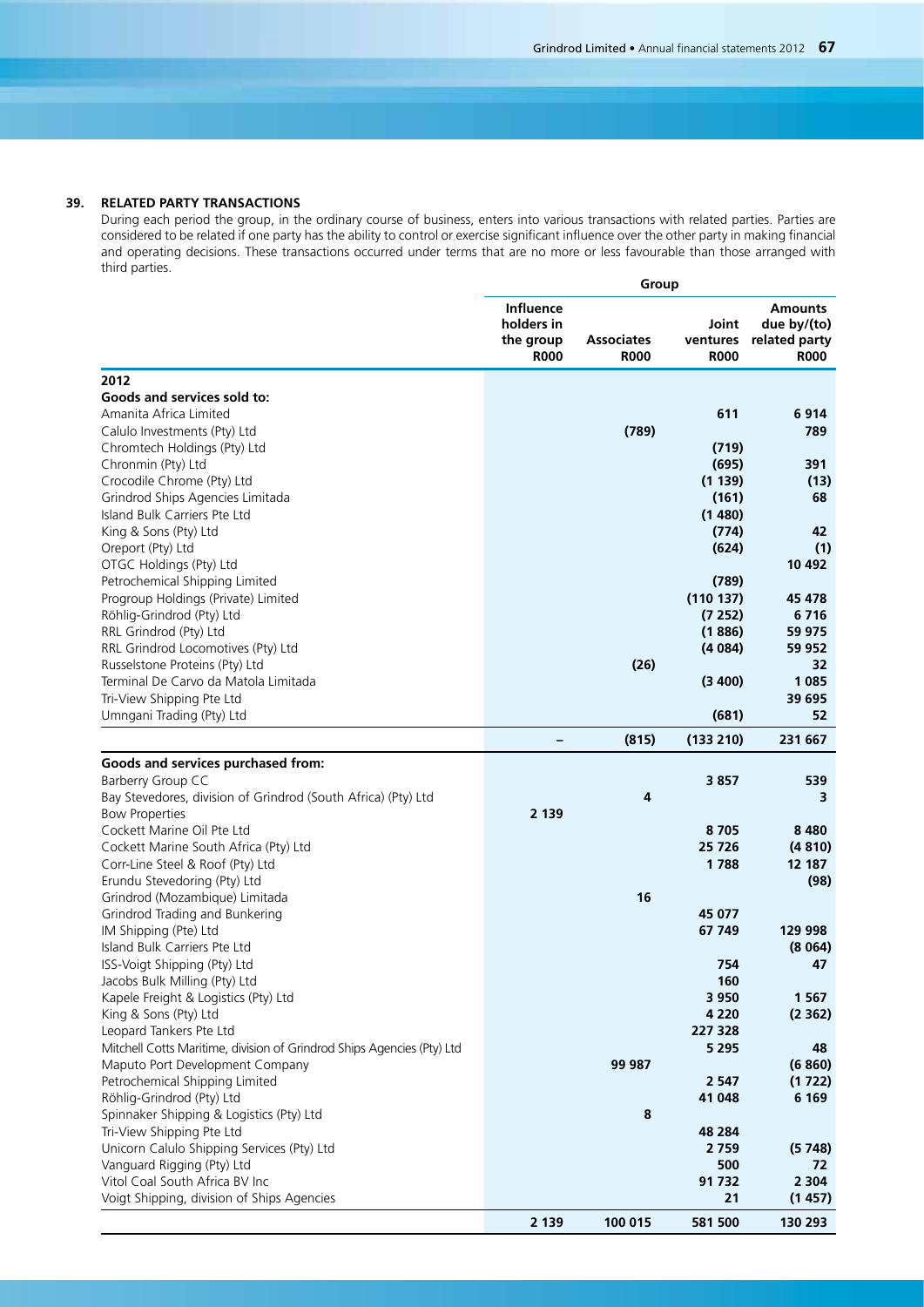## 39. RELATED PARTY TRANSACTIONS

During each period the group, in the ordinary course of business, enters into various transactions with related parties. Parties are considered to be related if one party has the ability to control or exercise significant influence over the other party in making financial and operating decisions. These transactions occurred under terms that are no more or less favourable than those arranged with third parties.

| | Group | | | |
|---|---|---|---|---|
| | Influence holders in the group R000 | Associates R000 | Joint ventures R000 | Amounts due by/(to) related party R000 |
| **2012** | | | | |
| **Goods and services sold to:** | | | | |
| Amanita Africa Limited | | | 611 | 6 914 |
| Calulo Investments (Pty) Ltd | | (789) | | 789 |
| Chromtech Holdings (Pty) Ltd | | | (719) | |
| Chronmin (Pty) Ltd | | | (695) | 391 |
| Crocodile Chrome (Pty) Ltd | | | (1 139) | (13) |
| Grindrod Ships Agencies Limitada | | | (161) | 68 |
| Island Bulk Carriers Pte Ltd | | | (1 480) | |
| King & Sons (Pty) Ltd | | | (774) | 42 |
| Oreport (Pty) Ltd | | | (624) | (1) |
| OTGC Holdings (Pty) Ltd | | | | 10 492 |
| Petrochemical Shipping Limited | | | (789) | |
| Progroup Holdings (Private) Limited | | | (110 137) | 45 478 |
| Röhlig-Grindrod (Pty) Ltd | | | (7 252) | 6 716 |
| RRL Grindrod (Pty) Ltd | | | (1 886) | 59 975 |
| RRL Grindrod Locomotives (Pty) Ltd | | | (4 084) | 59 952 |
| Russelstone Proteins (Pty) Ltd | | (26) | | 32 |
| Terminal De Carvo da Matola Limitada | | | (3 400) | 1 085 |
| Tri-View Shipping Pte Ltd | | | | 39 695 |
| Umngani Trading (Pty) Ltd | | | (681) | 52 |
| | **–** | **(815)** | **(133 210)** | **231 667** |
| **Goods and services purchased from:** | | | | |
| Barberry Group CC | | | 3 857 | 539 |
| Bay Stevedores, division of Grindrod (South Africa) (Pty) Ltd | | 4 | | 3 |
| Bow Properties | 2 139 | | | |
| Cockett Marine Oil Pte Ltd | | | 8 705 | 8 480 |
| Cockett Marine South Africa (Pty) Ltd | | | 25 726 | (4 810) |
| Corr-Line Steel & Roof (Pty) Ltd | | | 1 788 | 12 187 |
| Erundu Stevedoring (Pty) Ltd | | | | (98) |
| Grindrod (Mozambique) Limitada | | 16 | | |
| Grindrod Trading and Bunkering | | | 45 077 | |
| IM Shipping (Pte) Ltd | | | 67 749 | 129 998 |
| Island Bulk Carriers Pte Ltd | | | | (8 064) |
| ISS-Voigt Shipping (Pty) Ltd | | | 754 | 47 |
| Jacobs Bulk Milling (Pty) Ltd | | | 160 | |
| Kapele Freight & Logistics (Pty) Ltd | | | 3 950 | 1 567 |
| King & Sons (Pty) Ltd | | | 4 220 | (2 362) |
| Leopard Tankers Pte Ltd | | | 227 328 | |
| Mitchell Cotts Maritime, division of Grindrod Ships Agencies (Pty) Ltd | | | 5 295 | 48 |
| Maputo Port Development Company | | 99 987 | | (6 860) |
| Petrochemical Shipping Limited | | | 2 547 | (1 722) |
| Röhlig-Grindrod (Pty) Ltd | | | 41 048 | 6 169 |
| Spinnaker Shipping & Logistics (Pty) Ltd | | 8 | | |
| Tri-View Shipping Pte Ltd | | | 48 284 | |
| Unicorn Calulo Shipping Services (Pty) Ltd | | | 2 759 | (5 748) |
| Vanguard Rigging (Pty) Ltd | | | 500 | 72 |
| Vitol Coal South Africa BV Inc | | | 91 732 | 2 304 |
| Voigt Shipping, division of Ships Agencies | | | 21 | (1 457) |
| | **2 139** | **100 015** | **581 500** | **130 293** |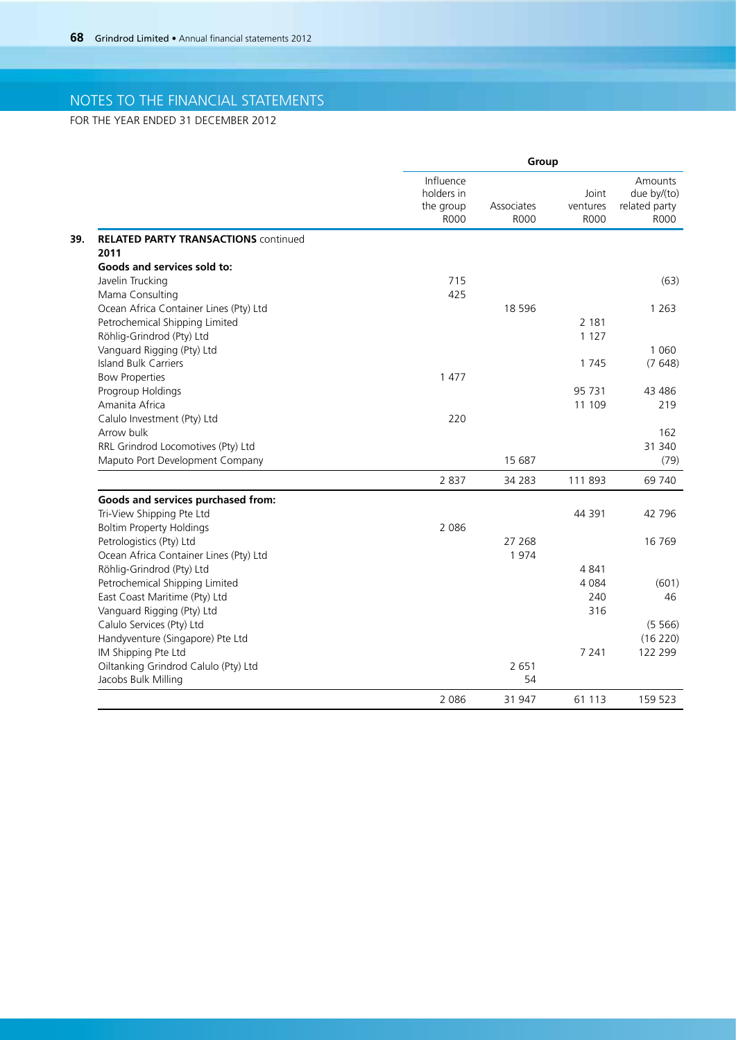# NOTES TO THE FINANCIAL STATEMENTS

FOR THE YEAR ENDED 31 DECEMBER 2012

| | Group | | | |
|---|---|---|---|---|
| | Influence holders in the group R000 | Associates R000 | Joint ventures R000 | Amounts due by/(to) related party R000 |
| **39. RELATED PARTY TRANSACTIONS** continued | | | | |
| **2011** | | | | |
| **Goods and services sold to:** | | | | |
| Javelin Trucking | 715 | | | (63) |
| Mama Consulting | 425 | | | |
| Ocean Africa Container Lines (Pty) Ltd | | 18 596 | | 1 263 |
| Petrochemical Shipping Limited | | | 2 181 | |
| Röhlig-Grindrod (Pty) Ltd | | | 1 127 | |
| Vanguard Rigging (Pty) Ltd | | | | 1 060 |
| Island Bulk Carriers | | | 1 745 | (7 648) |
| Bow Properties | 1 477 | | | |
| Progroup Holdings | | | 95 731 | 43 486 |
| Amanita Africa | | | 11 109 | 219 |
| Calulo Investment (Pty) Ltd | 220 | | | |
| Arrow bulk | | | | 162 |
| RRL Grindrod Locomotives (Pty) Ltd | | | | 31 340 |
| Maputo Port Development Company | | 15 687 | | (79) |
| | 2 837 | 34 283 | 111 893 | 69 740 |
| **Goods and services purchased from:** | | | | |
| Tri-View Shipping Pte Ltd | | | 44 391 | 42 796 |
| Boltim Property Holdings | 2 086 | | | |
| Petrologistics (Pty) Ltd | | 27 268 | | 16 769 |
| Ocean Africa Container Lines (Pty) Ltd | | 1 974 | | |
| Röhlig-Grindrod (Pty) Ltd | | | 4 841 | |
| Petrochemical Shipping Limited | | | 4 084 | (601) |
| East Coast Maritime (Pty) Ltd | | | 240 | 46 |
| Vanguard Rigging (Pty) Ltd | | | 316 | |
| Calulo Services (Pty) Ltd | | | | (5 566) |
| Handyventure (Singapore) Pte Ltd | | | | (16 220) |
| IM Shipping Pte Ltd | | | 7 241 | 122 299 |
| Oiltanking Grindrod Calulo (Pty) Ltd | | 2 651 | | |
| Jacobs Bulk Milling | | 54 | | |
| | 2 086 | 31 947 | 61 113 | 159 523 |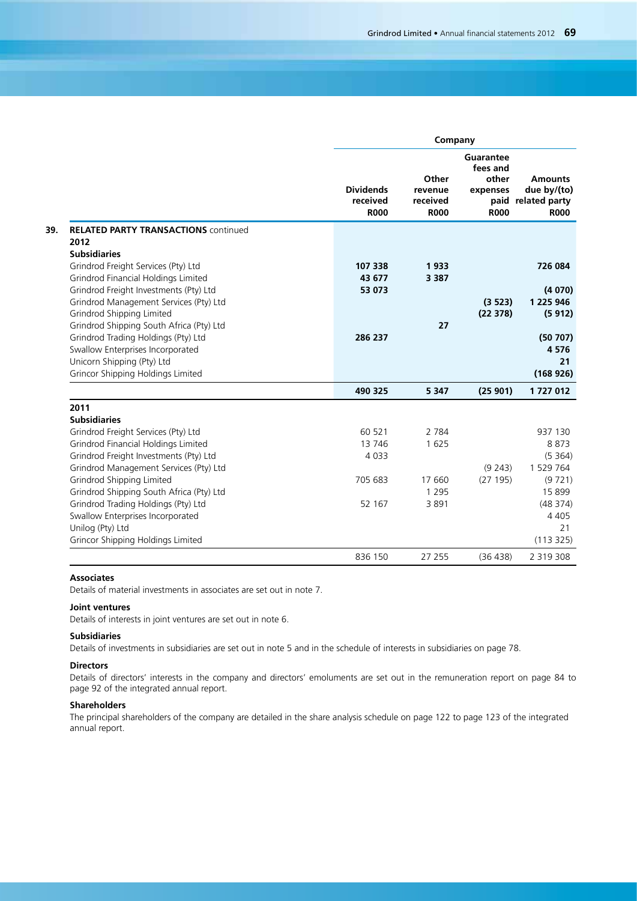| | Company | | | |
|---|---|---|---|---|
| | **Dividends received R000** | **Other revenue received R000** | **Guarantee fees and other expenses paid R000** | **Amounts due by/(to) related party R000** |
| **39. RELATED PARTY TRANSACTIONS** continued | | | | |
| **2012** | | | | |
| **Subsidiaries** | | | | |
| Grindrod Freight Services (Pty) Ltd | **107 338** | **1 933** | | **726 084** |
| Grindrod Financial Holdings Limited | **43 677** | **3 387** | | |
| Grindrod Freight Investments (Pty) Ltd | **53 073** | | | **(4 070)** |
| Grindrod Management Services (Pty) Ltd | | | **(3 523)** | **1 225 946** |
| Grindrod Shipping Limited | | | **(22 378)** | **(5 912)** |
| Grindrod Shipping South Africa (Pty) Ltd | | **27** | | |
| Grindrod Trading Holdings (Pty) Ltd | **286 237** | | | **(50 707)** |
| Swallow Enterprises Incorporated | | | | **4 576** |
| Unicorn Shipping (Pty) Ltd | | | | **21** |
| Grincor Shipping Holdings Limited | | | | **(168 926)** |
| | **490 325** | **5 347** | **(25 901)** | **1 727 012** |
| **2011** | | | | |
| **Subsidiaries** | | | | |
| Grindrod Freight Services (Pty) Ltd | 60 521 | 2 784 | | 937 130 |
| Grindrod Financial Holdings Limited | 13 746 | 1 625 | | 8 873 |
| Grindrod Freight Investments (Pty) Ltd | 4 033 | | | (5 364) |
| Grindrod Management Services (Pty) Ltd | | | (9 243) | 1 529 764 |
| Grindrod Shipping Limited | 705 683 | 17 660 | (27 195) | (9 721) |
| Grindrod Shipping South Africa (Pty) Ltd | | 1 295 | | 15 899 |
| Grindrod Trading Holdings (Pty) Ltd | 52 167 | 3 891 | | (48 374) |
| Swallow Enterprises Incorporated | | | | 4 405 |
| Unilog (Pty) Ltd | | | | 21 |
| Grincor Shipping Holdings Limited | | | | (113 325) |
| | 836 150 | 27 255 | (36 438) | 2 319 308 |

**Associates**

Details of material investments in associates are set out in note 7.

**Joint ventures**

Details of interests in joint ventures are set out in note 6.

**Subsidiaries**

Details of investments in subsidiaries are set out in note 5 and in the schedule of interests in subsidiaries on page 78.

**Directors**

Details of directors' interests in the company and directors' emoluments are set out in the remuneration report on page 84 to page 92 of the integrated annual report.

**Shareholders**

The principal shareholders of the company are detailed in the share analysis schedule on page 122 to page 123 of the integrated annual report.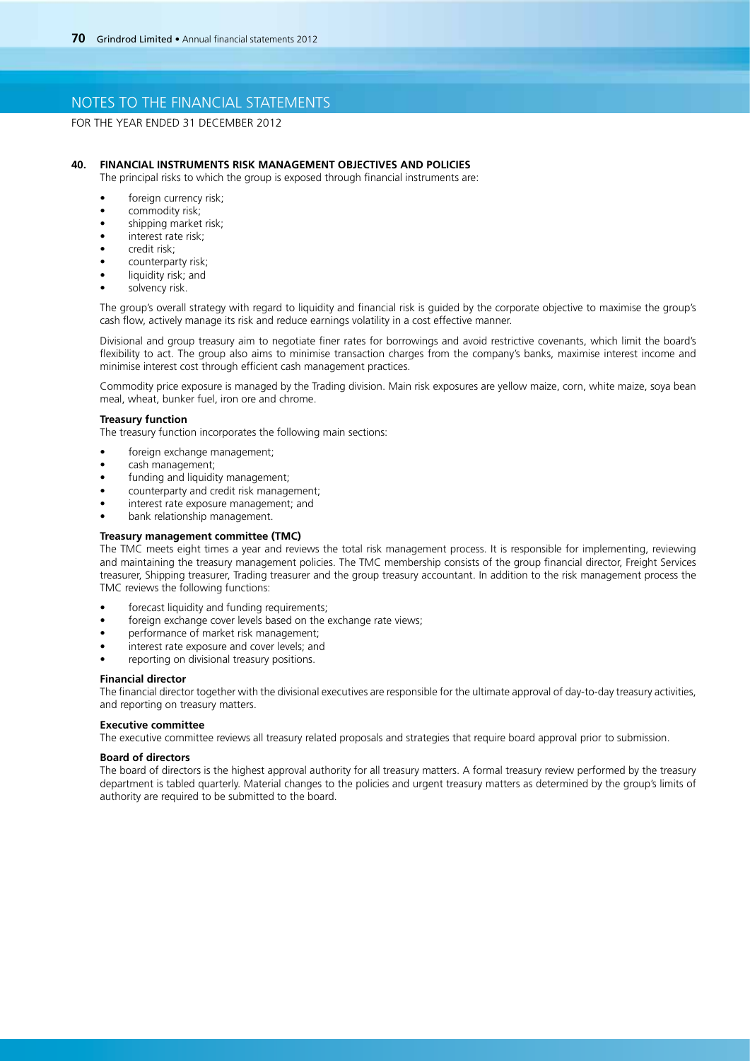# NOTES TO THE FINANCIAL STATEMENTS

FOR THE YEAR ENDED 31 DECEMBER 2012

## 40. FINANCIAL INSTRUMENTS RISK MANAGEMENT OBJECTIVES AND POLICIES

The principal risks to which the group is exposed through financial instruments are:

- foreign currency risk;
- commodity risk;
- shipping market risk;
- interest rate risk;
- credit risk;
- counterparty risk;
- liquidity risk; and
- solvency risk.

The group's overall strategy with regard to liquidity and financial risk is guided by the corporate objective to maximise the group's cash flow, actively manage its risk and reduce earnings volatility in a cost effective manner.

Divisional and group treasury aim to negotiate finer rates for borrowings and avoid restrictive covenants, which limit the board's flexibility to act. The group also aims to minimise transaction charges from the company's banks, maximise interest income and minimise interest cost through efficient cash management practices.

Commodity price exposure is managed by the Trading division. Main risk exposures are yellow maize, corn, white maize, soya bean meal, wheat, bunker fuel, iron ore and chrome.

**Treasury function**

The treasury function incorporates the following main sections:

- foreign exchange management;
- cash management;
- funding and liquidity management;
- counterparty and credit risk management;
- interest rate exposure management; and
- bank relationship management.

**Treasury management committee (TMC)**

The TMC meets eight times a year and reviews the total risk management process. It is responsible for implementing, reviewing and maintaining the treasury management policies. The TMC membership consists of the group financial director, Freight Services treasurer, Shipping treasurer, Trading treasurer and the group treasury accountant. In addition to the risk management process the TMC reviews the following functions:

- forecast liquidity and funding requirements;
- foreign exchange cover levels based on the exchange rate views;
- performance of market risk management;
- interest rate exposure and cover levels; and
- reporting on divisional treasury positions.

**Financial director**

The financial director together with the divisional executives are responsible for the ultimate approval of day-to-day treasury activities, and reporting on treasury matters.

**Executive committee**

The executive committee reviews all treasury related proposals and strategies that require board approval prior to submission.

**Board of directors**

The board of directors is the highest approval authority for all treasury matters. A formal treasury review performed by the treasury department is tabled quarterly. Material changes to the policies and urgent treasury matters as determined by the group's limits of authority are required to be submitted to the board.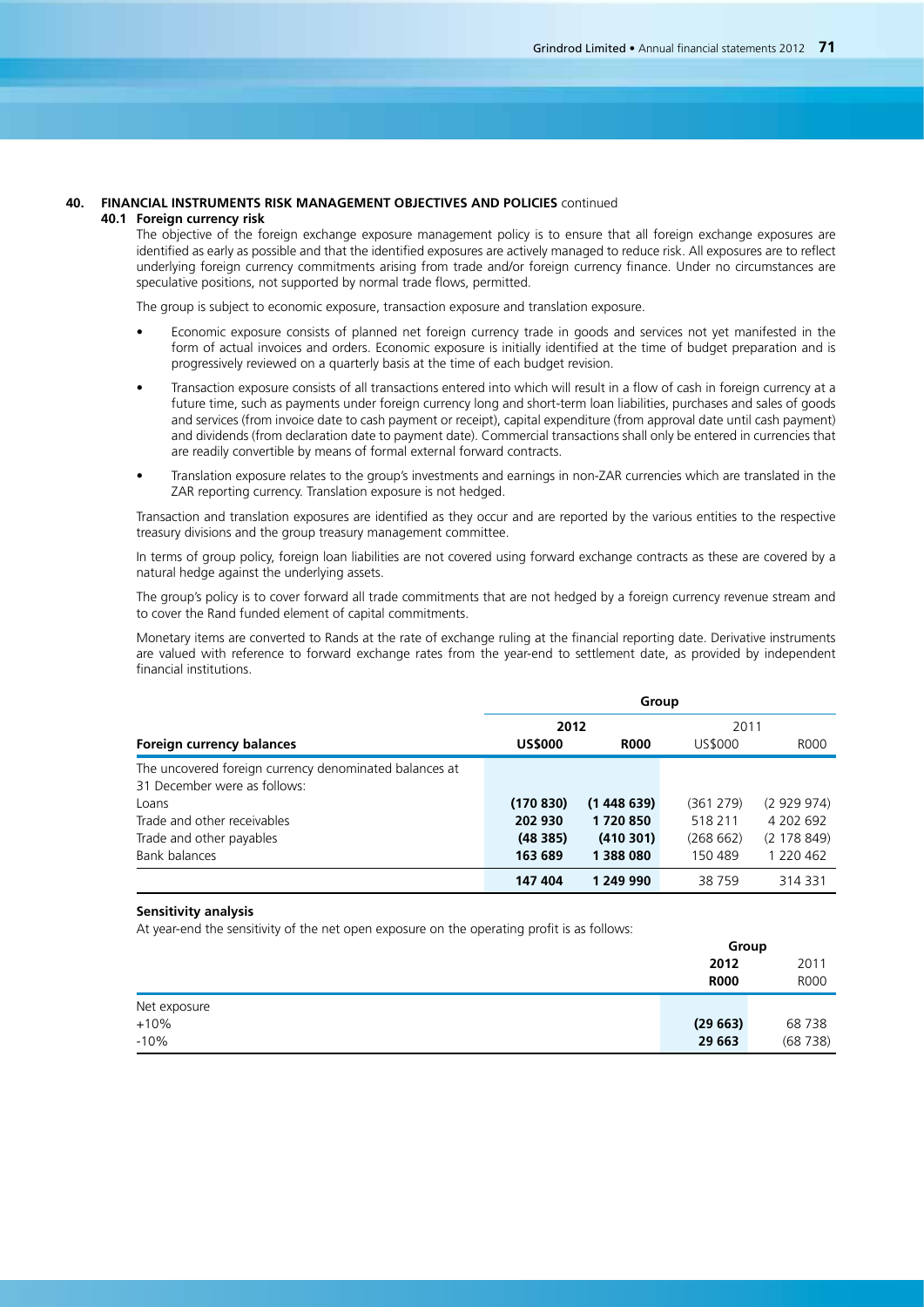## 40. FINANCIAL INSTRUMENTS RISK MANAGEMENT OBJECTIVES AND POLICIES continued

### 40.1 Foreign currency risk

The objective of the foreign exchange exposure management policy is to ensure that all foreign exchange exposures are identified as early as possible and that the identified exposures are actively managed to reduce risk. All exposures are to reflect underlying foreign currency commitments arising from trade and/or foreign currency finance. Under no circumstances are speculative positions, not supported by normal trade flows, permitted.

The group is subject to economic exposure, transaction exposure and translation exposure.

- Economic exposure consists of planned net foreign currency trade in goods and services not yet manifested in the form of actual invoices and orders. Economic exposure is initially identified at the time of budget preparation and is progressively reviewed on a quarterly basis at the time of each budget revision.
- Transaction exposure consists of all transactions entered into which will result in a flow of cash in foreign currency at a future time, such as payments under foreign currency long and short-term loan liabilities, purchases and sales of goods and services (from invoice date to cash payment or receipt), capital expenditure (from approval date until cash payment) and dividends (from declaration date to payment date). Commercial transactions shall only be entered in currencies that are readily convertible by means of formal external forward contracts.
- Translation exposure relates to the group's investments and earnings in non-ZAR currencies which are translated in the ZAR reporting currency. Translation exposure is not hedged.

Transaction and translation exposures are identified as they occur and are reported by the various entities to the respective treasury divisions and the group treasury management committee.

In terms of group policy, foreign loan liabilities are not covered using forward exchange contracts as these are covered by a natural hedge against the underlying assets.

The group's policy is to cover forward all trade commitments that are not hedged by a foreign currency revenue stream and to cover the Rand funded element of capital commitments.

Monetary items are converted to Rands at the rate of exchange ruling at the financial reporting date. Derivative instruments are valued with reference to forward exchange rates from the year-end to settlement date, as provided by independent financial institutions.

| | Group | | | |
|---|---|---|---|---|
| | **2012** | | 2011 | |
| **Foreign currency balances** | **US$000** | **R000** | US$000 | R000 |
| The uncovered foreign currency denominated balances at 31 December were as follows: | | | | |
| Loans | **(170 830)** | **(1 448 639)** | (361 279) | (2 929 974) |
| Trade and other receivables | **202 930** | **1 720 850** | 518 211 | 4 202 692 |
| Trade and other payables | **(48 385)** | **(410 301)** | (268 662) | (2 178 849) |
| Bank balances | **163 689** | **1 388 080** | 150 489 | 1 220 462 |
| | **147 404** | **1 249 990** | 38 759 | 314 331 |

**Sensitivity analysis**

At year-end the sensitivity of the net open exposure on the operating profit is as follows:

| | Group | |
|---|---|---|
| | **2012** | 2011 |
| | **R000** | R000 |
| Net exposure | | |
| +10% | **(29 663)** | 68 738 |
| -10% | **29 663** | (68 738) |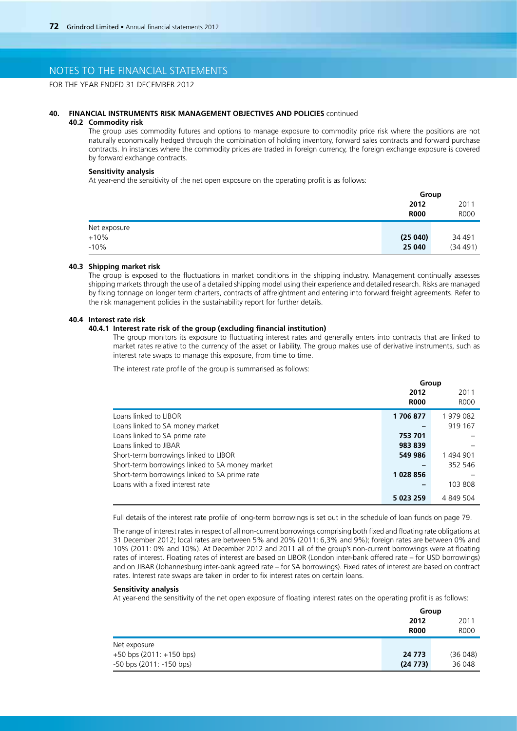# NOTES TO THE FINANCIAL STATEMENTS

FOR THE YEAR ENDED 31 DECEMBER 2012

## 40. FINANCIAL INSTRUMENTS RISK MANAGEMENT OBJECTIVES AND POLICIES continued

### 40.2 Commodity risk

The group uses commodity futures and options to manage exposure to commodity price risk where the positions are not naturally economically hedged through the combination of holding inventory, forward sales contracts and forward purchase contracts. In instances where the commodity prices are traded in foreign currency, the foreign exchange exposure is covered by forward exchange contracts.

**Sensitivity analysis**

At year-end the sensitivity of the net open exposure on the operating profit is as follows:

| | Group | |
|---|---|---|
| | **2012** | 2011 |
| | **R000** | R000 |
| Net exposure | | |
| +10% | **(25 040)** | 34 491 |
| -10% | **25 040** | (34 491) |

### 40.3 Shipping market risk

The group is exposed to the fluctuations in market conditions in the shipping industry. Management continually assesses shipping markets through the use of a detailed shipping model using their experience and detailed research. Risks are managed by fixing tonnage on longer term charters, contracts of affreightment and entering into forward freight agreements. Refer to the risk management policies in the sustainability report for further details.

### 40.4 Interest rate risk

#### 40.4.1 Interest rate risk of the group (excluding financial institution)

The group monitors its exposure to fluctuating interest rates and generally enters into contracts that are linked to market rates relative to the currency of the asset or liability. The group makes use of derivative instruments, such as interest rate swaps to manage this exposure, from time to time.

The interest rate profile of the group is summarised as follows:

| | Group | |
|---|---|---|
| | **2012** | 2011 |
| | **R000** | R000 |
| Loans linked to LIBOR | **1 706 877** | 1 979 082 |
| Loans linked to SA money market | **–** | 919 167 |
| Loans linked to SA prime rate | **753 701** | – |
| Loans linked to JIBAR | **983 839** | – |
| Short-term borrowings linked to LIBOR | **549 986** | 1 494 901 |
| Short-term borrowings linked to SA money market | **–** | 352 546 |
| Short-term borrowings linked to SA prime rate | **1 028 856** | – |
| Loans with a fixed interest rate | **–** | 103 808 |
| | **5 023 259** | 4 849 504 |

Full details of the interest rate profile of long-term borrowings is set out in the schedule of loan funds on page 79.

The range of interest rates in respect of all non-current borrowings comprising both fixed and floating rate obligations at 31 December 2012; local rates are between 5% and 20% (2011: 6,3% and 9%); foreign rates are between 0% and 10% (2011: 0% and 10%). At December 2012 and 2011 all of the group's non-current borrowings were at floating rates of interest. Floating rates of interest are based on LIBOR (London inter-bank offered rate – for USD borrowings) and on JIBAR (Johannesburg inter-bank agreed rate – for SA borrowings). Fixed rates of interest are based on contract rates. Interest rate swaps are taken in order to fix interest rates on certain loans.

**Sensitivity analysis**

At year-end the sensitivity of the net open exposure of floating interest rates on the operating profit is as follows:

| | Group | |
|---|---|---|
| | **2012** | 2011 |
| | **R000** | R000 |
| Net exposure | | |
| +50 bps (2011: +150 bps) | **24 773** | (36 048) |
| -50 bps (2011: -150 bps) | **(24 773)** | 36 048 |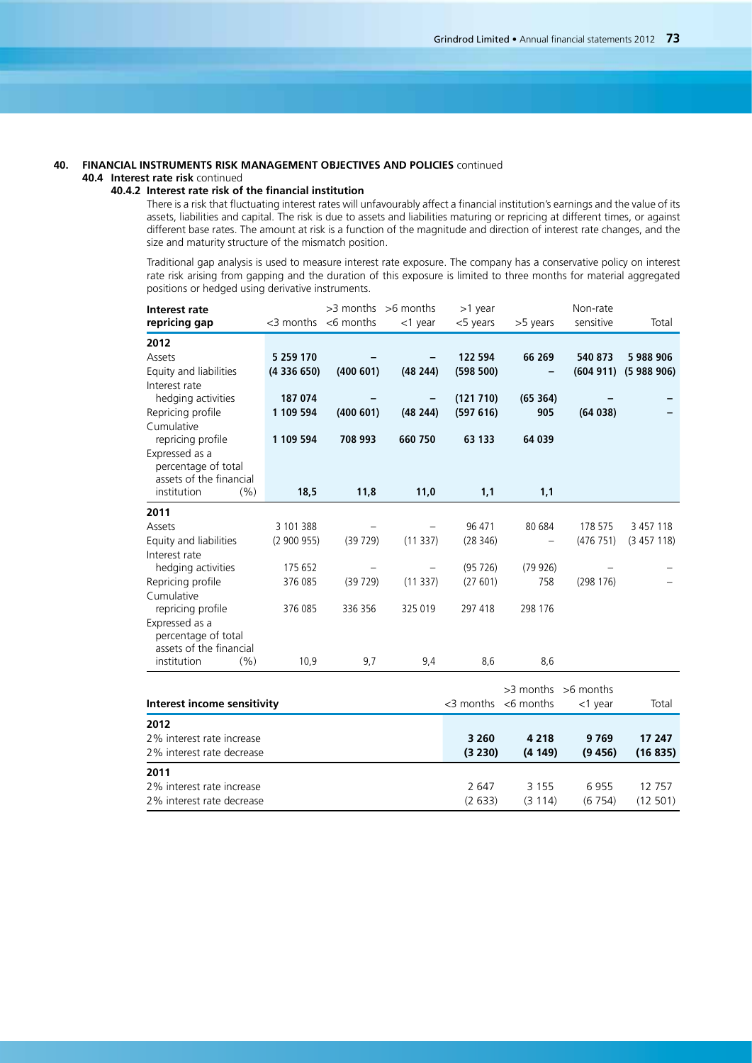## 40. FINANCIAL INSTRUMENTS RISK MANAGEMENT OBJECTIVES AND POLICIES continued

### 40.4 Interest rate risk continued

#### 40.4.2 Interest rate risk of the financial institution

There is a risk that fluctuating interest rates will unfavourably affect a financial institution's earnings and the value of its assets, liabilities and capital. The risk is due to assets and liabilities maturing or repricing at different times, or against different base rates. The amount at risk is a function of the magnitude and direction of interest rate changes, and the size and maturity structure of the mismatch position.

Traditional gap analysis is used to measure interest rate exposure. The company has a conservative policy on interest rate risk arising from gapping and the duration of this exposure is limited to three months for material aggregated positions or hedged using derivative instruments.

| Interest rate repricing gap | <3 months | >3 months <6 months | >6 months <1 year | >1 year <5 years | >5 years | Non-rate sensitive | Total |
|---|---|---|---|---|---|---|---|
| **2012** | | | | | | | |
| Assets | **5 259 170** | **–** | **–** | **122 594** | **66 269** | **540 873** | **5 988 906** |
| Equity and liabilities | **(4 336 650)** | **(400 601)** | **(48 244)** | **(598 500)** | **–** | **(604 911)** | **(5 988 906)** |
| Interest rate hedging activities | **187 074** | **–** | **–** | **(121 710)** | **(65 364)** | **–** | **–** |
| Repricing profile | **1 109 594** | **(400 601)** | **(48 244)** | **(597 616)** | **905** | **(64 038)** | **–** |
| Cumulative repricing profile | **1 109 594** | **708 993** | **660 750** | **63 133** | **64 039** | | |
| Expressed as a percentage of total assets of the financial institution (%) | **18,5** | **11,8** | **11,0** | **1,1** | **1,1** | | |
| **2011** | | | | | | | |
| Assets | 3 101 388 | – | – | 96 471 | 80 684 | 178 575 | 3 457 118 |
| Equity and liabilities | (2 900 955) | (39 729) | (11 337) | (28 346) | – | (476 751) | (3 457 118) |
| Interest rate hedging activities | 175 652 | – | – | (95 726) | (79 926) | – | – |
| Repricing profile | 376 085 | (39 729) | (11 337) | (27 601) | 758 | (298 176) | – |
| Cumulative repricing profile | 376 085 | 336 356 | 325 019 | 297 418 | 298 176 | | |
| Expressed as a percentage of total assets of the financial institution (%) | 10,9 | 9,7 | 9,4 | 8,6 | 8,6 | | |

| Interest income sensitivity | <3 months | >3 months <6 months | >6 months <1 year | Total |
|---|---|---|---|---|
| **2012** | | | | |
| 2% interest rate increase | **3 260** | **4 218** | **9 769** | **17 247** |
| 2% interest rate decrease | **(3 230)** | **(4 149)** | **(9 456)** | **(16 835)** |
| **2011** | | | | |
| 2% interest rate increase | 2 647 | 3 155 | 6 955 | 12 757 |
| 2% interest rate decrease | (2 633) | (3 114) | (6 754) | (12 501) |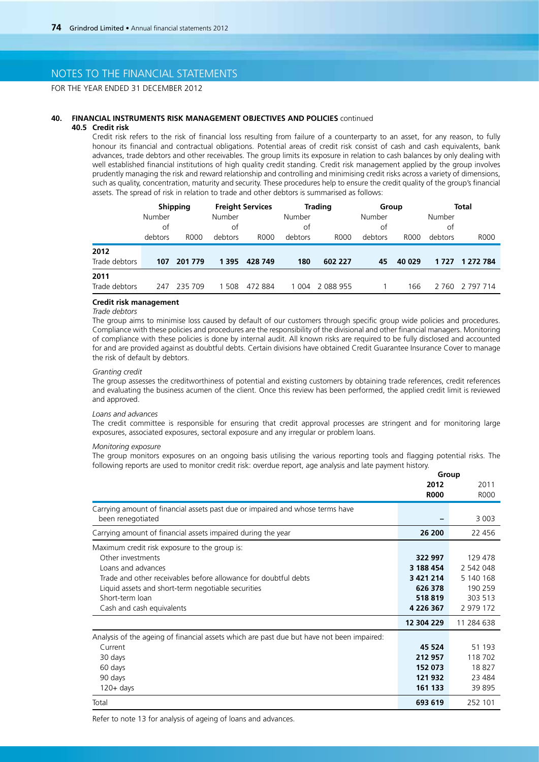# NOTES TO THE FINANCIAL STATEMENTS

FOR THE YEAR ENDED 31 DECEMBER 2012

## 40. FINANCIAL INSTRUMENTS RISK MANAGEMENT OBJECTIVES AND POLICIES continued

### 40.5 Credit risk

Credit risk refers to the risk of financial loss resulting from failure of a counterparty to an asset, for any reason, to fully honour its financial and contractual obligations. Potential areas of credit risk consist of cash and cash equivalents, bank advances, trade debtors and other receivables. The group limits its exposure in relation to cash balances by only dealing with well established financial institutions of high quality credit standing. Credit risk management applied by the group involves prudently managing the risk and reward relationship and controlling and minimising credit risks across a variety of dimensions, such as quality, concentration, maturity and security. These procedures help to ensure the credit quality of the group's financial assets. The spread of risk in relation to trade and other debtors is summarised as follows:

| | Shipping | | Freight Services | | Trading | | Group | | Total | |
|---|---|---|---|---|---|---|---|---|---|---|
| | Number of debtors | R000 | Number of debtors | R000 | Number of debtors | R000 | Number of debtors | R000 | Number of debtors | R000 |
| **2012** | | | | | | | | | | |
| Trade debtors | **107** | **201 779** | **1 395** | **428 749** | **180** | **602 227** | **45** | **40 029** | **1 727** | **1 272 784** |
| **2011** | | | | | | | | | | |
| Trade debtors | 247 | 235 709 | 1 508 | 472 884 | 1 004 | 2 088 955 | 1 | 166 | 2 760 | 2 797 714 |

**Credit risk management**

*Trade debtors*

The group aims to minimise loss caused by default of our customers through specific group wide policies and procedures. Compliance with these policies and procedures are the responsibility of the divisional and other financial managers. Monitoring of compliance with these policies is done by internal audit. All known risks are required to be fully disclosed and accounted for and are provided against as doubtful debts. Certain divisions have obtained Credit Guarantee Insurance Cover to manage the risk of default by debtors.

*Granting credit*

The group assesses the creditworthiness of potential and existing customers by obtaining trade references, credit references and evaluating the business acumen of the client. Once this review has been performed, the applied credit limit is reviewed and approved.

*Loans and advances*

The credit committee is responsible for ensuring that credit approval processes are stringent and for monitoring large exposures, associated exposures, sectoral exposure and any irregular or problem loans.

*Monitoring exposure*

The group monitors exposures on an ongoing basis utilising the various reporting tools and flagging potential risks. The following reports are used to monitor credit risk: overdue report, age analysis and late payment history.

| | Group | |
|---|---|---|
| | **2012** **R000** | 2011 R000 |
| Carrying amount of financial assets past due or impaired and whose terms have been renegotiated | **–** | 3 003 |
| Carrying amount of financial assets impaired during the year | **26 200** | 22 456 |
| Maximum credit risk exposure to the group is: | | |
| Other investments | **322 997** | 129 478 |
| Loans and advances | **3 188 454** | 2 542 048 |
| Trade and other receivables before allowance for doubtful debts | **3 421 214** | 5 140 168 |
| Liquid assets and short-term negotiable securities | **626 378** | 190 259 |
| Short-term loan | **518 819** | 303 513 |
| Cash and cash equivalents | **4 226 367** | 2 979 172 |
| | **12 304 229** | 11 284 638 |
| Analysis of the ageing of financial assets which are past due but have not been impaired: | | |
| Current | **45 524** | 51 193 |
| 30 days | **212 957** | 118 702 |
| 60 days | **152 073** | 18 827 |
| 90 days | **121 932** | 23 484 |
| 120+ days | **161 133** | 39 895 |
| Total | **693 619** | 252 101 |

Refer to note 13 for analysis of ageing of loans and advances.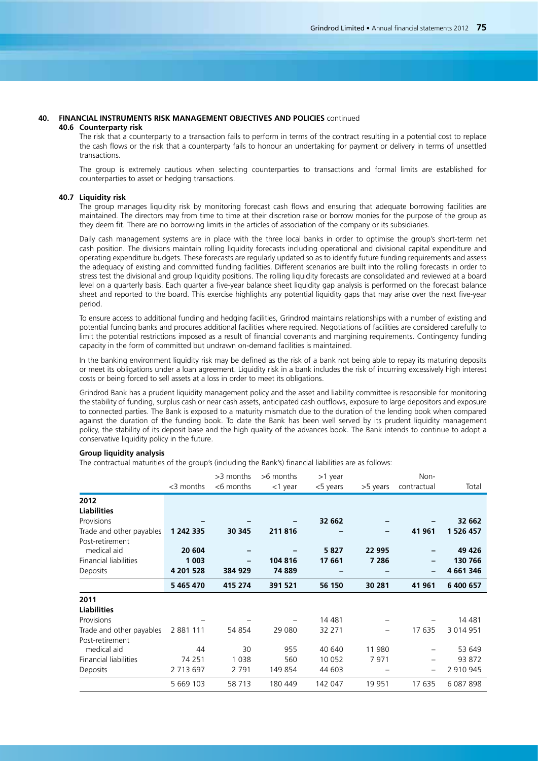## 40. FINANCIAL INSTRUMENTS RISK MANAGEMENT OBJECTIVES AND POLICIES continued

### 40.6 Counterparty risk

The risk that a counterparty to a transaction fails to perform in terms of the contract resulting in a potential cost to replace the cash flows or the risk that a counterparty fails to honour an undertaking for payment or delivery in terms of unsettled transactions.

The group is extremely cautious when selecting counterparties to transactions and formal limits are established for counterparties to asset or hedging transactions.

### 40.7 Liquidity risk

The group manages liquidity risk by monitoring forecast cash flows and ensuring that adequate borrowing facilities are maintained. The directors may from time to time at their discretion raise or borrow monies for the purpose of the group as they deem fit. There are no borrowing limits in the articles of association of the company or its subsidiaries.

Daily cash management systems are in place with the three local banks in order to optimise the group's short-term net cash position. The divisions maintain rolling liquidity forecasts including operational and divisional capital expenditure and operating expenditure budgets. These forecasts are regularly updated so as to identify future funding requirements and assess the adequacy of existing and committed funding facilities. Different scenarios are built into the rolling forecasts in order to stress test the divisional and group liquidity positions. The rolling liquidity forecasts are consolidated and reviewed at a board level on a quarterly basis. Each quarter a five-year balance sheet liquidity gap analysis is performed on the forecast balance sheet and reported to the board. This exercise highlights any potential liquidity gaps that may arise over the next five-year period.

To ensure access to additional funding and hedging facilities, Grindrod maintains relationships with a number of existing and potential funding banks and procures additional facilities where required. Negotiations of facilities are considered carefully to limit the potential restrictions imposed as a result of financial covenants and margining requirements. Contingency funding capacity in the form of committed but undrawn on-demand facilities is maintained.

In the banking environment liquidity risk may be defined as the risk of a bank not being able to repay its maturing deposits or meet its obligations under a loan agreement. Liquidity risk in a bank includes the risk of incurring excessively high interest costs or being forced to sell assets at a loss in order to meet its obligations.

Grindrod Bank has a prudent liquidity management policy and the asset and liability committee is responsible for monitoring the stability of funding, surplus cash or near cash assets, anticipated cash outflows, exposure to large depositors and exposure to connected parties. The Bank is exposed to a maturity mismatch due to the duration of the lending book when compared against the duration of the funding book. To date the Bank has been well served by its prudent liquidity management policy, the stability of its deposit base and the high quality of the advances book. The Bank intends to continue to adopt a conservative liquidity policy in the future.

**Group liquidity analysis**

The contractual maturities of the group's (including the Bank's) financial liabilities are as follows:

| | <3 months | >3 months <6 months | >6 months <1 year | >1 year <5 years | >5 years | Non-contractual | Total |
|---|---|---|---|---|---|---|---|
| **2012** | | | | | | | |
| **Liabilities** | | | | | | | |
| Provisions | – | – | – | 32 662 | – | – | 32 662 |
| Trade and other payables | 1 242 335 | 30 345 | 211 816 | – | – | 41 961 | 1 526 457 |
| Post-retirement medical aid | 20 604 | – | – | 5 827 | 22 995 | – | 49 426 |
| Financial liabilities | 1 003 | – | 104 816 | 17 661 | 7 286 | – | 130 766 |
| Deposits | 4 201 528 | 384 929 | 74 889 | – | – | – | 4 661 346 |
| | **5 465 470** | **415 274** | **391 521** | **56 150** | **30 281** | **41 961** | **6 400 657** |
| **2011** | | | | | | | |
| **Liabilities** | | | | | | | |
| Provisions | – | – | – | 14 481 | – | – | 14 481 |
| Trade and other payables | 2 881 111 | 54 854 | 29 080 | 32 271 | – | 17 635 | 3 014 951 |
| Post-retirement medical aid | 44 | 30 | 955 | 40 640 | 11 980 | – | 53 649 |
| Financial liabilities | 74 251 | 1 038 | 560 | 10 052 | 7 971 | – | 93 872 |
| Deposits | 2 713 697 | 2 791 | 149 854 | 44 603 | – | – | 2 910 945 |
| | 5 669 103 | 58 713 | 180 449 | 142 047 | 19 951 | 17 635 | 6 087 898 |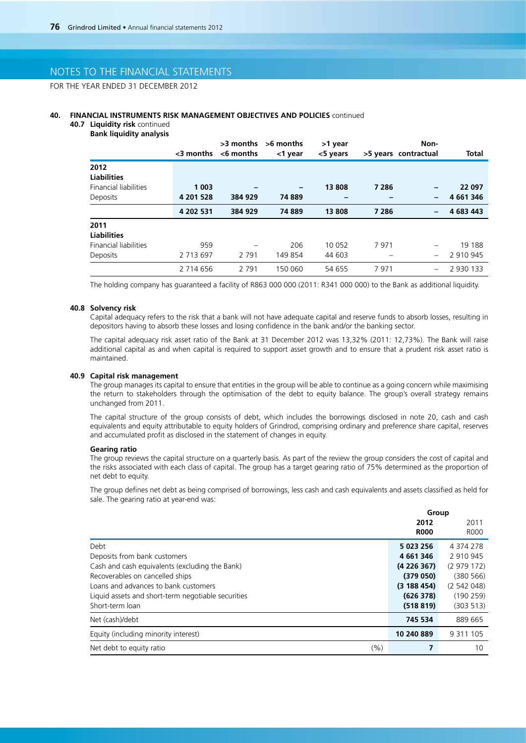# NOTES TO THE FINANCIAL STATEMENTS

FOR THE YEAR ENDED 31 DECEMBER 2012

## 40. FINANCIAL INSTRUMENTS RISK MANAGEMENT OBJECTIVES AND POLICIES continued

### 40.7 Liquidity risk continued

**Bank liquidity analysis**

| | <3 months | >3 months <6 months | >6 months <1 year | >1 year <5 years | >5 years | Non-contractual | Total |
|---|---|---|---|---|---|---|---|
| **2012** | | | | | | | |
| **Liabilities** | | | | | | | |
| Financial liabilities | **1 003** | **–** | **–** | **13 808** | **7 286** | **–** | **22 097** |
| Deposits | **4 201 528** | **384 929** | **74 889** | **–** | **–** | **–** | **4 661 346** |
| | **4 202 531** | **384 929** | **74 889** | **13 808** | **7 286** | **–** | **4 683 443** |
| **2011** | | | | | | | |
| **Liabilities** | | | | | | | |
| Financial liabilities | 959 | – | 206 | 10 052 | 7 971 | – | 19 188 |
| Deposits | 2 713 697 | 2 791 | 149 854 | 44 603 | – | – | 2 910 945 |
| | 2 714 656 | 2 791 | 150 060 | 54 655 | 7 971 | – | 2 930 133 |

The holding company has guaranteed a facility of R863 000 000 (2011: R341 000 000) to the Bank as additional liquidity.

### 40.8 Solvency risk

Capital adequacy refers to the risk that a bank will not have adequate capital and reserve funds to absorb losses, resulting in depositors having to absorb these losses and losing confidence in the bank and/or the banking sector.

The capital adequacy risk asset ratio of the Bank at 31 December 2012 was 13,32% (2011: 12,73%). The Bank will raise additional capital as and when capital is required to support asset growth and to ensure that a prudent risk asset ratio is maintained.

### 40.9 Capital risk management

The group manages its capital to ensure that entities in the group will be able to continue as a going concern while maximising the return to stakeholders through the optimisation of the debt to equity balance. The group's overall strategy remains unchanged from 2011.

The capital structure of the group consists of debt, which includes the borrowings disclosed in note 20, cash and cash equivalents and equity attributable to equity holders of Grindrod, comprising ordinary and preference share capital, reserves and accumulated profit as disclosed in the statement of changes in equity.

**Gearing ratio**

The group reviews the capital structure on a quarterly basis. As part of the review the group considers the cost of capital and the risks associated with each class of capital. The group has a target gearing ratio of 75% determined as the proportion of net debt to equity.

The group defines net debt as being comprised of borrowings, less cash and cash equivalents and assets classified as held for sale. The gearing ratio at year-end was:

| | | Group | |
|---|---|---|---|
| | | **2012 R000** | 2011 R000 |
| Debt | | **5 023 256** | 4 374 278 |
| Deposits from bank customers | | **4 661 346** | 2 910 945 |
| Cash and cash equivalents (excluding the Bank) | | **(4 226 367)** | (2 979 172) |
| Recoverables on cancelled ships | | **(379 050)** | (380 566) |
| Loans and advances to bank customers | | **(3 188 454)** | (2 542 048) |
| Liquid assets and short-term negotiable securities | | **(626 378)** | (190 259) |
| Short-term loan | | **(518 819)** | (303 513) |
| Net (cash)/debt | | **745 534** | 889 665 |
| Equity (including minority interest) | | **10 240 889** | 9 311 105 |
| Net debt to equity ratio | (%) | **7** | 10 |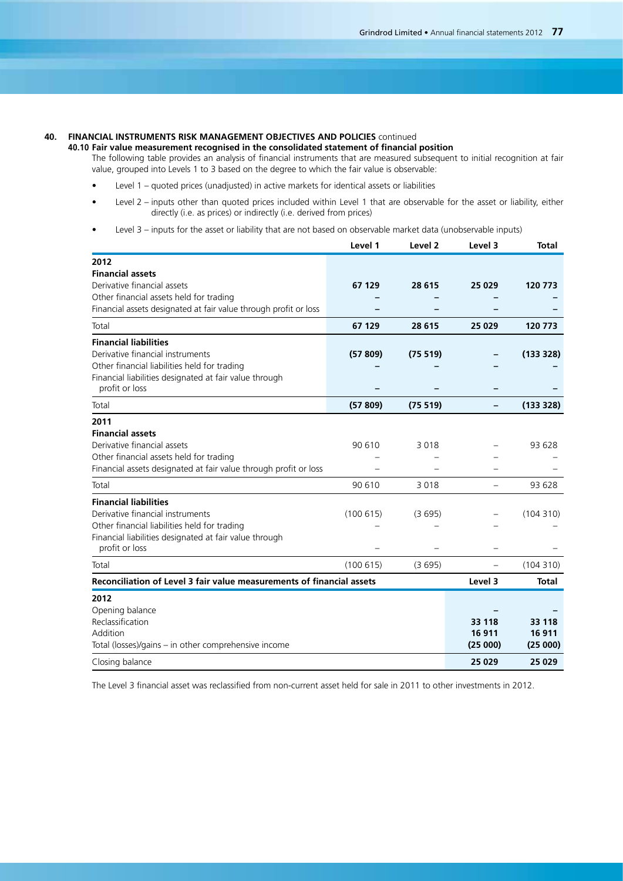**40. FINANCIAL INSTRUMENTS RISK MANAGEMENT OBJECTIVES AND POLICIES** continued

**40.10 Fair value measurement recognised in the consolidated statement of financial position**

The following table provides an analysis of financial instruments that are measured subsequent to initial recognition at fair value, grouped into Levels 1 to 3 based on the degree to which the fair value is observable:

- Level 1 – quoted prices (unadjusted) in active markets for identical assets or liabilities
- Level 2 – inputs other than quoted prices included within Level 1 that are observable for the asset or liability, either directly (i.e. as prices) or indirectly (i.e. derived from prices)
- Level 3 – inputs for the asset or liability that are not based on observable market data (unobservable inputs)

| | Level 1 | Level 2 | Level 3 | Total |
|---|---|---|---|---|
| **2012** | | | | |
| **Financial assets** | | | | |
| Derivative financial assets | **67 129** | **28 615** | **25 029** | **120 773** |
| Other financial assets held for trading | **–** | **–** | **–** | **–** |
| Financial assets designated at fair value through profit or loss | **–** | **–** | **–** | **–** |
| Total | **67 129** | **28 615** | **25 029** | **120 773** |
| **Financial liabilities** | | | | |
| Derivative financial instruments | **(57 809)** | **(75 519)** | **–** | **(133 328)** |
| Other financial liabilities held for trading | **–** | **–** | **–** | **–** |
| Financial liabilities designated at fair value through profit or loss | **–** | **–** | **–** | **–** |
| Total | **(57 809)** | **(75 519)** | **–** | **(133 328)** |
| **2011** | | | | |
| **Financial assets** | | | | |
| Derivative financial assets | 90 610 | 3 018 | – | 93 628 |
| Other financial assets held for trading | – | – | – | – |
| Financial assets designated at fair value through profit or loss | – | – | – | – |
| Total | 90 610 | 3 018 | – | 93 628 |
| **Financial liabilities** | | | | |
| Derivative financial instruments | (100 615) | (3 695) | – | (104 310) |
| Other financial liabilities held for trading | – | – | – | – |
| Financial liabilities designated at fair value through profit or loss | – | – | – | – |
| Total | (100 615) | (3 695) | – | (104 310) |

| **Reconciliation of Level 3 fair value measurements of financial assets** | Level 3 | Total |
|---|---|---|
| **2012** | | |
| Opening balance | **–** | **–** |
| Reclassification | **33 118** | **33 118** |
| Addition | **16 911** | **16 911** |
| Total (losses)/gains – in other comprehensive income | **(25 000)** | **(25 000)** |
| Closing balance | **25 029** | **25 029** |

The Level 3 financial asset was reclassified from non-current asset held for sale in 2011 to other investments in 2012.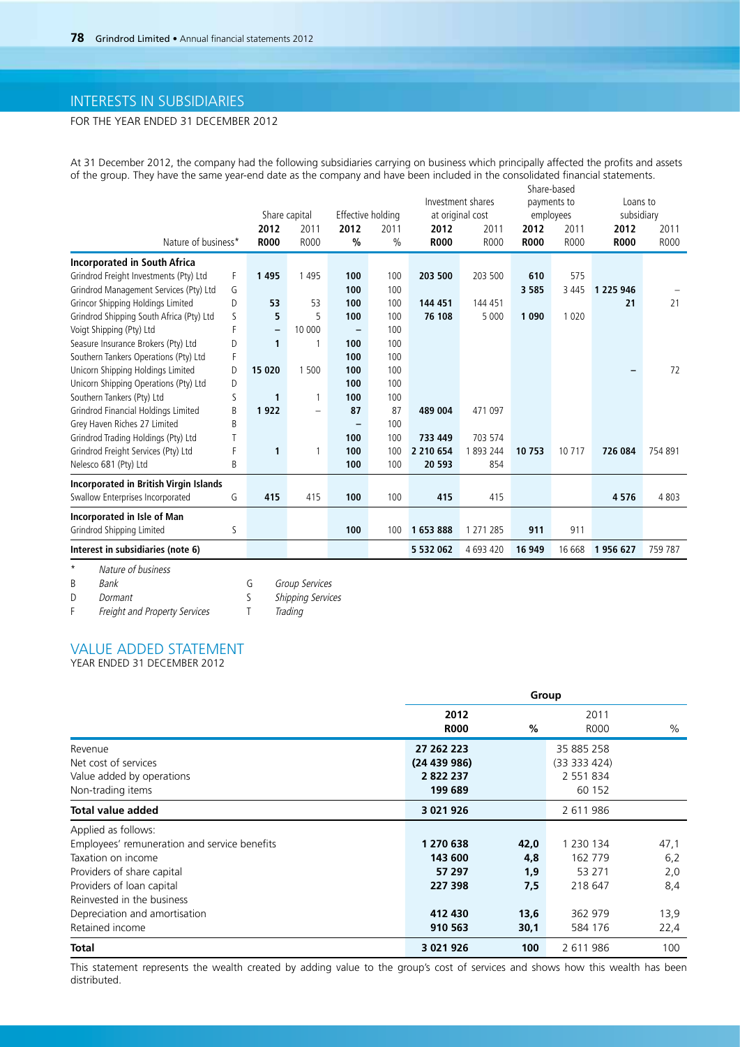# INTERESTS IN SUBSIDIARIES

FOR THE YEAR ENDED 31 DECEMBER 2012

At 31 December 2012, the company had the following subsidiaries carrying on business which principally affected the profits and assets of the group. They have the same year-end date as the company and have been included in the consolidated financial statements.

| | | Share capital | | Effective holding | | Investment shares at original cost | | Share-based payments to employees | | Loans to subsidiary | |
|---|---|---|---|---|---|---|---|---|---|---|---|
| | Nature of business* | **2012 R000** | 2011 R000 | **2012 %** | 2011 % | **2012 R000** | 2011 R000 | **2012 R000** | 2011 R000 | **2012 R000** | 2011 R000 |
| **Incorporated in South Africa** | | | | | | | | | | | |
| Grindrod Freight Investments (Pty) Ltd | F | **1 495** | 1 495 | **100** | 100 | **203 500** | 203 500 | **610** | 575 | | |
| Grindrod Management Services (Pty) Ltd | G | | | **100** | 100 | | | **3 585** | 3 445 | **1 225 946** | – |
| Grincor Shipping Holdings Limited | D | **53** | 53 | **100** | 100 | **144 451** | 144 451 | | | **21** | 21 |
| Grindrod Shipping South Africa (Pty) Ltd | S | **5** | 5 | **100** | 100 | **76 108** | 5 000 | **1 090** | 1 020 | | |
| Voigt Shipping (Pty) Ltd | F | **–** | 10 000 | **–** | 100 | | | | | | |
| Seasure Insurance Brokers (Pty) Ltd | D | **1** | 1 | **100** | 100 | | | | | | |
| Southern Tankers Operations (Pty) Ltd | F | | | **100** | 100 | | | | | | |
| Unicorn Shipping Holdings Limited | D | **15 020** | 1 500 | **100** | 100 | | | | | **–** | 72 |
| Unicorn Shipping Operations (Pty) Ltd | D | | | **100** | 100 | | | | | | |
| Southern Tankers (Pty) Ltd | S | **1** | 1 | **100** | 100 | | | | | | |
| Grindrod Financial Holdings Limited | B | **1 922** | – | **87** | 87 | **489 004** | 471 097 | | | | |
| Grey Haven Riches 27 Limited | B | | | **–** | 100 | | | | | | |
| Grindrod Trading Holdings (Pty) Ltd | T | | | **100** | 100 | **733 449** | 703 574 | | | | |
| Grindrod Freight Services (Pty) Ltd | F | **1** | 1 | **100** | 100 | **2 210 654** | 1 893 244 | **10 753** | 10 717 | **726 084** | 754 891 |
| Nelesco 681 (Pty) Ltd | B | | | **100** | 100 | **20 593** | 854 | | | | |
| **Incorporated in British Virgin Islands** | | | | | | | | | | | |
| Swallow Enterprises Incorporated | G | **415** | 415 | **100** | 100 | **415** | 415 | | | **4 576** | 4 803 |
| **Incorporated in Isle of Man** | | | | | | | | | | | |
| Grindrod Shipping Limited | S | | | **100** | 100 | **1 653 888** | 1 271 285 | **911** | 911 | | |
| **Interest in subsidiaries (note 6)** | | | | | | **5 532 062** | 4 693 420 | **16 949** | 16 668 | **1 956 627** | 759 787 |

\* *Nature of business*

| | | | |
|---|---|---|---|
| B | *Bank* | G | *Group Services* |
| D | *Dormant* | S | *Shipping Services* |
| F | *Freight and Property Services* | T | *Trading* |

# VALUE ADDED STATEMENT

YEAR ENDED 31 DECEMBER 2012

| | Group | | | |
|---|---|---|---|---|
| | **2012 R000** | **%** | 2011 R000 | % |
| Revenue | **27 262 223** | | 35 885 258 | |
| Net cost of services | **(24 439 986)** | | (33 333 424) | |
| Value added by operations | **2 822 237** | | 2 551 834 | |
| Non-trading items | **199 689** | | 60 152 | |
| **Total value added** | **3 021 926** | | 2 611 986 | |
| Applied as follows: | | | | |
| Employees' remuneration and service benefits | **1 270 638** | **42,0** | 1 230 134 | 47,1 |
| Taxation on income | **143 600** | **4,8** | 162 779 | 6,2 |
| Providers of share capital | **57 297** | **1,9** | 53 271 | 2,0 |
| Providers of loan capital | **227 398** | **7,5** | 218 647 | 8,4 |
| Reinvested in the business | | | | |
| Depreciation and amortisation | **412 430** | **13,6** | 362 979 | 13,9 |
| Retained income | **910 563** | **30,1** | 584 176 | 22,4 |
| **Total** | **3 021 926** | **100** | 2 611 986 | 100 |

This statement represents the wealth created by adding value to the group's cost of services and shows how this wealth has been distributed.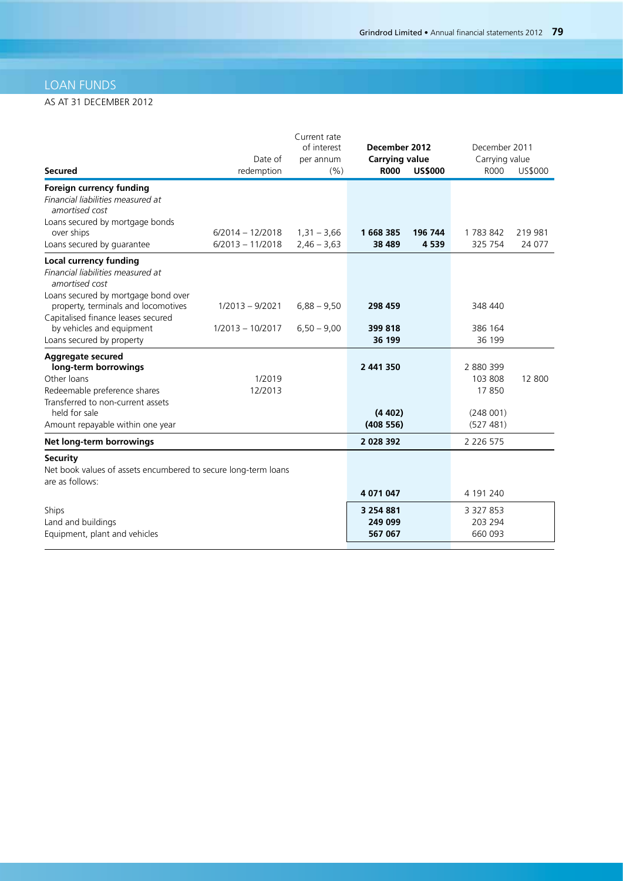# LOAN FUNDS

AS AT 31 DECEMBER 2012

| Secured | Date of redemption | Current rate of interest per annum (%) | December 2012 Carrying value R000 | December 2012 Carrying value US$000 | December 2011 Carrying value R000 | December 2011 Carrying value US$000 |
|---|---|---|---|---|---|---|
| **Foreign currency funding** | | | | | | |
| *Financial liabilities measured at amortised cost* | | | | | | |
| Loans secured by mortgage bonds over ships | 6/2014 – 12/2018 | 1,31 – 3,66 | **1 668 385** | **196 744** | 1 783 842 | 219 981 |
| Loans secured by guarantee | 6/2013 – 11/2018 | 2,46 – 3,63 | **38 489** | **4 539** | 325 754 | 24 077 |
| **Local currency funding** | | | | | | |
| *Financial liabilities measured at amortised cost* | | | | | | |
| Loans secured by mortgage bond over property, terminals and locomotives | 1/2013 – 9/2021 | 6,88 – 9,50 | **298 459** | | 348 440 | |
| Capitalised finance leases secured by vehicles and equipment | 1/2013 – 10/2017 | 6,50 – 9,00 | **399 818** | | 386 164 | |
| Loans secured by property | | | **36 199** | | 36 199 | |
| **Aggregate secured long-term borrowings** | | | **2 441 350** | | 2 880 399 | |
| Other loans | 1/2019 | | | | 103 808 | 12 800 |
| Redeemable preference shares | 12/2013 | | | | 17 850 | |
| Transferred to non-current assets held for sale | | | **(4 402)** | | (248 001) | |
| Amount repayable within one year | | | **(408 556)** | | (527 481) | |
| **Net long-term borrowings** | | | **2 028 392** | | 2 226 575 | |
| **Security** | | | | | | |
| Net book values of assets encumbered to secure long-term loans are as follows: | | | **4 071 047** | | 4 191 240 | |
| Ships | | | **3 254 881** | | 3 327 853 | |
| Land and buildings | | | **249 099** | | 203 294 | |
| Equipment, plant and vehicles | | | **567 067** | | 660 093 | |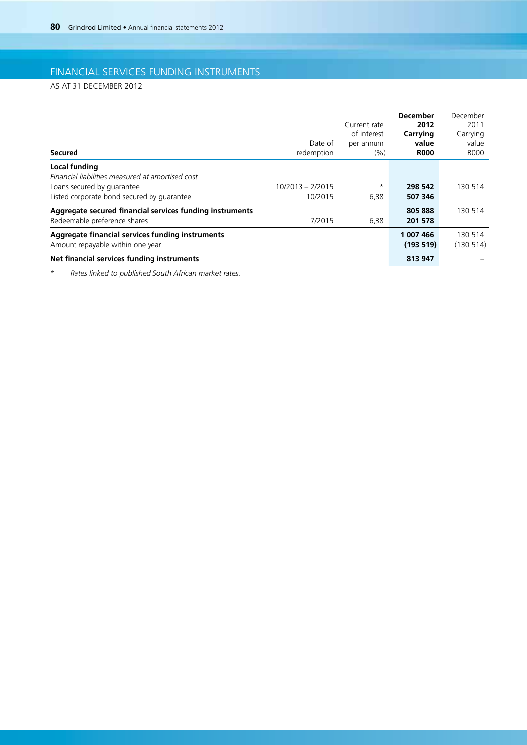## FINANCIAL SERVICES FUNDING INSTRUMENTS

AS AT 31 DECEMBER 2012

| **Secured** | Date of redemption | Current rate of interest per annum (%) | **December 2012 Carrying value R000** | December 2011 Carrying value R000 |
|---|---|---|---|---|
| **Local funding** | | | | |
| *Financial liabilities measured at amortised cost* | | | | |
| Loans secured by guarantee | 10/2013 – 2/2015 | * | **298 542** | 130 514 |
| Listed corporate bond secured by guarantee | 10/2015 | 6,88 | **507 346** | |
| **Aggregate secured financial services funding instruments** | | | **805 888** | 130 514 |
| Redeemable preference shares | 7/2015 | 6,38 | **201 578** | |
| **Aggregate financial services funding instruments** | | | **1 007 466** | 130 514 |
| Amount repayable within one year | | | **(193 519)** | (130 514) |
| **Net financial services funding instruments** | | | **813 947** | – |

\* *Rates linked to published South African market rates.*